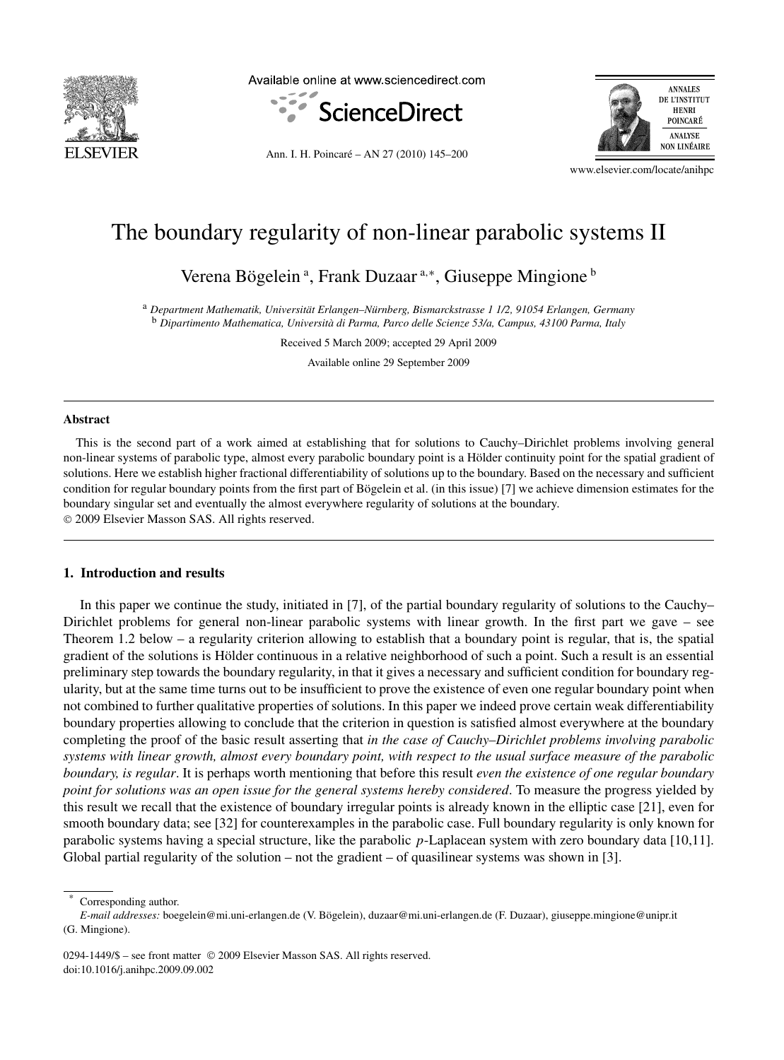# The boundary regularity of non-linear parabolic systems II

Verena Bögelein [a], Frank Duzaar [a,*], Giuseppe Mingione [b]

[a] *Department Mathematik, Universität Erlangen–Nürnberg, Bismarckstrasse 1 1/2, 91054 Erlangen, Germany*
[b] *Dipartimento Mathematica, Università di Parma, Parco delle Scienze 53/a, Campus, 43100 Parma, Italy*

Received 5 March 2009; accepted 29 April 2009

Available online 29 September 2009

---

**Abstract**

This is the second part of a work aimed at establishing that for solutions to Cauchy–Dirichlet problems involving general non-linear systems of parabolic type, almost every parabolic boundary point is a Hölder continuity point for the spatial gradient of solutions. Here we establish higher fractional differentiability of solutions up to the boundary. Based on the necessary and sufficient condition for regular boundary points from the first part of Bögelein et al. (in this issue) [7] we achieve dimension estimates for the boundary singular set and eventually the almost everywhere regularity of solutions at the boundary.
© 2009 Elsevier Masson SAS. All rights reserved.

---

## 1. Introduction and results

In this paper we continue the study, initiated in [7], of the partial boundary regularity of solutions to the Cauchy–Dirichlet problems for general non-linear parabolic systems with linear growth. In the first part we gave – see Theorem 1.2 below – a regularity criterion allowing to establish that a boundary point is regular, that is, the spatial gradient of the solutions is Hölder continuous in a relative neighborhood of such a point. Such a result is an essential preliminary step towards the boundary regularity, in that it gives a necessary and sufficient condition for boundary regularity, but at the same time turns out to be insufficient to prove the existence of even one regular boundary point when not combined to further qualitative properties of solutions. In this paper we indeed prove certain weak differentiability boundary properties allowing to conclude that the criterion in question is satisfied almost everywhere at the boundary completing the proof of the basic result asserting that *in the case of Cauchy–Dirichlet problems involving parabolic systems with linear growth, almost every boundary point, with respect to the usual surface measure of the parabolic boundary, is regular*. It is perhaps worth mentioning that before this result *even the existence of one regular boundary point for solutions was an open issue for the general systems hereby considered*. To measure the progress yielded by this result we recall that the existence of boundary irregular points is already known in the elliptic case [21], even for smooth boundary data; see [32] for counterexamples in the parabolic case. Full boundary regularity is only known for parabolic systems having a special structure, like the parabolic $p$-Laplacean system with zero boundary data [10,11]. Global partial regularity of the solution – not the gradient – of quasilinear systems was shown in [3].

---

* Corresponding author.
*E-mail addresses:* boegelein@mi.uni-erlangen.de (V. Bögelein), duzaar@mi.uni-erlangen.de (F. Duzaar), giuseppe.mingione@unipr.it (G. Mingione).

0294-1449/$ – see front matter © 2009 Elsevier Masson SAS. All rights reserved.
doi:10.1016/j.anihpc.2009.09.002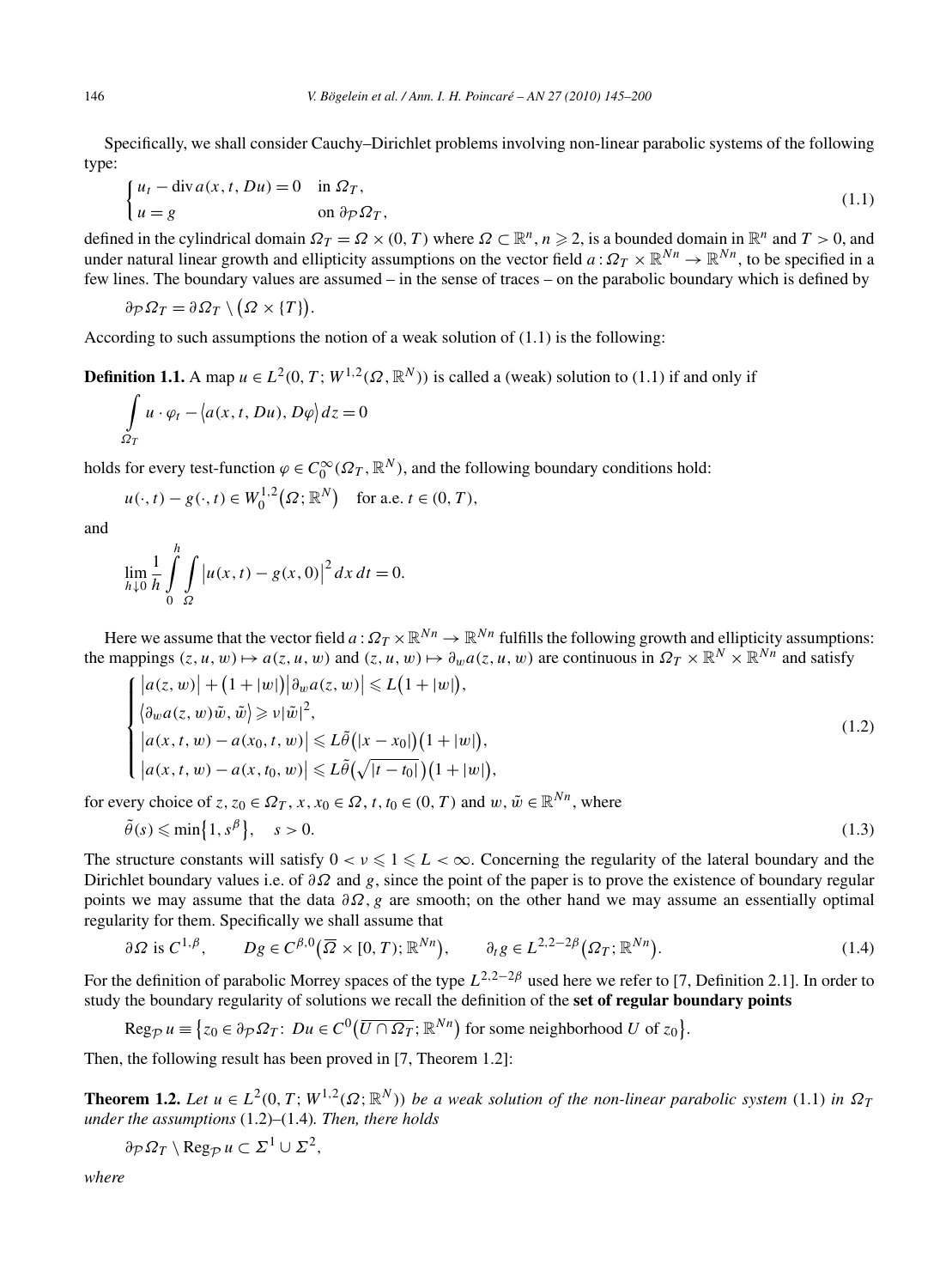Specifically, we shall consider Cauchy–Dirichlet problems involving non-linear parabolic systems of the following type:

$$
\begin{cases} u_t - \operatorname{div} a(x,t,Du) = 0 & \text{in } \Omega_T, \\ u = g & \text{on } \partial_{\mathcal{P}}\Omega_T, \end{cases} \tag{1.1}
$$

defined in the cylindrical domain $\Omega_T = \Omega \times (0,T)$ where $\Omega \subset \mathbb{R}^n$, $n \geqslant 2$, is a bounded domain in $\mathbb{R}^n$ and $T > 0$, and under natural linear growth and ellipticity assumptions on the vector field $a : \Omega_T \times \mathbb{R}^{Nn} \to \mathbb{R}^{Nn}$, to be specified in a few lines. The boundary values are assumed – in the sense of traces – on the parabolic boundary which is defined by

$$
\partial_{\mathcal{P}}\Omega_T = \partial\Omega_T \setminus \big(\Omega \times \{T\}\big).
$$

According to such assumptions the notion of a weak solution of (1.1) is the following:

**Definition 1.1.** A map $u \in L^2(0,T; W^{1,2}(\Omega, \mathbb{R}^N))$ is called a (weak) solution to (1.1) if and only if

$$
\int_{\Omega_T} u \cdot \varphi_t - \langle a(x,t,Du), D\varphi \rangle \, dz = 0
$$

holds for every test-function $\varphi \in C_0^\infty(\Omega_T, \mathbb{R}^N)$, and the following boundary conditions hold:

$$
u(\cdot,t) - g(\cdot,t) \in W_0^{1,2}\big(\Omega; \mathbb{R}^N\big) \quad \text{for a.e. } t \in (0,T),
$$

and

$$
\lim_{h \downarrow 0} \frac{1}{h} \int_0^h \int_\Omega \big| u(x,t) - g(x,0) \big|^2 \, dx \, dt = 0.
$$

Here we assume that the vector field $a : \Omega_T \times \mathbb{R}^{Nn} \to \mathbb{R}^{Nn}$ fulfills the following growth and ellipticity assumptions: the mappings $(z,u,w) \mapsto a(z,u,w)$ and $(z,u,w) \mapsto \partial_w a(z,u,w)$ are continuous in $\Omega_T \times \mathbb{R}^N \times \mathbb{R}^{Nn}$ and satisfy

$$
\begin{cases} \big|a(z,w)\big| + \big(1+|w|\big)\big|\partial_w a(z,w)\big| \leqslant L\big(1+|w|\big), \\ \big\langle \partial_w a(z,w)\tilde{w}, \tilde{w} \big\rangle \geqslant \nu |\tilde{w}|^2, \\ \big|a(x,t,w) - a(x_0,t,w)\big| \leqslant L\tilde{\theta}\big(|x-x_0|\big)\big(1+|w|\big), \\ \big|a(x,t,w) - a(x,t_0,w)\big| \leqslant L\tilde{\theta}\big(\sqrt{|t-t_0|}\big)\big(1+|w|\big), \end{cases} \tag{1.2}
$$

for every choice of $z, z_0 \in \Omega_T$, $x, x_0 \in \Omega$, $t, t_0 \in (0,T)$ and $w, \tilde{w} \in \mathbb{R}^{Nn}$, where

$$
\tilde{\theta}(s) \leqslant \min\big\{1, s^\beta\big\}, \quad s > 0. \tag{1.3}
$$

The structure constants will satisfy $0 < \nu \leqslant 1 \leqslant L < \infty$. Concerning the regularity of the lateral boundary and the Dirichlet boundary values i.e. of $\partial\Omega$ and $g$, since the point of the paper is to prove the existence of boundary regular points we may assume that the data $\partial\Omega, g$ are smooth; on the other hand we may assume an essentially optimal regularity for them. Specifically we shall assume that

$$
\partial\Omega \text{ is } C^{1,\beta}, \qquad Dg \in C^{\beta,0}\big(\overline{\Omega} \times [0,T); \mathbb{R}^{Nn}\big), \qquad \partial_t g \in L^{2,2-2\beta}\big(\Omega_T; \mathbb{R}^{Nn}\big). \tag{1.4}
$$

For the definition of parabolic Morrey spaces of the type $L^{2,2-2\beta}$ used here we refer to [7, Definition 2.1]. In order to study the boundary regularity of solutions we recall the definition of the **set of regular boundary points**

$$
\operatorname{Reg}_{\mathcal{P}} u \equiv \big\{ z_0 \in \partial_{\mathcal{P}}\Omega_T \colon Du \in C^0\big(\overline{U \cap \Omega_T}; \mathbb{R}^{Nn}\big) \text{ for some neighborhood } U \text{ of } z_0 \big\}.
$$

Then, the following result has been proved in [7, Theorem 1.2]:

**Theorem 1.2.** *Let $u \in L^2(0,T; W^{1,2}(\Omega; \mathbb{R}^N))$ be a weak solution of the non-linear parabolic system* (1.1) *in $\Omega_T$ under the assumptions* (1.2)–(1.4)*. Then, there holds*

$$
\partial_{\mathcal{P}}\Omega_T \setminus \operatorname{Reg}_{\mathcal{P}} u \subset \Sigma^1 \cup \Sigma^2,
$$

*where*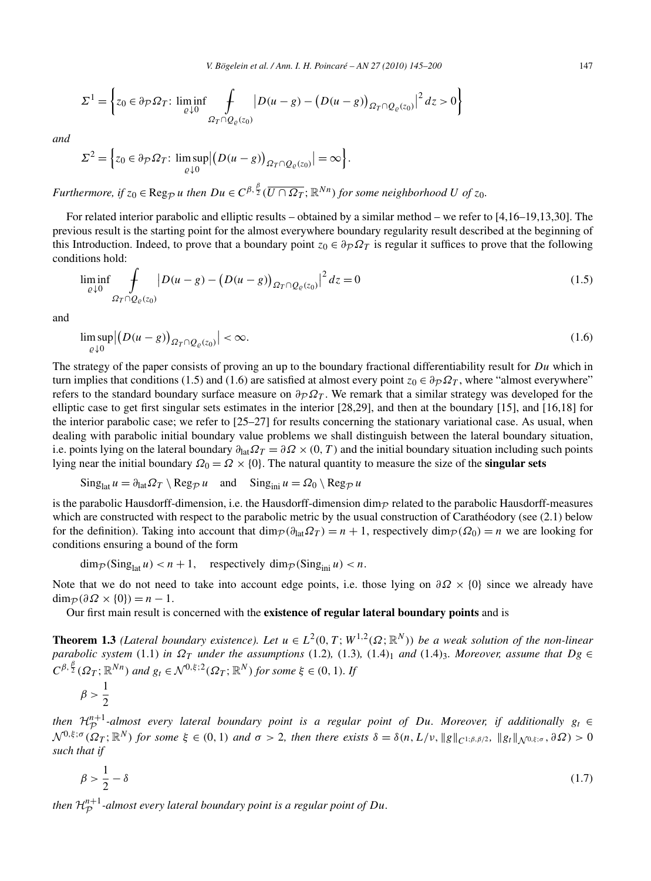$$\Sigma^1 = \left\{ z_0 \in \partial_{\mathcal{P}} \Omega_T \colon \liminf_{\varrho \downarrow 0} \fint_{\Omega_T \cap Q_\varrho(z_0)} \left| D(u-g) - \left( D(u-g) \right)_{\Omega_T \cap Q_\varrho(z_0)} \right|^2 dz > 0 \right\}$$

*and*

$$\Sigma^2 = \left\{ z_0 \in \partial_{\mathcal{P}} \Omega_T \colon \limsup_{\varrho \downarrow 0} \left| \left( D(u-g) \right)_{\Omega_T \cap Q_\varrho(z_0)} \right| = \infty \right\}.$$

*Furthermore, if* $z_0 \in \mathrm{Reg}_{\mathcal{P}}\, u$ *then* $Du \in C^{\beta, \frac{\beta}{2}}(\overline{U \cap \Omega_T}; \mathbb{R}^{Nn})$ *for some neighborhood* $U$ *of* $z_0$.

For related interior parabolic and elliptic results – obtained by a similar method – we refer to [4,16–19,13,30]. The previous result is the starting point for the almost everywhere boundary regularity result described at the beginning of this Introduction. Indeed, to prove that a boundary point $z_0 \in \partial_{\mathcal{P}} \Omega_T$ is regular it suffices to prove that the following conditions hold:

$$\liminf_{\varrho \downarrow 0} \fint_{\Omega_T \cap Q_\varrho(z_0)} \left| D(u-g) - \left( D(u-g) \right)_{\Omega_T \cap Q_\varrho(z_0)} \right|^2 dz = 0 \tag{1.5}$$

and

$$\limsup_{\varrho \downarrow 0} \left| \left( D(u-g) \right)_{\Omega_T \cap Q_\varrho(z_0)} \right| < \infty. \tag{1.6}$$

The strategy of the paper consists of proving an up to the boundary fractional differentiability result for $Du$ which in turn implies that conditions (1.5) and (1.6) are satisfied at almost every point $z_0 \in \partial_{\mathcal{P}} \Omega_T$, where "almost everywhere" refers to the standard boundary surface measure on $\partial_{\mathcal{P}} \Omega_T$. We remark that a similar strategy was developed for the elliptic case to get first singular sets estimates in the interior [28,29], and then at the boundary [15], and [16,18] for the interior parabolic case; we refer to [25–27] for results concerning the stationary variational case. As usual, when dealing with parabolic initial boundary value problems we shall distinguish between the lateral boundary situation, i.e. points lying on the lateral boundary $\partial_{\mathrm{lat}} \Omega_T = \partial \Omega \times (0, T)$ and the initial boundary situation including such points lying near the initial boundary $\Omega_0 = \Omega \times \{0\}$. The natural quantity to measure the size of the **singular sets**

$$\mathrm{Sing}_{\mathrm{lat}}\, u = \partial_{\mathrm{lat}} \Omega_T \setminus \mathrm{Reg}_{\mathcal{P}}\, u \quad \text{and} \quad \mathrm{Sing}_{\mathrm{ini}}\, u = \Omega_0 \setminus \mathrm{Reg}_{\mathcal{P}}\, u$$

is the parabolic Hausdorff-dimension, i.e. the Hausdorff-dimension $\dim_{\mathcal{P}}$ related to the parabolic Hausdorff-measures which are constructed with respect to the parabolic metric by the usual construction of Carathéodory (see (2.1) below for the definition). Taking into account that $\dim_{\mathcal{P}}(\partial_{\mathrm{lat}} \Omega_T) = n + 1$, respectively $\dim_{\mathcal{P}}(\Omega_0) = n$ we are looking for conditions ensuring a bound of the form

$$\dim_{\mathcal{P}}(\mathrm{Sing}_{\mathrm{lat}}\, u) < n + 1, \quad \text{respectively } \dim_{\mathcal{P}}(\mathrm{Sing}_{\mathrm{ini}}\, u) < n.$$

Note that we do not need to take into account edge points, i.e. those lying on $\partial \Omega \times \{0\}$ since we already have $\dim_{\mathcal{P}}(\partial \Omega \times \{0\}) = n - 1$.

Our first main result is concerned with the **existence of regular lateral boundary points** and is

**Theorem 1.3** *(Lateral boundary existence). Let* $u \in L^2(0, T; W^{1,2}(\Omega; \mathbb{R}^N))$ *be a weak solution of the non-linear parabolic system* (1.1) *in* $\Omega_T$ *under the assumptions* (1.2)*,* (1.3)*,* $(1.4)_1$ *and* $(1.4)_3$*. Moreover, assume that* $Dg \in C^{\beta, \frac{\beta}{2}}(\Omega_T; \mathbb{R}^{Nn})$ *and* $g_t \in \mathcal{N}^{0,\xi;2}(\Omega_T; \mathbb{R}^N)$ *for some* $\xi \in (0, 1)$*. If*

$$\beta > \frac{1}{2}$$

*then* $\mathcal{H}_{\mathcal{P}}^{n+1}$*-almost every lateral boundary point is a regular point of* $Du$*. Moreover, if additionally* $g_t \in \mathcal{N}^{0,\xi;\sigma}(\Omega_T; \mathbb{R}^N)$ *for some* $\xi \in (0, 1)$ *and* $\sigma > 2$*, then there exists* $\delta = \delta(n, L/\nu, \|g\|_{C^{1;\beta,\beta/2}}, \|g_t\|_{\mathcal{N}^{0,\xi;\sigma}}, \partial\Omega) > 0$ *such that if*

$$\beta > \frac{1}{2} - \delta \tag{1.7}$$

*then* $\mathcal{H}_{\mathcal{P}}^{n+1}$*-almost every lateral boundary point is a regular point of* $Du$*.*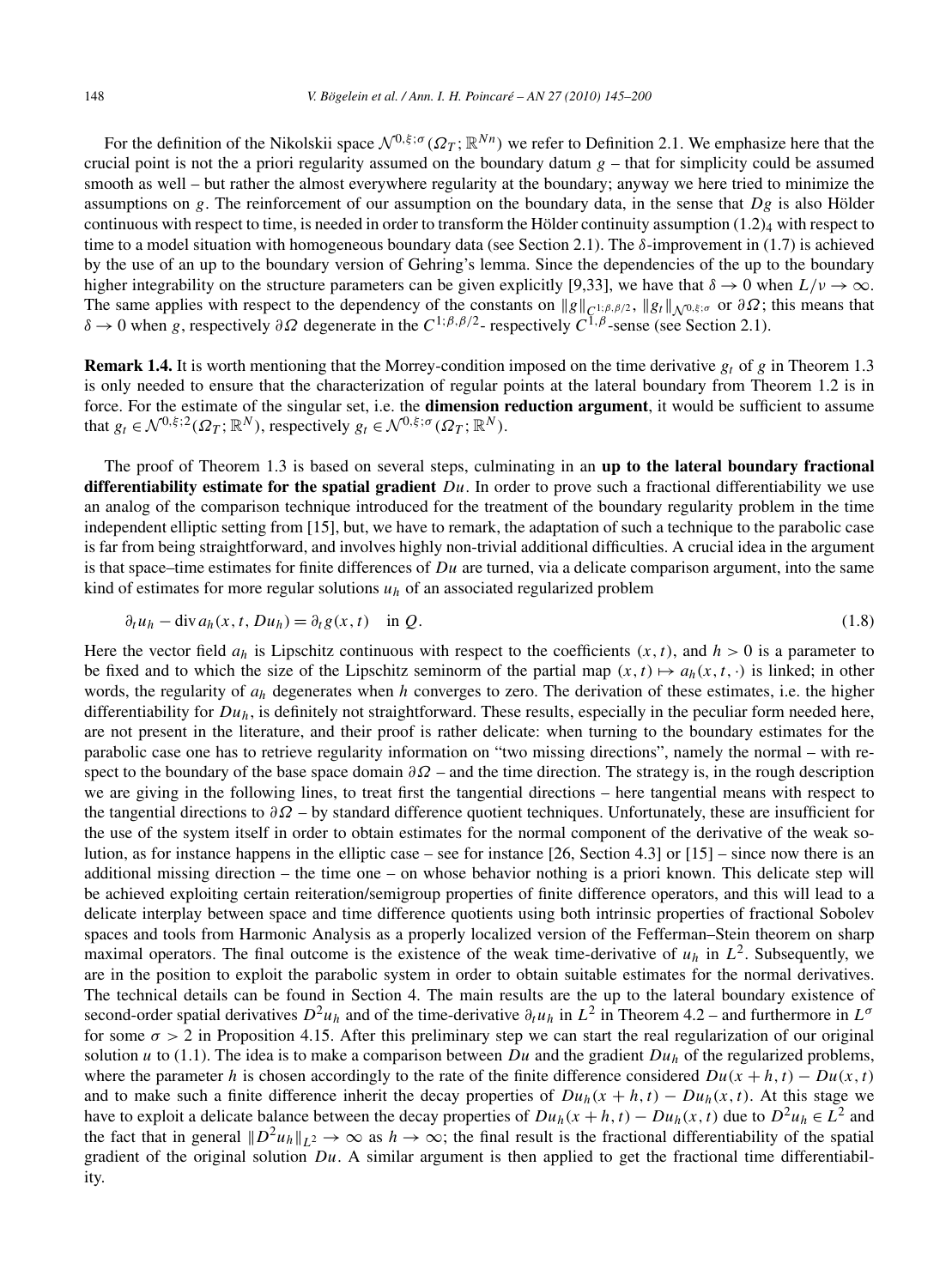For the definition of the Nikolskii space $\mathcal{N}^{0,\xi;\sigma}(\Omega_T;\mathbb{R}^{Nn})$ we refer to Definition 2.1. We emphasize here that the crucial point is not the a priori regularity assumed on the boundary datum $g$ – that for simplicity could be assumed smooth as well – but rather the almost everywhere regularity at the boundary; anyway we here tried to minimize the assumptions on $g$. The reinforcement of our assumption on the boundary data, in the sense that $Dg$ is also Hölder continuous with respect to time, is needed in order to transform the Hölder continuity assumption $(1.2)_4$ with respect to time to a model situation with homogeneous boundary data (see Section 2.1). The $\delta$-improvement in (1.7) is achieved by the use of an up to the boundary version of Gehring's lemma. Since the dependencies of the up to the boundary higher integrability on the structure parameters can be given explicitly [9,33], we have that $\delta \to 0$ when $L/\nu \to \infty$. The same applies with respect to the dependency of the constants on $\|g\|_{C^{1;\beta,\beta/2}}$, $\|g_t\|_{\mathcal{N}^{0,\xi;\sigma}}$ or $\partial\Omega$; this means that $\delta \to 0$ when $g$, respectively $\partial\Omega$ degenerate in the $C^{1;\beta,\beta/2}$- respectively $C^{1,\beta}$-sense (see Section 2.1).

**Remark 1.4.** It is worth mentioning that the Morrey-condition imposed on the time derivative $g_t$ of $g$ in Theorem 1.3 is only needed to ensure that the characterization of regular points at the lateral boundary from Theorem 1.2 is in force. For the estimate of the singular set, i.e. the **dimension reduction argument**, it would be sufficient to assume that $g_t \in \mathcal{N}^{0,\xi;2}(\Omega_T;\mathbb{R}^N)$, respectively $g_t \in \mathcal{N}^{0,\xi;\sigma}(\Omega_T;\mathbb{R}^N)$.

The proof of Theorem 1.3 is based on several steps, culminating in an **up to the lateral boundary fractional differentiability estimate for the spatial gradient** $Du$. In order to prove such a fractional differentiability we use an analog of the comparison technique introduced for the treatment of the boundary regularity problem in the time independent elliptic setting from [15], but, we have to remark, the adaptation of such a technique to the parabolic case is far from being straightforward, and involves highly non-trivial additional difficulties. A crucial idea in the argument is that space–time estimates for finite differences of $Du$ are turned, via a delicate comparison argument, into the same kind of estimates for more regular solutions $u_h$ of an associated regularized problem

$$\partial_t u_h - \operatorname{div} a_h(x,t,Du_h) = \partial_t g(x,t) \quad \text{in } Q. \tag{1.8}$$

Here the vector field $a_h$ is Lipschitz continuous with respect to the coefficients $(x,t)$, and $h>0$ is a parameter to be fixed and to which the size of the Lipschitz seminorm of the partial map $(x,t) \mapsto a_h(x,t,\cdot)$ is linked; in other words, the regularity of $a_h$ degenerates when $h$ converges to zero. The derivation of these estimates, i.e. the higher differentiability for $Du_h$, is definitely not straightforward. These results, especially in the peculiar form needed here, are not present in the literature, and their proof is rather delicate: when turning to the boundary estimates for the parabolic case one has to retrieve regularity information on "two missing directions", namely the normal – with respect to the boundary of the base space domain $\partial\Omega$ – and the time direction. The strategy is, in the rough description we are giving in the following lines, to treat first the tangential directions – here tangential means with respect to the tangential directions to $\partial\Omega$ – by standard difference quotient techniques. Unfortunately, these are insufficient for the use of the system itself in order to obtain estimates for the normal component of the derivative of the weak solution, as for instance happens in the elliptic case – see for instance [26, Section 4.3] or [15] – since now there is an additional missing direction – the time one – on whose behavior nothing is a priori known. This delicate step will be achieved exploiting certain reiteration/semigroup properties of finite difference operators, and this will lead to a delicate interplay between space and time difference quotients using both intrinsic properties of fractional Sobolev spaces and tools from Harmonic Analysis as a properly localized version of the Fefferman–Stein theorem on sharp maximal operators. The final outcome is the existence of the weak time-derivative of $u_h$ in $L^2$. Subsequently, we are in the position to exploit the parabolic system in order to obtain suitable estimates for the normal derivatives. The technical details can be found in Section 4. The main results are the up to the lateral boundary existence of second-order spatial derivatives $D^2u_h$ and of the time-derivative $\partial_t u_h$ in $L^2$ in Theorem 4.2 – and furthermore in $L^\sigma$ for some $\sigma>2$ in Proposition 4.15. After this preliminary step we can start the real regularization of our original solution $u$ to (1.1). The idea is to make a comparison between $Du$ and the gradient $Du_h$ of the regularized problems, where the parameter $h$ is chosen accordingly to the rate of the finite difference considered $Du(x+h,t)-Du(x,t)$ and to make such a finite difference inherit the decay properties of $Du_h(x+h,t)-Du_h(x,t)$. At this stage we have to exploit a delicate balance between the decay properties of $Du_h(x+h,t)-Du_h(x,t)$ due to $D^2u_h \in L^2$ and the fact that in general $\|D^2u_h\|_{L^2} \to \infty$ as $h \to \infty$; the final result is the fractional differentiability of the spatial gradient of the original solution $Du$. A similar argument is then applied to get the fractional time differentiability.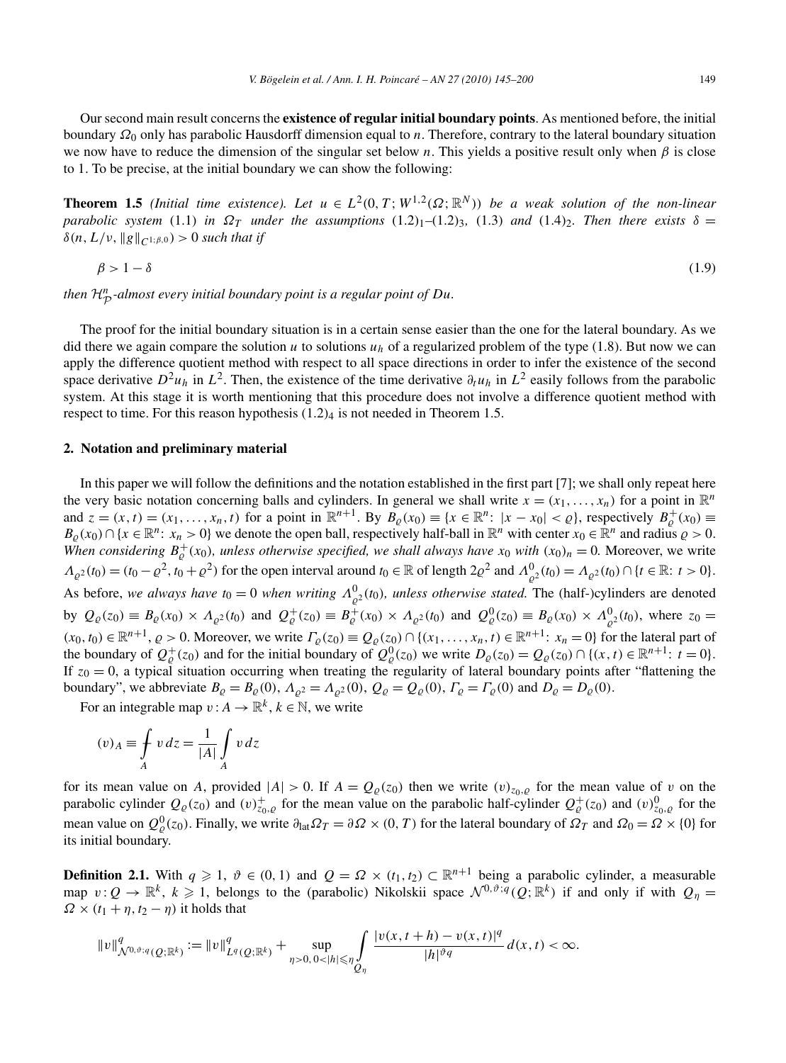Our second main result concerns the **existence of regular initial boundary points**. As mentioned before, the initial boundary $\Omega_0$ only has parabolic Hausdorff dimension equal to $n$. Therefore, contrary to the lateral boundary situation we now have to reduce the dimension of the singular set below $n$. This yields a positive result only when $\beta$ is close to 1. To be precise, at the initial boundary we can show the following:

**Theorem 1.5** *(Initial time existence). Let $u \in L^2(0,T;W^{1,2}(\Omega;\mathbb{R}^N))$ be a weak solution of the non-linear parabolic system* (1.1) *in $\Omega_T$ under the assumptions* $(1.2)_1$–$(1.2)_3$*,* (1.3) *and* $(1.4)_2$*. Then there exists $\delta = \delta(n, L/\nu, \|g\|_{C^{1;\beta,0}}) > 0$ such that if*

$$
\beta > 1 - \delta \tag{1.9}
$$

*then $\mathcal{H}^n_{\mathcal{P}}$-almost every initial boundary point is a regular point of $Du$.*

The proof for the initial boundary situation is in a certain sense easier than the one for the lateral boundary. As we did there we again compare the solution $u$ to solutions $u_h$ of a regularized problem of the type (1.8). But now we can apply the difference quotient method with respect to all space directions in order to infer the existence of the second space derivative $D^2 u_h$ in $L^2$. Then, the existence of the time derivative $\partial_t u_h$ in $L^2$ easily follows from the parabolic system. At this stage it is worth mentioning that this procedure does not involve a difference quotient method with respect to time. For this reason hypothesis $(1.2)_4$ is not needed in Theorem 1.5.

## 2. Notation and preliminary material

In this paper we will follow the definitions and the notation established in the first part [7]; we shall only repeat here the very basic notation concerning balls and cylinders. In general we shall write $x = (x_1, \dots, x_n)$ for a point in $\mathbb{R}^n$ and $z = (x,t) = (x_1, \dots, x_n, t)$ for a point in $\mathbb{R}^{n+1}$. By $B_\varrho(x_0) \equiv \{x \in \mathbb{R}^n\colon |x - x_0| < \varrho\}$, respectively $B^+_\varrho(x_0) \equiv B_\varrho(x_0) \cap \{x \in \mathbb{R}^n\colon x_n > 0\}$ we denote the open ball, respectively half-ball in $\mathbb{R}^n$ with center $x_0 \in \mathbb{R}^n$ and radius $\varrho > 0$. *When considering $B^+_\varrho(x_0)$, unless otherwise specified, we shall always have $x_0$ with $(x_0)_n = 0$.* Moreover, we write $\Lambda_{\varrho^2}(t_0) = (t_0 - \varrho^2, t_0 + \varrho^2)$ for the open interval around $t_0 \in \mathbb{R}$ of length $2\varrho^2$ and $\Lambda^0_{\varrho^2}(t_0) = \Lambda_{\varrho^2}(t_0) \cap \{t \in \mathbb{R}\colon t > 0\}$. As before, *we always have $t_0 = 0$ when writing $\Lambda^0_{\varrho^2}(t_0)$, unless otherwise stated.* The (half-)cylinders are denoted by $Q_\varrho(z_0) \equiv B_\varrho(x_0) \times \Lambda_{\varrho^2}(t_0)$ and $Q^+_\varrho(z_0) \equiv B^+_\varrho(x_0) \times \Lambda_{\varrho^2}(t_0)$ and $Q^0_\varrho(z_0) \equiv B_\varrho(x_0) \times \Lambda^0_{\varrho^2}(t_0)$, where $z_0 = (x_0, t_0) \in \mathbb{R}^{n+1}$, $\varrho > 0$. Moreover, we write $\Gamma_\varrho(z_0) \equiv Q_\varrho(z_0) \cap \{(x_1, \dots, x_n, t) \in \mathbb{R}^{n+1}\colon x_n = 0\}$ for the lateral part of the boundary of $Q^+_\varrho(z_0)$ and for the initial boundary of $Q^0_\varrho(z_0)$ we write $D_\varrho(z_0) = Q_\varrho(z_0) \cap \{(x,t) \in \mathbb{R}^{n+1}\colon t = 0\}$. If $z_0 = 0$, a typical situation occurring when treating the regularity of lateral boundary points after "flattening the boundary", we abbreviate $B_\varrho = B_\varrho(0)$, $\Lambda_{\varrho^2} = \Lambda_{\varrho^2}(0)$, $Q_\varrho = Q_\varrho(0)$, $\Gamma_\varrho = \Gamma_\varrho(0)$ and $D_\varrho = D_\varrho(0)$.

For an integrable map $v\colon A \to \mathbb{R}^k$, $k \in \mathbb{N}$, we write

$$
(v)_A \equiv \fint_A v\,dz = \frac{1}{|A|}\int_A v\,dz
$$

for its mean value on $A$, provided $|A| > 0$. If $A = Q_\varrho(z_0)$ then we write $(v)_{z_0,\varrho}$ for the mean value of $v$ on the parabolic cylinder $Q_\varrho(z_0)$ and $(v)^+_{z_0,\varrho}$ for the mean value on the parabolic half-cylinder $Q^+_\varrho(z_0)$ and $(v)^0_{z_0,\varrho}$ for the mean value on $Q^0_\varrho(z_0)$. Finally, we write $\partial_{\mathrm{lat}}\Omega_T = \partial\Omega \times (0,T)$ for the lateral boundary of $\Omega_T$ and $\Omega_0 = \Omega \times \{0\}$ for its initial boundary.

**Definition 2.1.** With $q \geqslant 1$, $\vartheta \in (0,1)$ and $Q = \Omega \times (t_1, t_2) \subset \mathbb{R}^{n+1}$ being a parabolic cylinder, a measurable map $v\colon Q \to \mathbb{R}^k$, $k \geqslant 1$, belongs to the (parabolic) Nikolskii space $\mathcal{N}^{0,\vartheta;q}(Q;\mathbb{R}^k)$ if and only if with $Q_\eta = \Omega \times (t_1 + \eta, t_2 - \eta)$ it holds that

$$
\|v\|^q_{\mathcal{N}^{0,\vartheta;q}(Q;\mathbb{R}^k)} := \|v\|^q_{L^q(Q;\mathbb{R}^k)} + \sup_{\eta > 0,\, 0 < |h| \leqslant \eta} \int_{Q_\eta} \frac{|v(x,t+h) - v(x,t)|^q}{|h|^{\vartheta q}}\,d(x,t) < \infty.
$$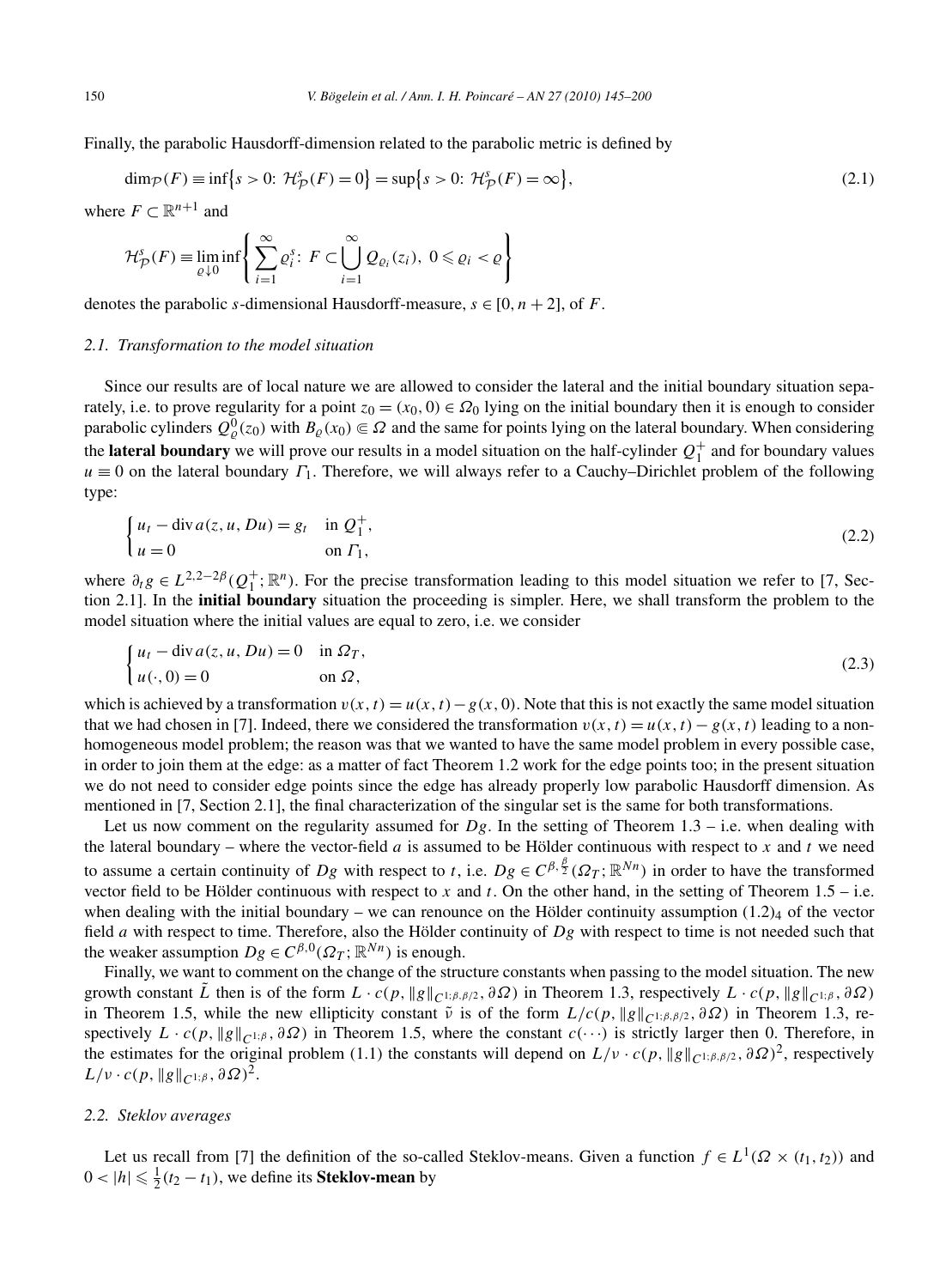Finally, the parabolic Hausdorff-dimension related to the parabolic metric is defined by

$$\dim_{\mathcal{P}}(F) \equiv \inf\{s > 0:\ \mathcal{H}^s_{\mathcal{P}}(F) = 0\} = \sup\{s > 0:\ \mathcal{H}^s_{\mathcal{P}}(F) = \infty\}, \tag{2.1}$$

where $F \subset \mathbb{R}^{n+1}$ and

$$\mathcal{H}^s_{\mathcal{P}}(F) \equiv \liminf_{\varrho \downarrow 0} \left\{ \sum_{i=1}^{\infty} \varrho_i^s:\ F \subset \bigcup_{i=1}^{\infty} Q_{\varrho_i}(z_i),\ 0 \leqslant \varrho_i < \varrho \right\}$$

denotes the parabolic $s$-dimensional Hausdorff-measure, $s \in [0, n+2]$, of $F$.

### 2.1. Transformation to the model situation

Since our results are of local nature we are allowed to consider the lateral and the initial boundary situation separately, i.e. to prove regularity for a point $z_0 = (x_0, 0) \in \Omega_0$ lying on the initial boundary then it is enough to consider parabolic cylinders $Q^0_\varrho(z_0)$ with $B_\varrho(x_0) \Subset \Omega$ and the same for points lying on the lateral boundary. When considering the **lateral boundary** we will prove our results in a model situation on the half-cylinder $Q_1^+$ and for boundary values $u \equiv 0$ on the lateral boundary $\Gamma_1$. Therefore, we will always refer to a Cauchy–Dirichlet problem of the following type:

$$\begin{cases} u_t - \operatorname{div} a(z, u, Du) = g_t & \text{in } Q_1^+, \\ u = 0 & \text{on } \Gamma_1, \end{cases} \tag{2.2}$$

where $\partial_t g \in L^{2,2-2\beta}(Q_1^+; \mathbb{R}^n)$. For the precise transformation leading to this model situation we refer to [7, Section 2.1]. In the **initial boundary** situation the proceeding is simpler. Here, we shall transform the problem to the model situation where the initial values are equal to zero, i.e. we consider

$$\begin{cases} u_t - \operatorname{div} a(z, u, Du) = 0 & \text{in } \Omega_T, \\ u(\cdot, 0) = 0 & \text{on } \Omega, \end{cases} \tag{2.3}$$

which is achieved by a transformation $v(x,t) = u(x,t) - g(x,0)$. Note that this is not exactly the same model situation that we had chosen in [7]. Indeed, there we considered the transformation $v(x,t) = u(x,t) - g(x,t)$ leading to a non-homogeneous model problem; the reason was that we wanted to have the same model problem in every possible case, in order to join them at the edge: as a matter of fact Theorem 1.2 work for the edge points too; in the present situation we do not need to consider edge points since the edge has already properly low parabolic Hausdorff dimension. As mentioned in [7, Section 2.1], the final characterization of the singular set is the same for both transformations.

Let us now comment on the regularity assumed for $Dg$. In the setting of Theorem 1.3 – i.e. when dealing with the lateral boundary – where the vector-field $a$ is assumed to be Hölder continuous with respect to $x$ and $t$ we need to assume a certain continuity of $Dg$ with respect to $t$, i.e. $Dg \in C^{\beta, \frac{\beta}{2}}(\Omega_T; \mathbb{R}^{Nn})$ in order to have the transformed vector field to be Hölder continuous with respect to $x$ and $t$. On the other hand, in the setting of Theorem 1.5 – i.e. when dealing with the initial boundary – we can renounce on the Hölder continuity assumption $(1.2)_4$ of the vector field $a$ with respect to time. Therefore, also the Hölder continuity of $Dg$ with respect to time is not needed such that the weaker assumption $Dg \in C^{\beta,0}(\Omega_T; \mathbb{R}^{Nn})$ is enough.

Finally, we want to comment on the change of the structure constants when passing to the model situation. The new growth constant $\tilde{L}$ then is of the form $L \cdot c(p, \|g\|_{C^{1;\beta,\beta/2}}, \partial\Omega)$ in Theorem 1.3, respectively $L \cdot c(p, \|g\|_{C^{1;\beta}}, \partial\Omega)$ in Theorem 1.5, while the new ellipticity constant $\tilde{\nu}$ is of the form $L/c(p, \|g\|_{C^{1;\beta,\beta/2}}, \partial\Omega)$ in Theorem 1.3, respectively $L \cdot c(p, \|g\|_{C^{1;\beta}}, \partial\Omega)$ in Theorem 1.5, where the constant $c(\cdots)$ is strictly larger then 0. Therefore, in the estimates for the original problem (1.1) the constants will depend on $L/\nu \cdot c(p, \|g\|_{C^{1;\beta,\beta/2}}, \partial\Omega)^2$, respectively $L/\nu \cdot c(p, \|g\|_{C^{1;\beta}}, \partial\Omega)^2$.

### 2.2. Steklov averages

Let us recall from [7] the definition of the so-called Steklov-means. Given a function $f \in L^1(\Omega \times (t_1, t_2))$ and $0 < |h| \leqslant \frac{1}{2}(t_2 - t_1)$, we define its **Steklov-mean** by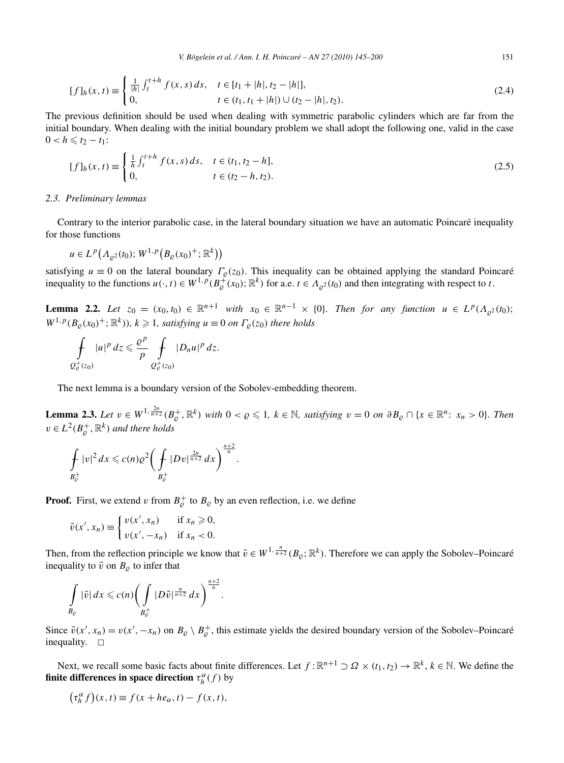$$
[f]_h(x,t) \equiv \begin{cases} \frac{1}{|h|}\int_t^{t+h} f(x,s)\,ds, & t \in [t_1+|h|, t_2-|h|], \\ 0, & t \in (t_1, t_1+|h|) \cup (t_2-|h|, t_2). \end{cases} \tag{2.4}
$$

The previous definition should be used when dealing with symmetric parabolic cylinders which are far from the initial boundary. When dealing with the initial boundary problem we shall adopt the following one, valid in the case $0 < h \leqslant t_2 - t_1$:

$$
[f]_h(x,t) \equiv \begin{cases} \frac{1}{h}\int_t^{t+h} f(x,s)\,ds, & t \in (t_1, t_2-h], \\ 0, & t \in (t_2-h, t_2). \end{cases} \tag{2.5}
$$

### 2.3. Preliminary lemmas

Contrary to the interior parabolic case, in the lateral boundary situation we have an automatic Poincaré inequality for those functions

$$
u \in L^p\big(\Lambda_{\varrho^2}(t_0); W^{1,p}\big(B_\varrho(x_0)^+; \mathbb{R}^k\big)\big)
$$

satisfying $u \equiv 0$ on the lateral boundary $\Gamma_\varrho(z_0)$. This inequality can be obtained applying the standard Poincaré inequality to the functions $u(\cdot,t) \in W^{1,p}(B_\varrho^+(x_0); \mathbb{R}^k)$ for a.e. $t \in \Lambda_{\varrho^2}(t_0)$ and then integrating with respect to $t$.

**Lemma 2.2.** *Let $z_0 = (x_0, t_0) \in \mathbb{R}^{n+1}$ with $x_0 \in \mathbb{R}^{n-1} \times \{0\}$. Then for any function $u \in L^p(\Lambda_{\varrho^2}(t_0); W^{1,p}(B_\varrho(x_0)^+; \mathbb{R}^k))$, $k \geqslant 1$, satisfying $u \equiv 0$ on $\Gamma_\varrho(z_0)$ there holds*

$$
\fint_{Q_\varrho^+(z_0)} |u|^p\,dz \leqslant \frac{\varrho^p}{p} \fint_{Q_\varrho^+(z_0)} |D_n u|^p\,dz.
$$

The next lemma is a boundary version of the Sobolev-embedding theorem.

**Lemma 2.3.** *Let $v \in W^{1,\frac{2n}{n+2}}(B_\varrho^+, \mathbb{R}^k)$ with $0 < \varrho \leqslant 1$, $k \in \mathbb{N}$, satisfying $v = 0$ on $\partial B_\varrho \cap \{x \in \mathbb{R}^n\colon x_n > 0\}$. Then $v \in L^2(B_\varrho^+, \mathbb{R}^k)$ and there holds*

$$
\fint_{B_\varrho^+} |v|^2\,dx \leqslant c(n)\varrho^2 \bigg(\fint_{B_\varrho^+} |Dv|^{\frac{2n}{n+2}}\,dx\bigg)^{\frac{n+2}{n}}.
$$

**Proof.** First, we extend $v$ from $B_\varrho^+$ to $B_\varrho$ by an even reflection, i.e. we define

$$
\tilde v(x', x_n) \equiv \begin{cases} v(x', x_n) & \text{if } x_n \geqslant 0, \\ v(x', -x_n) & \text{if } x_n < 0. \end{cases}
$$

Then, from the reflection principle we know that $\tilde v \in W^{1,\frac{n}{n+2}}(B_\varrho; \mathbb{R}^k)$. Therefore we can apply the Sobolev–Poincaré inequality to $\tilde v$ on $B_\varrho$ to infer that

$$
\int_{B_\varrho} |\tilde v|\,dx \leqslant c(n)\bigg(\int_{B_\varrho^+} |D\tilde v|^{\frac{n}{n+2}}\,dx\bigg)^{\frac{n+2}{n}}.
$$

Since $\tilde v(x', x_n) = v(x', -x_n)$ on $B_\varrho \setminus B_\varrho^+$, this estimate yields the desired boundary version of the Sobolev–Poincaré inequality. $\square$

Next, we recall some basic facts about finite differences. Let $f : \mathbb{R}^{n+1} \supset \Omega \times (t_1, t_2) \to \mathbb{R}^k$, $k \in \mathbb{N}$. We define the **finite differences in space direction** $\tau_h^\alpha(f)$ by

$$
\big(\tau_h^\alpha f\big)(x,t) \equiv f(x + he_\alpha, t) - f(x,t),
$$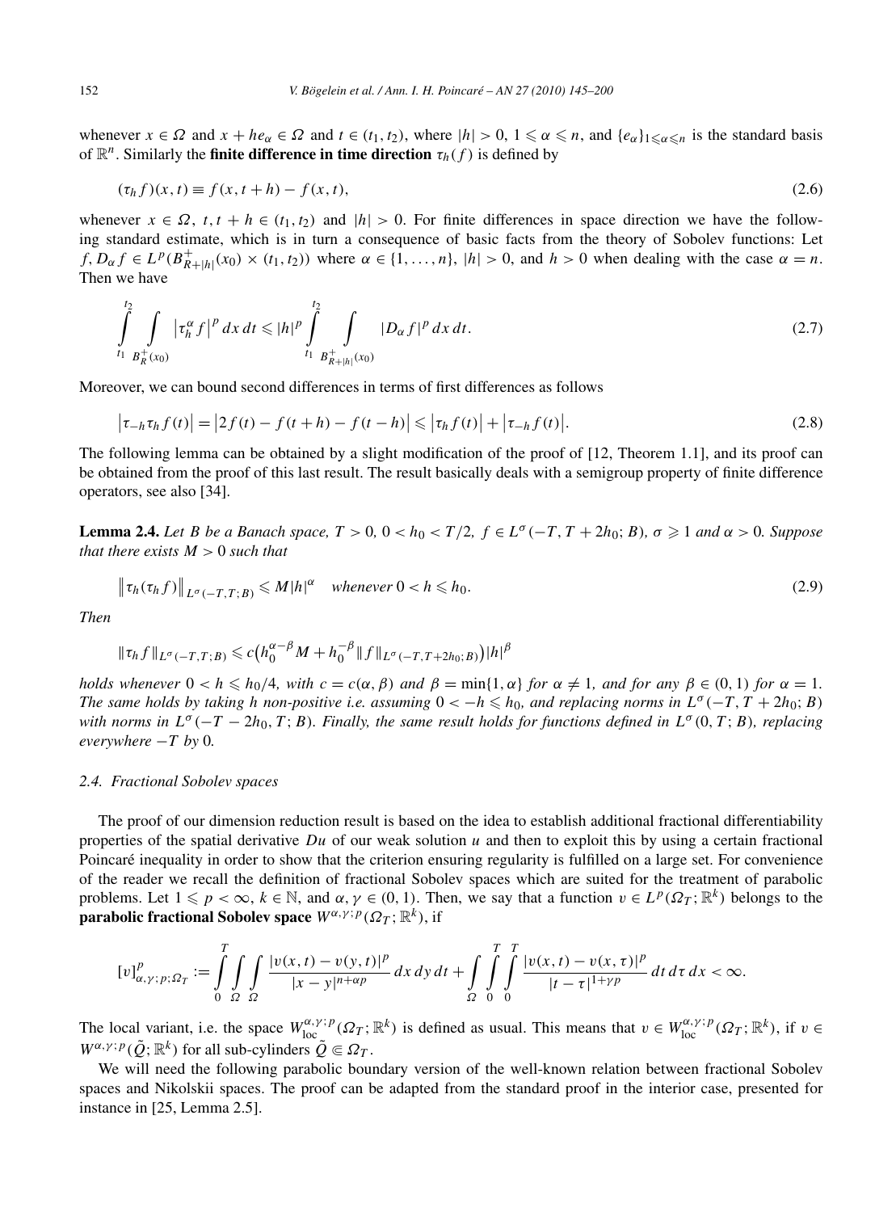whenever $x \in \Omega$ and $x + he_\alpha \in \Omega$ and $t \in (t_1, t_2)$, where $|h| > 0$, $1 \leqslant \alpha \leqslant n$, and $\{e_\alpha\}_{1 \leqslant \alpha \leqslant n}$ is the standard basis of $\mathbb{R}^n$. Similarly the **finite difference in time direction** $\tau_h(f)$ is defined by

$$(\tau_h f)(x,t) \equiv f(x, t+h) - f(x,t), \tag{2.6}$$

whenever $x \in \Omega$, $t, t+h \in (t_1, t_2)$ and $|h| > 0$. For finite differences in space direction we have the following standard estimate, which is in turn a consequence of basic facts from the theory of Sobolev functions: Let $f, D_\alpha f \in L^p(B^+_{R+|h|}(x_0) \times (t_1, t_2))$ where $\alpha \in \{1, \ldots, n\}$, $|h| > 0$, and $h > 0$ when dealing with the case $\alpha = n$. Then we have

$$\int_{t_1}^{t_2} \int_{B_R^+(x_0)} \left|\tau_h^\alpha f\right|^p dx\, dt \leqslant |h|^p \int_{t_1}^{t_2} \int_{B^+_{R+|h|}(x_0)} |D_\alpha f|^p\, dx\, dt. \tag{2.7}$$

Moreover, we can bound second differences in terms of first differences as follows

$$\left|\tau_{-h}\tau_h f(t)\right| = \left|2f(t) - f(t+h) - f(t-h)\right| \leqslant \left|\tau_h f(t)\right| + \left|\tau_{-h} f(t)\right|. \tag{2.8}$$

The following lemma can be obtained by a slight modification of the proof of [12, Theorem 1.1], and its proof can be obtained from the proof of this last result. The result basically deals with a semigroup property of finite difference operators, see also [34].

**Lemma 2.4.** *Let $B$ be a Banach space, $T > 0$, $0 < h_0 < T/2$, $f \in L^\sigma(-T, T + 2h_0; B)$, $\sigma \geqslant 1$ and $\alpha > 0$. Suppose that there exists $M > 0$ such that*

$$\left\|\tau_h(\tau_h f)\right\|_{L^\sigma(-T,T;B)} \leqslant M|h|^\alpha \quad \text{whenever } 0 < h \leqslant h_0. \tag{2.9}$$

*Then*

$$\|\tau_h f\|_{L^\sigma(-T,T;B)} \leqslant c\left(h_0^{\alpha-\beta} M + h_0^{-\beta}\|f\|_{L^\sigma(-T,T+2h_0;B)}\right)|h|^\beta$$

*holds whenever $0 < h \leqslant h_0/4$, with $c = c(\alpha, \beta)$ and $\beta = \min\{1, \alpha\}$ for $\alpha \neq 1$, and for any $\beta \in (0,1)$ for $\alpha = 1$. The same holds by taking $h$ non-positive i.e. assuming $0 < -h \leqslant h_0$, and replacing norms in $L^\sigma(-T, T+2h_0; B)$ with norms in $L^\sigma(-T-2h_0, T; B)$. Finally, the same result holds for functions defined in $L^\sigma(0, T; B)$, replacing everywhere $-T$ by $0$.*

### 2.4. Fractional Sobolev spaces

The proof of our dimension reduction result is based on the idea to establish additional fractional differentiability properties of the spatial derivative $Du$ of our weak solution $u$ and then to exploit this by using a certain fractional Poincaré inequality in order to show that the criterion ensuring regularity is fulfilled on a large set. For convenience of the reader we recall the definition of fractional Sobolev spaces which are suited for the treatment of parabolic problems. Let $1 \leqslant p < \infty$, $k \in \mathbb{N}$, and $\alpha, \gamma \in (0,1)$. Then, we say that a function $v \in L^p(\Omega_T; \mathbb{R}^k)$ belongs to the **parabolic fractional Sobolev space** $W^{\alpha,\gamma;p}(\Omega_T; \mathbb{R}^k)$, if

$$[v]^p_{\alpha,\gamma;p;\Omega_T} := \int_0^T \int_\Omega \int_\Omega \frac{|v(x,t) - v(y,t)|^p}{|x-y|^{n+\alpha p}}\, dx\, dy\, dt + \int_\Omega \int_0^T \int_0^T \frac{|v(x,t) - v(x,\tau)|^p}{|t-\tau|^{1+\gamma p}}\, dt\, d\tau\, dx < \infty.$$

The local variant, i.e. the space $W^{\alpha,\gamma;p}_{\mathrm{loc}}(\Omega_T; \mathbb{R}^k)$ is defined as usual. This means that $v \in W^{\alpha,\gamma;p}_{\mathrm{loc}}(\Omega_T; \mathbb{R}^k)$, if $v \in W^{\alpha,\gamma;p}(\tilde{Q}; \mathbb{R}^k)$ for all sub-cylinders $\tilde{Q} \Subset \Omega_T$.

We will need the following parabolic boundary version of the well-known relation between fractional Sobolev spaces and Nikolskii spaces. The proof can be adapted from the standard proof in the interior case, presented for instance in [25, Lemma 2.5].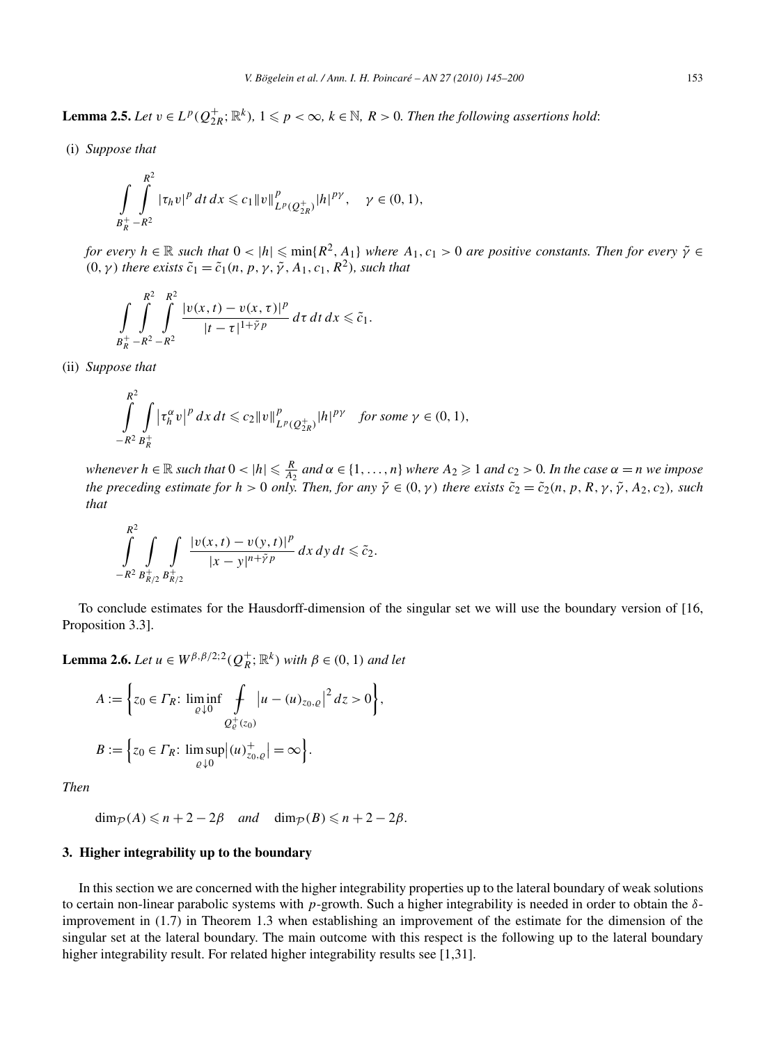**Lemma 2.5.** *Let $v \in L^p(Q_{2R}^+; \mathbb{R}^k)$, $1 \leqslant p < \infty$, $k \in \mathbb{N}$, $R > 0$. Then the following assertions hold*:

(i) *Suppose that*

$$\int_{B_R^+} \int_{-R^2}^{R^2} |\tau_h v|^p \, dt \, dx \leqslant c_1 \|v\|^p_{L^p(Q_{2R}^+)} |h|^{p\gamma}, \quad \gamma \in (0,1),$$

*for every $h \in \mathbb{R}$ such that $0 < |h| \leqslant \min\{R^2, A_1\}$ where $A_1, c_1 > 0$ are positive constants. Then for every $\tilde{\gamma} \in (0, \gamma)$ there exists $\tilde{c}_1 = \tilde{c}_1(n, p, \gamma, \tilde{\gamma}, A_1, c_1, R^2)$, such that*

$$\int_{B_R^+} \int_{-R^2}^{R^2} \int_{-R^2}^{R^2} \frac{|v(x,t) - v(x,\tau)|^p}{|t - \tau|^{1+\tilde{\gamma} p}} \, d\tau \, dt \, dx \leqslant \tilde{c}_1.$$

(ii) *Suppose that*

$$\int_{-R^2}^{R^2} \int_{B_R^+} \left|\tau_h^\alpha v\right|^p dx \, dt \leqslant c_2 \|v\|^p_{L^p(Q_{2R}^+)} |h|^{p\gamma} \quad \textit{for some } \gamma \in (0,1),$$

*whenever $h \in \mathbb{R}$ such that $0 < |h| \leqslant \frac{R}{A_2}$ and $\alpha \in \{1, \ldots, n\}$ where $A_2 \geqslant 1$ and $c_2 > 0$. In the case $\alpha = n$ we impose the preceding estimate for $h > 0$ only. Then, for any $\tilde{\gamma} \in (0, \gamma)$ there exists $\tilde{c}_2 = \tilde{c}_2(n, p, R, \gamma, \tilde{\gamma}, A_2, c_2)$, such that*

$$\int_{-R^2}^{R^2} \int_{B_{R/2}^+} \int_{B_{R/2}^+} \frac{|v(x,t) - v(y,t)|^p}{|x - y|^{n+\tilde{\gamma} p}} \, dx \, dy \, dt \leqslant \tilde{c}_2.$$

To conclude estimates for the Hausdorff-dimension of the singular set we will use the boundary version of [16, Proposition 3.3].

**Lemma 2.6.** *Let $u \in W^{\beta,\beta/2;2}(Q_R^+; \mathbb{R}^k)$ with $\beta \in (0,1)$ and let*

$$A := \left\{ z_0 \in \Gamma_R \colon \liminf_{\varrho \downarrow 0} \fint_{Q_\varrho^+(z_0)} \left|u - (u)_{z_0,\varrho}\right|^2 dz > 0 \right\},$$

$$B := \left\{ z_0 \in \Gamma_R \colon \limsup_{\varrho \downarrow 0} \left|(u)^+_{z_0,\varrho}\right| = \infty \right\}.$$

*Then*

$$\dim_{\mathcal{P}}(A) \leqslant n + 2 - 2\beta \quad \textit{and} \quad \dim_{\mathcal{P}}(B) \leqslant n + 2 - 2\beta.$$

## 3. Higher integrability up to the boundary

In this section we are concerned with the higher integrability properties up to the lateral boundary of weak solutions to certain non-linear parabolic systems with $p$-growth. Such a higher integrability is needed in order to obtain the $\delta$-improvement in (1.7) in Theorem 1.3 when establishing an improvement of the estimate for the dimension of the singular set at the lateral boundary. The main outcome with this respect is the following up to the lateral boundary higher integrability result. For related higher integrability results see [1,31].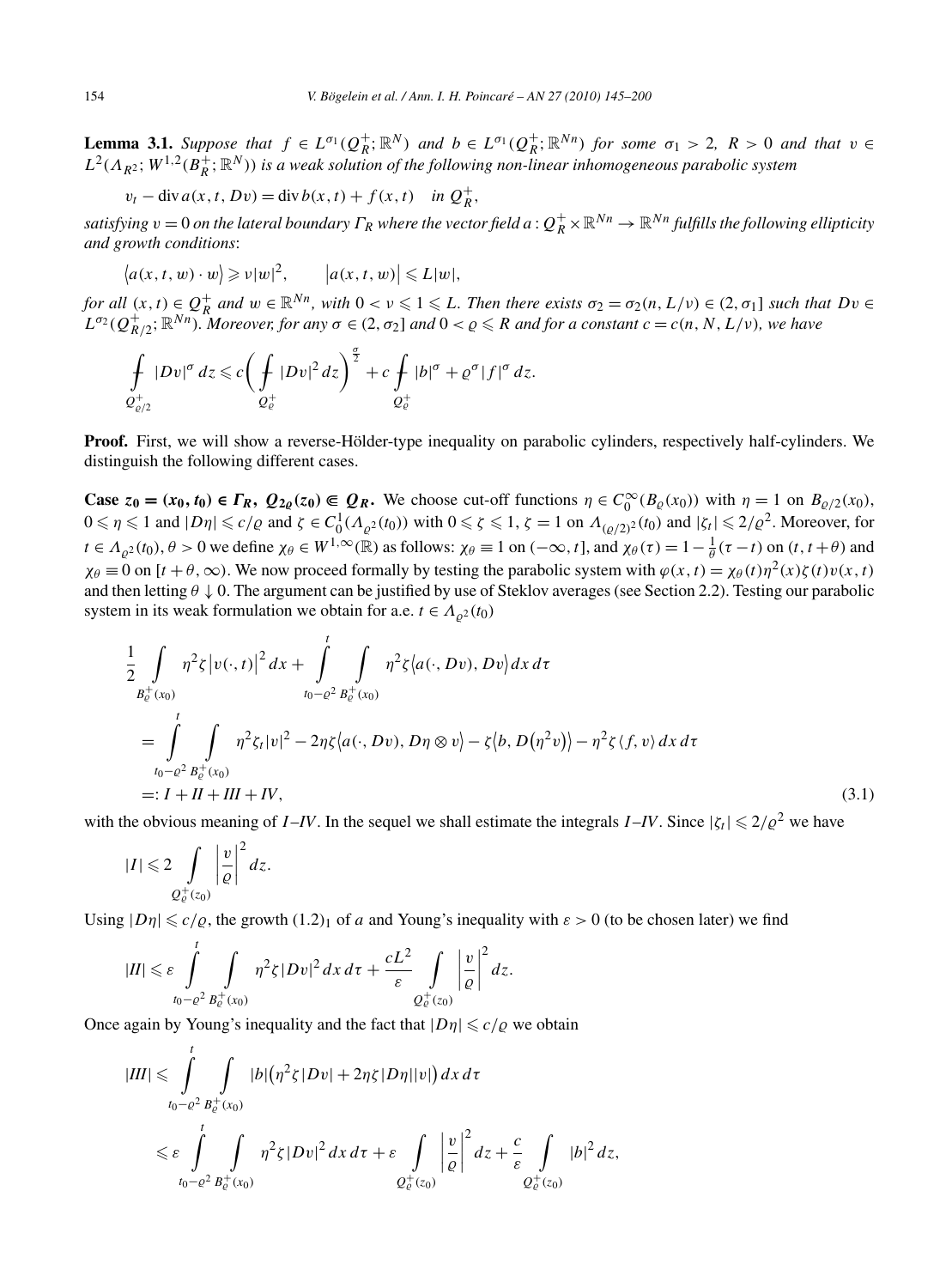**Lemma 3.1.** *Suppose that $f \in L^{\sigma_1}(Q_R^+;\mathbb{R}^N)$ and $b \in L^{\sigma_1}(Q_R^+;\mathbb{R}^{Nn})$ for some $\sigma_1 > 2$, $R > 0$ and that $v \in L^2(\Lambda_{R^2}; W^{1,2}(B_R^+;\mathbb{R}^N))$ is a weak solution of the following non-linear inhomogeneous parabolic system*

$$v_t - \operatorname{div} a(x,t,Dv) = \operatorname{div} b(x,t) + f(x,t) \quad \text{in } Q_R^+,$$

*satisfying $v = 0$ on the lateral boundary $\Gamma_R$ where the vector field $a : Q_R^+ \times \mathbb{R}^{Nn} \to \mathbb{R}^{Nn}$ fulfills the following ellipticity and growth conditions*:

$$\langle a(x,t,w)\cdot w\rangle \geqslant \nu|w|^2, \qquad |a(x,t,w)| \leqslant L|w|,$$

*for all $(x,t) \in Q_R^+$ and $w \in \mathbb{R}^{Nn}$, with $0 < \nu \leqslant 1 \leqslant L$. Then there exists $\sigma_2 = \sigma_2(n, L/\nu) \in (2, \sigma_1]$ such that $Dv \in L^{\sigma_2}(Q_{R/2}^+;\mathbb{R}^{Nn})$. Moreover, for any $\sigma \in (2,\sigma_2]$ and $0 < \varrho \leqslant R$ and for a constant $c = c(n, N, L/\nu)$, we have*

$$\fint_{Q_{\varrho/2}^+} |Dv|^\sigma\,dz \leqslant c\bigg(\fint_{Q_\varrho^+} |Dv|^2\,dz\bigg)^{\frac{\sigma}{2}} + c\fint_{Q_\varrho^+} |b|^\sigma + \varrho^\sigma |f|^\sigma\,dz.$$

**Proof.** First, we will show a reverse-Hölder-type inequality on parabolic cylinders, respectively half-cylinders. We distinguish the following different cases.

**Case $z_0 = (x_0, t_0) \in \Gamma_R$, $Q_{2\varrho}(z_0) \Subset Q_R$.** We choose cut-off functions $\eta \in C_0^\infty(B_\varrho(x_0))$ with $\eta = 1$ on $B_{\varrho/2}(x_0)$, $0 \leqslant \eta \leqslant 1$ and $|D\eta| \leqslant c/\varrho$ and $\zeta \in C_0^1(\Lambda_{\varrho^2}(t_0))$ with $0 \leqslant \zeta \leqslant 1$, $\zeta = 1$ on $\Lambda_{(\varrho/2)^2}(t_0)$ and $|\zeta_t| \leqslant 2/\varrho^2$. Moreover, for $t \in \Lambda_{\varrho^2}(t_0)$, $\theta > 0$ we define $\chi_\theta \in W^{1,\infty}(\mathbb{R})$ as follows: $\chi_\theta \equiv 1$ on $(-\infty, t]$, and $\chi_\theta(\tau) = 1 - \frac{1}{\theta}(\tau - t)$ on $(t, t+\theta)$ and $\chi_\theta \equiv 0$ on $[t+\theta, \infty)$. We now proceed formally by testing the parabolic system with $\varphi(x,t) = \chi_\theta(t)\eta^2(x)\zeta(t)v(x,t)$ and then letting $\theta \downarrow 0$. The argument can be justified by use of Steklov averages (see Section 2.2). Testing our parabolic system in its weak formulation we obtain for a.e. $t \in \Lambda_{\varrho^2}(t_0)$

$$\begin{aligned}
&\frac{1}{2}\int_{B_\varrho^+(x_0)} \eta^2\zeta\,|v(\cdot,t)|^2\,dx + \int_{t_0-\varrho^2}^{t}\int_{B_\varrho^+(x_0)} \eta^2\zeta\langle a(\cdot,Dv), Dv\rangle\,dx\,d\tau \\
&\quad = \int_{t_0-\varrho^2}^{t}\int_{B_\varrho^+(x_0)} \eta^2\zeta_t|v|^2 - 2\eta\zeta\langle a(\cdot,Dv), D\eta\otimes v\rangle - \zeta\langle b, D(\eta^2 v)\rangle - \eta^2\zeta\langle f, v\rangle\,dx\,d\tau \\
&\quad =: I + II + III + IV,
\end{aligned} \tag{3.1}$$

with the obvious meaning of $I$–$IV$. In the sequel we shall estimate the integrals $I$–$IV$. Since $|\zeta_t| \leqslant 2/\varrho^2$ we have

$$|I| \leqslant 2\int_{Q_\varrho^+(z_0)} \left|\frac{v}{\varrho}\right|^2 dz.$$

Using $|D\eta| \leqslant c/\varrho$, the growth $(1.2)_1$ of $a$ and Young's inequality with $\varepsilon > 0$ (to be chosen later) we find

$$|II| \leqslant \varepsilon\int_{t_0-\varrho^2}^{t}\int_{B_\varrho^+(x_0)} \eta^2\zeta|Dv|^2\,dx\,d\tau + \frac{cL^2}{\varepsilon}\int_{Q_\varrho^+(z_0)} \left|\frac{v}{\varrho}\right|^2 dz.$$

Once again by Young's inequality and the fact that $|D\eta| \leqslant c/\varrho$ we obtain

$$\begin{aligned}
|III| &\leqslant \int_{t_0-\varrho^2}^{t}\int_{B_\varrho^+(x_0)} |b|\big(\eta^2\zeta|Dv| + 2\eta\zeta|D\eta||v|\big)\,dx\,d\tau \\
&\leqslant \varepsilon\int_{t_0-\varrho^2}^{t}\int_{B_\varrho^+(x_0)} \eta^2\zeta|Dv|^2\,dx\,d\tau + \varepsilon\int_{Q_\varrho^+(z_0)} \left|\frac{v}{\varrho}\right|^2 dz + \frac{c}{\varepsilon}\int_{Q_\varrho^+(z_0)} |b|^2\,dz,
\end{aligned}$$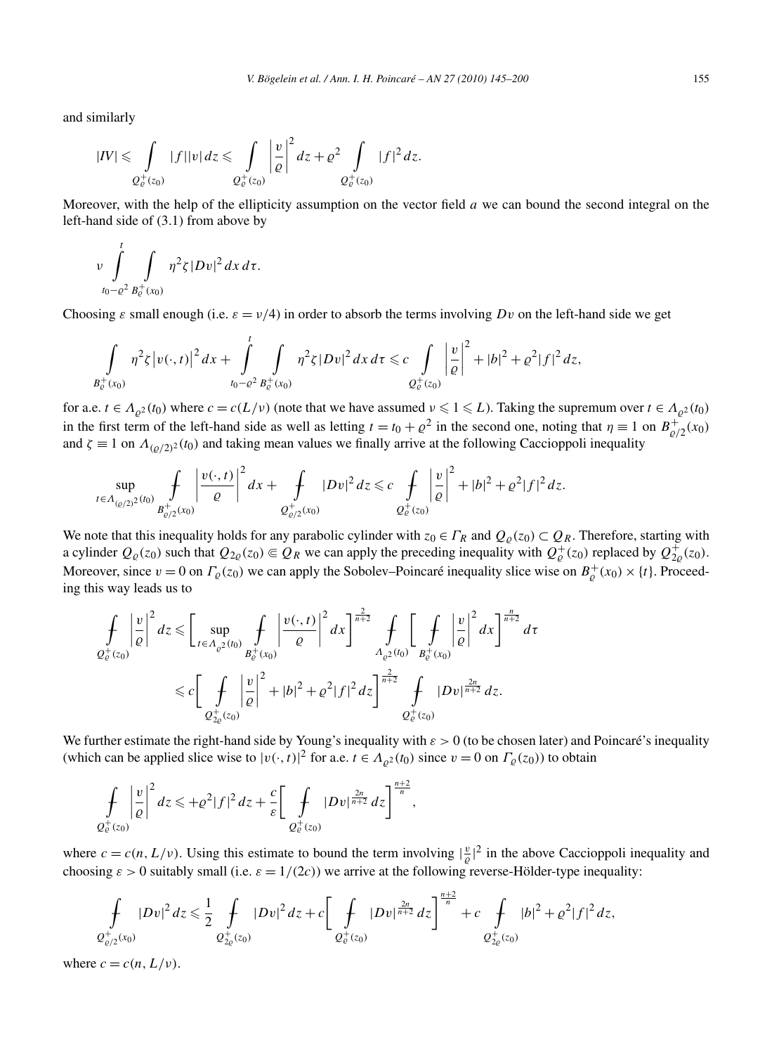and similarly

$$|IV| \leqslant \int_{Q_\varrho^+(z_0)} |f||v|\,dz \leqslant \int_{Q_\varrho^+(z_0)} \left|\frac{v}{\varrho}\right|^2 dz + \varrho^2 \int_{Q_\varrho^+(z_0)} |f|^2\,dz.$$

Moreover, with the help of the ellipticity assumption on the vector field $a$ we can bound the second integral on the left-hand side of (3.1) from above by

$$\nu \int_{t_0-\varrho^2}^{t} \int_{B_\varrho^+(x_0)} \eta^2 \zeta |Dv|^2\,dx\,d\tau.$$

Choosing $\varepsilon$ small enough (i.e. $\varepsilon = \nu/4$) in order to absorb the terms involving $Dv$ on the left-hand side we get

$$\int_{B_\varrho^+(x_0)} \eta^2 \zeta \left|v(\cdot,t)\right|^2 dx + \int_{t_0-\varrho^2}^{t} \int_{B_\varrho^+(x_0)} \eta^2 \zeta |Dv|^2\,dx\,d\tau \leqslant c \int_{Q_\varrho^+(z_0)} \left|\frac{v}{\varrho}\right|^2 + |b|^2 + \varrho^2 |f|^2\,dz,$$

for a.e. $t \in \Lambda_{\varrho^2}(t_0)$ where $c = c(L/\nu)$ (note that we have assumed $\nu \leqslant 1 \leqslant L$). Taking the supremum over $t \in \Lambda_{\varrho^2}(t_0)$ in the first term of the left-hand side as well as letting $t = t_0 + \varrho^2$ in the second one, noting that $\eta \equiv 1$ on $B_{\varrho/2}^+(x_0)$ and $\zeta \equiv 1$ on $\Lambda_{(\varrho/2)^2}(t_0)$ and taking mean values we finally arrive at the following Caccioppoli inequality

$$\sup_{t \in \Lambda_{(\varrho/2)^2}(t_0)} \fint_{B_{\varrho/2}^+(x_0)} \left|\frac{v(\cdot,t)}{\varrho}\right|^2 dx + \fint_{Q_{\varrho/2}^+(x_0)} |Dv|^2\,dz \leqslant c \fint_{Q_\varrho^+(z_0)} \left|\frac{v}{\varrho}\right|^2 + |b|^2 + \varrho^2 |f|^2\,dz.$$

We note that this inequality holds for any parabolic cylinder with $z_0 \in \Gamma_R$ and $Q_\varrho(z_0) \subset Q_R$. Therefore, starting with a cylinder $Q_\varrho(z_0)$ such that $Q_{2\varrho}(z_0) \Subset Q_R$ we can apply the preceding inequality with $Q_\varrho^+(z_0)$ replaced by $Q_{2\varrho}^+(z_0)$. Moreover, since $v = 0$ on $\Gamma_\varrho(z_0)$ we can apply the Sobolev–Poincaré inequality slice wise on $B_\varrho^+(x_0) \times \{t\}$. Proceeding this way leads us to

$$\begin{aligned}
\fint_{Q_\varrho^+(z_0)} \left|\frac{v}{\varrho}\right|^2 dz &\leqslant \left[\sup_{t \in \Lambda_{\varrho^2}(t_0)} \fint_{B_\varrho^+(x_0)} \left|\frac{v(\cdot,t)}{\varrho}\right|^2 dx\right]^{\frac{2}{n+2}} \fint_{\Lambda_{\varrho^2}(t_0)} \left[\fint_{B_\varrho^+(x_0)} \left|\frac{v}{\varrho}\right|^2 dx\right]^{\frac{n}{n+2}} d\tau \\
&\leqslant c\left[\fint_{Q_{2\varrho}^+(z_0)} \left|\frac{v}{\varrho}\right|^2 + |b|^2 + \varrho^2 |f|^2\,dz\right]^{\frac{2}{n+2}} \fint_{Q_\varrho^+(z_0)} |Dv|^{\frac{2n}{n+2}}\,dz.
\end{aligned}$$

We further estimate the right-hand side by Young's inequality with $\varepsilon > 0$ (to be chosen later) and Poincaré's inequality (which can be applied slice wise to $|v(\cdot,t)|^2$ for a.e. $t \in \Lambda_{\varrho^2}(t_0)$ since $v = 0$ on $\Gamma_\varrho(z_0)$) to obtain

$$\fint_{Q_\varrho^+(z_0)} \left|\frac{v}{\varrho}\right|^2 dz \leqslant + \varrho^2 |f|^2\,dz + \frac{c}{\varepsilon}\left[\fint_{Q_\varrho^+(z_0)} |Dv|^{\frac{2n}{n+2}}\,dz\right]^{\frac{n+2}{n}},$$

where $c = c(n, L/\nu)$. Using this estimate to bound the term involving $|\frac{v}{\varrho}|^2$ in the above Caccioppoli inequality and choosing $\varepsilon > 0$ suitably small (i.e. $\varepsilon = 1/(2c)$) we arrive at the following reverse-Hölder-type inequality:

$$\fint_{Q_{\varrho/2}^+(x_0)} |Dv|^2\,dz \leqslant \frac{1}{2} \fint_{Q_{2\varrho}^+(z_0)} |Dv|^2\,dz + c\left[\fint_{Q_\varrho^+(z_0)} |Dv|^{\frac{2n}{n+2}}\,dz\right]^{\frac{n+2}{n}} + c \fint_{Q_{2\varrho}^+(z_0)} |b|^2 + \varrho^2 |f|^2\,dz,$$

where $c = c(n, L/\nu)$.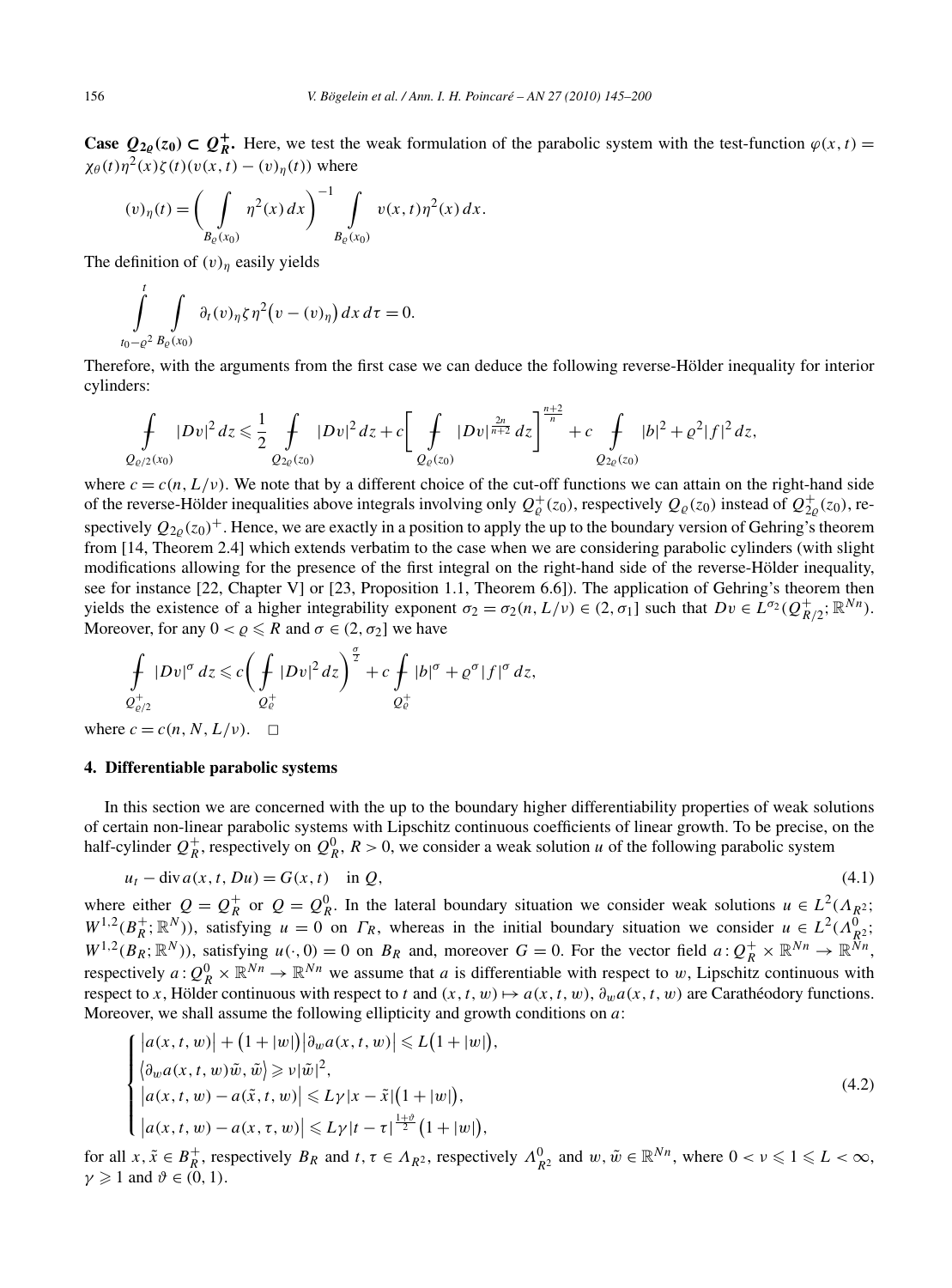**Case $Q_{2\varrho}(z_0) \subset Q_R^+$.** Here, we test the weak formulation of the parabolic system with the test-function $\varphi(x,t) = \chi_\theta(t)\eta^2(x)\zeta(t)(v(x,t) - (v)_\eta(t))$ where

$$(v)_\eta(t) = \bigg( \int\limits_{B_\varrho(x_0)} \eta^2(x)\,dx \bigg)^{-1} \int\limits_{B_\varrho(x_0)} v(x,t)\eta^2(x)\,dx.$$

The definition of $(v)_\eta$ easily yields

$$\int\limits_{t_0-\varrho^2}^{t} \int\limits_{B_\varrho(x_0)} \partial_t (v)_\eta \zeta \eta^2 \big(v - (v)_\eta\big)\,dx\,d\tau = 0.$$

Therefore, with the arguments from the first case we can deduce the following reverse-Hölder inequality for interior cylinders:

$$\fint\limits_{Q_{\varrho/2}(x_0)} |Dv|^2\,dz \leqslant \frac{1}{2} \fint\limits_{Q_{2\varrho}(z_0)} |Dv|^2\,dz + c\bigg[ \fint\limits_{Q_\varrho(z_0)} |Dv|^{\frac{2n}{n+2}}\,dz \bigg]^{\frac{n+2}{n}} + c \fint\limits_{Q_{2\varrho}(z_0)} |b|^2 + \varrho^2|f|^2\,dz,$$

where $c = c(n, L/\nu)$. We note that by a different choice of the cut-off functions we can attain on the right-hand side of the reverse-Hölder inequalities above integrals involving only $Q_\varrho^+(z_0)$, respectively $Q_\varrho(z_0)$ instead of $Q_{2\varrho}^+(z_0)$, respectively $Q_{2\varrho}(z_0)^+$. Hence, we are exactly in a position to apply the up to the boundary version of Gehring's theorem from [14, Theorem 2.4] which extends verbatim to the case when we are considering parabolic cylinders (with slight modifications allowing for the presence of the first integral on the right-hand side of the reverse-Hölder inequality, see for instance [22, Chapter V] or [23, Proposition 1.1, Theorem 6.6]). The application of Gehring's theorem then yields the existence of a higher integrability exponent $\sigma_2 = \sigma_2(n, L/\nu) \in (2, \sigma_1]$ such that $Dv \in L^{\sigma_2}(Q_{R/2}^+; \mathbb{R}^{Nn})$. Moreover, for any $0 < \varrho \leqslant R$ and $\sigma \in (2, \sigma_2]$ we have

$$\fint\limits_{Q_{\varrho/2}^+} |Dv|^\sigma\,dz \leqslant c\bigg( \fint\limits_{Q_\varrho^+} |Dv|^2\,dz \bigg)^{\frac{\sigma}{2}} + c \fint\limits_{Q_\varrho^+} |b|^\sigma + \varrho^\sigma|f|^\sigma\,dz,$$

where $c = c(n, N, L/\nu)$. $\square$

## 4. Differentiable parabolic systems

In this section we are concerned with the up to the boundary higher differentiability properties of weak solutions of certain non-linear parabolic systems with Lipschitz continuous coefficients of linear growth. To be precise, on the half-cylinder $Q_R^+$, respectively on $Q_R^0$, $R > 0$, we consider a weak solution $u$ of the following parabolic system

$$u_t - \operatorname{div} a(x,t,Du) = G(x,t) \quad \text{in } Q, \tag{4.1}$$

where either $Q = Q_R^+$ or $Q = Q_R^0$. In the lateral boundary situation we consider weak solutions $u \in L^2(\Lambda_{R^2}; W^{1,2}(B_R^+; \mathbb{R}^N))$, satisfying $u = 0$ on $\Gamma_R$, whereas in the initial boundary situation we consider $u \in L^2(\Lambda_{R^2}^0; W^{1,2}(B_R; \mathbb{R}^N))$, satisfying $u(\cdot,0) = 0$ on $B_R$ and, moreover $G = 0$. For the vector field $a : Q_R^+ \times \mathbb{R}^{Nn} \to \mathbb{R}^{Nn}$, respectively $a : Q_R^0 \times \mathbb{R}^{Nn} \to \mathbb{R}^{Nn}$ we assume that $a$ is differentiable with respect to $w$, Lipschitz continuous with respect to $x$, Hölder continuous with respect to $t$ and $(x,t,w) \mapsto a(x,t,w)$, $\partial_w a(x,t,w)$ are Carathéodory functions. Moreover, we shall assume the following ellipticity and growth conditions on $a$:

$$\begin{cases} \big|a(x,t,w)\big| + \big(1+|w|\big)\big|\partial_w a(x,t,w)\big| \leqslant L\big(1+|w|\big), \\ \big\langle \partial_w a(x,t,w)\tilde{w}, \tilde{w}\big\rangle \geqslant \nu|\tilde{w}|^2, \\ \big|a(x,t,w) - a(\tilde{x},t,w)\big| \leqslant L\gamma|x-\tilde{x}|\big(1+|w|\big), \\ \big|a(x,t,w) - a(x,\tau,w)\big| \leqslant L\gamma|t-\tau|^{\frac{1+\vartheta}{2}}\big(1+|w|\big), \end{cases} \tag{4.2}$$

for all $x, \tilde{x} \in B_R^+$, respectively $B_R$ and $t, \tau \in \Lambda_{R^2}$, respectively $\Lambda_{R^2}^0$ and $w, \tilde{w} \in \mathbb{R}^{Nn}$, where $0 < \nu \leqslant 1 \leqslant L < \infty$, $\gamma \geqslant 1$ and $\vartheta \in (0,1)$.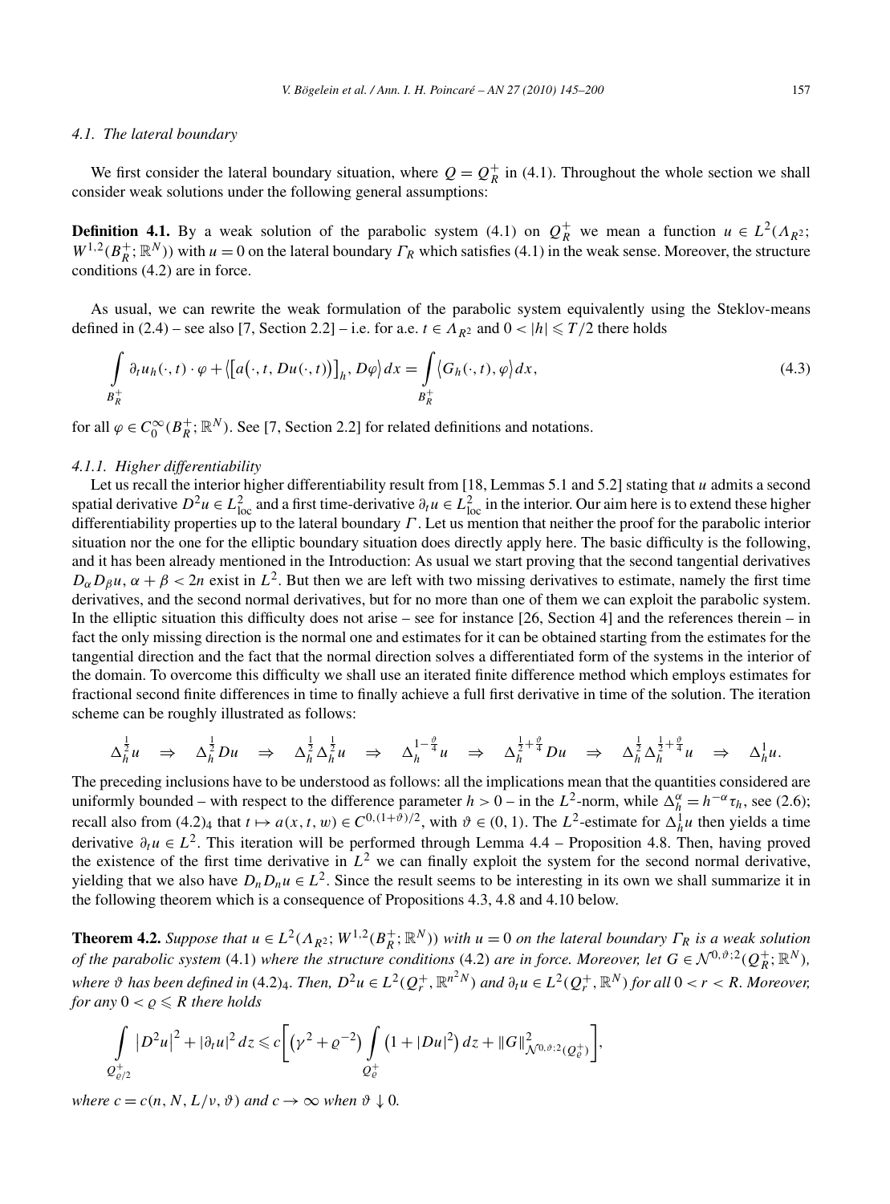### 4.1. The lateral boundary

We first consider the lateral boundary situation, where $Q = Q_R^+$ in (4.1). Throughout the whole section we shall consider weak solutions under the following general assumptions:

**Definition 4.1.** By a weak solution of the parabolic system (4.1) on $Q_R^+$ we mean a function $u \in L^2(\Lambda_{R^2}; W^{1,2}(B_R^+; \mathbb{R}^N))$ with $u = 0$ on the lateral boundary $\Gamma_R$ which satisfies (4.1) in the weak sense. Moreover, the structure conditions (4.2) are in force.

As usual, we can rewrite the weak formulation of the parabolic system equivalently using the Steklov-means defined in (2.4) – see also [7, Section 2.2] – i.e. for a.e. $t \in \Lambda_{R^2}$ and $0 < |h| \leqslant T/2$ there holds

$$\int_{B_R^+} \partial_t u_h(\cdot, t) \cdot \varphi + \langle [a(\cdot, t, Du(\cdot, t))]_h, D\varphi \rangle \, dx = \int_{B_R^+} \langle G_h(\cdot, t), \varphi \rangle \, dx, \tag{4.3}$$

for all $\varphi \in C_0^\infty(B_R^+; \mathbb{R}^N)$. See [7, Section 2.2] for related definitions and notations.

#### 4.1.1. Higher differentiability

Let us recall the interior higher differentiability result from [18, Lemmas 5.1 and 5.2] stating that $u$ admits a second spatial derivative $D^2 u \in L^2_{\mathrm{loc}}$ and a first time-derivative $\partial_t u \in L^2_{\mathrm{loc}}$ in the interior. Our aim here is to extend these higher differentiability properties up to the lateral boundary $\Gamma$. Let us mention that neither the proof for the parabolic interior situation nor the one for the elliptic boundary situation does directly apply here. The basic difficulty is the following, and it has been already mentioned in the Introduction: As usual we start proving that the second tangential derivatives $D_\alpha D_\beta u$, $\alpha + \beta < 2n$ exist in $L^2$. But then we are left with two missing derivatives to estimate, namely the first time derivatives, and the second normal derivatives, but for no more than one of them we can exploit the parabolic system. In the elliptic situation this difficulty does not arise – see for instance [26, Section 4] and the references therein – in fact the only missing direction is the normal one and estimates for it can be obtained starting from the estimates for the tangential direction and the fact that the normal direction solves a differentiated form of the systems in the interior of the domain. To overcome this difficulty we shall use an iterated finite difference method which employs estimates for fractional second finite differences in time to finally achieve a full first derivative in time of the solution. The iteration scheme can be roughly illustrated as follows:

$$\Delta_h^{\frac{1}{2}} u \quad \Rightarrow \quad \Delta_h^{\frac{1}{2}} Du \quad \Rightarrow \quad \Delta_h^{\frac{1}{2}} \Delta_h^{\frac{1}{2}} u \quad \Rightarrow \quad \Delta_h^{1-\frac{\vartheta}{4}} u \quad \Rightarrow \quad \Delta_h^{\frac{1}{2}+\frac{\vartheta}{4}} Du \quad \Rightarrow \quad \Delta_h^{\frac{1}{2}} \Delta_h^{\frac{1}{2}+\frac{\vartheta}{4}} u \quad \Rightarrow \quad \Delta_h^1 u.$$

The preceding inclusions have to be understood as follows: all the implications mean that the quantities considered are uniformly bounded – with respect to the difference parameter $h > 0$ – in the $L^2$-norm, while $\Delta_h^\alpha = h^{-\alpha}\tau_h$, see (2.6); recall also from $(4.2)_4$ that $t \mapsto a(x, t, w) \in C^{0,(1+\vartheta)/2}$, with $\vartheta \in (0, 1)$. The $L^2$-estimate for $\Delta_h^1 u$ then yields a time derivative $\partial_t u \in L^2$. This iteration will be performed through Lemma 4.4 – Proposition 4.8. Then, having proved the existence of the first time derivative in $L^2$ we can finally exploit the system for the second normal derivative, yielding that we also have $D_n D_n u \in L^2$. Since the result seems to be interesting in its own we shall summarize it in the following theorem which is a consequence of Propositions 4.3, 4.8 and 4.10 below.

**Theorem 4.2.** *Suppose that $u \in L^2(\Lambda_{R^2}; W^{1,2}(B_R^+; \mathbb{R}^N))$ with $u = 0$ on the lateral boundary $\Gamma_R$ is a weak solution of the parabolic system* (4.1) *where the structure conditions* (4.2) *are in force. Moreover, let $G \in \mathcal{N}^{0,\vartheta;2}(Q_R^+; \mathbb{R}^N)$, where $\vartheta$ has been defined in* $(4.2)_4$. *Then, $D^2 u \in L^2(Q_r^+, \mathbb{R}^{n^2 N})$ and $\partial_t u \in L^2(Q_r^+, \mathbb{R}^N)$ for all $0 < r < R$. Moreover, for any $0 < \varrho \leqslant R$ there holds*

$$\int_{Q_{\varrho/2}^+} |D^2 u|^2 + |\partial_t u|^2 \, dz \leqslant c \left[ (\gamma^2 + \varrho^{-2}) \int_{Q_\varrho^+} (1 + |Du|^2) \, dz + \|G\|^2_{\mathcal{N}^{0,\vartheta;2}(Q_\varrho^+)} \right],$$

*where $c = c(n, N, L/\nu, \vartheta)$ and $c \to \infty$ when $\vartheta \downarrow 0$.*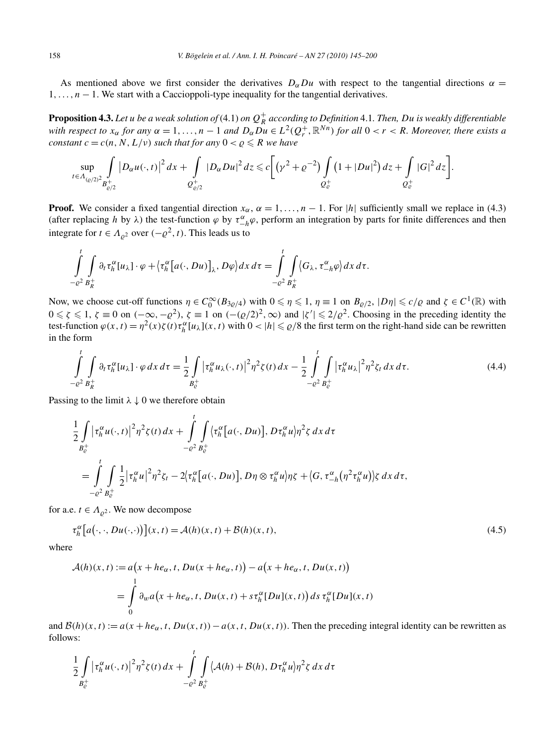As mentioned above we first consider the derivatives $D_\alpha Du$ with respect to the tangential directions $\alpha = 1,\dots,n-1$. We start with a Caccioppoli-type inequality for the tangential derivatives.

**Proposition 4.3.** *Let $u$ be a weak solution of* (4.1) *on $Q_R^+$ according to Definition* 4.1. *Then, $Du$ is weakly differentiable with respect to $x_\alpha$ for any $\alpha = 1,\dots,n-1$ and $D_\alpha Du \in L^2(Q_r^+, \mathbb{R}^{Nn})$ for all $0 < r < R$. Moreover, there exists a constant $c = c(n, N, L/\nu)$ such that for any $0 < \varrho \leqslant R$ we have*

$$\sup_{t \in \Lambda_{(\varrho/2)^2}} \int_{B_{\varrho/2}^+} \left|D_\alpha u(\cdot,t)\right|^2 dx + \int_{Q_{\varrho/2}^+} |D_\alpha Du|^2 \, dz \leqslant c\left[\left(\gamma^2 + \varrho^{-2}\right)\int_{Q_\varrho^+}\left(1 + |Du|^2\right) dz + \int_{Q_\varrho^+} |G|^2 \, dz\right].$$

**Proof.** We consider a fixed tangential direction $x_\alpha$, $\alpha = 1,\dots,n-1$. For $|h|$ sufficiently small we replace in (4.3) (after replacing $h$ by $\lambda$) the test-function $\varphi$ by $\tau_{-h}^\alpha \varphi$, perform an integration by parts for finite differences and then integrate for $t \in \Lambda_{\varrho^2}$ over $(-\varrho^2, t)$. This leads us to

$$\int_{-\varrho^2}^{t} \int_{B_R^+} \partial_t \tau_h^\alpha[u_\lambda] \cdot \varphi + \left\langle \tau_h^\alpha\left[a(\cdot, Du)\right]_\lambda, D\varphi \right\rangle dx\, d\tau = \int_{-\varrho^2}^{t} \int_{B_R^+} \left\langle G_\lambda, \tau_{-h}^\alpha \varphi \right\rangle dx\, d\tau.$$

Now, we choose cut-off functions $\eta \in C_0^\infty(B_{3\varrho/4})$ with $0 \leqslant \eta \leqslant 1$, $\eta \equiv 1$ on $B_{\varrho/2}$, $|D\eta| \leqslant c/\varrho$ and $\zeta \in C^1(\mathbb{R})$ with $0 \leqslant \zeta \leqslant 1$, $\zeta \equiv 0$ on $(-\infty, -\varrho^2)$, $\zeta \equiv 1$ on $(-(\varrho/2)^2, \infty)$ and $|\zeta'| \leqslant 2/\varrho^2$. Choosing in the preceding identity the test-function $\varphi(x,t) = \eta^2(x)\zeta(t)\tau_h^\alpha[u_\lambda](x,t)$ with $0 < |h| \leqslant \varrho/8$ the first term on the right-hand side can be rewritten in the form

$$\int_{-\varrho^2}^{t} \int_{B_R^+} \partial_t \tau_h^\alpha[u_\lambda] \cdot \varphi \, dx\, d\tau = \frac{1}{2}\int_{B_\varrho^+} \left|\tau_h^\alpha u_\lambda(\cdot,t)\right|^2 \eta^2 \zeta(t)\, dx - \frac{1}{2}\int_{-\varrho^2}^{t} \int_{B_\varrho^+} \left|\tau_h^\alpha u_\lambda\right|^2 \eta^2 \zeta_t \, dx\, d\tau. \tag{4.4}$$

Passing to the limit $\lambda \downarrow 0$ we therefore obtain

$$\begin{aligned}
&\frac{1}{2}\int_{B_\varrho^+} \left|\tau_h^\alpha u(\cdot,t)\right|^2 \eta^2 \zeta(t)\, dx + \int_{-\varrho^2}^{t} \int_{B_\varrho^+} \left\langle \tau_h^\alpha\left[a(\cdot, Du)\right], D\tau_h^\alpha u \right\rangle \eta^2 \zeta \, dx\, d\tau \\
&\quad = \int_{-\varrho^2}^{t} \int_{B_\varrho^+} \frac{1}{2}\left|\tau_h^\alpha u\right|^2 \eta^2 \zeta_t - 2\left\langle \tau_h^\alpha\left[a(\cdot, Du)\right], D\eta \otimes \tau_h^\alpha u \right\rangle \eta\zeta + \left\langle G, \tau_{-h}^\alpha\left(\eta^2 \tau_h^\alpha u\right)\right\rangle \zeta \, dx\, d\tau,
\end{aligned}$$

for a.e. $t \in \Lambda_{\varrho^2}$. We now decompose

$$\tau_h^\alpha\left[a\left(\cdot, \cdot, Du(\cdot,\cdot)\right)\right](x,t) = \mathcal{A}(h)(x,t) + \mathcal{B}(h)(x,t), \tag{4.5}$$

where

$$\begin{aligned}
\mathcal{A}(h)(x,t) &:= a\left(x + he_\alpha, t, Du(x + he_\alpha, t)\right) - a\left(x + he_\alpha, t, Du(x,t)\right) \\
&= \int_0^1 \partial_w a\left(x + he_\alpha, t, Du(x,t) + s\tau_h^\alpha[Du](x,t)\right) ds\, \tau_h^\alpha[Du](x,t)
\end{aligned}$$

and $\mathcal{B}(h)(x,t) := a(x + he_\alpha, t, Du(x,t)) - a(x, t, Du(x,t))$. Then the preceding integral identity can be rewritten as follows:

$$\frac{1}{2}\int_{B_\varrho^+} \left|\tau_h^\alpha u(\cdot,t)\right|^2 \eta^2 \zeta(t)\, dx + \int_{-\varrho^2}^{t} \int_{B_\varrho^+} \left\langle \mathcal{A}(h) + \mathcal{B}(h), D\tau_h^\alpha u \right\rangle \eta^2 \zeta \, dx\, d\tau$$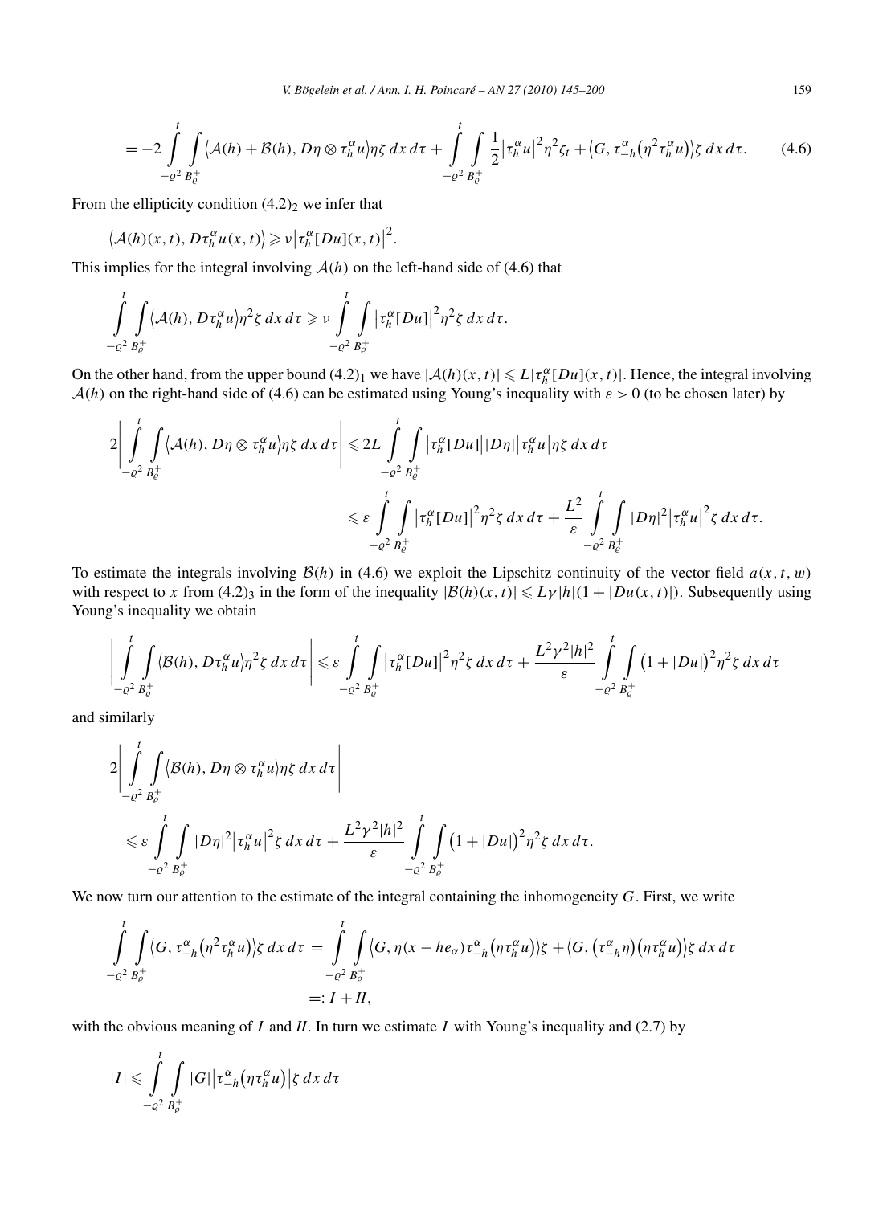$$
= -2 \int_{-\varrho^2}^{t} \int_{B_\varrho^+} \langle \mathcal{A}(h) + \mathcal{B}(h), D\eta \otimes \tau_h^\alpha u \rangle \eta \zeta \, dx \, d\tau + \int_{-\varrho^2}^{t} \int_{B_\varrho^+} \frac{1}{2} \left| \tau_h^\alpha u \right|^2 \eta^2 \zeta_t + \left\langle G, \tau_{-h}^\alpha \left( \eta^2 \tau_h^\alpha u \right) \right\rangle \zeta \, dx \, d\tau. \tag{4.6}
$$

From the ellipticity condition $(4.2)_2$ we infer that

$$
\left\langle \mathcal{A}(h)(x,t), D\tau_h^\alpha u(x,t) \right\rangle \geqslant \nu \left| \tau_h^\alpha [Du](x,t) \right|^2.
$$

This implies for the integral involving $\mathcal{A}(h)$ on the left-hand side of (4.6) that

$$
\int_{-\varrho^2}^{t} \int_{B_\varrho^+} \left\langle \mathcal{A}(h), D\tau_h^\alpha u \right\rangle \eta^2 \zeta \, dx \, d\tau \geqslant \nu \int_{-\varrho^2}^{t} \int_{B_\varrho^+} \left| \tau_h^\alpha [Du] \right|^2 \eta^2 \zeta \, dx \, d\tau.
$$

On the other hand, from the upper bound $(4.2)_1$ we have $|\mathcal{A}(h)(x,t)| \leqslant L |\tau_h^\alpha [Du](x,t)|$. Hence, the integral involving $\mathcal{A}(h)$ on the right-hand side of (4.6) can be estimated using Young's inequality with $\varepsilon > 0$ (to be chosen later) by

$$
\begin{aligned}
2 \left| \int_{-\varrho^2}^{t} \int_{B_\varrho^+} \left\langle \mathcal{A}(h), D\eta \otimes \tau_h^\alpha u \right\rangle \eta \zeta \, dx \, d\tau \right| &\leqslant 2L \int_{-\varrho^2}^{t} \int_{B_\varrho^+} \left| \tau_h^\alpha [Du] \right| |D\eta| \left| \tau_h^\alpha u \right| \eta \zeta \, dx \, d\tau \\
&\leqslant \varepsilon \int_{-\varrho^2}^{t} \int_{B_\varrho^+} \left| \tau_h^\alpha [Du] \right|^2 \eta^2 \zeta \, dx \, d\tau + \frac{L^2}{\varepsilon} \int_{-\varrho^2}^{t} \int_{B_\varrho^+} |D\eta|^2 \left| \tau_h^\alpha u \right|^2 \zeta \, dx \, d\tau.
\end{aligned}
$$

To estimate the integrals involving $\mathcal{B}(h)$ in (4.6) we exploit the Lipschitz continuity of the vector field $a(x,t,w)$ with respect to $x$ from $(4.2)_3$ in the form of the inequality $|\mathcal{B}(h)(x,t)| \leqslant L\gamma |h| (1 + |Du(x,t)|)$. Subsequently using Young's inequality we obtain

$$
\left| \int_{-\varrho^2}^{t} \int_{B_\varrho^+} \left\langle \mathcal{B}(h), D\tau_h^\alpha u \right\rangle \eta^2 \zeta \, dx \, d\tau \right| \leqslant \varepsilon \int_{-\varrho^2}^{t} \int_{B_\varrho^+} \left| \tau_h^\alpha [Du] \right|^2 \eta^2 \zeta \, dx \, d\tau + \frac{L^2 \gamma^2 |h|^2}{\varepsilon} \int_{-\varrho^2}^{t} \int_{B_\varrho^+} \left( 1 + |Du| \right)^2 \eta^2 \zeta \, dx \, d\tau
$$

and similarly

$$
\begin{aligned}
&2 \left| \int_{-\varrho^2}^{t} \int_{B_\varrho^+} \left\langle \mathcal{B}(h), D\eta \otimes \tau_h^\alpha u \right\rangle \eta \zeta \, dx \, d\tau \right| \\
&\quad \leqslant \varepsilon \int_{-\varrho^2}^{t} \int_{B_\varrho^+} |D\eta|^2 \left| \tau_h^\alpha u \right|^2 \zeta \, dx \, d\tau + \frac{L^2 \gamma^2 |h|^2}{\varepsilon} \int_{-\varrho^2}^{t} \int_{B_\varrho^+} \left( 1 + |Du| \right)^2 \eta^2 \zeta \, dx \, d\tau.
\end{aligned}
$$

We now turn our attention to the estimate of the integral containing the inhomogeneity $G$. First, we write

$$
\begin{aligned}
\int_{-\varrho^2}^{t} \int_{B_\varrho^+} \left\langle G, \tau_{-h}^\alpha \left( \eta^2 \tau_h^\alpha u \right) \right\rangle \zeta \, dx \, d\tau &= \int_{-\varrho^2}^{t} \int_{B_\varrho^+} \left\langle G, \eta(x - he_\alpha) \tau_{-h}^\alpha \left( \eta \tau_h^\alpha u \right) \right\rangle \zeta + \left\langle G, \left( \tau_{-h}^\alpha \eta \right) \left( \eta \tau_h^\alpha u \right) \right\rangle \zeta \, dx \, d\tau \\
&=: I + II,
\end{aligned}
$$

with the obvious meaning of $I$ and $II$. In turn we estimate $I$ with Young's inequality and (2.7) by

$$
|I| \leqslant \int_{-\varrho^2}^{t} \int_{B_\varrho^+} |G| \left| \tau_{-h}^\alpha \left( \eta \tau_h^\alpha u \right) \right| \zeta \, dx \, d\tau
$$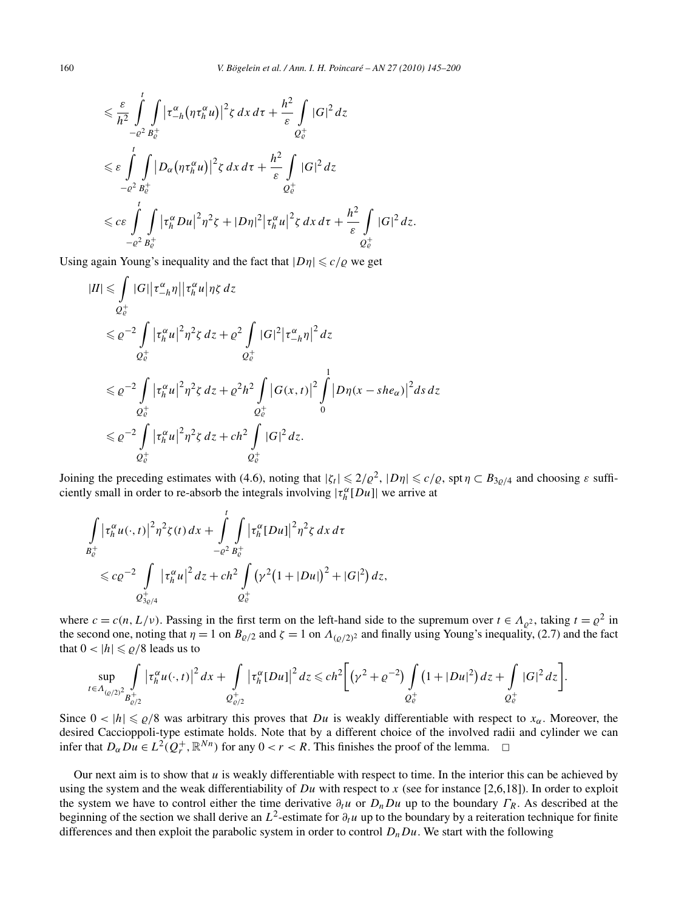$$
\begin{aligned}
&\leqslant \frac{\varepsilon}{h^2} \int_{-\varrho^2}^{t} \int_{B_\varrho^+} \left|\tau_{-h}^\alpha\left(\eta \tau_h^\alpha u\right)\right|^2 \zeta \, dx \, d\tau + \frac{h^2}{\varepsilon} \int_{Q_\varrho^+} |G|^2 \, dz \\
&\leqslant \varepsilon \int_{-\varrho^2}^{t} \int_{B_\varrho^+} \left|D_\alpha\left(\eta \tau_h^\alpha u\right)\right|^2 \zeta \, dx \, d\tau + \frac{h^2}{\varepsilon} \int_{Q_\varrho^+} |G|^2 \, dz \\
&\leqslant c\varepsilon \int_{-\varrho^2}^{t} \int_{B_\varrho^+} \left|\tau_h^\alpha Du\right|^2 \eta^2 \zeta + |D\eta|^2 \left|\tau_h^\alpha u\right|^2 \zeta \, dx \, d\tau + \frac{h^2}{\varepsilon} \int_{Q_\varrho^+} |G|^2 \, dz.
\end{aligned}
$$

Using again Young's inequality and the fact that $|D\eta| \leqslant c/\varrho$ we get

$$
\begin{aligned}
|II| &\leqslant \int_{Q_\varrho^+} |G| \left|\tau_{-h}^\alpha \eta\right| \left|\tau_h^\alpha u\right| \eta \zeta \, dz \\
&\leqslant \varrho^{-2} \int_{Q_\varrho^+} \left|\tau_h^\alpha u\right|^2 \eta^2 \zeta \, dz + \varrho^2 \int_{Q_\varrho^+} |G|^2 \left|\tau_{-h}^\alpha \eta\right|^2 dz \\
&\leqslant \varrho^{-2} \int_{Q_\varrho^+} \left|\tau_h^\alpha u\right|^2 \eta^2 \zeta \, dz + \varrho^2 h^2 \int_{Q_\varrho^+} \left|G(x,t)\right|^2 \int_0^1 \left|D\eta(x - she_\alpha)\right|^2 ds \, dz \\
&\leqslant \varrho^{-2} \int_{Q_\varrho^+} \left|\tau_h^\alpha u\right|^2 \eta^2 \zeta \, dz + ch^2 \int_{Q_\varrho^+} |G|^2 \, dz.
\end{aligned}
$$

Joining the preceding estimates with (4.6), noting that $|\zeta_t| \leqslant 2/\varrho^2$, $|D\eta| \leqslant c/\varrho$, $\operatorname{spt} \eta \subset B_{3\varrho/4}$ and choosing $\varepsilon$ sufficiently small in order to re-absorb the integrals involving $|\tau_h^\alpha[Du]|$ we arrive at

$$
\begin{aligned}
&\int_{B_\varrho^+} \left|\tau_h^\alpha u(\cdot,t)\right|^2 \eta^2 \zeta(t) \, dx + \int_{-\varrho^2}^{t} \int_{B_\varrho^+} \left|\tau_h^\alpha [Du]\right|^2 \eta^2 \zeta \, dx \, d\tau \\
&\quad \leqslant c\varrho^{-2} \int_{Q_{3\varrho/4}^+} \left|\tau_h^\alpha u\right|^2 dz + ch^2 \int_{Q_\varrho^+} \left(\gamma^2\left(1 + |Du|\right)^2 + |G|^2\right) dz,
\end{aligned}
$$

where $c = c(n, L/\nu)$. Passing in the first term on the left-hand side to the supremum over $t \in \Lambda_{\varrho^2}$, taking $t = \varrho^2$ in the second one, noting that $\eta = 1$ on $B_{\varrho/2}$ and $\zeta = 1$ on $\Lambda_{(\varrho/2)^2}$ and finally using Young's inequality, (2.7) and the fact that $0 < |h| \leqslant \varrho/8$ leads us to

$$
\sup_{t \in \Lambda_{(\varrho/2)^2}} \int_{B_{\varrho/2}^+} \left|\tau_h^\alpha u(\cdot,t)\right|^2 dx + \int_{Q_{\varrho/2}^+} \left|\tau_h^\alpha [Du]\right|^2 dz \leqslant ch^2 \left[\left(\gamma^2 + \varrho^{-2}\right) \int_{Q_\varrho^+} \left(1 + |Du|^2\right) dz + \int_{Q_\varrho^+} |G|^2 \, dz\right].
$$

Since $0 < |h| \leqslant \varrho/8$ was arbitrary this proves that $Du$ is weakly differentiable with respect to $x_\alpha$. Moreover, the desired Caccioppoli-type estimate holds. Note that by a different choice of the involved radii and cylinder we can infer that $D_\alpha Du \in L^2(Q_r^+, \mathbb{R}^{Nn})$ for any $0 < r < R$. This finishes the proof of the lemma. $\square$

Our next aim is to show that $u$ is weakly differentiable with respect to time. In the interior this can be achieved by using the system and the weak differentiability of $Du$ with respect to $x$ (see for instance [2,6,18]). In order to exploit the system we have to control either the time derivative $\partial_t u$ or $D_n Du$ up to the boundary $\Gamma_R$. As described at the beginning of the section we shall derive an $L^2$-estimate for $\partial_t u$ up to the boundary by a reiteration technique for finite differences and then exploit the parabolic system in order to control $D_n Du$. We start with the following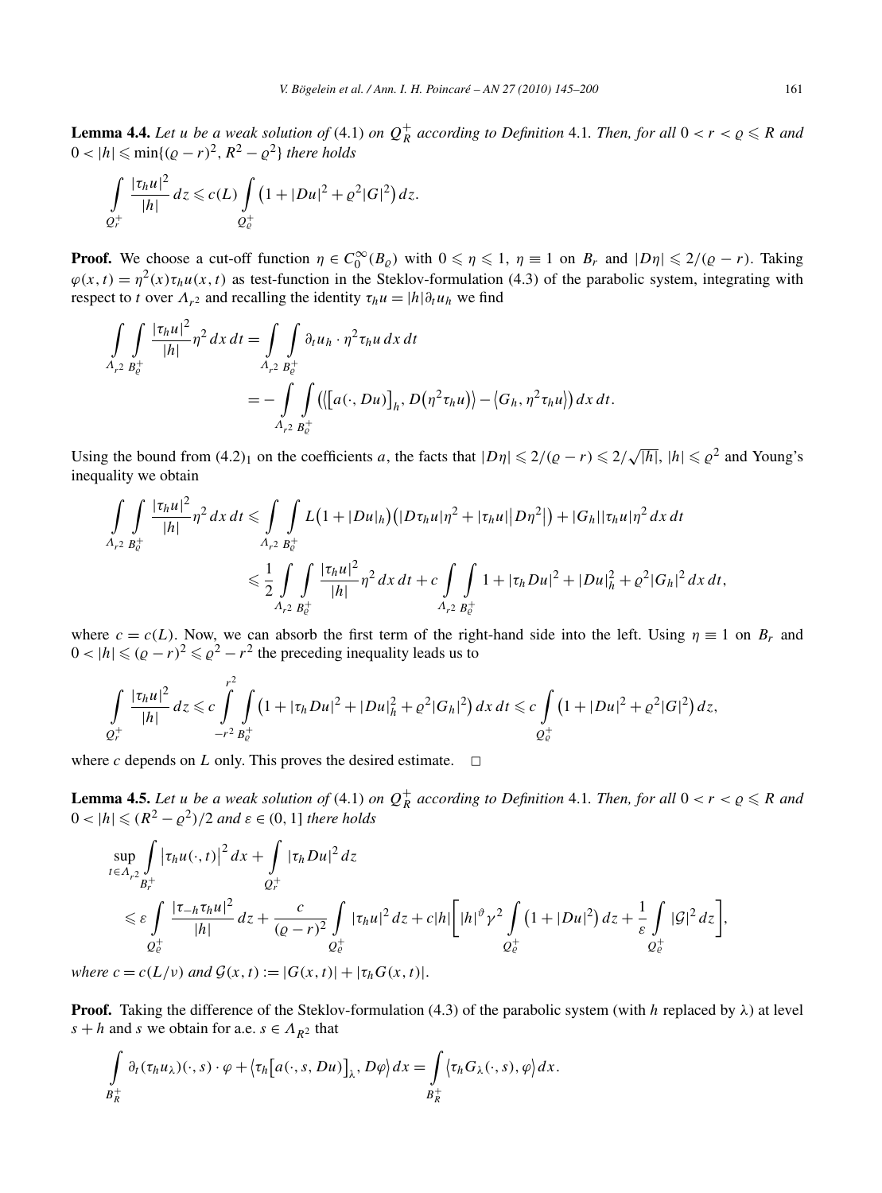**Lemma 4.4.** *Let $u$ be a weak solution of* (4.1) *on $Q_R^+$ according to Definition* 4.1*. Then, for all $0 < r < \varrho \leqslant R$ and $0 < |h| \leqslant \min\{(\varrho - r)^2, R^2 - \varrho^2\}$ there holds*

$$\int\limits_{Q_r^+} \frac{|\tau_h u|^2}{|h|}\, dz \leqslant c(L) \int\limits_{Q_\varrho^+} \big(1 + |Du|^2 + \varrho^2 |G|^2\big)\, dz.$$

**Proof.** We choose a cut-off function $\eta \in C_0^\infty(B_\varrho)$ with $0 \leqslant \eta \leqslant 1$, $\eta \equiv 1$ on $B_r$ and $|D\eta| \leqslant 2/(\varrho - r)$. Taking $\varphi(x,t) = \eta^2(x)\tau_h u(x,t)$ as test-function in the Steklov-formulation (4.3) of the parabolic system, integrating with respect to $t$ over $\Lambda_{r^2}$ and recalling the identity $\tau_h u = |h|\partial_t u_h$ we find

$$\begin{aligned}
\int\limits_{\Lambda_{r^2}} \int\limits_{B_\varrho^+} \frac{|\tau_h u|^2}{|h|} \eta^2\, dx\, dt &= \int\limits_{\Lambda_{r^2}} \int\limits_{B_\varrho^+} \partial_t u_h \cdot \eta^2 \tau_h u\, dx\, dt \\
&= -\int\limits_{\Lambda_{r^2}} \int\limits_{B_\varrho^+} \big(\big\langle \big[a(\cdot, Du)\big]_h, D\big(\eta^2 \tau_h u\big)\big\rangle - \big\langle G_h, \eta^2 \tau_h u\big\rangle\big)\, dx\, dt.
\end{aligned}$$

Using the bound from $(4.2)_1$ on the coefficients $a$, the facts that $|D\eta| \leqslant 2/(\varrho - r) \leqslant 2/\sqrt{|h|}$, $|h| \leqslant \varrho^2$ and Young's inequality we obtain

$$\begin{aligned}
\int\limits_{\Lambda_{r^2}} \int\limits_{B_\varrho^+} \frac{|\tau_h u|^2}{|h|} \eta^2\, dx\, dt &\leqslant \int\limits_{\Lambda_{r^2}} \int\limits_{B_\varrho^+} L\big(1 + |Du|_h\big)\big(|D\tau_h u|\eta^2 + |\tau_h u|\big|D\eta^2\big|\big) + |G_h||\tau_h u|\eta^2\, dx\, dt \\
&\leqslant \frac{1}{2} \int\limits_{\Lambda_{r^2}} \int\limits_{B_\varrho^+} \frac{|\tau_h u|^2}{|h|} \eta^2\, dx\, dt + c \int\limits_{\Lambda_{r^2}} \int\limits_{B_\varrho^+} 1 + |\tau_h Du|^2 + |Du|_h^2 + \varrho^2 |G_h|^2\, dx\, dt,
\end{aligned}$$

where $c = c(L)$. Now, we can absorb the first term of the right-hand side into the left. Using $\eta \equiv 1$ on $B_r$ and $0 < |h| \leqslant (\varrho - r)^2 \leqslant \varrho^2 - r^2$ the preceding inequality leads us to

$$\int\limits_{Q_r^+} \frac{|\tau_h u|^2}{|h|}\, dz \leqslant c \int\limits_{-r^2}^{r^2} \int\limits_{B_\varrho^+} \big(1 + |\tau_h Du|^2 + |Du|_h^2 + \varrho^2 |G_h|^2\big)\, dx\, dt \leqslant c \int\limits_{Q_\varrho^+} \big(1 + |Du|^2 + \varrho^2 |G|^2\big)\, dz,$$

where $c$ depends on $L$ only. This proves the desired estimate. $\square$

**Lemma 4.5.** *Let $u$ be a weak solution of* (4.1) *on $Q_R^+$ according to Definition* 4.1*. Then, for all $0 < r < \varrho \leqslant R$ and $0 < |h| \leqslant (R^2 - \varrho^2)/2$ and $\varepsilon \in (0,1]$ there holds*

$$\begin{aligned}
&\sup_{t \in \Lambda_{r^2}} \int\limits_{B_r^+} \big|\tau_h u(\cdot, t)\big|^2\, dx + \int\limits_{Q_r^+} |\tau_h Du|^2\, dz \\
&\quad \leqslant \varepsilon \int\limits_{Q_\varrho^+} \frac{|\tau_{-h}\tau_h u|^2}{|h|}\, dz + \frac{c}{(\varrho - r)^2} \int\limits_{Q_\varrho^+} |\tau_h u|^2\, dz + c|h| \Bigg[|h|^\vartheta \gamma^2 \int\limits_{Q_\varrho^+} \big(1 + |Du|^2\big)\, dz + \frac{1}{\varepsilon} \int\limits_{Q_\varrho^+} |\mathcal{G}|^2\, dz\Bigg],
\end{aligned}$$

*where $c = c(L/\nu)$ and $\mathcal{G}(x,t) := |G(x,t)| + |\tau_h G(x,t)|$.*

**Proof.** Taking the difference of the Steklov-formulation (4.3) of the parabolic system (with $h$ replaced by $\lambda$) at level $s + h$ and $s$ we obtain for a.e. $s \in \Lambda_{R^2}$ that

$$\int\limits_{B_R^+} \partial_t (\tau_h u_\lambda)(\cdot, s) \cdot \varphi + \big\langle \tau_h \big[a(\cdot, s, Du)\big]_\lambda, D\varphi\big\rangle\, dx = \int\limits_{B_R^+} \big\langle \tau_h G_\lambda(\cdot, s), \varphi\big\rangle\, dx.$$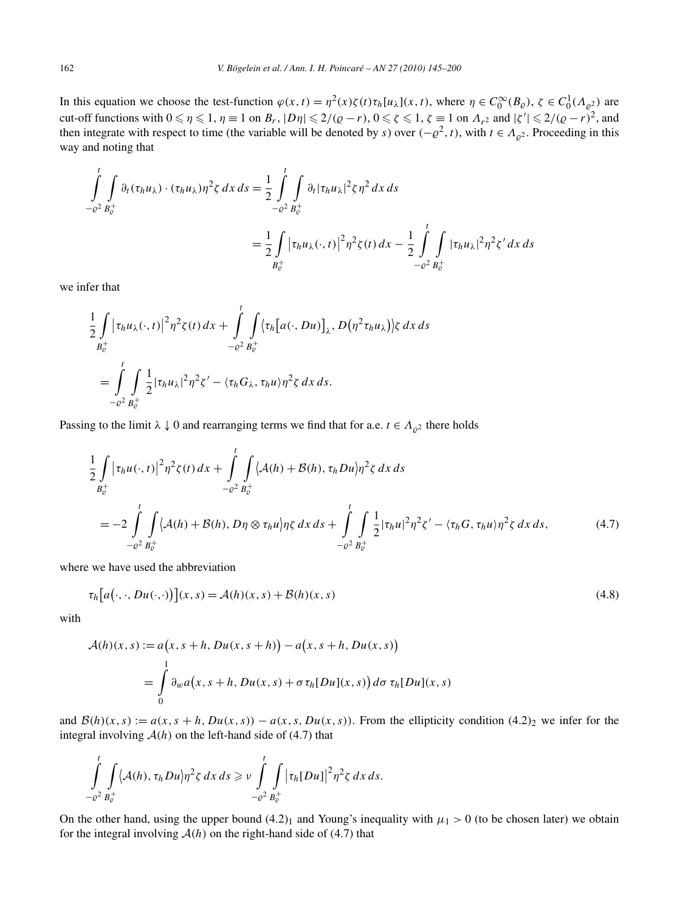In this equation we choose the test-function $\varphi(x,t) = \eta^2(x)\zeta(t)\tau_h[u_\lambda](x,t)$, where $\eta \in C_0^\infty(B_\varrho)$, $\zeta \in C_0^1(\Lambda_{\varrho^2})$ are cut-off functions with $0 \leqslant \eta \leqslant 1$, $\eta \equiv 1$ on $B_r$, $|D\eta| \leqslant 2/(\varrho - r)$, $0 \leqslant \zeta \leqslant 1$, $\zeta \equiv 1$ on $\Lambda_{r^2}$ and $|\zeta'| \leqslant 2/(\varrho - r)^2$, and then integrate with respect to time (the variable will be denoted by $s$) over $(-\varrho^2, t)$, with $t \in \Lambda_{\varrho^2}$. Proceeding in this way and noting that

$$
\begin{aligned}
\int_{-\varrho^2}^{t} \int_{B_\varrho^+} \partial_t(\tau_h u_\lambda) \cdot (\tau_h u_\lambda) \eta^2 \zeta \, dx \, ds &= \frac{1}{2} \int_{-\varrho^2}^{t} \int_{B_\varrho^+} \partial_t |\tau_h u_\lambda|^2 \zeta \eta^2 \, dx \, ds \\
&= \frac{1}{2} \int_{B_\varrho^+} \big|\tau_h u_\lambda(\cdot,t)\big|^2 \eta^2 \zeta(t) \, dx - \frac{1}{2} \int_{-\varrho^2}^{t} \int_{B_\varrho^+} |\tau_h u_\lambda|^2 \eta^2 \zeta' \, dx \, ds
\end{aligned}
$$

we infer that

$$
\begin{aligned}
&\frac{1}{2} \int_{B_\varrho^+} \big|\tau_h u_\lambda(\cdot,t)\big|^2 \eta^2 \zeta(t) \, dx + \int_{-\varrho^2}^{t} \int_{B_\varrho^+} \big\langle \tau_h\big[a(\cdot, Du)\big]_\lambda, D\big(\eta^2 \tau_h u_\lambda\big)\big\rangle \zeta \, dx \, ds \\
&\quad = \int_{-\varrho^2}^{t} \int_{B_\varrho^+} \frac{1}{2} |\tau_h u_\lambda|^2 \eta^2 \zeta' - \langle \tau_h G_\lambda, \tau_h u \rangle \eta^2 \zeta \, dx \, ds.
\end{aligned}
$$

Passing to the limit $\lambda \downarrow 0$ and rearranging terms we find that for a.e. $t \in \Lambda_{\varrho^2}$ there holds

$$
\begin{aligned}
&\frac{1}{2} \int_{B_\varrho^+} \big|\tau_h u(\cdot,t)\big|^2 \eta^2 \zeta(t) \, dx + \int_{-\varrho^2}^{t} \int_{B_\varrho^+} \big\langle \mathcal{A}(h) + \mathcal{B}(h), \tau_h Du \big\rangle \eta^2 \zeta \, dx \, ds \\
&\quad = -2 \int_{-\varrho^2}^{t} \int_{B_\varrho^+} \big\langle \mathcal{A}(h) + \mathcal{B}(h), D\eta \otimes \tau_h u \big\rangle \eta \zeta \, dx \, ds + \int_{-\varrho^2}^{t} \int_{B_\varrho^+} \frac{1}{2} |\tau_h u|^2 \eta^2 \zeta' - \langle \tau_h G, \tau_h u \rangle \eta^2 \zeta \, dx \, ds,
\end{aligned}
\tag{4.7}
$$

where we have used the abbreviation

$$
\tau_h\big[a\big(\cdot,\cdot,Du(\cdot,\cdot)\big)\big](x,s) = \mathcal{A}(h)(x,s) + \mathcal{B}(h)(x,s)
\tag{4.8}
$$

with

$$
\begin{aligned}
\mathcal{A}(h)(x,s) &:= a\big(x, s+h, Du(x,s+h)\big) - a\big(x, s+h, Du(x,s)\big) \\
&= \int_0^1 \partial_w a\big(x, s+h, Du(x,s) + \sigma \tau_h[Du](x,s)\big) \, d\sigma \, \tau_h[Du](x,s)
\end{aligned}
$$

and $\mathcal{B}(h)(x,s) := a(x, s+h, Du(x,s)) - a(x, s, Du(x,s))$. From the ellipticity condition $(4.2)_2$ we infer for the integral involving $\mathcal{A}(h)$ on the left-hand side of (4.7) that

$$
\int_{-\varrho^2}^{t} \int_{B_\varrho^+} \big\langle \mathcal{A}(h), \tau_h Du \big\rangle \eta^2 \zeta \, dx \, ds \geqslant \nu \int_{-\varrho^2}^{t} \int_{B_\varrho^+} \big|\tau_h[Du]\big|^2 \eta^2 \zeta \, dx \, ds.
$$

On the other hand, using the upper bound $(4.2)_1$ and Young's inequality with $\mu_1 > 0$ (to be chosen later) we obtain for the integral involving $\mathcal{A}(h)$ on the right-hand side of (4.7) that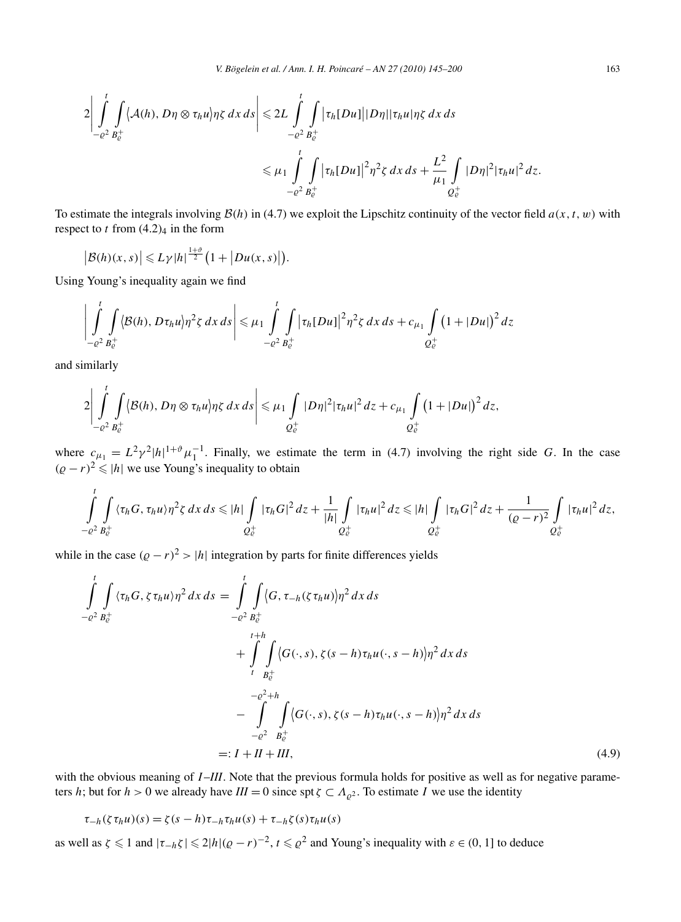$$
2\left|\int_{-\varrho^2}^{t}\int_{B_\varrho^+}\langle \mathcal{A}(h), D\eta\otimes\tau_h u\rangle\eta\zeta\,dx\,ds\right| \leqslant 2L\int_{-\varrho^2}^{t}\int_{B_\varrho^+}\left|\tau_h[Du]\right||D\eta||\tau_h u|\eta\zeta\,dx\,ds
$$

$$
\leqslant \mu_1\int_{-\varrho^2}^{t}\int_{B_\varrho^+}\left|\tau_h[Du]\right|^2\eta^2\zeta\,dx\,ds + \frac{L^2}{\mu_1}\int_{Q_\varrho^+}|D\eta|^2|\tau_h u|^2\,dz.
$$

To estimate the integrals involving $\mathcal{B}(h)$ in (4.7) we exploit the Lipschitz continuity of the vector field $a(x,t,w)$ with respect to $t$ from $(4.2)_4$ in the form

$$
\left|\mathcal{B}(h)(x,s)\right| \leqslant L\gamma|h|^{\frac{1+\vartheta}{2}}\left(1+\left|Du(x,s)\right|\right).
$$

Using Young's inequality again we find

$$
\left|\int_{-\varrho^2}^{t}\int_{B_\varrho^+}\langle \mathcal{B}(h), D\tau_h u\rangle\eta^2\zeta\,dx\,ds\right| \leqslant \mu_1\int_{-\varrho^2}^{t}\int_{B_\varrho^+}\left|\tau_h[Du]\right|^2\eta^2\zeta\,dx\,ds + c_{\mu_1}\int_{Q_\varrho^+}\left(1+|Du|\right)^2 dz
$$

and similarly

$$
2\left|\int_{-\varrho^2}^{t}\int_{B_\varrho^+}\langle \mathcal{B}(h), D\eta\otimes\tau_h u\rangle\eta\zeta\,dx\,ds\right| \leqslant \mu_1\int_{Q_\varrho^+}|D\eta|^2|\tau_h u|^2\,dz + c_{\mu_1}\int_{Q_\varrho^+}\left(1+|Du|\right)^2 dz,
$$

where $c_{\mu_1} = L^2\gamma^2|h|^{1+\vartheta}\mu_1^{-1}$. Finally, we estimate the term in (4.7) involving the right side $G$. In the case $(\varrho-r)^2 \leqslant |h|$ we use Young's inequality to obtain

$$
\int_{-\varrho^2}^{t}\int_{B_\varrho^+}\langle \tau_h G, \tau_h u\rangle\eta^2\zeta\,dx\,ds \leqslant |h|\int_{Q_\varrho^+}|\tau_h G|^2\,dz + \frac{1}{|h|}\int_{Q_\varrho^+}|\tau_h u|^2\,dz \leqslant |h|\int_{Q_\varrho^+}|\tau_h G|^2\,dz + \frac{1}{(\varrho-r)^2}\int_{Q_\varrho^+}|\tau_h u|^2\,dz,
$$

while in the case $(\varrho-r)^2 > |h|$ integration by parts for finite differences yields

$$
\begin{aligned}
\int_{-\varrho^2}^{t}\int_{B_\varrho^+}\langle \tau_h G, \zeta\tau_h u\rangle\eta^2\,dx\,ds &= \int_{-\varrho^2}^{t}\int_{B_\varrho^+}\langle G, \tau_{-h}(\zeta\tau_h u)\rangle\eta^2\,dx\,ds \\
&\quad + \int_{t}^{t+h}\int_{B_\varrho^+}\langle G(\cdot,s), \zeta(s-h)\tau_h u(\cdot,s-h)\rangle\eta^2\,dx\,ds \\
&\quad - \int_{-\varrho^2}^{-\varrho^2+h}\int_{B_\varrho^+}\langle G(\cdot,s), \zeta(s-h)\tau_h u(\cdot,s-h)\rangle\eta^2\,dx\,ds \\
&=: I + II + III,
\end{aligned}
\tag{4.9}
$$

with the obvious meaning of $I$–$III$. Note that the previous formula holds for positive as well as for negative parameters $h$; but for $h>0$ we already have $III = 0$ since $\operatorname{spt}\zeta \subset \Lambda_{\varrho^2}$. To estimate $I$ we use the identity

$$
\tau_{-h}(\zeta\tau_h u)(s) = \zeta(s-h)\tau_{-h}\tau_h u(s) + \tau_{-h}\zeta(s)\tau_h u(s)
$$

as well as $\zeta \leqslant 1$ and $|\tau_{-h}\zeta| \leqslant 2|h|(\varrho-r)^{-2}$, $t \leqslant \varrho^2$ and Young's inequality with $\varepsilon \in (0,1]$ to deduce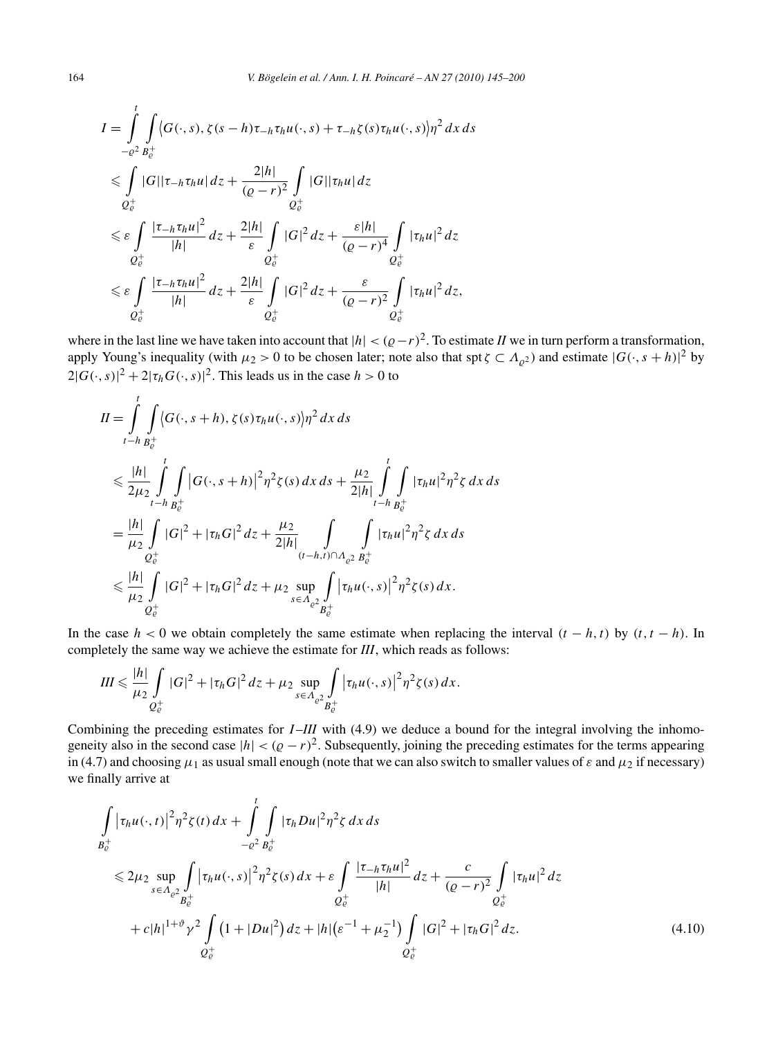$$
\begin{aligned}
I &= \int_{-\varrho^2}^{t} \int_{B_\varrho^+} \big\langle G(\cdot,s), \zeta(s-h)\tau_{-h}\tau_h u(\cdot,s) + \tau_{-h}\zeta(s)\tau_h u(\cdot,s)\big\rangle \eta^2 \, dx \, ds \\
&\leqslant \int_{Q_\varrho^+} |G||\tau_{-h}\tau_h u| \, dz + \frac{2|h|}{(\varrho-r)^2} \int_{Q_\varrho^+} |G||\tau_h u| \, dz \\
&\leqslant \varepsilon \int_{Q_\varrho^+} \frac{|\tau_{-h}\tau_h u|^2}{|h|} \, dz + \frac{2|h|}{\varepsilon} \int_{Q_\varrho^+} |G|^2 \, dz + \frac{\varepsilon |h|}{(\varrho-r)^4} \int_{Q_\varrho^+} |\tau_h u|^2 \, dz \\
&\leqslant \varepsilon \int_{Q_\varrho^+} \frac{|\tau_{-h}\tau_h u|^2}{|h|} \, dz + \frac{2|h|}{\varepsilon} \int_{Q_\varrho^+} |G|^2 \, dz + \frac{\varepsilon}{(\varrho-r)^2} \int_{Q_\varrho^+} |\tau_h u|^2 \, dz,
\end{aligned}
$$

where in the last line we have taken into account that $|h| < (\varrho - r)^2$. To estimate *II* we in turn perform a transformation, apply Young's inequality (with $\mu_2 > 0$ to be chosen later; note also that $\operatorname{spt}\zeta \subset \Lambda_{\varrho^2}$) and estimate $|G(\cdot, s+h)|^2$ by $2|G(\cdot,s)|^2 + 2|\tau_h G(\cdot,s)|^2$. This leads us in the case $h > 0$ to

$$
\begin{aligned}
II &= \int_{t-h}^{t} \int_{B_\varrho^+} \big\langle G(\cdot, s+h), \zeta(s)\tau_h u(\cdot,s)\big\rangle \eta^2 \, dx \, ds \\
&\leqslant \frac{|h|}{2\mu_2} \int_{t-h}^{t} \int_{B_\varrho^+} \big|G(\cdot,s+h)\big|^2 \eta^2 \zeta(s) \, dx \, ds + \frac{\mu_2}{2|h|} \int_{t-h}^{t} \int_{B_\varrho^+} |\tau_h u|^2 \eta^2 \zeta \, dx \, ds \\
&= \frac{|h|}{\mu_2} \int_{Q_\varrho^+} |G|^2 + |\tau_h G|^2 \, dz + \frac{\mu_2}{2|h|} \int_{(t-h,t)\cap \Lambda_{\varrho^2}} \int_{B_\varrho^+} |\tau_h u|^2 \eta^2 \zeta \, dx \, ds \\
&\leqslant \frac{|h|}{\mu_2} \int_{Q_\varrho^+} |G|^2 + |\tau_h G|^2 \, dz + \mu_2 \sup_{s \in \Lambda_{\varrho^2}} \int_{B_\varrho^+} \big|\tau_h u(\cdot,s)\big|^2 \eta^2 \zeta(s) \, dx.
\end{aligned}
$$

In the case $h < 0$ we obtain completely the same estimate when replacing the interval $(t-h, t)$ by $(t, t-h)$. In completely the same way we achieve the estimate for *III*, which reads as follows:

$$
III \leqslant \frac{|h|}{\mu_2} \int_{Q_\varrho^+} |G|^2 + |\tau_h G|^2 \, dz + \mu_2 \sup_{s \in \Lambda_{\varrho^2}} \int_{B_\varrho^+} \big|\tau_h u(\cdot,s)\big|^2 \eta^2 \zeta(s) \, dx.
$$

Combining the preceding estimates for *I*–*III* with (4.9) we deduce a bound for the integral involving the inhomogeneity also in the second case $|h| < (\varrho - r)^2$. Subsequently, joining the preceding estimates for the terms appearing in (4.7) and choosing $\mu_1$ as usual small enough (note that we can also switch to smaller values of $\varepsilon$ and $\mu_2$ if necessary) we finally arrive at

$$
\begin{aligned}
&\int_{B_\varrho^+} \big|\tau_h u(\cdot,t)\big|^2 \eta^2 \zeta(t) \, dx + \int_{-\varrho^2}^{t} \int_{B_\varrho^+} |\tau_h Du|^2 \eta^2 \zeta \, dx \, ds \\
&\quad \leqslant 2\mu_2 \sup_{s \in \Lambda_{\varrho^2}} \int_{B_\varrho^+} \big|\tau_h u(\cdot,s)\big|^2 \eta^2 \zeta(s) \, dx + \varepsilon \int_{Q_\varrho^+} \frac{|\tau_{-h}\tau_h u|^2}{|h|} \, dz + \frac{c}{(\varrho-r)^2} \int_{Q_\varrho^+} |\tau_h u|^2 \, dz \\
&\qquad + c|h|^{1+\vartheta} \gamma^2 \int_{Q_\varrho^+} \big(1 + |Du|^2\big) \, dz + |h|\big(\varepsilon^{-1} + \mu_2^{-1}\big) \int_{Q_\varrho^+} |G|^2 + |\tau_h G|^2 \, dz.
\end{aligned}
\tag{4.10}
$$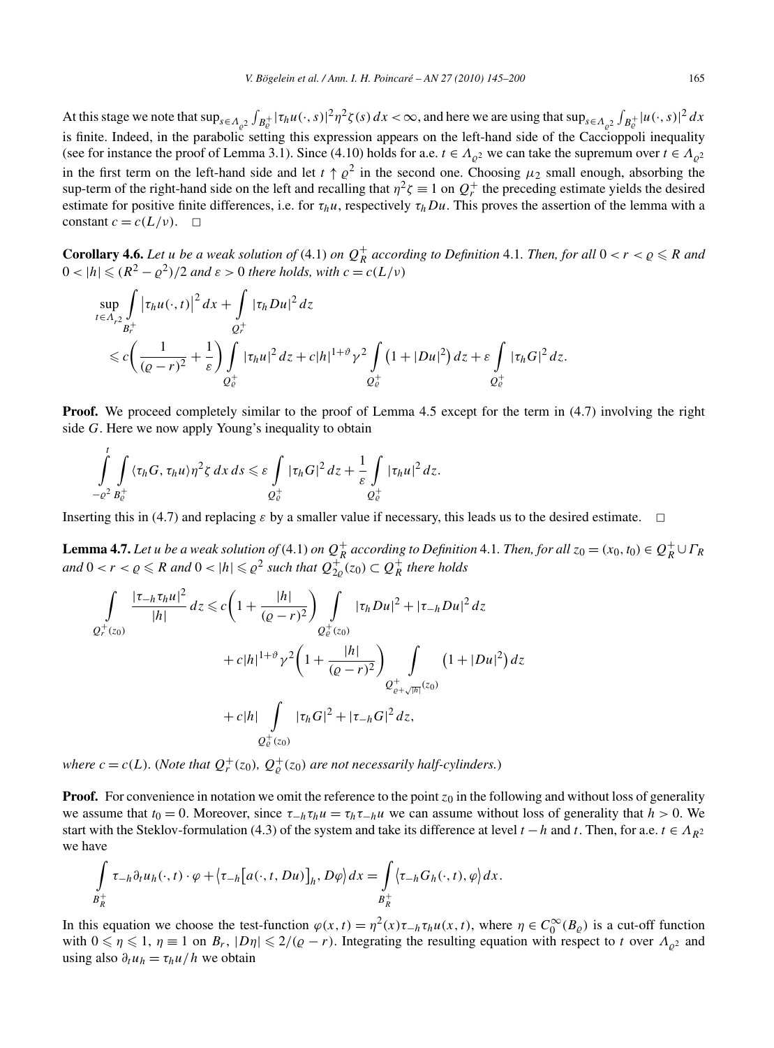At this stage we note that $\sup_{s\in\Lambda_{\varrho^2}}\int_{B_\varrho^+}|\tau_h u(\cdot,s)|^2\eta^2\zeta(s)\,dx<\infty$, and here we are using that $\sup_{s\in\Lambda_{\varrho^2}}\int_{B_\varrho^+}|u(\cdot,s)|^2\,dx$ is finite. Indeed, in the parabolic setting this expression appears on the left-hand side of the Caccioppoli inequality (see for instance the proof of Lemma 3.1). Since (4.10) holds for a.e. $t\in\Lambda_{\varrho^2}$ we can take the supremum over $t\in\Lambda_{\varrho^2}$ in the first term on the left-hand side and let $t\uparrow\varrho^2$ in the second one. Choosing $\mu_2$ small enough, absorbing the sup-term of the right-hand side on the left and recalling that $\eta^2\zeta\equiv 1$ on $Q_r^+$ the preceding estimate yields the desired estimate for positive finite differences, i.e. for $\tau_h u$, respectively $\tau_h Du$. This proves the assertion of the lemma with a constant $c=c(L/\nu)$. $\square$

**Corollary 4.6.** *Let $u$ be a weak solution of* (4.1) *on $Q_R^+$ according to Definition* 4.1. *Then, for all $0<r<\varrho\leqslant R$ and $0<|h|\leqslant(R^2-\varrho^2)/2$ and $\varepsilon>0$ there holds, with $c=c(L/\nu)$*

$$
\sup_{t\in\Lambda_{r^2}}\int_{B_r^+}\big|\tau_h u(\cdot,t)\big|^2\,dx+\int_{Q_r^+}|\tau_h Du|^2\,dz
\leqslant c\bigg(\frac{1}{(\varrho-r)^2}+\frac{1}{\varepsilon}\bigg)\int_{Q_\varrho^+}|\tau_h u|^2\,dz+c|h|^{1+\vartheta}\gamma^2\int_{Q_\varrho^+}\big(1+|Du|^2\big)\,dz+\varepsilon\int_{Q_\varrho^+}|\tau_h G|^2\,dz.
$$

**Proof.** We proceed completely similar to the proof of Lemma 4.5 except for the term in (4.7) involving the right side $G$. Here we now apply Young's inequality to obtain

$$
\int_{-\varrho^2}^{t}\int_{B_\varrho^+}\langle\tau_h G,\tau_h u\rangle\eta^2\zeta\,dx\,ds\leqslant\varepsilon\int_{Q_\varrho^+}|\tau_h G|^2\,dz+\frac{1}{\varepsilon}\int_{Q_\varrho^+}|\tau_h u|^2\,dz.
$$

Inserting this in (4.7) and replacing $\varepsilon$ by a smaller value if necessary, this leads us to the desired estimate. $\square$

**Lemma 4.7.** *Let $u$ be a weak solution of* (4.1) *on $Q_R^+$ according to Definition* 4.1. *Then, for all $z_0=(x_0,t_0)\in Q_R^+\cup\Gamma_R$ and $0<r<\varrho\leqslant R$ and $0<|h|\leqslant\varrho^2$ such that $Q_{2\varrho}^+(z_0)\subset Q_R^+$ there holds*

$$
\begin{aligned}
\int_{Q_r^+(z_0)}\frac{|\tau_{-h}\tau_h u|^2}{|h|}\,dz&\leqslant c\bigg(1+\frac{|h|}{(\varrho-r)^2}\bigg)\int_{Q_\varrho^+(z_0)}|\tau_h Du|^2+|\tau_{-h}Du|^2\,dz\\
&\quad+c|h|^{1+\vartheta}\gamma^2\bigg(1+\frac{|h|}{(\varrho-r)^2}\bigg)\int_{Q^+_{\varrho+\sqrt{|h|}}(z_0)}\big(1+|Du|^2\big)\,dz\\
&\quad+c|h|\int_{Q_\varrho^+(z_0)}|\tau_h G|^2+|\tau_{-h}G|^2\,dz,
\end{aligned}
$$

*where $c=c(L)$. (Note that $Q_r^+(z_0)$, $Q_\varrho^+(z_0)$ are not necessarily half-cylinders.)*

**Proof.** For convenience in notation we omit the reference to the point $z_0$ in the following and without loss of generality we assume that $t_0=0$. Moreover, since $\tau_{-h}\tau_h u=\tau_h\tau_{-h}u$ we can assume without loss of generality that $h>0$. We start with the Steklov-formulation (4.3) of the system and take its difference at level $t-h$ and $t$. Then, for a.e. $t\in\Lambda_{R^2}$ we have

$$
\int_{B_R^+}\tau_{-h}\partial_t u_h(\cdot,t)\cdot\varphi+\big\langle\tau_{-h}\big[a(\cdot,t,Du)\big]_h,D\varphi\big\rangle\,dx=\int_{B_R^+}\big\langle\tau_{-h}G_h(\cdot,t),\varphi\big\rangle\,dx.
$$

In this equation we choose the test-function $\varphi(x,t)=\eta^2(x)\tau_{-h}\tau_h u(x,t)$, where $\eta\in C_0^\infty(B_\varrho)$ is a cut-off function with $0\leqslant\eta\leqslant 1$, $\eta\equiv 1$ on $B_r$, $|D\eta|\leqslant 2/(\varrho-r)$. Integrating the resulting equation with respect to $t$ over $\Lambda_{\varrho^2}$ and using also $\partial_t u_h=\tau_h u/h$ we obtain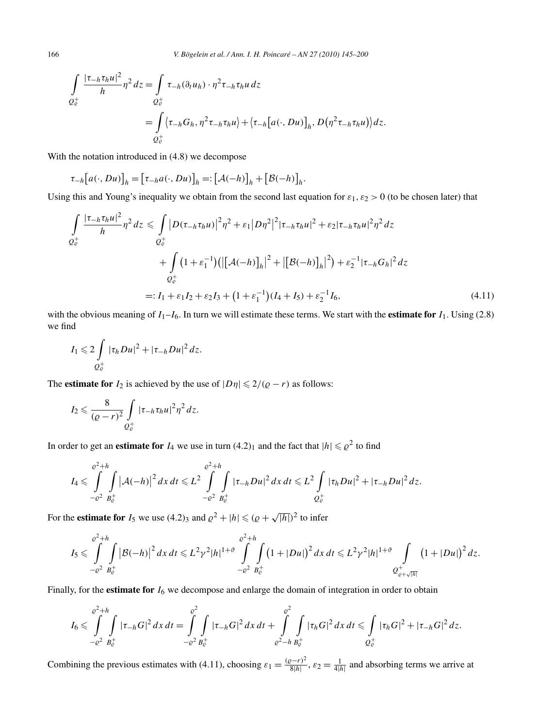$$\int_{Q_\varrho^+} \frac{|\tau_{-h}\tau_h u|^2}{h}\eta^2\,dz = \int_{Q_\varrho^+} \tau_{-h}(\partial_t u_h)\cdot \eta^2 \tau_{-h}\tau_h u\,dz$$
$$= \int_{Q_\varrho^+} \langle \tau_{-h}G_h, \eta^2\tau_{-h}\tau_h u\rangle + \langle \tau_{-h}\big[a(\cdot,Du)\big]_h, D\big(\eta^2\tau_{-h}\tau_h u\big)\rangle\,dz.$$

With the notation introduced in (4.8) we decompose

$$\tau_{-h}\big[a(\cdot,Du)\big]_h = \big[\tau_{-h}a(\cdot,Du)\big]_h =: \big[\mathcal{A}(-h)\big]_h + \big[\mathcal{B}(-h)\big]_h.$$

Using this and Young's inequality we obtain from the second last equation for $\varepsilon_1, \varepsilon_2 > 0$ (to be chosen later) that

$$\int_{Q_\varrho^+} \frac{|\tau_{-h}\tau_h u|^2}{h}\eta^2\,dz \leqslant \int_{Q_\varrho^+} \big|D(\tau_{-h}\tau_h u)\big|^2\eta^2 + \varepsilon_1\big|D\eta^2\big|^2|\tau_{-h}\tau_h u|^2 + \varepsilon_2|\tau_{-h}\tau_h u|^2\eta^2\,dz$$
$$+ \int_{Q_\varrho^+} \big(1+\varepsilon_1^{-1}\big)\big(\big|\big[\mathcal{A}(-h)\big]_h\big|^2 + \big|\big[\mathcal{B}(-h)\big]_h\big|^2\big) + \varepsilon_2^{-1}|\tau_{-h}G_h|^2\,dz$$
$$=: I_1 + \varepsilon_1 I_2 + \varepsilon_2 I_3 + \big(1+\varepsilon_1^{-1}\big)(I_4 + I_5) + \varepsilon_2^{-1} I_6, \tag{4.11}$$

with the obvious meaning of $I_1$–$I_6$. In turn we will estimate these terms. We start with the **estimate for** $I_1$. Using (2.8) we find

$$I_1 \leqslant 2\int_{Q_\varrho^+} |\tau_h Du|^2 + |\tau_{-h}Du|^2\,dz.$$

The **estimate for** $I_2$ is achieved by the use of $|D\eta| \leqslant 2/(\varrho - r)$ as follows:

$$I_2 \leqslant \frac{8}{(\varrho-r)^2}\int_{Q_\varrho^+} |\tau_{-h}\tau_h u|^2\eta^2\,dz.$$

In order to get an **estimate for** $I_4$ we use in turn $(4.2)_1$ and the fact that $|h| \leqslant \varrho^2$ to find

$$I_4 \leqslant \int_{-\varrho^2}^{\varrho^2+h}\int_{B_\varrho^+} \big|\mathcal{A}(-h)\big|^2\,dx\,dt \leqslant L^2\int_{-\varrho^2}^{\varrho^2+h}\int_{B_\varrho^+} |\tau_{-h}Du|^2\,dx\,dt \leqslant L^2\int_{Q_\varrho^+} |\tau_h Du|^2 + |\tau_{-h}Du|^2\,dz.$$

For the **estimate for** $I_5$ we use $(4.2)_3$ and $\varrho^2 + |h| \leqslant (\varrho + \sqrt{|h|})^2$ to infer

$$I_5 \leqslant \int_{-\varrho^2}^{\varrho^2+h}\int_{B_\varrho^+} \big|\mathcal{B}(-h)\big|^2\,dx\,dt \leqslant L^2\gamma^2|h|^{1+\vartheta}\int_{-\varrho^2}^{\varrho^2+h}\int_{B_\varrho^+} \big(1+|Du|\big)^2\,dx\,dt \leqslant L^2\gamma^2|h|^{1+\vartheta}\int_{Q^+_{\varrho+\sqrt{|h|}}} \big(1+|Du|\big)^2\,dz.$$

Finally, for the **estimate for** $I_6$ we decompose and enlarge the domain of integration in order to obtain

$$I_6 \leqslant \int_{-\varrho^2}^{\varrho^2+h}\int_{B_\varrho^+} |\tau_{-h}G|^2\,dx\,dt = \int_{-\varrho^2}^{\varrho^2}\int_{B_\varrho^+} |\tau_{-h}G|^2\,dx\,dt + \int_{\varrho^2-h}^{\varrho^2}\int_{B_\varrho^+} |\tau_h G|^2\,dx\,dt \leqslant \int_{Q_\varrho^+} |\tau_h G|^2 + |\tau_{-h}G|^2\,dz.$$

Combining the previous estimates with (4.11), choosing $\varepsilon_1 = \frac{(\varrho-r)^2}{8|h|}$, $\varepsilon_2 = \frac{1}{4|h|}$ and absorbing terms we arrive at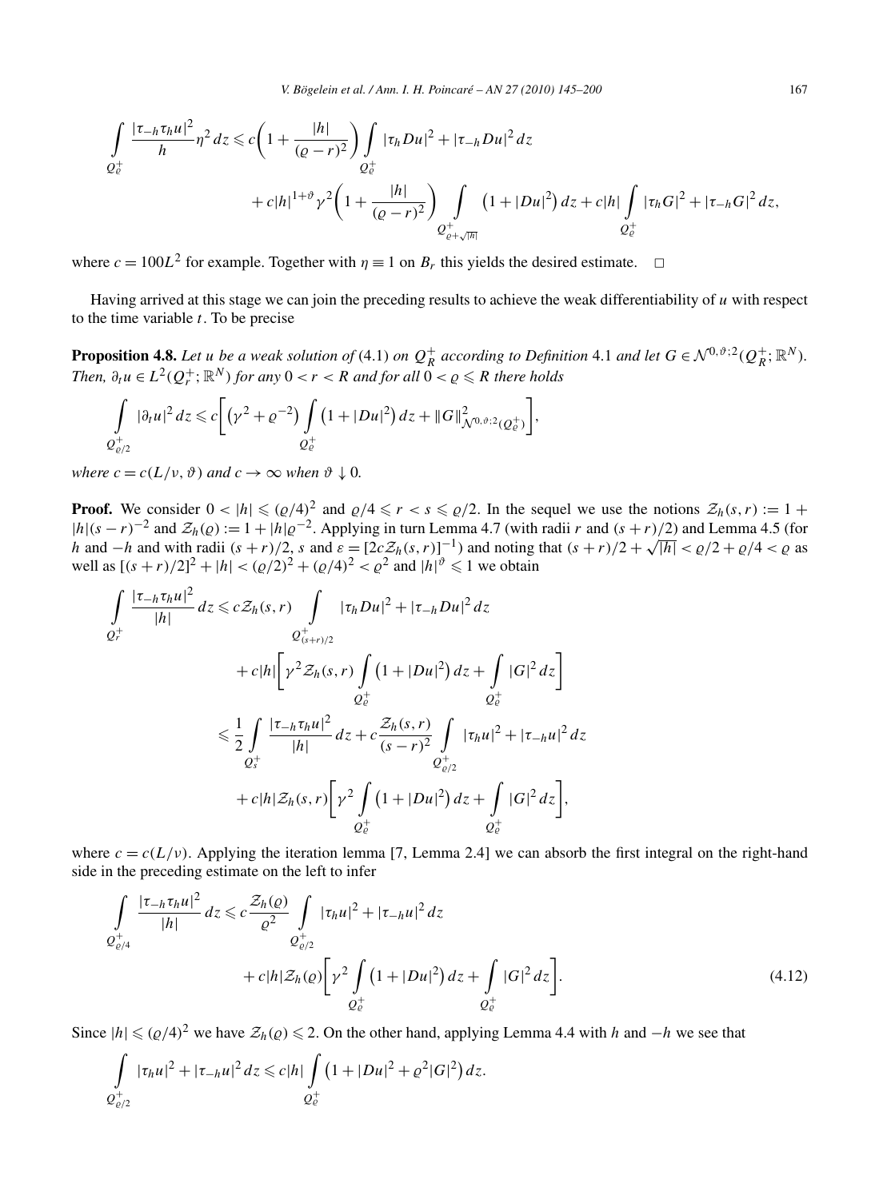$$\int_{Q_\varrho^+} \frac{|\tau_{-h}\tau_h u|^2}{h}\eta^2\,dz \leqslant c\left(1+\frac{|h|}{(\varrho-r)^2}\right)\int_{Q_\varrho^+} |\tau_h Du|^2 + |\tau_{-h} Du|^2\,dz$$
$$+ c|h|^{1+\vartheta}\gamma^2\left(1+\frac{|h|}{(\varrho-r)^2}\right)\int_{Q^+_{\varrho+\sqrt{|h|}}}\left(1+|Du|^2\right)dz + c|h|\int_{Q_\varrho^+}|\tau_h G|^2+|\tau_{-h}G|^2\,dz,$$

where $c = 100L^2$ for example. Together with $\eta \equiv 1$ on $B_r$ this yields the desired estimate. $\square$

Having arrived at this stage we can join the preceding results to achieve the weak differentiability of $u$ with respect to the time variable $t$. To be precise

**Proposition 4.8.** *Let $u$ be a weak solution of* (4.1) *on $Q_R^+$ according to Definition* 4.1 *and let $G \in \mathcal{N}^{0,\vartheta;2}(Q_R^+;\mathbb{R}^N)$. Then, $\partial_t u \in L^2(Q_r^+;\mathbb{R}^N)$ for any $0<r<R$ and for all $0<\varrho\leqslant R$ there holds*

$$\int_{Q^+_{\varrho/2}} |\partial_t u|^2\,dz \leqslant c\left[\left(\gamma^2+\varrho^{-2}\right)\int_{Q_\varrho^+}\left(1+|Du|^2\right)dz + \|G\|^2_{\mathcal{N}^{0,\vartheta;2}(Q_\varrho^+)}\right],$$

*where $c = c(L/\nu,\vartheta)$ and $c\to\infty$ when $\vartheta\downarrow 0$.*

**Proof.** We consider $0<|h|\leqslant(\varrho/4)^2$ and $\varrho/4\leqslant r<s\leqslant\varrho/2$. In the sequel we use the notions $\mathcal{Z}_h(s,r) := 1 + |h|(s-r)^{-2}$ and $\mathcal{Z}_h(\varrho) := 1+|h|\varrho^{-2}$. Applying in turn Lemma 4.7 (with radii $r$ and $(s+r)/2$) and Lemma 4.5 (for $h$ and $-h$ and with radii $(s+r)/2$, $s$ and $\varepsilon = [2c\mathcal{Z}_h(s,r)]^{-1}$) and noting that $(s+r)/2+\sqrt{|h|}<\varrho/2+\varrho/4<\varrho$ as well as $[(s+r)/2]^2+|h|<(\varrho/2)^2+(\varrho/4)^2<\varrho^2$ and $|h|^\vartheta\leqslant 1$ we obtain

$$\int_{Q_r^+}\frac{|\tau_{-h}\tau_h u|^2}{|h|}\,dz \leqslant c\mathcal{Z}_h(s,r)\int_{Q^+_{(s+r)/2}}|\tau_h Du|^2+|\tau_{-h}Du|^2\,dz$$
$$+ c|h|\left[\gamma^2\mathcal{Z}_h(s,r)\int_{Q_\varrho^+}\left(1+|Du|^2\right)dz + \int_{Q_\varrho^+}|G|^2\,dz\right]$$
$$\leqslant \frac{1}{2}\int_{Q_s^+}\frac{|\tau_{-h}\tau_h u|^2}{|h|}\,dz + c\frac{\mathcal{Z}_h(s,r)}{(s-r)^2}\int_{Q^+_{\varrho/2}}|\tau_h u|^2+|\tau_{-h}u|^2\,dz$$
$$+ c|h|\mathcal{Z}_h(s,r)\left[\gamma^2\int_{Q_\varrho^+}\left(1+|Du|^2\right)dz+\int_{Q_\varrho^+}|G|^2\,dz\right],$$

where $c = c(L/\nu)$. Applying the iteration lemma [7, Lemma 2.4] we can absorb the first integral on the right-hand side in the preceding estimate on the left to infer

$$\int_{Q^+_{\varrho/4}}\frac{|\tau_{-h}\tau_h u|^2}{|h|}\,dz \leqslant c\frac{\mathcal{Z}_h(\varrho)}{\varrho^2}\int_{Q^+_{\varrho/2}}|\tau_h u|^2+|\tau_{-h}u|^2\,dz$$
$$+ c|h|\mathcal{Z}_h(\varrho)\left[\gamma^2\int_{Q_\varrho^+}\left(1+|Du|^2\right)dz+\int_{Q_\varrho^+}|G|^2\,dz\right]. \tag{4.12}$$

Since $|h|\leqslant(\varrho/4)^2$ we have $\mathcal{Z}_h(\varrho)\leqslant 2$. On the other hand, applying Lemma 4.4 with $h$ and $-h$ we see that

$$\int_{Q^+_{\varrho/2}}|\tau_h u|^2+|\tau_{-h}u|^2\,dz \leqslant c|h|\int_{Q_\varrho^+}\left(1+|Du|^2+\varrho^2|G|^2\right)dz.$$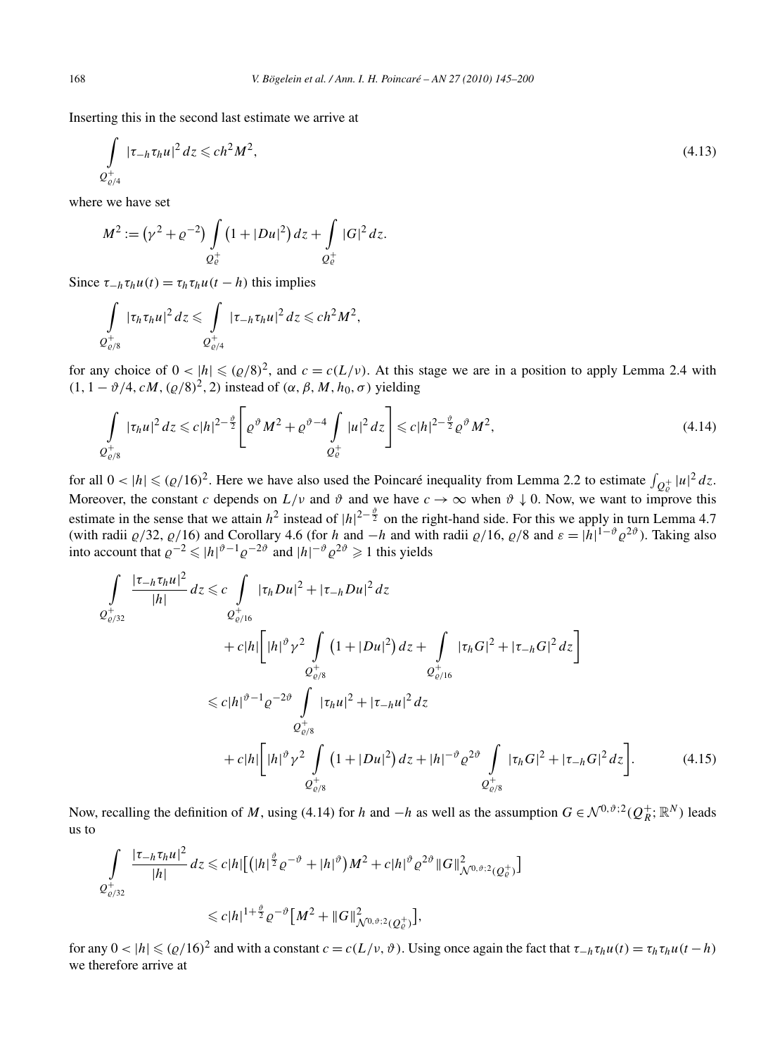Inserting this in the second last estimate we arrive at

$$\int_{Q^+_{\varrho/4}} |\tau_{-h}\tau_h u|^2\, dz \leqslant ch^2 M^2, \tag{4.13}$$

where we have set

$$M^2 := \left(\gamma^2 + \varrho^{-2}\right) \int_{Q^+_\varrho} \left(1 + |Du|^2\right) dz + \int_{Q^+_\varrho} |G|^2\, dz.$$

Since $\tau_{-h}\tau_h u(t) = \tau_h\tau_h u(t-h)$ this implies

$$\int_{Q^+_{\varrho/8}} |\tau_h\tau_h u|^2\, dz \leqslant \int_{Q^+_{\varrho/4}} |\tau_{-h}\tau_h u|^2\, dz \leqslant ch^2 M^2,$$

for any choice of $0 < |h| \leqslant (\varrho/8)^2$, and $c = c(L/\nu)$. At this stage we are in a position to apply Lemma 2.4 with $(1, 1 - \vartheta/4, cM, (\varrho/8)^2, 2)$ instead of $(\alpha, \beta, M, h_0, \sigma)$ yielding

$$\int_{Q^+_{\varrho/8}} |\tau_h u|^2\, dz \leqslant c|h|^{2-\frac{\vartheta}{2}} \left[\varrho^\vartheta M^2 + \varrho^{\vartheta-4} \int_{Q^+_\varrho} |u|^2\, dz\right] \leqslant c|h|^{2-\frac{\vartheta}{2}} \varrho^\vartheta M^2, \tag{4.14}$$

for all $0 < |h| \leqslant (\varrho/16)^2$. Here we have also used the Poincaré inequality from Lemma 2.2 to estimate $\int_{Q^+_\varrho} |u|^2\, dz$. Moreover, the constant $c$ depends on $L/\nu$ and $\vartheta$ and we have $c \to \infty$ when $\vartheta \downarrow 0$. Now, we want to improve this estimate in the sense that we attain $h^2$ instead of $|h|^{2-\frac{\vartheta}{2}}$ on the right-hand side. For this we apply in turn Lemma 4.7 (with radii $\varrho/32$, $\varrho/16$) and Corollary 4.6 (for $h$ and $-h$ and with radii $\varrho/16$, $\varrho/8$ and $\varepsilon = |h|^{1-\vartheta}\varrho^{2\vartheta}$). Taking also into account that $\varrho^{-2} \leqslant |h|^{\vartheta-1}\varrho^{-2\vartheta}$ and $|h|^{-\vartheta}\varrho^{2\vartheta} \geqslant 1$ this yields

$$\begin{aligned}
\int_{Q^+_{\varrho/32}} \frac{|\tau_{-h}\tau_h u|^2}{|h|}\, dz &\leqslant c \int_{Q^+_{\varrho/16}} |\tau_h Du|^2 + |\tau_{-h} Du|^2\, dz \\
&\quad + c|h|\left[|h|^\vartheta \gamma^2 \int_{Q^+_{\varrho/8}} \left(1 + |Du|^2\right) dz + \int_{Q^+_{\varrho/16}} |\tau_h G|^2 + |\tau_{-h} G|^2\, dz\right] \\
&\leqslant c|h|^{\vartheta-1}\varrho^{-2\vartheta} \int_{Q^+_{\varrho/8}} |\tau_h u|^2 + |\tau_{-h} u|^2\, dz \\
&\quad + c|h|\left[|h|^\vartheta \gamma^2 \int_{Q^+_{\varrho/8}} \left(1 + |Du|^2\right) dz + |h|^{-\vartheta}\varrho^{2\vartheta} \int_{Q^+_{\varrho/8}} |\tau_h G|^2 + |\tau_{-h} G|^2\, dz\right].
\end{aligned} \tag{4.15}$$

Now, recalling the definition of $M$, using (4.14) for $h$ and $-h$ as well as the assumption $G \in \mathcal{N}^{0,\vartheta;2}(Q^+_R; \mathbb{R}^N)$ leads us to

$$\begin{aligned}
\int_{Q^+_{\varrho/32}} \frac{|\tau_{-h}\tau_h u|^2}{|h|}\, dz &\leqslant c|h|\left[\left(|h|^{\frac{\vartheta}{2}}\varrho^{-\vartheta} + |h|^\vartheta\right) M^2 + c|h|^\vartheta \varrho^{2\vartheta} \|G\|^2_{\mathcal{N}^{0,\vartheta;2}(Q^+_\varrho)}\right] \\
&\leqslant c|h|^{1+\frac{\vartheta}{2}}\varrho^{-\vartheta}\left[M^2 + \|G\|^2_{\mathcal{N}^{0,\vartheta;2}(Q^+_\varrho)}\right],
\end{aligned}$$

for any $0 < |h| \leqslant (\varrho/16)^2$ and with a constant $c = c(L/\nu, \vartheta)$. Using once again the fact that $\tau_{-h}\tau_h u(t) = \tau_h\tau_h u(t-h)$ we therefore arrive at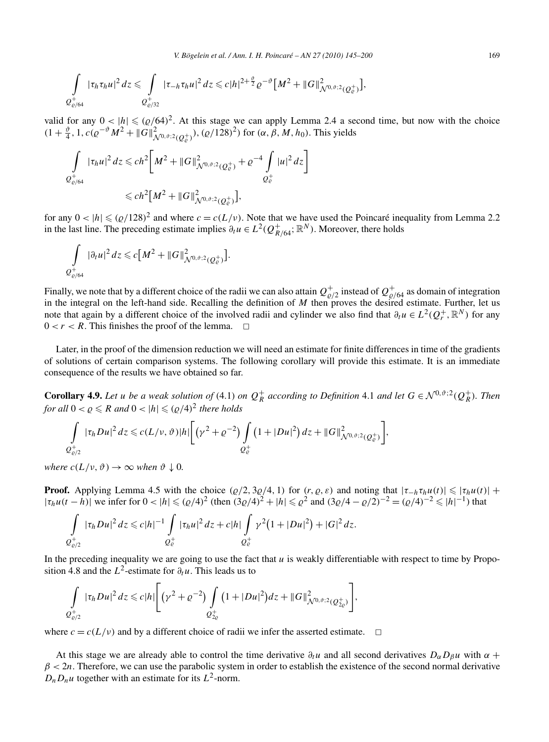$$\int_{Q^+_{\varrho/64}} |\tau_h \tau_h u|^2 \, dz \leqslant \int_{Q^+_{\varrho/32}} |\tau_{-h} \tau_h u|^2 \, dz \leqslant c|h|^{2+\frac{\vartheta}{2}} \varrho^{-\vartheta} \big[ M^2 + \|G\|^2_{\mathcal{N}^{0,\vartheta;2}(Q^+_\varrho)} \big],$$

valid for any $0 < |h| \leqslant (\varrho/64)^2$. At this stage we can apply Lemma 2.4 a second time, but now with the choice $(1 + \frac{\vartheta}{4}, 1, c(\varrho^{-\vartheta} M^2 + \|G\|^2_{\mathcal{N}^{0,\vartheta;2}(Q^+_\varrho)}), (\varrho/128)^2)$ for $(\alpha, \beta, M, h_0)$. This yields

$$\begin{aligned}
\int_{Q^+_{\varrho/64}} |\tau_h u|^2 \, dz &\leqslant c h^2 \Bigg[ M^2 + \|G\|^2_{\mathcal{N}^{0,\vartheta;2}(Q^+_\varrho)} + \varrho^{-4} \int_{Q^+_\varrho} |u|^2 \, dz \Bigg] \\
&\leqslant c h^2 \big[ M^2 + \|G\|^2_{\mathcal{N}^{0,\vartheta;2}(Q^+_\varrho)} \big],
\end{aligned}$$

for any $0 < |h| \leqslant (\varrho/128)^2$ and where $c = c(L/\nu)$. Note that we have used the Poincaré inequality from Lemma 2.2 in the last line. The preceding estimate implies $\partial_t u \in L^2(Q^+_{R/64}; \mathbb{R}^N)$. Moreover, there holds

$$\int_{Q^+_{\varrho/64}} |\partial_t u|^2 \, dz \leqslant c \big[ M^2 + \|G\|^2_{\mathcal{N}^{0,\vartheta;2}(Q^+_\varrho)} \big].$$

Finally, we note that by a different choice of the radii we can also attain $Q^+_{\varrho/2}$ instead of $Q^+_{\varrho/64}$ as domain of integration in the integral on the left-hand side. Recalling the definition of $M$ then proves the desired estimate. Further, let us note that again by a different choice of the involved radii and cylinder we also find that $\partial_t u \in L^2(Q^+_r, \mathbb{R}^N)$ for any $0 < r < R$. This finishes the proof of the lemma. $\square$

Later, in the proof of the dimension reduction we will need an estimate for finite differences in time of the gradients of solutions of certain comparison systems. The following corollary will provide this estimate. It is an immediate consequence of the results we have obtained so far.

**Corollary 4.9.** *Let $u$ be a weak solution of* (4.1) *on $Q^+_R$ according to Definition* 4.1 *and let $G \in \mathcal{N}^{0,\vartheta;2}(Q^+_R)$. Then for all $0 < \varrho \leqslant R$ and $0 < |h| \leqslant (\varrho/4)^2$ there holds*

$$\int_{Q^+_{\varrho/2}} |\tau_h Du|^2 \, dz \leqslant c(L/\nu, \vartheta) |h| \Bigg[ \big(\gamma^2 + \varrho^{-2}\big) \int_{Q^+_\varrho} \big(1 + |Du|^2\big) \, dz + \|G\|^2_{\mathcal{N}^{0,\vartheta;2}(Q^+_\varrho)} \Bigg],$$

*where $c(L/\nu, \vartheta) \to \infty$ when $\vartheta \downarrow 0$.*

**Proof.** Applying Lemma 4.5 with the choice $(\varrho/2, 3\varrho/4, 1)$ for $(r, \varrho, \varepsilon)$ and noting that $|\tau_{-h} \tau_h u(t)| \leqslant |\tau_h u(t)| + |\tau_h u(t-h)|$ we infer for $0 < |h| \leqslant (\varrho/4)^2$ (then $(3\varrho/4)^2 + |h| \leqslant \varrho^2$ and $(3\varrho/4 - \varrho/2)^{-2} = (\varrho/4)^{-2} \leqslant |h|^{-1}$) that

$$\int_{Q^+_{\varrho/2}} |\tau_h Du|^2 \, dz \leqslant c|h|^{-1} \int_{Q^+_\varrho} |\tau_h u|^2 \, dz + c|h| \int_{Q^+_\varrho} \gamma^2 \big(1 + |Du|^2\big) + |G|^2 \, dz.$$

In the preceding inequality we are going to use the fact that $u$ is weakly differentiable with respect to time by Proposition 4.8 and the $L^2$-estimate for $\partial_t u$. This leads us to

$$\int_{Q^+_{\varrho/2}} |\tau_h Du|^2 \, dz \leqslant c|h| \Bigg[ \big(\gamma^2 + \varrho^{-2}\big) \int_{Q^+_{2\varrho}} \big(1 + |Du|^2\big) dz + \|G\|^2_{\mathcal{N}^{0,\vartheta;2}(Q^+_{2\varrho})} \Bigg],$$

where $c = c(L/\nu)$ and by a different choice of radii we infer the asserted estimate. $\square$

At this stage we are already able to control the time derivative $\partial_t u$ and all second derivatives $D_\alpha D_\beta u$ with $\alpha + \beta < 2n$. Therefore, we can use the parabolic system in order to establish the existence of the second normal derivative $D_n D_n u$ together with an estimate for its $L^2$-norm.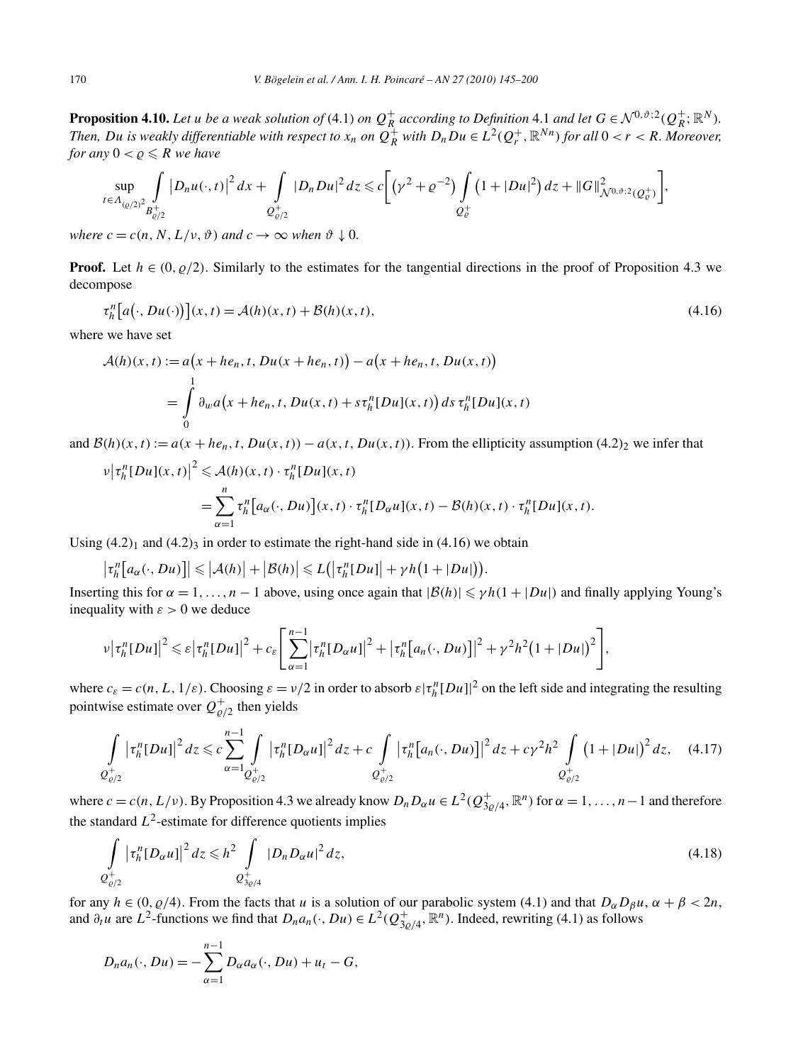**Proposition 4.10.** *Let $u$ be a weak solution of* (4.1) *on $Q_R^+$ according to Definition* 4.1 *and let $G \in \mathcal{N}^{0,\vartheta;2}(Q_R^+;\mathbb{R}^N)$. Then, $Du$ is weakly differentiable with respect to $x_n$ on $Q_R^+$ with $D_n Du \in L^2(Q_r^+, \mathbb{R}^{Nn})$ for all $0 < r < R$. Moreover, for any $0 < \varrho \leqslant R$ we have*

$$\sup_{t \in \Lambda_{(\varrho/2)^2}} \int_{B_{\varrho/2}^+} \big|D_n u(\cdot,t)\big|^2\,dx + \int_{Q_{\varrho/2}^+} |D_n Du|^2\,dz \leqslant c\left[\big(\gamma^2 + \varrho^{-2}\big)\int_{Q_\varrho^+}\big(1+|Du|^2\big)\,dz + \|G\|^2_{\mathcal{N}^{0,\vartheta;2}(Q_\varrho^+)}\right],$$

*where $c = c(n, N, L/\nu, \vartheta)$ and $c \to \infty$ when $\vartheta \downarrow 0$.*

**Proof.** Let $h \in (0, \varrho/2)$. Similarly to the estimates for the tangential directions in the proof of Proposition 4.3 we decompose

$$\tau_h^n\big[a\big(\cdot, Du(\cdot)\big)\big](x,t) = \mathcal{A}(h)(x,t) + \mathcal{B}(h)(x,t), \tag{4.16}$$

where we have set

$$\begin{aligned}
\mathcal{A}(h)(x,t) &:= a\big(x+he_n, t, Du(x+he_n,t)\big) - a\big(x+he_n, t, Du(x,t)\big) \\
&= \int_0^1 \partial_w a\big(x+he_n, t, Du(x,t) + s\tau_h^n[Du](x,t)\big)\,ds\,\tau_h^n[Du](x,t)
\end{aligned}$$

and $\mathcal{B}(h)(x,t) := a(x+he_n, t, Du(x,t)) - a(x,t,Du(x,t))$. From the ellipticity assumption $(4.2)_2$ we infer that

$$\begin{aligned}
\nu\big|\tau_h^n[Du](x,t)\big|^2 &\leqslant \mathcal{A}(h)(x,t)\cdot\tau_h^n[Du](x,t) \\
&= \sum_{\alpha=1}^n \tau_h^n\big[a_\alpha(\cdot, Du)\big](x,t)\cdot\tau_h^n[D_\alpha u](x,t) - \mathcal{B}(h)(x,t)\cdot\tau_h^n[Du](x,t).
\end{aligned}$$

Using $(4.2)_1$ and $(4.2)_3$ in order to estimate the right-hand side in (4.16) we obtain

$$\big|\tau_h^n\big[a_\alpha(\cdot, Du)\big]\big| \leqslant \big|\mathcal{A}(h)\big| + \big|\mathcal{B}(h)\big| \leqslant L\big(\big|\tau_h^n[Du]\big| + \gamma h\big(1+|Du|\big)\big).$$

Inserting this for $\alpha = 1,\dots,n-1$ above, using once again that $|\mathcal{B}(h)| \leqslant \gamma h(1+|Du|)$ and finally applying Young's inequality with $\varepsilon > 0$ we deduce

$$\nu\big|\tau_h^n[Du]\big|^2 \leqslant \varepsilon\big|\tau_h^n[Du]\big|^2 + c_\varepsilon\left[\sum_{\alpha=1}^{n-1}\big|\tau_h^n[D_\alpha u]\big|^2 + \big|\tau_h^n\big[a_n(\cdot, Du)\big]\big|^2 + \gamma^2h^2\big(1+|Du|\big)^2\right],$$

where $c_\varepsilon = c(n, L, 1/\varepsilon)$. Choosing $\varepsilon = \nu/2$ in order to absorb $\varepsilon|\tau_h^n[Du]|^2$ on the left side and integrating the resulting pointwise estimate over $Q_{\varrho/2}^+$ then yields

$$\int_{Q_{\varrho/2}^+}\big|\tau_h^n[Du]\big|^2\,dz \leqslant c\sum_{\alpha=1}^{n-1}\int_{Q_{\varrho/2}^+}\big|\tau_h^n[D_\alpha u]\big|^2\,dz + c\int_{Q_{\varrho/2}^+}\big|\tau_h^n\big[a_n(\cdot, Du)\big]\big|^2\,dz + c\gamma^2h^2\int_{Q_{\varrho/2}^+}\big(1+|Du|\big)^2\,dz, \tag{4.17}$$

where $c = c(n, L/\nu)$. By Proposition 4.3 we already know $D_n D_\alpha u \in L^2(Q_{3\varrho/4}^+, \mathbb{R}^n)$ for $\alpha = 1,\dots,n-1$ and therefore the standard $L^2$-estimate for difference quotients implies

$$\int_{Q_{\varrho/2}^+}\big|\tau_h^n[D_\alpha u]\big|^2\,dz \leqslant h^2\int_{Q_{3\varrho/4}^+}|D_n D_\alpha u|^2\,dz, \tag{4.18}$$

for any $h \in (0, \varrho/4)$. From the facts that $u$ is a solution of our parabolic system (4.1) and that $D_\alpha D_\beta u$, $\alpha + \beta < 2n$, and $\partial_t u$ are $L^2$-functions we find that $D_n a_n(\cdot, Du) \in L^2(Q_{3\varrho/4}^+, \mathbb{R}^n)$. Indeed, rewriting (4.1) as follows

$$D_n a_n(\cdot, Du) = -\sum_{\alpha=1}^{n-1} D_\alpha a_\alpha(\cdot, Du) + u_t - G,$$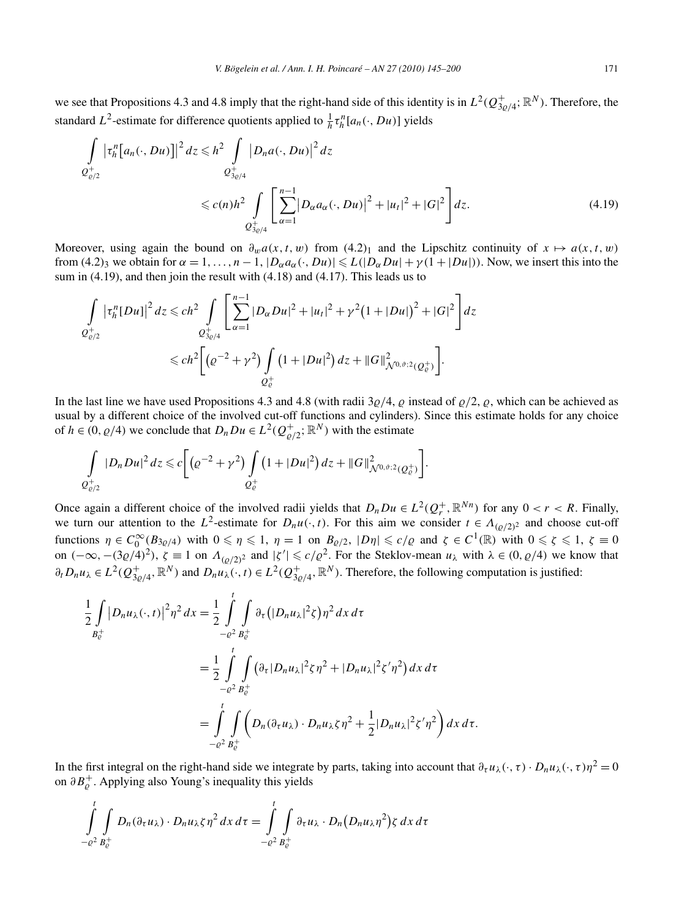we see that Propositions 4.3 and 4.8 imply that the right-hand side of this identity is in $L^2(Q^+_{3\varrho/4};\mathbb{R}^N)$. Therefore, the standard $L^2$-estimate for difference quotients applied to $\frac{1}{h}\tau^n_h[a_n(\cdot,Du)]$ yields

$$
\begin{aligned}
\int_{Q^+_{\varrho/2}} \big|\tau^n_h\big[a_n(\cdot,Du)\big]\big|^2\,dz &\leqslant h^2 \int_{Q^+_{3\varrho/4}} \big|D_n a(\cdot,Du)\big|^2\,dz \\
&\leqslant c(n)h^2 \int_{Q^+_{3\varrho/4}} \Bigg[\sum_{\alpha=1}^{n-1}\big|D_\alpha a_\alpha(\cdot,Du)\big|^2 + |u_t|^2 + |G|^2\Bigg]\,dz. \qquad (4.19)
\end{aligned}
$$

Moreover, using again the bound on $\partial_w a(x,t,w)$ from $(4.2)_1$ and the Lipschitz continuity of $x\mapsto a(x,t,w)$ from $(4.2)_3$ we obtain for $\alpha=1,\dots,n-1$, $|D_\alpha a_\alpha(\cdot,Du)|\leqslant L(|D_\alpha Du|+\gamma(1+|Du|))$. Now, we insert this into the sum in (4.19), and then join the result with (4.18) and (4.17). This leads us to

$$
\begin{aligned}
\int_{Q^+_{\varrho/2}} \big|\tau^n_h[Du]\big|^2\,dz &\leqslant ch^2 \int_{Q^+_{3\varrho/4}} \Bigg[\sum_{\alpha=1}^{n-1}|D_\alpha Du|^2 + |u_t|^2 + \gamma^2\big(1+|Du|\big)^2 + |G|^2\Bigg]\,dz \\
&\leqslant ch^2\Bigg[\big(\varrho^{-2}+\gamma^2\big)\int_{Q^+_\varrho}\big(1+|Du|^2\big)\,dz + \|G\|^2_{\mathcal{N}^{0,\vartheta;2}(Q^+_\varrho)}\Bigg].
\end{aligned}
$$

In the last line we have used Propositions 4.3 and 4.8 (with radii $3\varrho/4$, $\varrho$ instead of $\varrho/2$, $\varrho$, which can be achieved as usual by a different choice of the involved cut-off functions and cylinders). Since this estimate holds for any choice of $h\in(0,\varrho/4)$ we conclude that $D_nDu\in L^2(Q^+_{\varrho/2};\mathbb{R}^N)$ with the estimate

$$
\int_{Q^+_{\varrho/2}} |D_nDu|^2\,dz \leqslant c\Bigg[\big(\varrho^{-2}+\gamma^2\big)\int_{Q^+_\varrho}\big(1+|Du|^2\big)\,dz + \|G\|^2_{\mathcal{N}^{0,\vartheta;2}(Q^+_\varrho)}\Bigg].
$$

Once again a different choice of the involved radii yields that $D_nDu\in L^2(Q^+_r,\mathbb{R}^{Nn})$ for any $0<r<R$. Finally, we turn our attention to the $L^2$-estimate for $D_nu(\cdot,t)$. For this aim we consider $t\in\Lambda_{(\varrho/2)^2}$ and choose cut-off functions $\eta\in C_0^\infty(B_{3\varrho/4})$ with $0\leqslant\eta\leqslant1$, $\eta=1$ on $B_{\varrho/2}$, $|D\eta|\leqslant c/\varrho$ and $\zeta\in C^1(\mathbb{R})$ with $0\leqslant\zeta\leqslant1$, $\zeta\equiv0$ on $(-\infty,-(3\varrho/4)^2)$, $\zeta\equiv1$ on $\Lambda_{(\varrho/2)^2}$ and $|\zeta'|\leqslant c/\varrho^2$. For the Steklov-mean $u_\lambda$ with $\lambda\in(0,\varrho/4)$ we know that $\partial_tD_nu_\lambda\in L^2(Q^+_{3\varrho/4},\mathbb{R}^N)$ and $D_nu_\lambda(\cdot,t)\in L^2(Q^+_{3\varrho/4},\mathbb{R}^N)$. Therefore, the following computation is justified:

$$
\begin{aligned}
\frac12\int_{B^+_\varrho}\big|D_nu_\lambda(\cdot,t)\big|^2\eta^2\,dx &= \frac12\int_{-\varrho^2}^t\int_{B^+_\varrho}\partial_\tau\big(|D_nu_\lambda|^2\zeta\big)\eta^2\,dx\,d\tau \\
&= \frac12\int_{-\varrho^2}^t\int_{B^+_\varrho}\big(\partial_\tau|D_nu_\lambda|^2\zeta\eta^2 + |D_nu_\lambda|^2\zeta'\eta^2\big)\,dx\,d\tau \\
&= \int_{-\varrho^2}^t\int_{B^+_\varrho}\bigg(D_n(\partial_\tau u_\lambda)\cdot D_nu_\lambda\zeta\eta^2 + \frac12|D_nu_\lambda|^2\zeta'\eta^2\bigg)\,dx\,d\tau.
\end{aligned}
$$

In the first integral on the right-hand side we integrate by parts, taking into account that $\partial_\tau u_\lambda(\cdot,\tau)\cdot D_nu_\lambda(\cdot,\tau)\eta^2=0$ on $\partial B^+_\varrho$. Applying also Young's inequality this yields

$$
\int_{-\varrho^2}^t\int_{B^+_\varrho} D_n(\partial_\tau u_\lambda)\cdot D_nu_\lambda\zeta\eta^2\,dx\,d\tau = \int_{-\varrho^2}^t\int_{B^+_\varrho}\partial_\tau u_\lambda\cdot D_n\big(D_nu_\lambda\eta^2\big)\zeta\,dx\,d\tau
$$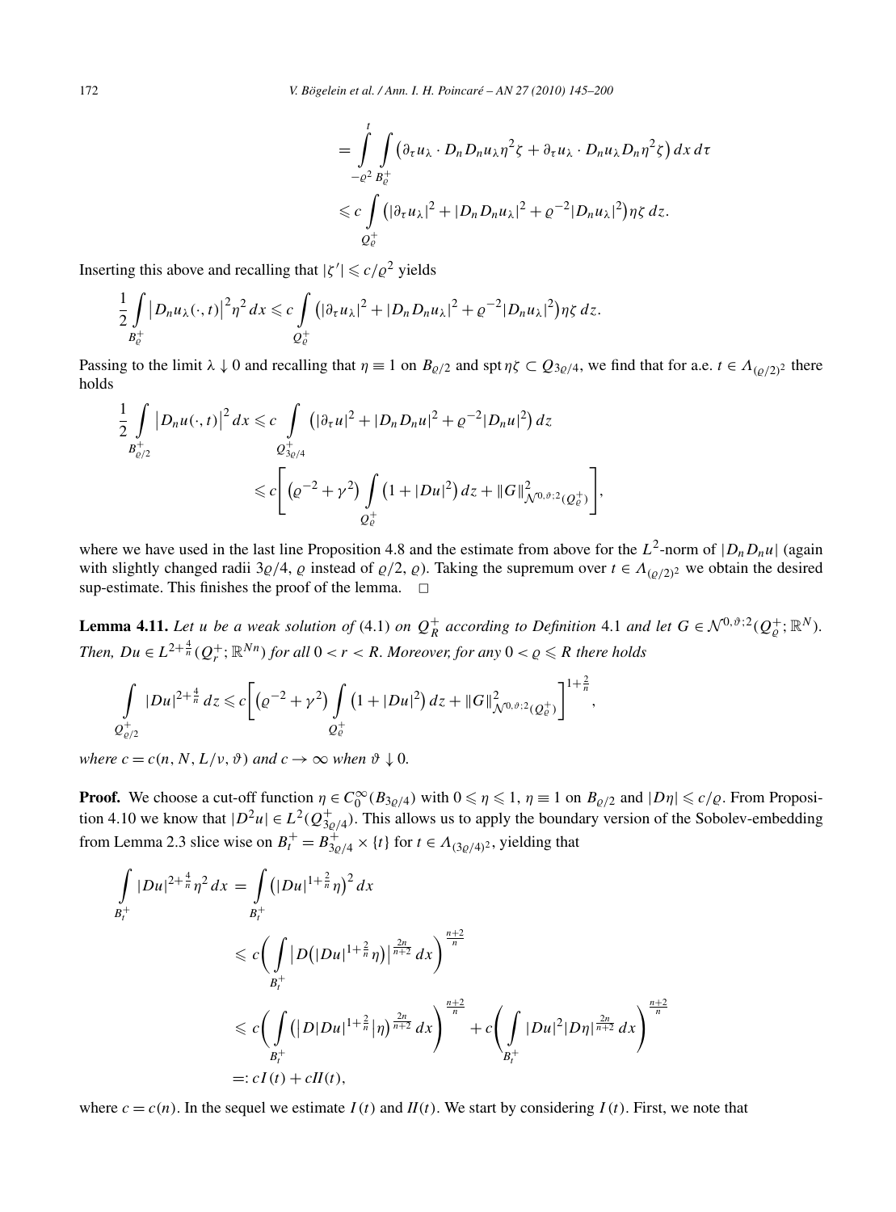$$
\begin{aligned}
&= \int_{-\varrho^2}^{t} \int_{B_\varrho^+} \big( \partial_\tau u_\lambda \cdot D_n D_n u_\lambda \eta^2 \zeta + \partial_\tau u_\lambda \cdot D_n u_\lambda D_n \eta^2 \zeta \big)\, dx\, d\tau \\
&\leqslant c \int_{Q_\varrho^+} \big( |\partial_\tau u_\lambda|^2 + |D_n D_n u_\lambda|^2 + \varrho^{-2} |D_n u_\lambda|^2 \big) \eta \zeta \, dz.
\end{aligned}
$$

Inserting this above and recalling that $|\zeta'| \leqslant c/\varrho^2$ yields

$$
\frac{1}{2} \int_{B_\varrho^+} \big| D_n u_\lambda(\cdot, t) \big|^2 \eta^2 \, dx \leqslant c \int_{Q_\varrho^+} \big( |\partial_\tau u_\lambda|^2 + |D_n D_n u_\lambda|^2 + \varrho^{-2} |D_n u_\lambda|^2 \big) \eta \zeta \, dz.
$$

Passing to the limit $\lambda \downarrow 0$ and recalling that $\eta \equiv 1$ on $B_{\varrho/2}$ and $\operatorname{spt} \eta\zeta \subset Q_{3\varrho/4}$, we find that for a.e. $t \in \Lambda_{(\varrho/2)^2}$ there holds

$$
\begin{aligned}
\frac{1}{2} \int_{B_{\varrho/2}^+} \big| D_n u(\cdot, t) \big|^2 dx &\leqslant c \int_{Q_{3\varrho/4}^+} \big( |\partial_\tau u|^2 + |D_n D_n u|^2 + \varrho^{-2} |D_n u|^2 \big) \, dz \\
&\leqslant c \Bigg[ \big( \varrho^{-2} + \gamma^2 \big) \int_{Q_\varrho^+} \big( 1 + |Du|^2 \big) \, dz + \|G\|^2_{\mathcal{N}^{0,\vartheta;2}(Q_\varrho^+)} \Bigg],
\end{aligned}
$$

where we have used in the last line Proposition 4.8 and the estimate from above for the $L^2$-norm of $|D_n D_n u|$ (again with slightly changed radii $3\varrho/4$, $\varrho$ instead of $\varrho/2$, $\varrho$). Taking the supremum over $t \in \Lambda_{(\varrho/2)^2}$ we obtain the desired sup-estimate. This finishes the proof of the lemma. $\square$

**Lemma 4.11.** *Let $u$ be a weak solution of* (4.1) *on $Q_R^+$ according to Definition* 4.1 *and let $G \in \mathcal{N}^{0,\vartheta;2}(Q_\varrho^+; \mathbb{R}^N)$. Then, $Du \in L^{2+\frac{4}{n}}(Q_r^+; \mathbb{R}^{Nn})$ for all $0 < r < R$. Moreover, for any $0 < \varrho \leqslant R$ there holds*

$$
\int_{Q_{\varrho/2}^+} |Du|^{2+\frac{4}{n}} \, dz \leqslant c \Bigg[ \big( \varrho^{-2} + \gamma^2 \big) \int_{Q_\varrho^+} \big( 1 + |Du|^2 \big) \, dz + \|G\|^2_{\mathcal{N}^{0,\vartheta;2}(Q_\varrho^+)} \Bigg]^{1+\frac{2}{n}},
$$

*where $c = c(n, N, L/\nu, \vartheta)$ and $c \to \infty$ when $\vartheta \downarrow 0$.*

**Proof.** We choose a cut-off function $\eta \in C_0^\infty(B_{3\varrho/4})$ with $0 \leqslant \eta \leqslant 1$, $\eta \equiv 1$ on $B_{\varrho/2}$ and $|D\eta| \leqslant c/\varrho$. From Proposition 4.10 we know that $|D^2 u| \in L^2(Q_{3\varrho/4}^+)$. This allows us to apply the boundary version of the Sobolev-embedding from Lemma 2.3 slice wise on $B_t^+ = B_{3\varrho/4}^+ \times \{t\}$ for $t \in \Lambda_{(3\varrho/4)^2}$, yielding that

$$
\begin{aligned}
\int_{B_t^+} |Du|^{2+\frac{4}{n}} \eta^2 \, dx &= \int_{B_t^+} \big( |Du|^{1+\frac{2}{n}} \eta \big)^2 dx \\
&\leqslant c \Bigg( \int_{B_t^+} \big| D\big( |Du|^{1+\frac{2}{n}} \eta \big) \big|^{\frac{2n}{n+2}} dx \Bigg)^{\frac{n+2}{n}} \\
&\leqslant c \Bigg( \int_{B_t^+} \big( \big| D|Du|^{1+\frac{2}{n}} \big| \eta \big)^{\frac{2n}{n+2}} dx \Bigg)^{\frac{n+2}{n}} + c \Bigg( \int_{B_t^+} |Du|^2 |D\eta|^{\frac{2n}{n+2}} dx \Bigg)^{\frac{n+2}{n}} \\
&=: c I(t) + c II(t),
\end{aligned}
$$

where $c = c(n)$. In the sequel we estimate $I(t)$ and $II(t)$. We start by considering $I(t)$. First, we note that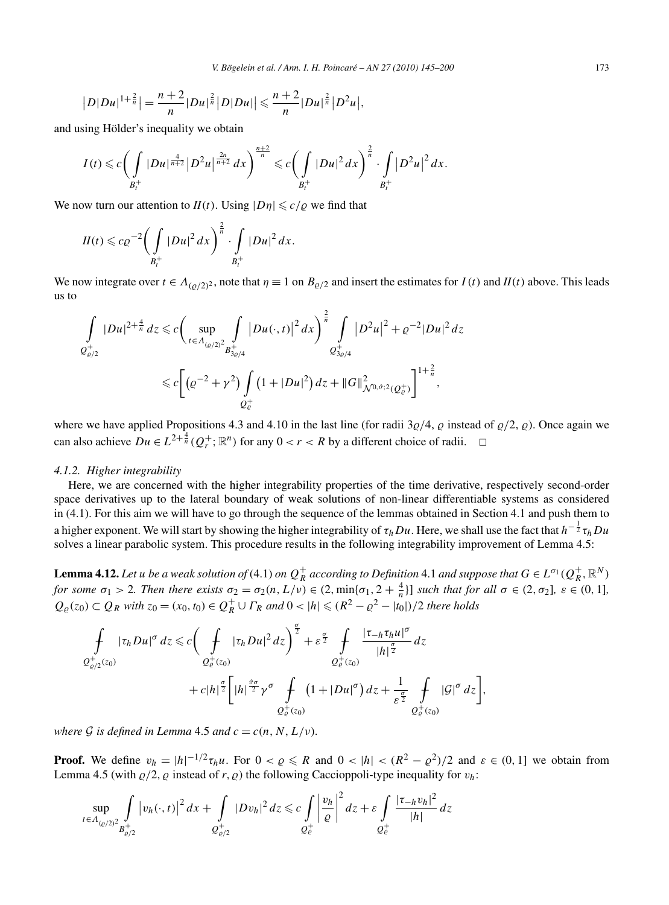$$\big|D|Du|^{1+\frac{2}{n}}\big| = \frac{n+2}{n}|Du|^{\frac{2}{n}}\big|D|Du|\big| \leqslant \frac{n+2}{n}|Du|^{\frac{2}{n}}\big|D^2u\big|,$$

and using Hölder's inequality we obtain

$$I(t) \leqslant c\bigg(\int\limits_{B_t^+} |Du|^{\frac{4}{n+2}}\big|D^2u\big|^{\frac{2n}{n+2}}\,dx\bigg)^{\frac{n+2}{n}} \leqslant c\bigg(\int\limits_{B_t^+} |Du|^2\,dx\bigg)^{\frac{2}{n}} \cdot \int\limits_{B_t^+} \big|D^2u\big|^2\,dx.$$

We now turn our attention to $II(t)$. Using $|D\eta| \leqslant c/\varrho$ we find that

$$II(t) \leqslant c\varrho^{-2}\bigg(\int\limits_{B_t^+} |Du|^2\,dx\bigg)^{\frac{2}{n}} \cdot \int\limits_{B_t^+} |Du|^2\,dx.$$

We now integrate over $t \in \Lambda_{(\varrho/2)^2}$, note that $\eta \equiv 1$ on $B_{\varrho/2}$ and insert the estimates for $I(t)$ and $II(t)$ above. This leads us to

$$\begin{aligned}
\int\limits_{Q_{\varrho/2}^+} |Du|^{2+\frac{4}{n}}\,dz &\leqslant c\bigg(\sup_{t\in\Lambda_{(\varrho/2)^2}} \int\limits_{B_{3\varrho/4}^+} \big|Du(\cdot,t)\big|^2\,dx\bigg)^{\frac{2}{n}} \int\limits_{Q_{3\varrho/4}^+} \big|D^2u\big|^2 + \varrho^{-2}|Du|^2\,dz \\
&\leqslant c\bigg[\big(\varrho^{-2}+\gamma^2\big)\int\limits_{Q_\varrho^+}\big(1+|Du|^2\big)\,dz + \|G\|^2_{\mathcal{N}^{0,\vartheta;2}(Q_\varrho^+)}\bigg]^{1+\frac{2}{n}},
\end{aligned}$$

where we have applied Propositions 4.3 and 4.10 in the last line (for radii $3\varrho/4$, $\varrho$ instead of $\varrho/2$, $\varrho$). Once again we can also achieve $Du \in L^{2+\frac{4}{n}}(Q_r^+;\mathbb{R}^n)$ for any $0 < r < R$ by a different choice of radii. $\square$

#### 4.1.2. Higher integrability

Here, we are concerned with the higher integrability properties of the time derivative, respectively second-order space derivatives up to the lateral boundary of weak solutions of non-linear differentiable systems as considered in (4.1). For this aim we will have to go through the sequence of the lemmas obtained in Section 4.1 and push them to a higher exponent. We will start by showing the higher integrability of $\tau_h Du$. Here, we shall use the fact that $h^{-\frac{1}{2}}\tau_h Du$ solves a linear parabolic system. This procedure results in the following integrability improvement of Lemma 4.5:

**Lemma 4.12.** *Let $u$ be a weak solution of* (4.1) *on $Q_R^+$ according to Definition* 4.1 *and suppose that $G \in L^{\sigma_1}(Q_R^+,\mathbb{R}^N)$ for some $\sigma_1 > 2$. Then there exists $\sigma_2 = \sigma_2(n, L/\nu) \in (2, \min\{\sigma_1, 2+\frac{4}{n}\}]$ such that for all $\sigma \in (2,\sigma_2]$, $\varepsilon \in (0,1]$, $Q_\varrho(z_0) \subset Q_R$ with $z_0 = (x_0,t_0) \in Q_R^+ \cup \Gamma_R$ and $0 < |h| \leqslant (R^2 - \varrho^2 - |t_0|)/2$ there holds*

$$\begin{aligned}
\fint\limits_{Q_{\varrho/2}^+(z_0)} |\tau_h Du|^\sigma\,dz &\leqslant c\bigg(\fint\limits_{Q_\varrho^+(z_0)} |\tau_h Du|^2\,dz\bigg)^{\frac{\sigma}{2}} + \varepsilon^{\frac{\sigma}{2}} \fint\limits_{Q_\varrho^+(z_0)} \frac{|\tau_{-h}\tau_h u|^\sigma}{|h|^{\frac{\sigma}{2}}}\,dz \\
&\quad + c|h|^{\frac{\sigma}{2}}\bigg[|h|^{\frac{\vartheta\sigma}{2}}\gamma^\sigma \fint\limits_{Q_\varrho^+(z_0)} \big(1+|Du|^\sigma\big)\,dz + \frac{1}{\varepsilon^{\frac{\sigma}{2}}} \fint\limits_{Q_\varrho^+(z_0)} |\mathcal{G}|^\sigma\,dz\bigg],
\end{aligned}$$

*where $\mathcal{G}$ is defined in Lemma* 4.5 *and $c = c(n,N,L/\nu)$.*

**Proof.** We define $v_h = |h|^{-1/2}\tau_h u$. For $0 < \varrho \leqslant R$ and $0 < |h| < (R^2 - \varrho^2)/2$ and $\varepsilon \in (0,1]$ we obtain from Lemma 4.5 (with $\varrho/2$, $\varrho$ instead of $r$, $\varrho$) the following Caccioppoli-type inequality for $v_h$:

$$\sup_{t\in\Lambda_{(\varrho/2)^2}} \int\limits_{B_{\varrho/2}^+} \big|v_h(\cdot,t)\big|^2\,dx + \int\limits_{Q_{\varrho/2}^+} |Dv_h|^2\,dz \leqslant c\int\limits_{Q_\varrho^+} \bigg|\frac{v_h}{\varrho}\bigg|^2\,dz + \varepsilon\int\limits_{Q_\varrho^+} \frac{|\tau_{-h}v_h|^2}{|h|}\,dz$$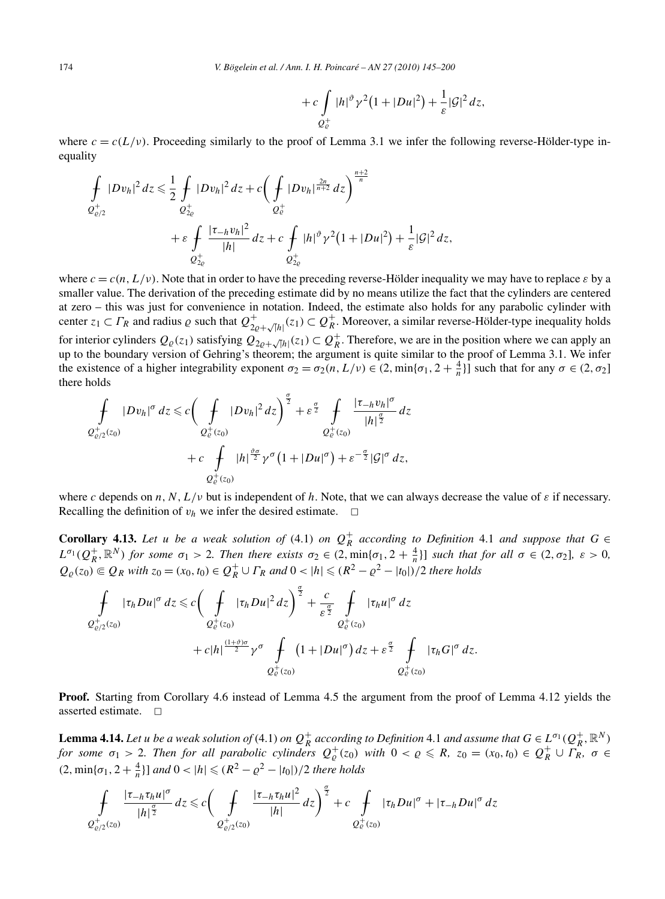$$
+ c \int_{Q_\varrho^+} |h|^\vartheta \gamma^2 \big(1+|Du|^2\big) + \frac{1}{\varepsilon}|\mathcal{G}|^2 \, dz,
$$

where $c = c(L/\nu)$. Proceeding similarly to the proof of Lemma 3.1 we infer the following reverse-Hölder-type inequality

$$
\begin{aligned}
\fint_{Q_{\varrho/2}^+} |Dv_h|^2 \, dz \leqslant{}& \frac{1}{2} \fint_{Q_{2\varrho}^+} |Dv_h|^2 \, dz + c\bigg( \fint_{Q_\varrho^+} |Dv_h|^{\frac{2n}{n+2}} \, dz \bigg)^{\frac{n+2}{n}} \\
&+ \varepsilon \fint_{Q_{2\varrho}^+} \frac{|\tau_{-h} v_h|^2}{|h|} \, dz + c \fint_{Q_{2\varrho}^+} |h|^\vartheta \gamma^2 \big(1+|Du|^2\big) + \frac{1}{\varepsilon}|\mathcal{G}|^2 \, dz,
\end{aligned}
$$

where $c = c(n, L/\nu)$. Note that in order to have the preceding reverse-Hölder inequality we may have to replace $\varepsilon$ by a smaller value. The derivation of the preceding estimate did by no means utilize the fact that the cylinders are centered at zero – this was just for convenience in notation. Indeed, the estimate also holds for any parabolic cylinder with center $z_1 \subset \Gamma_R$ and radius $\varrho$ such that $Q^+_{2\varrho+\sqrt{|h|}}(z_1) \subset Q_R^+$. Moreover, a similar reverse-Hölder-type inequality holds for interior cylinders $Q_\varrho(z_1)$ satisfying $Q_{2\varrho+\sqrt{|h|}}(z_1) \subset Q_R^+$. Therefore, we are in the position where we can apply an up to the boundary version of Gehring's theorem; the argument is quite similar to the proof of Lemma 3.1. We infer the existence of a higher integrability exponent $\sigma_2 = \sigma_2(n, L/\nu) \in (2, \min\{\sigma_1, 2 + \frac{4}{n}\}]$ such that for any $\sigma \in (2, \sigma_2]$ there holds

$$
\begin{aligned}
\fint_{Q_{\varrho/2}^+(z_0)} |Dv_h|^\sigma \, dz \leqslant{}& c\bigg( \fint_{Q_\varrho^+(z_0)} |Dv_h|^2 \, dz \bigg)^{\frac{\sigma}{2}} + \varepsilon^{\frac{\sigma}{2}} \fint_{Q_\varrho^+(z_0)} \frac{|\tau_{-h} v_h|^\sigma}{|h|^{\frac{\sigma}{2}}} \, dz \\
&+ c \fint_{Q_\varrho^+(z_0)} |h|^{\frac{\vartheta\sigma}{2}} \gamma^\sigma \big(1+|Du|^\sigma\big) + \varepsilon^{-\frac{\sigma}{2}}|\mathcal{G}|^\sigma \, dz,
\end{aligned}
$$

where $c$ depends on $n, N, L/\nu$ but is independent of $h$. Note, that we can always decrease the value of $\varepsilon$ if necessary. Recalling the definition of $v_h$ we infer the desired estimate. $\square$

**Corollary 4.13.** *Let $u$ be a weak solution of* (4.1) *on $Q_R^+$ according to Definition* 4.1 *and suppose that $G \in L^{\sigma_1}(Q_R^+, \mathbb{R}^N)$ for some $\sigma_1 > 2$. Then there exists $\sigma_2 \in (2, \min\{\sigma_1, 2+\frac{4}{n}\}]$ such that for all $\sigma \in (2, \sigma_2]$, $\varepsilon > 0$, $Q_\varrho(z_0) \Subset Q_R$ with $z_0 = (x_0, t_0) \in Q_R^+ \cup \Gamma_R$ and $0 < |h| \leqslant (R^2 - \varrho^2 - |t_0|)/2$ there holds*

$$
\begin{aligned}
\fint_{Q_{\varrho/2}^+(z_0)} |\tau_h Du|^\sigma \, dz \leqslant{}& c\bigg( \fint_{Q_\varrho^+(z_0)} |\tau_h Du|^2 \, dz \bigg)^{\frac{\sigma}{2}} + \frac{c}{\varepsilon^{\frac{\sigma}{2}}} \fint_{Q_\varrho^+(z_0)} |\tau_h u|^\sigma \, dz \\
&+ c|h|^{\frac{(1+\vartheta)\sigma}{2}} \gamma^\sigma \fint_{Q_\varrho^+(z_0)} \big(1+|Du|^\sigma\big) \, dz + \varepsilon^{\frac{\sigma}{2}} \fint_{Q_\varrho^+(z_0)} |\tau_h G|^\sigma \, dz.
\end{aligned}
$$

**Proof.** Starting from Corollary 4.6 instead of Lemma 4.5 the argument from the proof of Lemma 4.12 yields the asserted estimate. $\square$

**Lemma 4.14.** *Let $u$ be a weak solution of* (4.1) *on $Q_R^+$ according to Definition* 4.1 *and assume that $G \in L^{\sigma_1}(Q_R^+, \mathbb{R}^N)$ for some $\sigma_1 > 2$. Then for all parabolic cylinders $Q_\varrho^+(z_0)$ with $0 < \varrho \leqslant R$, $z_0 = (x_0, t_0) \in Q_R^+ \cup \Gamma_R$, $\sigma \in (2, \min\{\sigma_1, 2+\frac{4}{n}\}]$ and $0 < |h| \leqslant (R^2 - \varrho^2 - |t_0|)/2$ there holds*

$$
\fint_{Q_{\varrho/2}^+(z_0)} \frac{|\tau_{-h}\tau_h u|^\sigma}{|h|^{\frac{\sigma}{2}}} \, dz \leqslant c\bigg( \fint_{Q_{\varrho/2}^+(z_0)} \frac{|\tau_{-h}\tau_h u|^2}{|h|} \, dz \bigg)^{\frac{\sigma}{2}} + c \fint_{Q_\varrho^+(z_0)} |\tau_h Du|^\sigma + |\tau_{-h} Du|^\sigma \, dz
$$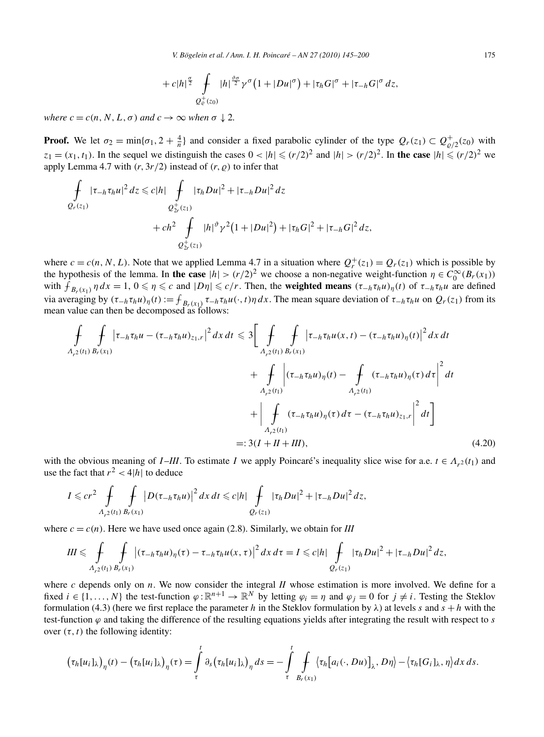$$
+ c|h|^{\frac{\sigma}{2}} \fint_{Q_\varrho^+(z_0)} |h|^{\frac{\vartheta\sigma}{2}} \gamma^\sigma \big(1 + |Du|^\sigma\big) + |\tau_h G|^\sigma + |\tau_{-h} G|^\sigma \, dz,
$$

*where $c = c(n, N, L, \sigma)$ and $c \to \infty$ when $\sigma \downarrow 2$.*

**Proof.** We let $\sigma_2 = \min\{\sigma_1, 2 + \frac{4}{n}\}$ and consider a fixed parabolic cylinder of the type $Q_r(z_1) \subset Q^+_{\varrho/2}(z_0)$ with $z_1 = (x_1, t_1)$. In the sequel we distinguish the cases $0 < |h| \leqslant (r/2)^2$ and $|h| > (r/2)^2$. In **the case** $|h| \leqslant (r/2)^2$ we apply Lemma 4.7 with $(r, 3r/2)$ instead of $(r, \varrho)$ to infer that

$$
\begin{aligned}
\fint_{Q_r(z_1)} |\tau_{-h}\tau_h u|^2 \, dz \leqslant c|h| \fint_{Q^+_{2r}(z_1)} |\tau_h Du|^2 + |\tau_{-h} Du|^2 \, dz \\
+ ch^2 \fint_{Q^+_{2r}(z_1)} |h|^\vartheta \gamma^2 \big(1 + |Du|^2\big) + |\tau_h G|^2 + |\tau_{-h} G|^2 \, dz,
\end{aligned}
$$

where $c = c(n, N, L)$. Note that we applied Lemma 4.7 in a situation where $Q^+_r(z_1) = Q_r(z_1)$ which is possible by the hypothesis of the lemma. In **the case** $|h| > (r/2)^2$ we choose a non-negative weight-function $\eta \in C_0^\infty(B_r(x_1))$ with $\fint_{B_r(x_1)} \eta \, dx = 1$, $0 \leqslant \eta \leqslant c$ and $|D\eta| \leqslant c/r$. Then, the **weighted means** $(\tau_{-h}\tau_h u)_\eta(t)$ of $\tau_{-h}\tau_h u$ are defined via averaging by $(\tau_{-h}\tau_h u)_\eta(t) := \fint_{B_r(x_1)} \tau_{-h}\tau_h u(\cdot, t)\eta \, dx$. The mean square deviation of $\tau_{-h}\tau_h u$ on $Q_r(z_1)$ from its mean value can then be decomposed as follows:

$$
\begin{aligned}
\fint_{\Lambda_{r^2}(t_1)} \fint_{B_r(x_1)} \big|\tau_{-h}\tau_h u - (\tau_{-h}\tau_h u)_{z_1,r}\big|^2 \, dx \, dt &\leqslant 3\bigg[ \fint_{\Lambda_{r^2}(t_1)} \fint_{B_r(x_1)} \big|\tau_{-h}\tau_h u(x,t) - (\tau_{-h}\tau_h u)_\eta(t)\big|^2 \, dx \, dt \\
&\quad + \fint_{\Lambda_{r^2}(t_1)} \bigg|(\tau_{-h}\tau_h u)_\eta(t) - \fint_{\Lambda_{r^2}(t_1)} (\tau_{-h}\tau_h u)_\eta(\tau) \, d\tau\bigg|^2 \, dt \\
&\quad + \bigg| \fint_{\Lambda_{r^2}(t_1)} (\tau_{-h}\tau_h u)_\eta(\tau) \, d\tau - (\tau_{-h}\tau_h u)_{z_1,r}\bigg|^2 \, dt \bigg] \\
&=: 3(I + II + III),
\end{aligned} \tag{4.20}
$$

with the obvious meaning of $I$–$III$. To estimate $I$ we apply Poincaré's inequality slice wise for a.e. $t \in \Lambda_{r^2}(t_1)$ and use the fact that $r^2 < 4|h|$ to deduce

$$
I \leqslant cr^2 \fint_{\Lambda_{r^2}(t_1)} \fint_{B_r(x_1)} \big|D(\tau_{-h}\tau_h u)\big|^2 \, dx \, dt \leqslant c|h| \fint_{Q_r(z_1)} |\tau_h Du|^2 + |\tau_{-h} Du|^2 \, dz,
$$

where $c = c(n)$. Here we have used once again (2.8). Similarly, we obtain for $III$

$$
III \leqslant \fint_{\Lambda_{r^2}(t_1)} \fint_{B_r(x_1)} \big|(\tau_{-h}\tau_h u)_\eta(\tau) - \tau_{-h}\tau_h u(x,\tau)\big|^2 \, dx \, d\tau = I \leqslant c|h| \fint_{Q_r(z_1)} |\tau_h Du|^2 + |\tau_{-h} Du|^2 \, dz,
$$

where $c$ depends only on $n$. We now consider the integral $II$ whose estimation is more involved. We define for a fixed $i \in \{1, \dots, N\}$ the test-function $\varphi : \mathbb{R}^{n+1} \to \mathbb{R}^N$ by letting $\varphi_i = \eta$ and $\varphi_j = 0$ for $j \neq i$. Testing the Steklov formulation (4.3) (here we first replace the parameter $h$ in the Steklov formulation by $\lambda$) at levels $s$ and $s + h$ with the test-function $\varphi$ and taking the difference of the resulting equations yields after integrating the result with respect to $s$ over $(\tau, t)$ the following identity:

$$
\big(\tau_h[u_i]_\lambda\big)_\eta(t) - \big(\tau_h[u_i]_\lambda\big)_\eta(\tau) = \int_\tau^t \partial_s \big(\tau_h[u_i]_\lambda\big)_\eta \, ds = -\int_\tau^t \fint_{B_r(x_1)} \big\langle \tau_h\big[a_i(\cdot, Du)\big]_\lambda, D\eta\big\rangle - \big\langle \tau_h[G_i]_\lambda, \eta\big\rangle \, dx \, ds.
$$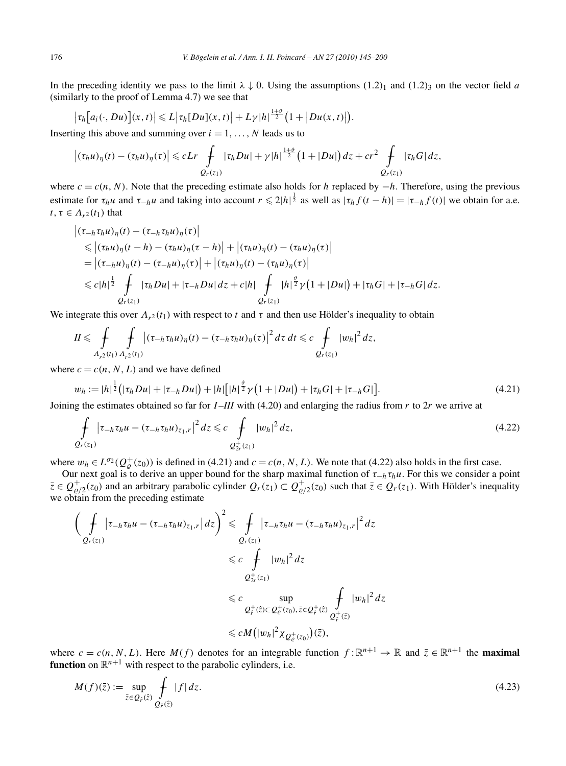In the preceding identity we pass to the limit $\lambda \downarrow 0$. Using the assumptions $(1.2)_1$ and $(1.2)_3$ on the vector field $a$ (similarly to the proof of Lemma 4.7) we see that

$$\left|\tau_h\left[a_i(\cdot, Du)\right](x,t)\right| \leqslant L\left|\tau_h[Du](x,t)\right| + L\gamma |h|^{\frac{1+\vartheta}{2}}\left(1+\left|Du(x,t)\right|\right).$$

Inserting this above and summing over $i = 1, \ldots, N$ leads us to

$$\left|(\tau_h u)_\eta(t) - (\tau_h u)_\eta(\tau)\right| \leqslant cLr \fint_{Q_r(z_1)} |\tau_h Du| + \gamma |h|^{\frac{1+\vartheta}{2}}\left(1+|Du|\right) dz + cr^2 \fint_{Q_r(z_1)} |\tau_h G|\, dz,$$

where $c = c(n, N)$. Note that the preceding estimate also holds for $h$ replaced by $-h$. Therefore, using the previous estimate for $\tau_h u$ and $\tau_{-h} u$ and taking into account $r \leqslant 2|h|^{\frac{1}{2}}$ as well as $|\tau_h f(t-h)| = |\tau_{-h} f(t)|$ we obtain for a.e. $t, \tau \in \Lambda_{r^2}(t_1)$ that

$$\begin{aligned}
&\left|(\tau_{-h}\tau_h u)_\eta(t) - (\tau_{-h}\tau_h u)_\eta(\tau)\right| \\
&\quad \leqslant \left|(\tau_h u)_\eta(t-h) - (\tau_h u)_\eta(\tau - h)\right| + \left|(\tau_h u)_\eta(t) - (\tau_h u)_\eta(\tau)\right| \\
&\quad = \left|(\tau_{-h} u)_\eta(t) - (\tau_{-h} u)_\eta(\tau)\right| + \left|(\tau_h u)_\eta(t) - (\tau_h u)_\eta(\tau)\right| \\
&\quad \leqslant c|h|^{\frac{1}{2}} \fint_{Q_r(z_1)} |\tau_h Du| + |\tau_{-h} Du|\, dz + c|h| \fint_{Q_r(z_1)} |h|^{\frac{\vartheta}{2}}\gamma\left(1+|Du|\right) + |\tau_h G| + |\tau_{-h} G|\, dz.
\end{aligned}$$

We integrate this over $\Lambda_{r^2}(t_1)$ with respect to $t$ and $\tau$ and then use Hölder's inequality to obtain

$$II \leqslant \fint_{\Lambda_{r^2}(t_1)} \fint_{\Lambda_{r^2}(t_1)} \left|(\tau_{-h}\tau_h u)_\eta(t) - (\tau_{-h}\tau_h u)_\eta(\tau)\right|^2 d\tau\, dt \leqslant c \fint_{Q_r(z_1)} |w_h|^2\, dz,$$

where $c = c(n, N, L)$ and we have defined

$$w_h := |h|^{\frac{1}{2}}\left(|\tau_h Du| + |\tau_{-h} Du|\right) + |h|\left[|h|^{\frac{\vartheta}{2}}\gamma\left(1+|Du|\right) + |\tau_h G| + |\tau_{-h} G|\right]. \tag{4.21}$$

Joining the estimates obtained so far for *I–III* with (4.20) and enlarging the radius from $r$ to $2r$ we arrive at

$$\fint_{Q_r(z_1)} \left|\tau_{-h}\tau_h u - (\tau_{-h}\tau_h u)_{z_1,r}\right|^2 dz \leqslant c \fint_{Q_{2r}^+(z_1)} |w_h|^2\, dz, \tag{4.22}$$

where $w_h \in L^{\sigma_2}(Q_\varrho^+(z_0))$ is defined in (4.21) and $c = c(n, N, L)$. We note that (4.22) also holds in the first case.

Our next goal is to derive an upper bound for the sharp maximal function of $\tau_{-h}\tau_h u$. For this we consider a point $\bar{z} \in Q_{\varrho/2}^+(z_0)$ and an arbitrary parabolic cylinder $Q_r(z_1) \subset Q_{\varrho/2}^+(z_0)$ such that $\bar{z} \in Q_r(z_1)$. With Hölder's inequality we obtain from the preceding estimate

$$\begin{aligned}
\left(\fint_{Q_r(z_1)} \left|\tau_{-h}\tau_h u - (\tau_{-h}\tau_h u)_{z_1,r}\right| dz\right)^2 &\leqslant \fint_{Q_r(z_1)} \left|\tau_{-h}\tau_h u - (\tau_{-h}\tau_h u)_{z_1,r}\right|^2 dz \\
&\leqslant c \fint_{Q_{2r}^+(z_1)} |w_h|^2\, dz \\
&\leqslant c \sup_{Q_{\hat{r}}^+(\hat{z}) \subset Q_\varrho^+(z_0),\, \bar{z} \in Q_{\hat{r}}^+(\hat{z})} \fint_{Q_{\hat{r}}^+(\hat{z})} |w_h|^2\, dz \\
&\leqslant cM\left(|w_h|^2 \chi_{Q_\varrho^+(z_0)}\right)(\bar{z}),
\end{aligned}$$

where $c = c(n, N, L)$. Here $M(f)$ denotes for an integrable function $f : \mathbb{R}^{n+1} \to \mathbb{R}$ and $\bar{z} \in \mathbb{R}^{n+1}$ the **maximal function** on $\mathbb{R}^{n+1}$ with respect to the parabolic cylinders, i.e.

$$M(f)(\bar{z}) := \sup_{\bar{z} \in Q_{\hat{r}}(\hat{z})} \fint_{Q_{\hat{r}}(\hat{z})} |f|\, dz. \tag{4.23}$$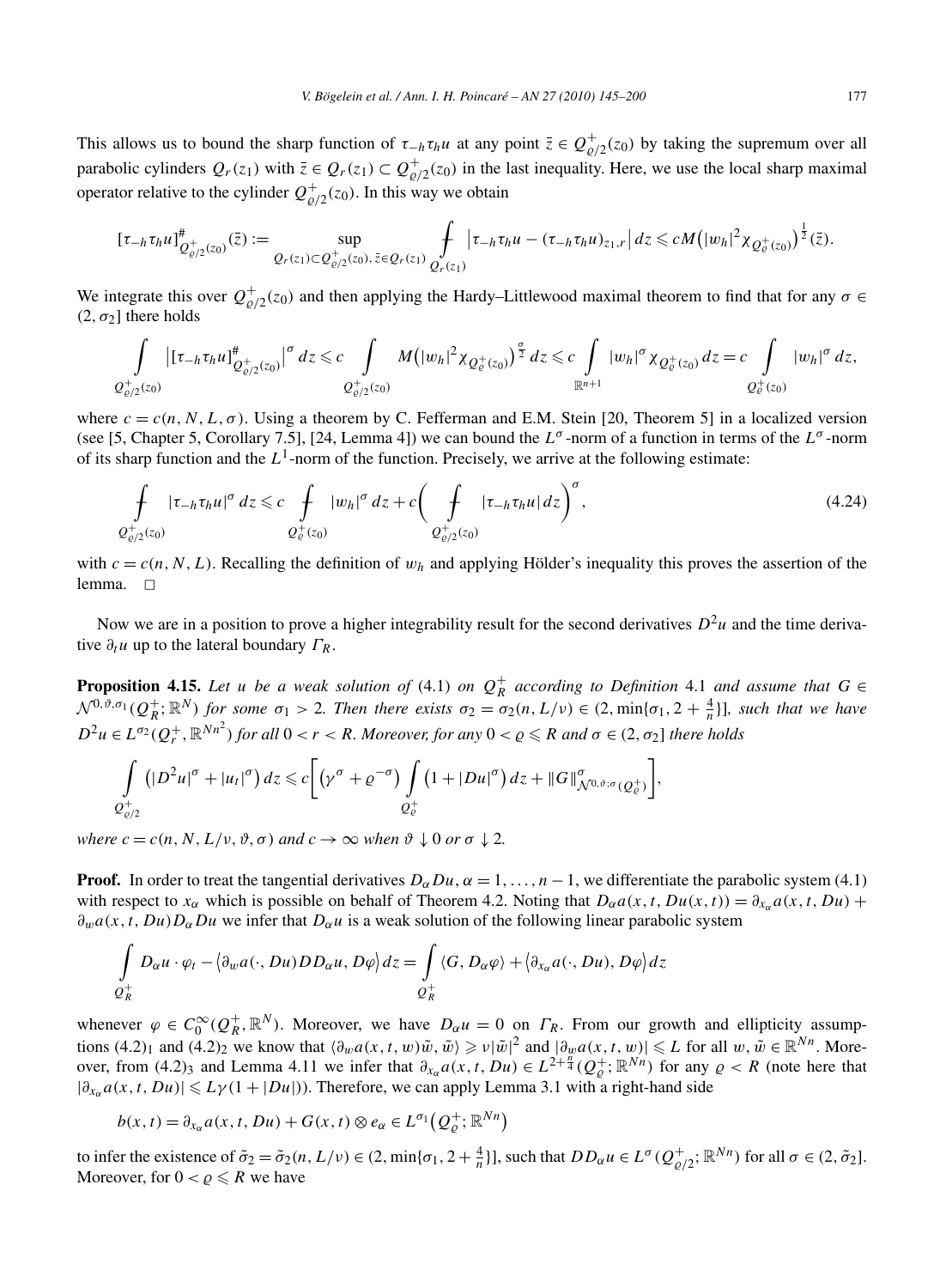This allows us to bound the sharp function of $\tau_{-h}\tau_h u$ at any point $\bar z \in Q^+_{\varrho/2}(z_0)$ by taking the supremum over all parabolic cylinders $Q_r(z_1)$ with $\bar z \in Q_r(z_1) \subset Q^+_{\varrho/2}(z_0)$ in the last inequality. Here, we use the local sharp maximal operator relative to the cylinder $Q^+_{\varrho/2}(z_0)$. In this way we obtain

$$[\tau_{-h}\tau_h u]^{\#}_{Q^+_{\varrho/2}(z_0)}(\bar z) := \sup_{Q_r(z_1)\subset Q^+_{\varrho/2}(z_0),\, \bar z\in Q_r(z_1)} \fint_{Q_r(z_1)} \left|\tau_{-h}\tau_h u - (\tau_{-h}\tau_h u)_{z_1,r}\right| dz \leqslant cM\big(|w_h|^2 \chi_{Q^+_\varrho(z_0)}\big)^{\frac12}(\bar z).$$

We integrate this over $Q^+_{\varrho/2}(z_0)$ and then applying the Hardy–Littlewood maximal theorem to find that for any $\sigma \in (2, \sigma_2]$ there holds

$$\int_{Q^+_{\varrho/2}(z_0)} \left|[\tau_{-h}\tau_h u]^{\#}_{Q^+_{\varrho/2}(z_0)}\right|^\sigma dz \leqslant c \int_{Q^+_{\varrho/2}(z_0)} M\big(|w_h|^2\chi_{Q^+_\varrho(z_0)}\big)^{\frac{\sigma}{2}} dz \leqslant c \int_{\mathbb{R}^{n+1}} |w_h|^\sigma \chi_{Q^+_\varrho(z_0)}\, dz = c \int_{Q^+_\varrho(z_0)} |w_h|^\sigma\, dz,$$

where $c = c(n, N, L, \sigma)$. Using a theorem by C. Fefferman and E.M. Stein [20, Theorem 5] in a localized version (see [5, Chapter 5, Corollary 7.5], [24, Lemma 4]) we can bound the $L^\sigma$-norm of a function in terms of the $L^\sigma$-norm of its sharp function and the $L^1$-norm of the function. Precisely, we arrive at the following estimate:

$$\fint_{Q^+_{\varrho/2}(z_0)} |\tau_{-h}\tau_h u|^\sigma\, dz \leqslant c \fint_{Q^+_\varrho(z_0)} |w_h|^\sigma\, dz + c\bigg(\fint_{Q^+_{\varrho/2}(z_0)} |\tau_{-h}\tau_h u|\, dz\bigg)^\sigma, \tag{4.24}$$

with $c = c(n, N, L)$. Recalling the definition of $w_h$ and applying Hölder's inequality this proves the assertion of the lemma. $\square$

Now we are in a position to prove a higher integrability result for the second derivatives $D^2u$ and the time derivative $\partial_t u$ up to the lateral boundary $\Gamma_R$.

**Proposition 4.15.** *Let $u$ be a weak solution of* (4.1) *on $Q^+_R$ according to Definition* 4.1 *and assume that $G \in \mathcal{N}^{0,\vartheta,\sigma_1}(Q^+_R; \mathbb{R}^N)$ for some $\sigma_1 > 2$. Then there exists $\sigma_2 = \sigma_2(n, L/\nu) \in (2, \min\{\sigma_1, 2 + \frac4n\}]$, such that we have $D^2u \in L^{\sigma_2}(Q^+_r, \mathbb{R}^{Nn^2})$ for all $0 < r < R$. Moreover, for any $0 < \varrho \leqslant R$ and $\sigma \in (2, \sigma_2]$ there holds*

$$\int_{Q^+_{\varrho/2}} \big(|D^2u|^\sigma + |u_t|^\sigma\big)\, dz \leqslant c\bigg[\big(\gamma^\sigma + \varrho^{-\sigma}\big)\int_{Q^+_\varrho} \big(1 + |Du|^\sigma\big)\, dz + \|G\|^\sigma_{\mathcal{N}^{0,\vartheta;\sigma}(Q^+_\varrho)}\bigg],$$

*where $c = c(n, N, L/\nu, \vartheta, \sigma)$ and $c \to \infty$ when $\vartheta \downarrow 0$ or $\sigma \downarrow 2$.*

**Proof.** In order to treat the tangential derivatives $D_\alpha Du$, $\alpha = 1, \ldots, n-1$, we differentiate the parabolic system (4.1) with respect to $x_\alpha$ which is possible on behalf of Theorem 4.2. Noting that $D_\alpha a(x, t, Du(x, t)) = \partial_{x_\alpha} a(x, t, Du) + \partial_w a(x, t, Du) D_\alpha Du$ we infer that $D_\alpha u$ is a weak solution of the following linear parabolic system

$$\int_{Q^+_R} D_\alpha u \cdot \varphi_t - \big\langle \partial_w a(\cdot, Du) D D_\alpha u, D\varphi\big\rangle\, dz = \int_{Q^+_R} \langle G, D_\alpha \varphi\rangle + \big\langle \partial_{x_\alpha} a(\cdot, Du), D\varphi\big\rangle\, dz$$

whenever $\varphi \in C^\infty_0(Q^+_R, \mathbb{R}^N)$. Moreover, we have $D_\alpha u = 0$ on $\Gamma_R$. From our growth and ellipticity assumptions $(4.2)_1$ and $(4.2)_2$ we know that $\langle \partial_w a(x, t, w)\tilde w, \tilde w\rangle \geqslant \nu|\tilde w|^2$ and $|\partial_w a(x, t, w)| \leqslant L$ for all $w, \tilde w \in \mathbb{R}^{Nn}$. Moreover, from $(4.2)_3$ and Lemma 4.11 we infer that $\partial_{x_\alpha} a(x, t, Du) \in L^{2+\frac{n}{4}}(Q^+_\varrho; \mathbb{R}^{Nn})$ for any $\varrho < R$ (note here that $|\partial_{x_\alpha} a(x, t, Du)| \leqslant L\gamma(1 + |Du|)$). Therefore, we can apply Lemma 3.1 with a right-hand side

$$b(x, t) = \partial_{x_\alpha} a(x, t, Du) + G(x, t) \otimes e_\alpha \in L^{\sigma_1}\big(Q^+_\varrho; \mathbb{R}^{Nn}\big)$$

to infer the existence of $\tilde\sigma_2 = \tilde\sigma_2(n, L/\nu) \in (2, \min\{\sigma_1, 2 + \frac4n\}]$, such that $DD_\alpha u \in L^\sigma(Q^+_{\varrho/2}; \mathbb{R}^{Nn})$ for all $\sigma \in (2, \tilde\sigma_2]$. Moreover, for $0 < \varrho \leqslant R$ we have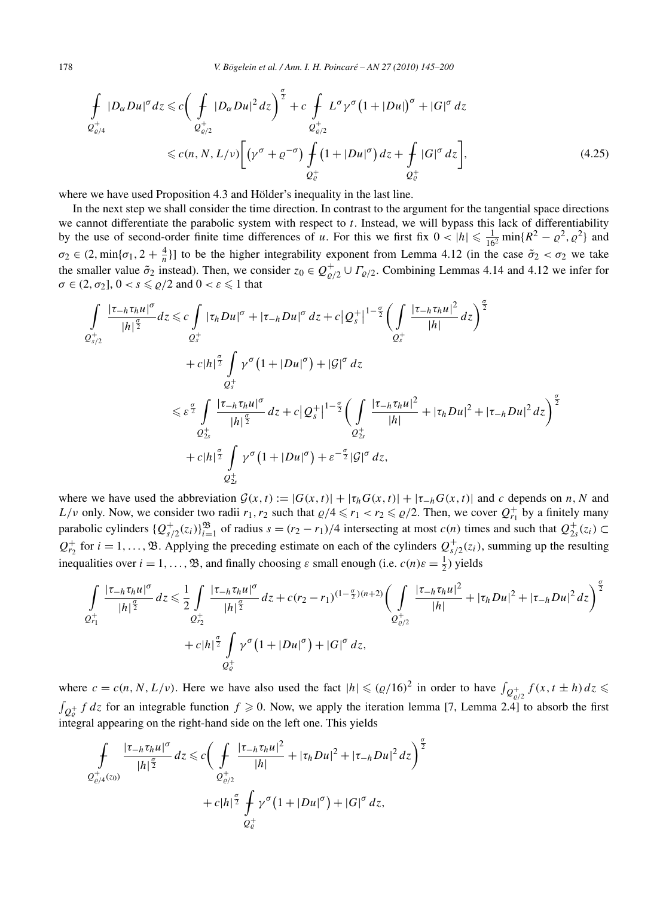$$
\begin{aligned}
\fint_{Q^+_{\varrho/4}} |D_\alpha Du|^\sigma \, dz &\leqslant c\bigg( \fint_{Q^+_{\varrho/2}} |D_\alpha Du|^2 \, dz\bigg)^{\frac{\sigma}{2}} + c \fint_{Q^+_{\varrho/2}} L^\sigma \gamma^\sigma \big(1+|Du|\big)^\sigma + |G|^\sigma \, dz \\
&\leqslant c(n,N,L/\nu)\bigg[\big(\gamma^\sigma + \varrho^{-\sigma}\big) \fint_{Q^+_\varrho} \big(1+|Du|^\sigma\big)\, dz + \fint_{Q^+_\varrho} |G|^\sigma \, dz\bigg],
\end{aligned}
\tag{4.25}
$$

where we have used Proposition 4.3 and Hölder's inequality in the last line.

In the next step we shall consider the time direction. In contrast to the argument for the tangential space directions we cannot differentiate the parabolic system with respect to $t$. Instead, we will bypass this lack of differentiability by the use of second-order finite time differences of $u$. For this we first fix $0 < |h| \leqslant \frac{1}{16^2} \min\{R^2 - \varrho^2, \varrho^2\}$ and $\sigma_2 \in (2, \min\{\sigma_1, 2 + \frac{4}{n}\}]$ to be the higher integrability exponent from Lemma 4.12 (in the case $\tilde{\sigma}_2 < \sigma_2$ we take the smaller value $\tilde{\sigma}_2$ instead). Then, we consider $z_0 \in Q^+_{\varrho/2} \cup \Gamma_{\varrho/2}$. Combining Lemmas 4.14 and 4.12 we infer for $\sigma \in (2, \sigma_2]$, $0 < s \leqslant \varrho/2$ and $0 < \varepsilon \leqslant 1$ that

$$
\begin{aligned}
\int_{Q^+_{s/2}} \frac{|\tau_{-h}\tau_h u|^\sigma}{|h|^{\frac{\sigma}{2}}} dz &\leqslant c \int_{Q^+_s} |\tau_h Du|^\sigma + |\tau_{-h} Du|^\sigma \, dz + c\big|Q^+_s\big|^{1-\frac{\sigma}{2}} \bigg( \int_{Q^+_s} \frac{|\tau_{-h}\tau_h u|^2}{|h|} \, dz\bigg)^{\frac{\sigma}{2}} \\
&\quad + c|h|^{\frac{\sigma}{2}} \int_{Q^+_s} \gamma^\sigma \big(1+|Du|^\sigma\big) + |\mathcal{G}|^\sigma \, dz \\
&\leqslant \varepsilon^{\frac{\sigma}{2}} \int_{Q^+_{2s}} \frac{|\tau_{-h}\tau_h u|^\sigma}{|h|^{\frac{\sigma}{2}}} \, dz + c\big|Q^+_s\big|^{1-\frac{\sigma}{2}} \bigg( \int_{Q^+_{2s}} \frac{|\tau_{-h}\tau_h u|^2}{|h|} + |\tau_h Du|^2 + |\tau_{-h} Du|^2 \, dz\bigg)^{\frac{\sigma}{2}} \\
&\quad + c|h|^{\frac{\sigma}{2}} \int_{Q^+_{2s}} \gamma^\sigma \big(1+|Du|^\sigma\big) + \varepsilon^{-\frac{\sigma}{2}} |\mathcal{G}|^\sigma \, dz,
\end{aligned}
$$

where we have used the abbreviation $\mathcal{G}(x,t) := |G(x,t)| + |\tau_h G(x,t)| + |\tau_{-h} G(x,t)|$ and $c$ depends on $n$, $N$ and $L/\nu$ only. Now, we consider two radii $r_1, r_2$ such that $\varrho/4 \leqslant r_1 < r_2 \leqslant \varrho/2$. Then, we cover $Q^+_{r_1}$ by a finitely many parabolic cylinders $\{Q^+_{s/2}(z_i)\}_{i=1}^{\mathfrak{B}}$ of radius $s = (r_2 - r_1)/4$ intersecting at most $c(n)$ times and such that $Q^+_{2s}(z_i) \subset Q^+_{r_2}$ for $i = 1, \ldots, \mathfrak{B}$. Applying the preceding estimate on each of the cylinders $Q^+_{s/2}(z_i)$, summing up the resulting inequalities over $i = 1, \ldots, \mathfrak{B}$, and finally choosing $\varepsilon$ small enough (i.e. $c(n)\varepsilon = \frac{1}{2}$) yields

$$
\begin{aligned}
\int_{Q^+_{r_1}} \frac{|\tau_{-h}\tau_h u|^\sigma}{|h|^{\frac{\sigma}{2}}} \, dz &\leqslant \frac{1}{2} \int_{Q^+_{r_2}} \frac{|\tau_{-h}\tau_h u|^\sigma}{|h|^{\frac{\sigma}{2}}} \, dz + c(r_2 - r_1)^{(1-\frac{\sigma}{2})(n+2)} \bigg( \int_{Q^+_{\varrho/2}} \frac{|\tau_{-h}\tau_h u|^2}{|h|} + |\tau_h Du|^2 + |\tau_{-h} Du|^2 \, dz\bigg)^{\frac{\sigma}{2}} \\
&\quad + c|h|^{\frac{\sigma}{2}} \int_{Q^+_\varrho} \gamma^\sigma \big(1+|Du|^\sigma\big) + |G|^\sigma \, dz,
\end{aligned}
$$

where $c = c(n,N,L/\nu)$. Here we have also used the fact $|h| \leqslant (\varrho/16)^2$ in order to have $\int_{Q^+_{\varrho/2}} f(x, t \pm h)\, dz \leqslant \int_{Q^+_\varrho} f \, dz$ for an integrable function $f \geqslant 0$. Now, we apply the iteration lemma [7, Lemma 2.4] to absorb the first integral appearing on the right-hand side on the left one. This yields

$$
\begin{aligned}
\fint_{Q^+_{\varrho/4}(z_0)} \frac{|\tau_{-h}\tau_h u|^\sigma}{|h|^{\frac{\sigma}{2}}} \, dz &\leqslant c\bigg( \fint_{Q^+_{\varrho/2}} \frac{|\tau_{-h}\tau_h u|^2}{|h|} + |\tau_h Du|^2 + |\tau_{-h} Du|^2 \, dz\bigg)^{\frac{\sigma}{2}} \\
&\quad + c|h|^{\frac{\sigma}{2}} \fint_{Q^+_\varrho} \gamma^\sigma \big(1+|Du|^\sigma\big) + |G|^\sigma \, dz,
\end{aligned}
$$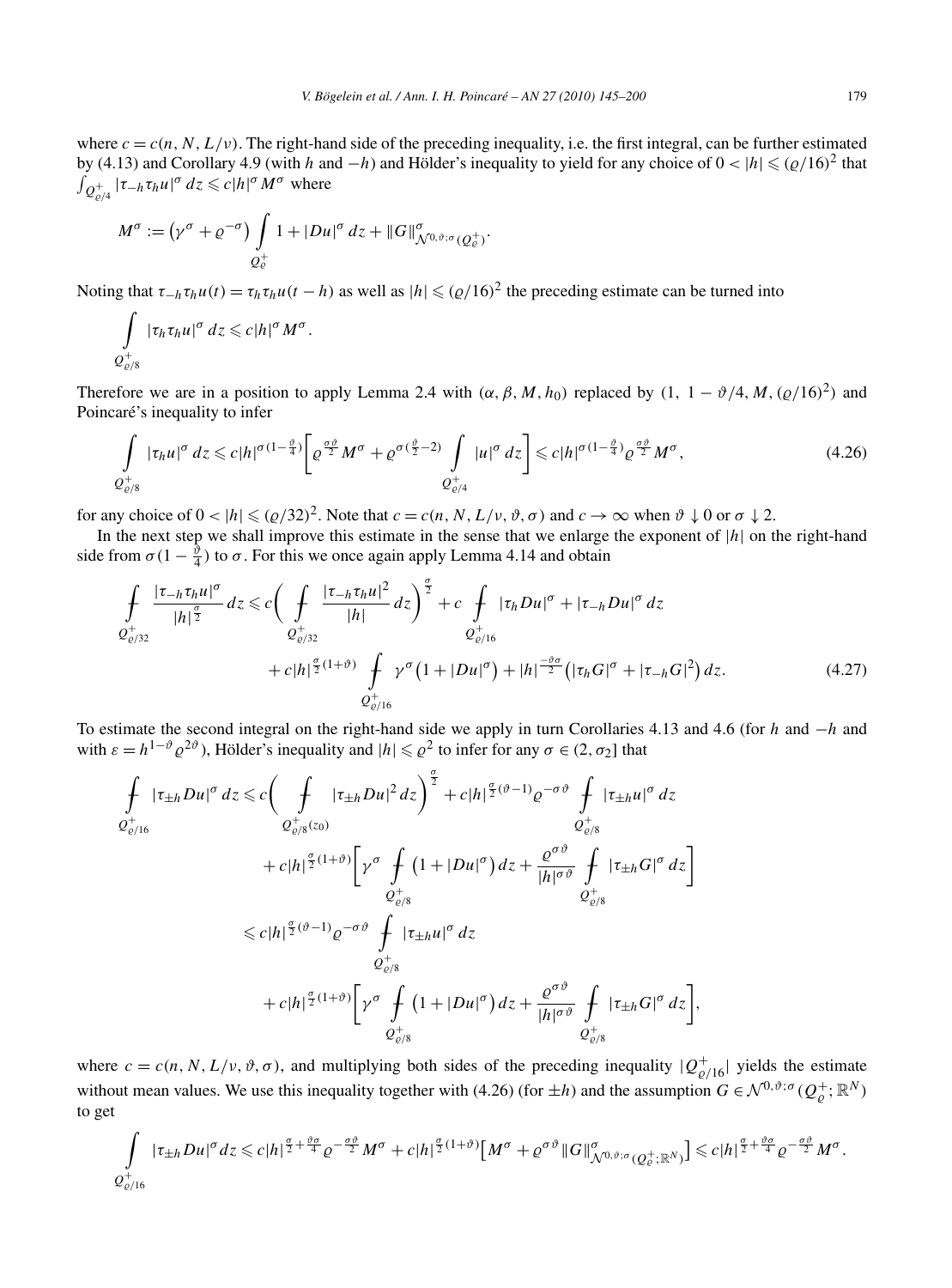where $c = c(n, N, L/\nu)$. The right-hand side of the preceding inequality, i.e. the first integral, can be further estimated by (4.13) and Corollary 4.9 (with $h$ and $-h$) and Hölder's inequality to yield for any choice of $0 < |h| \leqslant (\varrho/16)^2$ that $\int_{Q^+_{\varrho/4}} |\tau_{-h}\tau_h u|^\sigma \, dz \leqslant c|h|^\sigma M^\sigma$ where

$$M^\sigma := \left(\gamma^\sigma + \varrho^{-\sigma}\right) \int_{Q^+_\varrho} 1 + |Du|^\sigma \, dz + \|G\|^\sigma_{\mathcal{N}^{0,\vartheta;\sigma}(Q^+_\varrho)}.$$

Noting that $\tau_{-h}\tau_h u(t) = \tau_h\tau_h u(t-h)$ as well as $|h| \leqslant (\varrho/16)^2$ the preceding estimate can be turned into

$$\int_{Q^+_{\varrho/8}} |\tau_h\tau_h u|^\sigma \, dz \leqslant c|h|^\sigma M^\sigma.$$

Therefore we are in a position to apply Lemma 2.4 with $(\alpha, \beta, M, h_0)$ replaced by $(1,\ 1 - \vartheta/4, M, (\varrho/16)^2)$ and Poincaré's inequality to infer

$$\int_{Q^+_{\varrho/8}} |\tau_h u|^\sigma \, dz \leqslant c|h|^{\sigma(1-\frac{\vartheta}{4})}\left[\varrho^{\frac{\sigma\vartheta}{2}} M^\sigma + \varrho^{\sigma(\frac{\vartheta}{2}-2)} \int_{Q^+_{\varrho/4}} |u|^\sigma \, dz\right] \leqslant c|h|^{\sigma(1-\frac{\vartheta}{4})}\varrho^{\frac{\sigma\vartheta}{2}} M^\sigma, \tag{4.26}$$

for any choice of $0 < |h| \leqslant (\varrho/32)^2$. Note that $c = c(n, N, L/\nu, \vartheta, \sigma)$ and $c \to \infty$ when $\vartheta \downarrow 0$ or $\sigma \downarrow 2$.

In the next step we shall improve this estimate in the sense that we enlarge the exponent of $|h|$ on the right-hand side from $\sigma(1 - \frac{\vartheta}{4})$ to $\sigma$. For this we once again apply Lemma 4.14 and obtain

$$\begin{aligned}
\fint_{Q^+_{\varrho/32}} \frac{|\tau_{-h}\tau_h u|^\sigma}{|h|^{\frac{\sigma}{2}}} \, dz &\leqslant c\left(\fint_{Q^+_{\varrho/32}} \frac{|\tau_{-h}\tau_h u|^2}{|h|} \, dz\right)^{\frac{\sigma}{2}} + c\fint_{Q^+_{\varrho/16}} |\tau_h Du|^\sigma + |\tau_{-h} Du|^\sigma \, dz \\
&\quad + c|h|^{\frac{\sigma}{2}(1+\vartheta)} \fint_{Q^+_{\varrho/16}} \gamma^\sigma\left(1 + |Du|^\sigma\right) + |h|^{\frac{-\vartheta\sigma}{2}}\left(|\tau_h G|^\sigma + |\tau_{-h} G|^2\right) dz.
\end{aligned} \tag{4.27}$$

To estimate the second integral on the right-hand side we apply in turn Corollaries 4.13 and 4.6 (for $h$ and $-h$ and with $\varepsilon = h^{1-\vartheta}\varrho^{2\vartheta}$), Hölder's inequality and $|h| \leqslant \varrho^2$ to infer for any $\sigma \in (2, \sigma_2]$ that

$$\begin{aligned}
\fint_{Q^+_{\varrho/16}} |\tau_{\pm h} Du|^\sigma \, dz &\leqslant c\left(\fint_{Q^+_{\varrho/8}(z_0)} |\tau_{\pm h} Du|^2 \, dz\right)^{\frac{\sigma}{2}} + c|h|^{\frac{\sigma}{2}(\vartheta-1)}\varrho^{-\sigma\vartheta} \fint_{Q^+_{\varrho/8}} |\tau_{\pm h} u|^\sigma \, dz \\
&\quad + c|h|^{\frac{\sigma}{2}(1+\vartheta)}\left[\gamma^\sigma \fint_{Q^+_{\varrho/8}} \left(1 + |Du|^\sigma\right) dz + \frac{\varrho^{\sigma\vartheta}}{|h|^{\sigma\vartheta}} \fint_{Q^+_{\varrho/8}} |\tau_{\pm h} G|^\sigma \, dz\right] \\
&\leqslant c|h|^{\frac{\sigma}{2}(\vartheta-1)}\varrho^{-\sigma\vartheta} \fint_{Q^+_{\varrho/8}} |\tau_{\pm h} u|^\sigma \, dz \\
&\quad + c|h|^{\frac{\sigma}{2}(1+\vartheta)}\left[\gamma^\sigma \fint_{Q^+_{\varrho/8}} \left(1 + |Du|^\sigma\right) dz + \frac{\varrho^{\sigma\vartheta}}{|h|^{\sigma\vartheta}} \fint_{Q^+_{\varrho/8}} |\tau_{\pm h} G|^\sigma \, dz\right],
\end{aligned}$$

where $c = c(n, N, L/\nu, \vartheta, \sigma)$, and multiplying both sides of the preceding inequality $|Q^+_{\varrho/16}|$ yields the estimate without mean values. We use this inequality together with (4.26) (for $\pm h$) and the assumption $G \in \mathcal{N}^{0,\vartheta;\sigma}(Q^+_\varrho; \mathbb{R}^N)$ to get

$$\int_{Q^+_{\varrho/16}} |\tau_{\pm h} Du|^\sigma dz \leqslant c|h|^{\frac{\sigma}{2}+\frac{\vartheta\sigma}{4}}\varrho^{-\frac{\sigma\vartheta}{2}} M^\sigma + c|h|^{\frac{\sigma}{2}(1+\vartheta)}\left[M^\sigma + \varrho^{\sigma\vartheta}\|G\|^\sigma_{\mathcal{N}^{0,\vartheta;\sigma}(Q^+_\varrho;\mathbb{R}^N)}\right] \leqslant c|h|^{\frac{\sigma}{2}+\frac{\vartheta\sigma}{4}}\varrho^{-\frac{\sigma\vartheta}{2}} M^\sigma.$$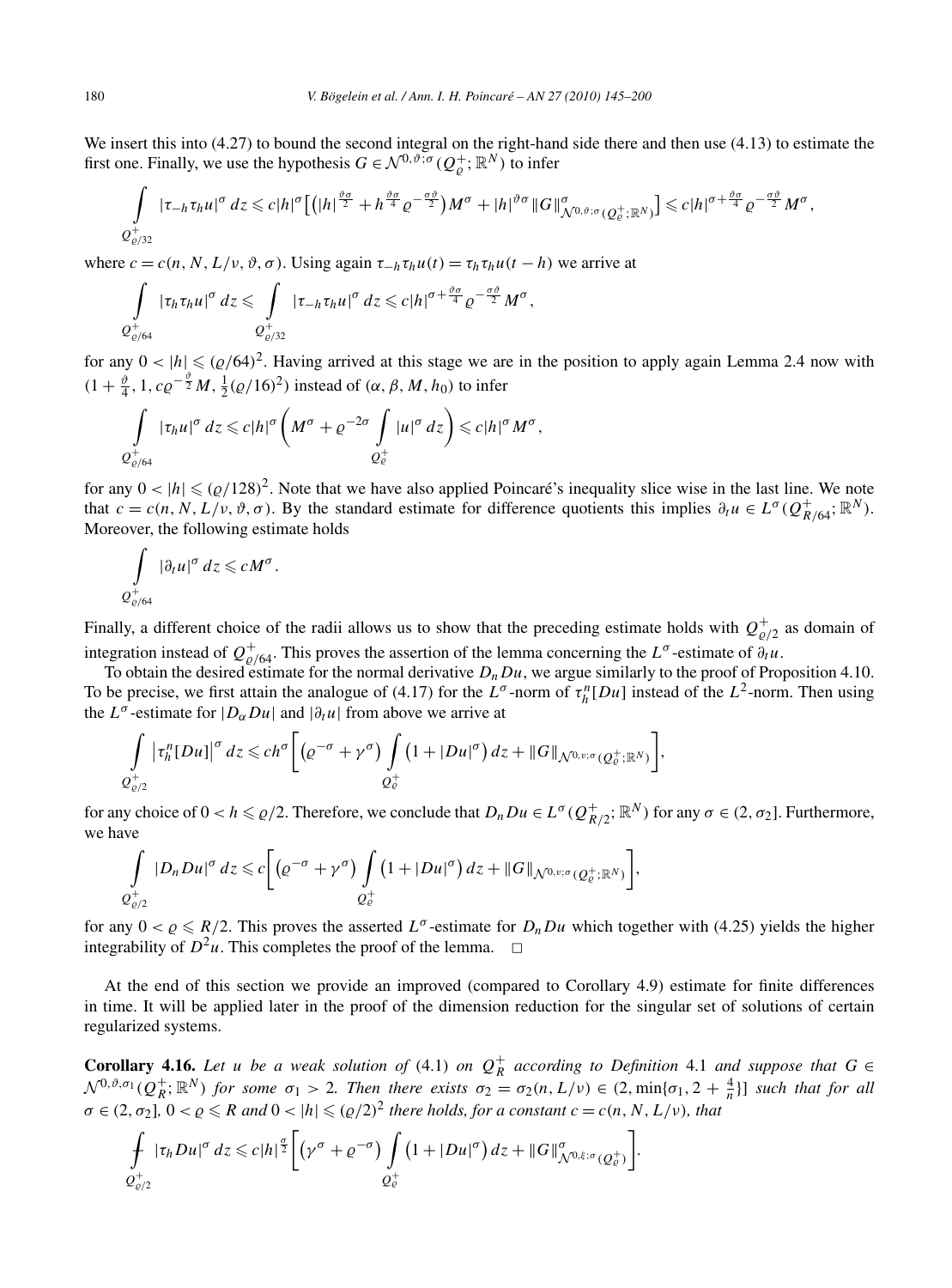We insert this into (4.27) to bound the second integral on the right-hand side there and then use (4.13) to estimate the first one. Finally, we use the hypothesis $G \in \mathcal{N}^{0,\vartheta;\sigma}(Q_\varrho^+;\mathbb{R}^N)$ to infer

$$\int\limits_{Q^+_{\varrho/32}} |\tau_{-h}\tau_h u|^\sigma \, dz \leqslant c|h|^\sigma \Big[ \big( |h|^{\frac{\vartheta\sigma}{2}} + h^{\frac{\vartheta\sigma}{4}} \varrho^{-\frac{\sigma\vartheta}{2}} \big) M^\sigma + |h|^{\vartheta\sigma} \|G\|^\sigma_{\mathcal{N}^{0,\vartheta;\sigma}(Q_\varrho^+;\mathbb{R}^N)} \Big] \leqslant c|h|^{\sigma+\frac{\vartheta\sigma}{4}} \varrho^{-\frac{\sigma\vartheta}{2}} M^\sigma,$$

where $c = c(n, N, L/\nu, \vartheta, \sigma)$. Using again $\tau_{-h}\tau_h u(t) = \tau_h\tau_h u(t-h)$ we arrive at

$$\int\limits_{Q^+_{\varrho/64}} |\tau_h\tau_h u|^\sigma \, dz \leqslant \int\limits_{Q^+_{\varrho/32}} |\tau_{-h}\tau_h u|^\sigma \, dz \leqslant c|h|^{\sigma+\frac{\vartheta\sigma}{4}} \varrho^{-\frac{\sigma\vartheta}{2}} M^\sigma,$$

for any $0 < |h| \leqslant (\varrho/64)^2$. Having arrived at this stage we are in the position to apply again Lemma 2.4 now with $(1 + \frac{\vartheta}{4}, 1, c\varrho^{-\frac{\vartheta}{2}} M, \frac{1}{2}(\varrho/16)^2)$ instead of $(\alpha, \beta, M, h_0)$ to infer

$$\int\limits_{Q^+_{\varrho/64}} |\tau_h u|^\sigma \, dz \leqslant c|h|^\sigma \bigg( M^\sigma + \varrho^{-2\sigma} \int\limits_{Q^+_\varrho} |u|^\sigma \, dz \bigg) \leqslant c|h|^\sigma M^\sigma,$$

for any $0 < |h| \leqslant (\varrho/128)^2$. Note that we have also applied Poincaré's inequality slice wise in the last line. We note that $c = c(n, N, L/\nu, \vartheta, \sigma)$. By the standard estimate for difference quotients this implies $\partial_t u \in L^\sigma(Q^+_{R/64};\mathbb{R}^N)$. Moreover, the following estimate holds

$$\int\limits_{Q^+_{\varrho/64}} |\partial_t u|^\sigma \, dz \leqslant c M^\sigma.$$

Finally, a different choice of the radii allows us to show that the preceding estimate holds with $Q^+_{\varrho/2}$ as domain of integration instead of $Q^+_{\varrho/64}$. This proves the assertion of the lemma concerning the $L^\sigma$-estimate of $\partial_t u$.

To obtain the desired estimate for the normal derivative $D_n Du$, we argue similarly to the proof of Proposition 4.10. To be precise, we first attain the analogue of (4.17) for the $L^\sigma$-norm of $\tau^n_h[Du]$ instead of the $L^2$-norm. Then using the $L^\sigma$-estimate for $|D_\alpha Du|$ and $|\partial_t u|$ from above we arrive at

$$\int\limits_{Q^+_{\varrho/2}} \big| \tau^n_h[Du] \big|^\sigma \, dz \leqslant c h^\sigma \bigg[ \big( \varrho^{-\sigma} + \gamma^\sigma \big) \int\limits_{Q^+_\varrho} \big( 1 + |Du|^\sigma \big) \, dz + \|G\|_{\mathcal{N}^{0,\upsilon;\sigma}(Q_\varrho^+;\mathbb{R}^N)} \bigg],$$

for any choice of $0 < h \leqslant \varrho/2$. Therefore, we conclude that $D_n Du \in L^\sigma(Q^+_{R/2};\mathbb{R}^N)$ for any $\sigma \in (2, \sigma_2]$. Furthermore, we have

$$\int\limits_{Q^+_{\varrho/2}} |D_n Du|^\sigma \, dz \leqslant c \bigg[ \big( \varrho^{-\sigma} + \gamma^\sigma \big) \int\limits_{Q^+_\varrho} \big( 1 + |Du|^\sigma \big) \, dz + \|G\|_{\mathcal{N}^{0,\upsilon;\sigma}(Q_\varrho^+;\mathbb{R}^N)} \bigg],$$

for any $0 < \varrho \leqslant R/2$. This proves the asserted $L^\sigma$-estimate for $D_n Du$ which together with (4.25) yields the higher integrability of $D^2 u$. This completes the proof of the lemma. $\square$

At the end of this section we provide an improved (compared to Corollary 4.9) estimate for finite differences in time. It will be applied later in the proof of the dimension reduction for the singular set of solutions of certain regularized systems.

**Corollary 4.16.** *Let $u$ be a weak solution of* (4.1) *on $Q^+_R$ according to Definition* 4.1 *and suppose that $G \in \mathcal{N}^{0,\vartheta,\sigma_1}(Q^+_R;\mathbb{R}^N)$ for some $\sigma_1 > 2$. Then there exists $\sigma_2 = \sigma_2(n, L/\nu) \in (2, \min\{\sigma_1, 2 + \frac{4}{n}\}]$ such that for all $\sigma \in (2, \sigma_2]$, $0 < \varrho \leqslant R$ and $0 < |h| \leqslant (\varrho/2)^2$ there holds, for a constant $c = c(n, N, L/\nu)$, that*

$$⨍_{Q^+_{\varrho/2}} |\tau_h Du|^\sigma \, dz \leqslant c|h|^{\frac{\sigma}{2}} \bigg[ \big( \gamma^\sigma + \varrho^{-\sigma} \big) \int\limits_{Q^+_\varrho} \big( 1 + |Du|^\sigma \big) \, dz + \|G\|^\sigma_{\mathcal{N}^{0,\xi;\sigma}(Q^+_\varrho)} \bigg].$$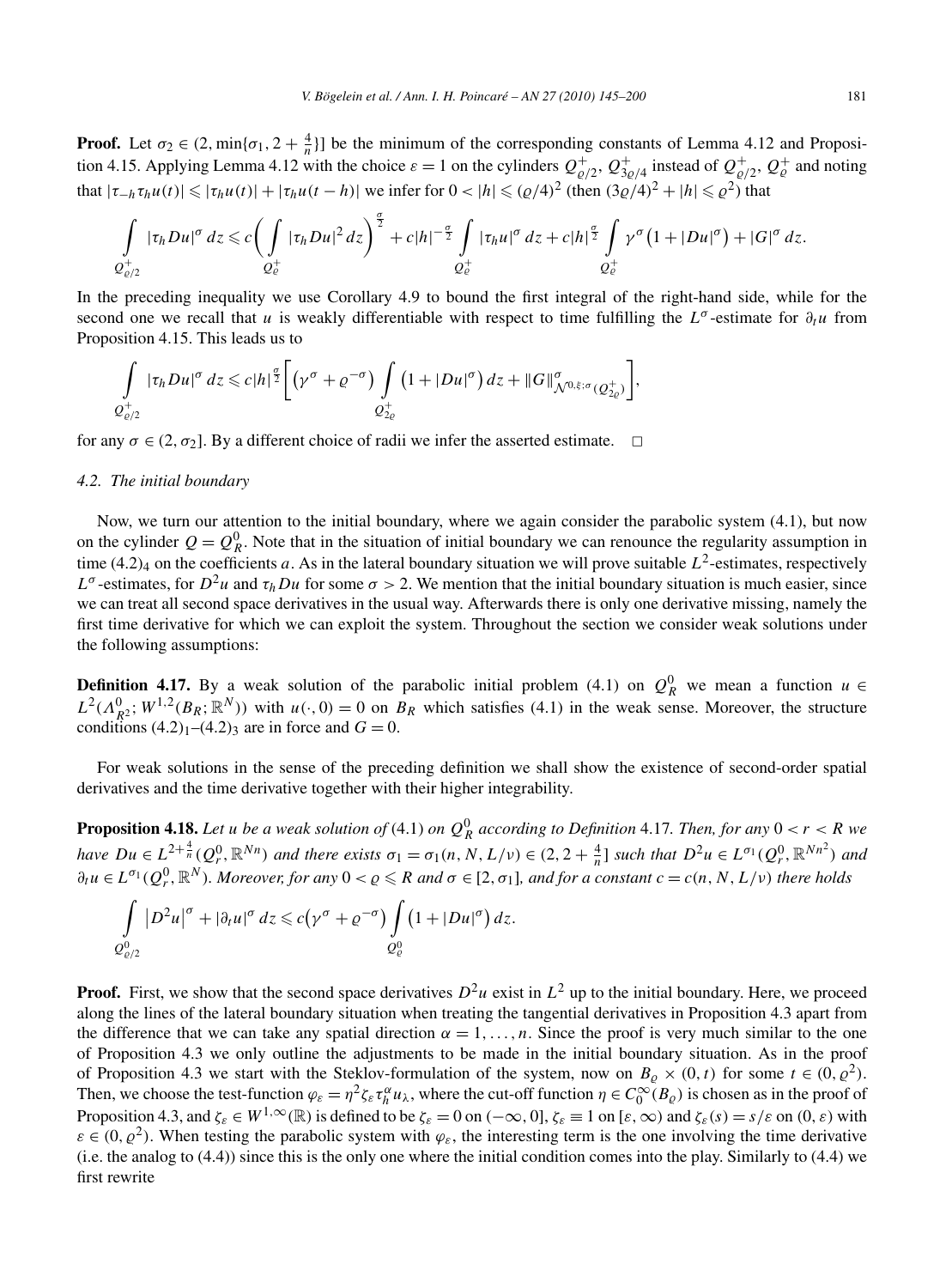**Proof.** Let $\sigma_2 \in (2, \min\{\sigma_1, 2 + \frac{4}{n}\}]$ be the minimum of the corresponding constants of Lemma 4.12 and Proposition 4.15. Applying Lemma 4.12 with the choice $\varepsilon = 1$ on the cylinders $Q^+_{\varrho/2}$, $Q^+_{3\varrho/4}$ instead of $Q^+_{\varrho/2}$, $Q^+_\varrho$ and noting that $|\tau_{-h}\tau_h u(t)| \leqslant |\tau_h u(t)| + |\tau_h u(t-h)|$ we infer for $0 < |h| \leqslant (\varrho/4)^2$ (then $(3\varrho/4)^2 + |h| \leqslant \varrho^2$) that

$$\int\limits_{Q^+_{\varrho/2}} |\tau_h Du|^\sigma \, dz \leqslant c\Bigg(\int\limits_{Q^+_\varrho} |\tau_h Du|^2 \, dz\Bigg)^{\frac{\sigma}{2}} + c|h|^{-\frac{\sigma}{2}} \int\limits_{Q^+_\varrho} |\tau_h u|^\sigma \, dz + c|h|^{\frac{\sigma}{2}} \int\limits_{Q^+_\varrho} \gamma^\sigma\big(1 + |Du|^\sigma\big) + |G|^\sigma \, dz.$$

In the preceding inequality we use Corollary 4.9 to bound the first integral of the right-hand side, while for the second one we recall that $u$ is weakly differentiable with respect to time fulfilling the $L^\sigma$-estimate for $\partial_t u$ from Proposition 4.15. This leads us to

$$\int\limits_{Q^+_{\varrho/2}} |\tau_h Du|^\sigma \, dz \leqslant c|h|^{\frac{\sigma}{2}} \Bigg[\big(\gamma^\sigma + \varrho^{-\sigma}\big) \int\limits_{Q^+_{2\varrho}} \big(1 + |Du|^\sigma\big) \, dz + \|G\|^\sigma_{\mathcal{N}^{0,\xi;\sigma}(Q^+_{2\varrho})}\Bigg],$$

for any $\sigma \in (2, \sigma_2]$. By a different choice of radii we infer the asserted estimate. $\square$

### 4.2. The initial boundary

Now, we turn our attention to the initial boundary, where we again consider the parabolic system (4.1), but now on the cylinder $Q = Q^0_R$. Note that in the situation of initial boundary we can renounce the regularity assumption in time $(4.2)_4$ on the coefficients $a$. As in the lateral boundary situation we will prove suitable $L^2$-estimates, respectively $L^\sigma$-estimates, for $D^2 u$ and $\tau_h Du$ for some $\sigma > 2$. We mention that the initial boundary situation is much easier, since we can treat all second space derivatives in the usual way. Afterwards there is only one derivative missing, namely the first time derivative for which we can exploit the system. Throughout the section we consider weak solutions under the following assumptions:

**Definition 4.17.** By a weak solution of the parabolic initial problem (4.1) on $Q^0_R$ we mean a function $u \in L^2(\Lambda^0_{R^2}; W^{1,2}(B_R; \mathbb{R}^N))$ with $u(\cdot, 0) = 0$ on $B_R$ which satisfies (4.1) in the weak sense. Moreover, the structure conditions $(4.2)_1$–$(4.2)_3$ are in force and $G = 0$.

For weak solutions in the sense of the preceding definition we shall show the existence of second-order spatial derivatives and the time derivative together with their higher integrability.

**Proposition 4.18.** *Let $u$ be a weak solution of* (4.1) *on $Q^0_R$ according to Definition* 4.17*. Then, for any $0 < r < R$ we have $Du \in L^{2+\frac{4}{n}}(Q^0_r, \mathbb{R}^{Nn})$ and there exists $\sigma_1 = \sigma_1(n, N, L/\nu) \in (2, 2 + \frac{4}{n}]$ such that $D^2 u \in L^{\sigma_1}(Q^0_r, \mathbb{R}^{Nn^2})$ and $\partial_t u \in L^{\sigma_1}(Q^0_r, \mathbb{R}^N)$. Moreover, for any $0 < \varrho \leqslant R$ and $\sigma \in [2, \sigma_1]$, and for a constant $c = c(n, N, L/\nu)$ there holds*

$$\int\limits_{Q^0_{\varrho/2}} \big|D^2 u\big|^\sigma + |\partial_t u|^\sigma \, dz \leqslant c\big(\gamma^\sigma + \varrho^{-\sigma}\big) \int\limits_{Q^0_\varrho} \big(1 + |Du|^\sigma\big) \, dz.$$

**Proof.** First, we show that the second space derivatives $D^2 u$ exist in $L^2$ up to the initial boundary. Here, we proceed along the lines of the lateral boundary situation when treating the tangential derivatives in Proposition 4.3 apart from the difference that we can take any spatial direction $\alpha = 1, \ldots, n$. Since the proof is very much similar to the one of Proposition 4.3 we only outline the adjustments to be made in the initial boundary situation. As in the proof of Proposition 4.3 we start with the Steklov-formulation of the system, now on $B_\varrho \times (0, t)$ for some $t \in (0, \varrho^2)$. Then, we choose the test-function $\varphi_\varepsilon = \eta^2 \zeta_\varepsilon \tau^\alpha_h u_\lambda$, where the cut-off function $\eta \in C^\infty_0(B_\varrho)$ is chosen as in the proof of Proposition 4.3, and $\zeta_\varepsilon \in W^{1,\infty}(\mathbb{R})$ is defined to be $\zeta_\varepsilon = 0$ on $(-\infty, 0]$, $\zeta_\varepsilon \equiv 1$ on $[\varepsilon, \infty)$ and $\zeta_\varepsilon(s) = s/\varepsilon$ on $(0, \varepsilon)$ with $\varepsilon \in (0, \varrho^2)$. When testing the parabolic system with $\varphi_\varepsilon$, the interesting term is the one involving the time derivative (i.e. the analog to (4.4)) since this is the only one where the initial condition comes into the play. Similarly to (4.4) we first rewrite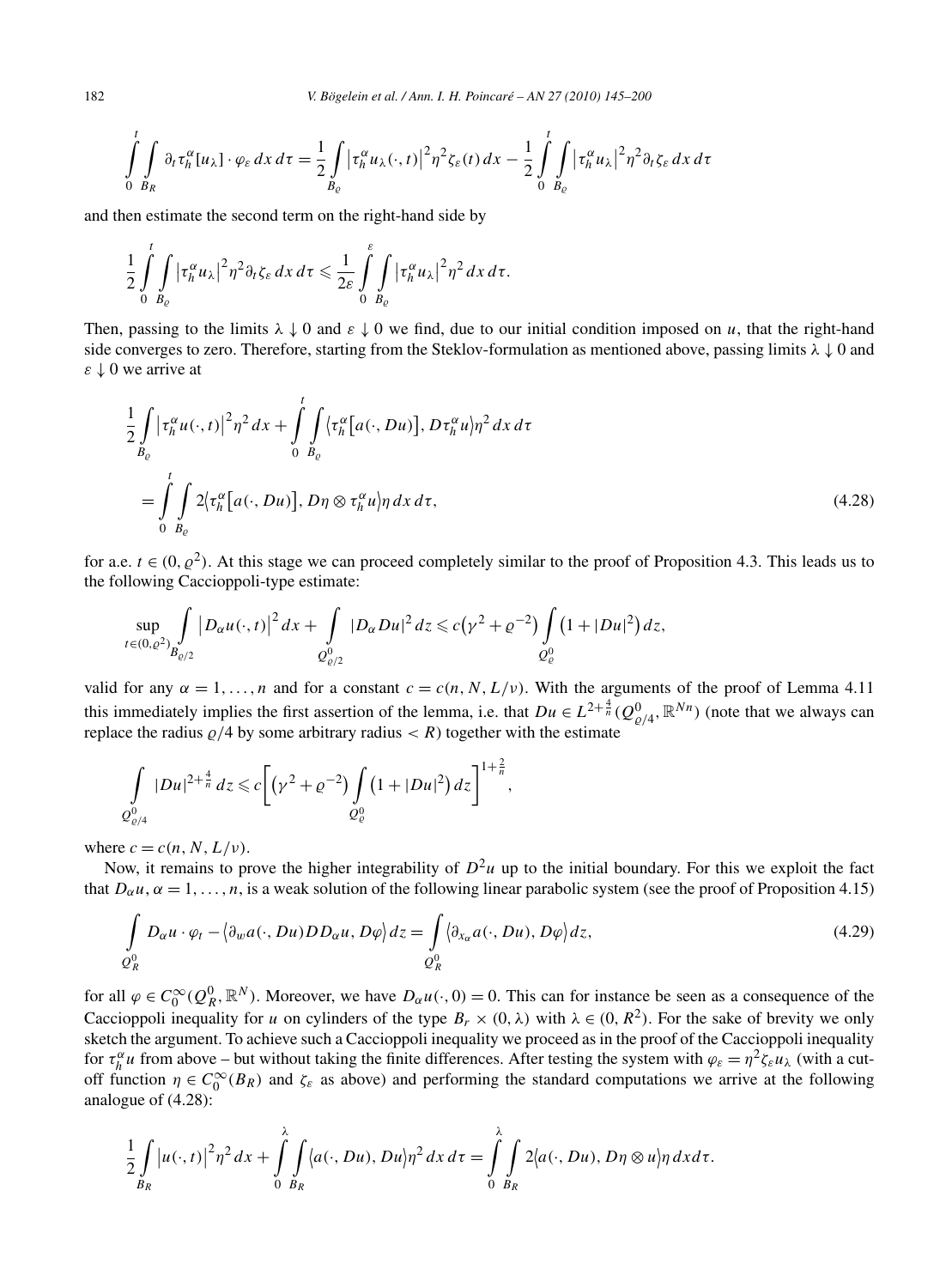$$\int_0^t \int_{B_R} \partial_t \tau_h^\alpha[u_\lambda] \cdot \varphi_\varepsilon \, dx \, d\tau = \frac{1}{2} \int_{B_\varrho} \left|\tau_h^\alpha u_\lambda(\cdot,t)\right|^2 \eta^2 \zeta_\varepsilon(t) \, dx - \frac{1}{2} \int_0^t \int_{B_\varrho} \left|\tau_h^\alpha u_\lambda\right|^2 \eta^2 \partial_t \zeta_\varepsilon \, dx \, d\tau$$

and then estimate the second term on the right-hand side by

$$\frac{1}{2} \int_0^t \int_{B_\varrho} \left|\tau_h^\alpha u_\lambda\right|^2 \eta^2 \partial_t \zeta_\varepsilon \, dx \, d\tau \leqslant \frac{1}{2\varepsilon} \int_0^\varepsilon \int_{B_\varrho} \left|\tau_h^\alpha u_\lambda\right|^2 \eta^2 \, dx \, d\tau.$$

Then, passing to the limits $\lambda \downarrow 0$ and $\varepsilon \downarrow 0$ we find, due to our initial condition imposed on $u$, that the right-hand side converges to zero. Therefore, starting from the Steklov-formulation as mentioned above, passing limits $\lambda \downarrow 0$ and $\varepsilon \downarrow 0$ we arrive at

$$\begin{aligned} &\frac{1}{2} \int_{B_\varrho} \left|\tau_h^\alpha u(\cdot,t)\right|^2 \eta^2 \, dx + \int_0^t \int_{B_\varrho} \left\langle \tau_h^\alpha\left[a(\cdot, Du)\right], D\tau_h^\alpha u \right\rangle \eta^2 \, dx \, d\tau \\ &\quad = \int_0^t \int_{B_\varrho} 2\left\langle \tau_h^\alpha\left[a(\cdot, Du)\right], D\eta \otimes \tau_h^\alpha u \right\rangle \eta \, dx \, d\tau, \end{aligned} \tag{4.28}$$

for a.e. $t \in (0, \varrho^2)$. At this stage we can proceed completely similar to the proof of Proposition 4.3. This leads us to the following Caccioppoli-type estimate:

$$\sup_{t \in (0,\varrho^2)} \int_{B_{\varrho/2}} \left|D_\alpha u(\cdot,t)\right|^2 dx + \int_{Q^0_{\varrho/2}} |D_\alpha Du|^2 \, dz \leqslant c\left(\gamma^2 + \varrho^{-2}\right) \int_{Q^0_\varrho} \left(1 + |Du|^2\right) dz,$$

valid for any $\alpha = 1, \ldots, n$ and for a constant $c = c(n, N, L/\nu)$. With the arguments of the proof of Lemma 4.11 this immediately implies the first assertion of the lemma, i.e. that $Du \in L^{2+\frac{4}{n}}(Q^0_{\varrho/4}, \mathbb{R}^{Nn})$ (note that we always can replace the radius $\varrho/4$ by some arbitrary radius $< R$) together with the estimate

$$\int_{Q^0_{\varrho/4}} |Du|^{2+\frac{4}{n}} \, dz \leqslant c\left[\left(\gamma^2 + \varrho^{-2}\right) \int_{Q^0_\varrho} \left(1 + |Du|^2\right) dz\right]^{1+\frac{2}{n}},$$

where $c = c(n, N, L/\nu)$.

Now, it remains to prove the higher integrability of $D^2 u$ up to the initial boundary. For this we exploit the fact that $D_\alpha u$, $\alpha = 1, \ldots, n$, is a weak solution of the following linear parabolic system (see the proof of Proposition 4.15)

$$\int_{Q^0_R} D_\alpha u \cdot \varphi_t - \left\langle \partial_w a(\cdot, Du) D D_\alpha u, D\varphi \right\rangle dz = \int_{Q^0_R} \left\langle \partial_{x_\alpha} a(\cdot, Du), D\varphi \right\rangle dz, \tag{4.29}$$

for all $\varphi \in C_0^\infty(Q^0_R, \mathbb{R}^N)$. Moreover, we have $D_\alpha u(\cdot, 0) = 0$. This can for instance be seen as a consequence of the Caccioppoli inequality for $u$ on cylinders of the type $B_r \times (0, \lambda)$ with $\lambda \in (0, R^2)$. For the sake of brevity we only sketch the argument. To achieve such a Caccioppoli inequality we proceed as in the proof of the Caccioppoli inequality for $\tau_h^\alpha u$ from above – but without taking the finite differences. After testing the system with $\varphi_\varepsilon = \eta^2 \zeta_\varepsilon u_\lambda$ (with a cut-off function $\eta \in C_0^\infty(B_R)$ and $\zeta_\varepsilon$ as above) and performing the standard computations we arrive at the following analogue of (4.28):

$$\frac{1}{2} \int_{B_R} \left|u(\cdot,t)\right|^2 \eta^2 \, dx + \int_0^\lambda \int_{B_R} \left\langle a(\cdot, Du), Du \right\rangle \eta^2 \, dx \, d\tau = \int_0^\lambda \int_{B_R} 2\left\langle a(\cdot, Du), D\eta \otimes u \right\rangle \eta \, dx d\tau.$$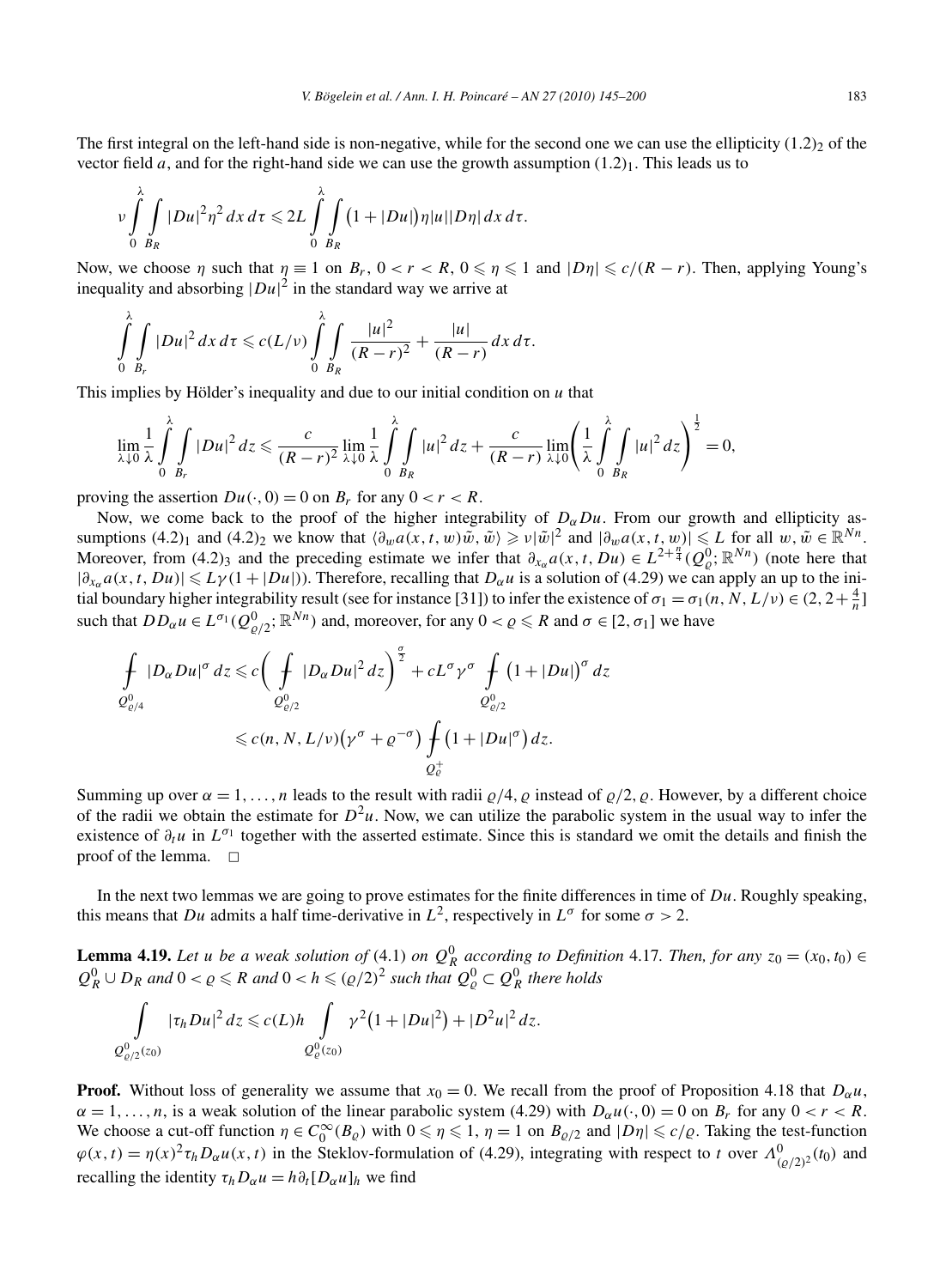The first integral on the left-hand side is non-negative, while for the second one we can use the ellipticity $(1.2)_2$ of the vector field $a$, and for the right-hand side we can use the growth assumption $(1.2)_1$. This leads us to

$$\nu \int_0^\lambda \int_{B_R} |Du|^2 \eta^2 \, dx \, d\tau \leqslant 2L \int_0^\lambda \int_{B_R} \big(1 + |Du|\big) \eta |u| |D\eta| \, dx \, d\tau.$$

Now, we choose $\eta$ such that $\eta \equiv 1$ on $B_r$, $0 < r < R$, $0 \leqslant \eta \leqslant 1$ and $|D\eta| \leqslant c/(R-r)$. Then, applying Young's inequality and absorbing $|Du|^2$ in the standard way we arrive at

$$\int_0^\lambda \int_{B_r} |Du|^2 \, dx \, d\tau \leqslant c(L/\nu) \int_0^\lambda \int_{B_R} \frac{|u|^2}{(R-r)^2} + \frac{|u|}{(R-r)} \, dx \, d\tau.$$

This implies by Hölder's inequality and due to our initial condition on $u$ that

$$\lim_{\lambda \downarrow 0} \frac{1}{\lambda} \int_0^\lambda \int_{B_r} |Du|^2 \, dz \leqslant \frac{c}{(R-r)^2} \lim_{\lambda \downarrow 0} \frac{1}{\lambda} \int_0^\lambda \int_{B_R} |u|^2 \, dz + \frac{c}{(R-r)} \lim_{\lambda \downarrow 0} \left( \frac{1}{\lambda} \int_0^\lambda \int_{B_R} |u|^2 \, dz \right)^{\frac{1}{2}} = 0,$$

proving the assertion $Du(\cdot, 0) = 0$ on $B_r$ for any $0 < r < R$.

Now, we come back to the proof of the higher integrability of $D_\alpha Du$. From our growth and ellipticity assumptions $(4.2)_1$ and $(4.2)_2$ we know that $\langle \partial_w a(x,t,w) \tilde{w}, \tilde{w} \rangle \geqslant \nu |\tilde{w}|^2$ and $|\partial_w a(x,t,w)| \leqslant L$ for all $w, \tilde{w} \in \mathbb{R}^{Nn}$. Moreover, from $(4.2)_3$ and the preceding estimate we infer that $\partial_{x_\alpha} a(x,t,Du) \in L^{2+\frac{n}{4}}(Q_\varrho^0; \mathbb{R}^{Nn})$ (note here that $|\partial_{x_\alpha} a(x,t,Du)| \leqslant L\gamma(1 + |Du|)$). Therefore, recalling that $D_\alpha u$ is a solution of (4.29) we can apply an up to the initial boundary higher integrability result (see for instance [31]) to infer the existence of $\sigma_1 = \sigma_1(n, N, L/\nu) \in (2, 2 + \frac{4}{n}]$ such that $DD_\alpha u \in L^{\sigma_1}(Q_{\varrho/2}^0; \mathbb{R}^{Nn})$ and, moreover, for any $0 < \varrho \leqslant R$ and $\sigma \in [2, \sigma_1]$ we have

$$\begin{aligned}
\fint_{Q_{\varrho/4}^0} |D_\alpha Du|^\sigma \, dz &\leqslant c \left( \fint_{Q_{\varrho/2}^0} |D_\alpha Du|^2 \, dz \right)^{\frac{\sigma}{2}} + c L^\sigma \gamma^\sigma \fint_{Q_{\varrho/2}^0} \big(1 + |Du|\big)^\sigma \, dz \\
&\leqslant c(n, N, L/\nu) \big(\gamma^\sigma + \varrho^{-\sigma}\big) \fint_{Q_\varrho^+} \big(1 + |Du|^\sigma\big) \, dz.
\end{aligned}$$

Summing up over $\alpha = 1, \ldots, n$ leads to the result with radii $\varrho/4, \varrho$ instead of $\varrho/2, \varrho$. However, by a different choice of the radii we obtain the estimate for $D^2 u$. Now, we can utilize the parabolic system in the usual way to infer the existence of $\partial_t u$ in $L^{\sigma_1}$ together with the asserted estimate. Since this is standard we omit the details and finish the proof of the lemma. $\square$

In the next two lemmas we are going to prove estimates for the finite differences in time of $Du$. Roughly speaking, this means that $Du$ admits a half time-derivative in $L^2$, respectively in $L^\sigma$ for some $\sigma > 2$.

**Lemma 4.19.** *Let $u$ be a weak solution of* (4.1) *on $Q_R^0$ according to Definition* 4.17. *Then, for any $z_0 = (x_0, t_0) \in Q_R^0 \cup D_R$ and $0 < \varrho \leqslant R$ and $0 < h \leqslant (\varrho/2)^2$ such that $Q_\varrho^0 \subset Q_R^0$ there holds*

$$\int_{Q_{\varrho/2}^0(z_0)} |\tau_h Du|^2 \, dz \leqslant c(L) h \int_{Q_\varrho^0(z_0)} \gamma^2 \big(1 + |Du|^2\big) + |D^2 u|^2 \, dz.$$

**Proof.** Without loss of generality we assume that $x_0 = 0$. We recall from the proof of Proposition 4.18 that $D_\alpha u$, $\alpha = 1, \ldots, n$, is a weak solution of the linear parabolic system (4.29) with $D_\alpha u(\cdot, 0) = 0$ on $B_r$ for any $0 < r < R$. We choose a cut-off function $\eta \in C_0^\infty(B_\varrho)$ with $0 \leqslant \eta \leqslant 1$, $\eta = 1$ on $B_{\varrho/2}$ and $|D\eta| \leqslant c/\varrho$. Taking the test-function $\varphi(x,t) = \eta(x)^2 \tau_h D_\alpha u(x,t)$ in the Steklov-formulation of (4.29), integrating with respect to $t$ over $\Lambda_{(\varrho/2)^2}^0(t_0)$ and recalling the identity $\tau_h D_\alpha u = h \partial_t [D_\alpha u]_h$ we find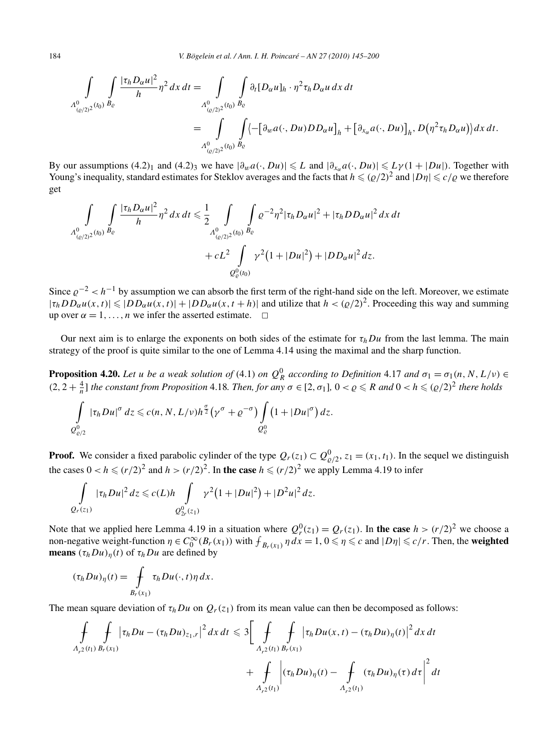$$
\int_{\Lambda^0_{(\varrho/2)^2}(t_0)} \int_{B_\varrho} \frac{|\tau_h D_\alpha u|^2}{h} \eta^2 \, dx\, dt = \int_{\Lambda^0_{(\varrho/2)^2}(t_0)} \int_{B_\varrho} \partial_t [D_\alpha u]_h \cdot \eta^2 \tau_h D_\alpha u \, dx\, dt
$$
$$
= \int_{\Lambda^0_{(\varrho/2)^2}(t_0)} \int_{B_\varrho} \big\langle -\big[\partial_w a(\cdot, Du) DD_\alpha u\big]_h + \big[\partial_{x_\alpha} a(\cdot, Du)\big]_h, D\big(\eta^2 \tau_h D_\alpha u\big)\big\rangle \, dx\, dt.
$$

By our assumptions $(4.2)_1$ and $(4.2)_3$ we have $|\partial_w a(\cdot, Du)| \leqslant L$ and $|\partial_{x_\alpha} a(\cdot, Du)| \leqslant L\gamma(1 + |Du|)$. Together with Young's inequality, standard estimates for Steklov averages and the facts that $h \leqslant (\varrho/2)^2$ and $|D\eta| \leqslant c/\varrho$ we therefore get

$$
\int_{\Lambda^0_{(\varrho/2)^2}(t_0)} \int_{B_\varrho} \frac{|\tau_h D_\alpha u|^2}{h} \eta^2 \, dx\, dt \leqslant \frac{1}{2} \int_{\Lambda^0_{(\varrho/2)^2}(t_0)} \int_{B_\varrho} \varrho^{-2} \eta^2 |\tau_h D_\alpha u|^2 + |\tau_h DD_\alpha u|^2 \, dx\, dt
$$
$$
+ cL^2 \int_{Q^0_\varrho(t_0)} \gamma^2\big(1 + |Du|^2\big) + |DD_\alpha u|^2 \, dz.
$$

Since $\varrho^{-2} < h^{-1}$ by assumption we can absorb the first term of the right-hand side on the left. Moreover, we estimate $|\tau_h DD_\alpha u(x,t)| \leqslant |DD_\alpha u(x,t)| + |DD_\alpha u(x, t+h)|$ and utilize that $h < (\varrho/2)^2$. Proceeding this way and summing up over $\alpha = 1, \ldots, n$ we infer the asserted estimate. $\square$

Our next aim is to enlarge the exponents on both sides of the estimate for $\tau_h Du$ from the last lemma. The main strategy of the proof is quite similar to the one of Lemma 4.14 using the maximal and the sharp function.

**Proposition 4.20.** *Let $u$ be a weak solution of* (4.1) *on $Q^0_R$ according to Definition* 4.17 *and $\sigma_1 = \sigma_1(n, N, L/\nu) \in (2, 2 + \frac{4}{n}]$ the constant from Proposition* 4.18. *Then, for any $\sigma \in [2, \sigma_1]$, $0 < \varrho \leqslant R$ and $0 < h \leqslant (\varrho/2)^2$ there holds*

$$
\int_{Q^0_{\varrho/2}} |\tau_h Du|^\sigma \, dz \leqslant c(n, N, L/\nu) h^{\frac{\sigma}{2}} \big(\gamma^\sigma + \varrho^{-\sigma}\big) \int_{Q^0_\varrho} \big(1 + |Du|^\sigma\big) \, dz.
$$

**Proof.** We consider a fixed parabolic cylinder of the type $Q_r(z_1) \subset Q^0_{\varrho/2}$, $z_1 = (x_1, t_1)$. In the sequel we distinguish the cases $0 < h \leqslant (r/2)^2$ and $h > (r/2)^2$. In **the case** $h \leqslant (r/2)^2$ we apply Lemma 4.19 to infer

$$
\int_{Q_r(z_1)} |\tau_h Du|^2 \, dz \leqslant c(L) h \int_{Q^0_{2r}(z_1)} \gamma^2\big(1 + |Du|^2\big) + |D^2 u|^2 \, dz.
$$

Note that we applied here Lemma 4.19 in a situation where $Q^0_r(z_1) = Q_r(z_1)$. In **the case** $h > (r/2)^2$ we choose a non-negative weight-function $\eta \in C^\infty_0(B_r(x_1))$ with $\fint_{B_r(x_1)} \eta \, dx = 1$, $0 \leqslant \eta \leqslant c$ and $|D\eta| \leqslant c/r$. Then, the **weighted means** $(\tau_h Du)_\eta(t)$ of $\tau_h Du$ are defined by

$$
(\tau_h Du)_\eta(t) = \fint_{B_r(x_1)} \tau_h Du(\cdot, t) \eta \, dx.
$$

The mean square deviation of $\tau_h Du$ on $Q_r(z_1)$ from its mean value can then be decomposed as follows:

$$
\fint_{\Lambda_{r^2}(t_1)} \fint_{B_r(x_1)} \big|\tau_h Du - (\tau_h Du)_{z_1, r}\big|^2 \, dx\, dt \leqslant 3 \Bigg[ \fint_{\Lambda_{r^2}(t_1)} \fint_{B_r(x_1)} \big|\tau_h Du(x,t) - (\tau_h Du)_\eta(t)\big|^2 \, dx\, dt
$$
$$
+ \fint_{\Lambda_{r^2}(t_1)} \bigg| (\tau_h Du)_\eta(t) - \fint_{\Lambda_{r^2}(t_1)} (\tau_h Du)_\eta(\tau) \, d\tau \bigg|^2 \, dt
$$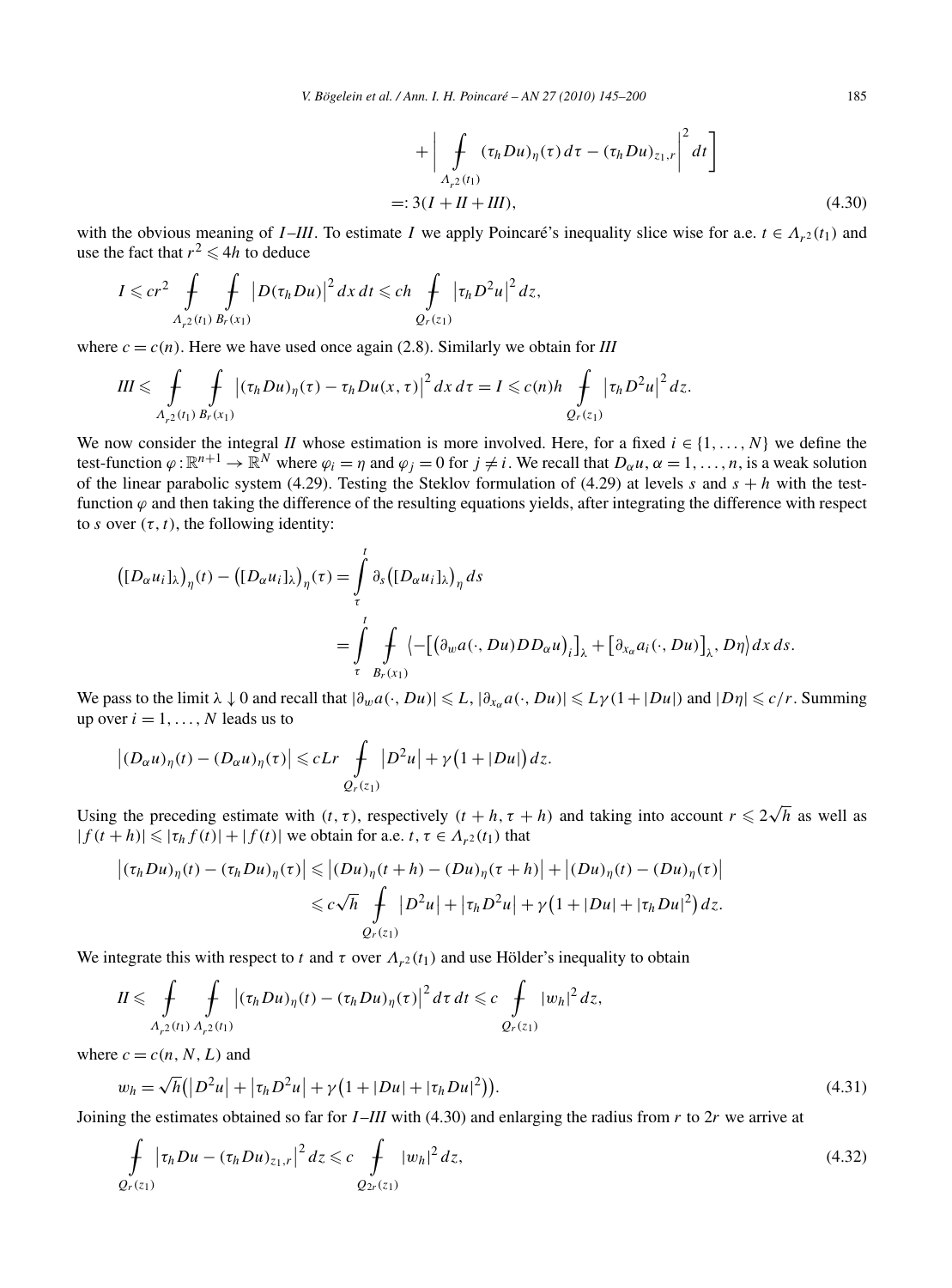$$
+\left| \fint_{\Lambda_{r^2}(t_1)} (\tau_h Du)_\eta(\tau)\,d\tau - (\tau_h Du)_{z_1,r}\right|^2 dt \Bigg]
$$

$$
=: 3(I + II + III), \tag{4.30}
$$

with the obvious meaning of $I$–$III$. To estimate $I$ we apply Poincaré's inequality slice wise for a.e. $t \in \Lambda_{r^2}(t_1)$ and use the fact that $r^2 \leqslant 4h$ to deduce

$$
I \leqslant cr^2 \fint_{\Lambda_{r^2}(t_1)} \fint_{B_r(x_1)} \left|D(\tau_h Du)\right|^2 dx\,dt \leqslant ch \fint_{Q_r(z_1)} \left|\tau_h D^2 u\right|^2 dz,
$$

where $c = c(n)$. Here we have used once again (2.8). Similarly we obtain for $III$

$$
III \leqslant \fint_{\Lambda_{r^2}(t_1)} \fint_{B_r(x_1)} \left|(\tau_h Du)_\eta(\tau) - \tau_h Du(x,\tau)\right|^2 dx\,d\tau = I \leqslant c(n)h \fint_{Q_r(z_1)} \left|\tau_h D^2 u\right|^2 dz.
$$

We now consider the integral $II$ whose estimation is more involved. Here, for a fixed $i \in \{1,\dots,N\}$ we define the test-function $\varphi : \mathbb{R}^{n+1} \to \mathbb{R}^N$ where $\varphi_i = \eta$ and $\varphi_j = 0$ for $j \neq i$. We recall that $D_\alpha u$, $\alpha = 1,\dots,n$, is a weak solution of the linear parabolic system (4.29). Testing the Steklov formulation of (4.29) at levels $s$ and $s+h$ with the test-function $\varphi$ and then taking the difference of the resulting equations yields, after integrating the difference with respect to $s$ over $(\tau, t)$, the following identity:

$$
\begin{aligned}
\left([D_\alpha u_i]_\lambda\right)_\eta(t) - \left([D_\alpha u_i]_\lambda\right)_\eta(\tau) &= \int_\tau^t \partial_s\left([D_\alpha u_i]_\lambda\right)_\eta ds \\
&= \int_\tau^t \fint_{B_r(x_1)} \left\langle -\left[\left(\partial_w a(\cdot, Du) D D_\alpha u\right)_i\right]_\lambda + \left[\partial_{x_\alpha} a_i(\cdot, Du)\right]_\lambda, D\eta \right\rangle dx\,ds.
\end{aligned}
$$

We pass to the limit $\lambda \downarrow 0$ and recall that $|\partial_w a(\cdot, Du)| \leqslant L$, $|\partial_{x_\alpha} a(\cdot, Du)| \leqslant L\gamma(1+|Du|)$ and $|D\eta| \leqslant c/r$. Summing up over $i = 1,\dots,N$ leads us to

$$
\left|(D_\alpha u)_\eta(t) - (D_\alpha u)_\eta(\tau)\right| \leqslant cLr \fint_{Q_r(z_1)} \left|D^2 u\right| + \gamma\left(1+|Du|\right) dz.
$$

Using the preceding estimate with $(t,\tau)$, respectively $(t+h, \tau+h)$ and taking into account $r \leqslant 2\sqrt{h}$ as well as $|f(t+h)| \leqslant |\tau_h f(t)| + |f(t)|$ we obtain for a.e. $t, \tau \in \Lambda_{r^2}(t_1)$ that

$$
\begin{aligned}
\left|(\tau_h Du)_\eta(t) - (\tau_h Du)_\eta(\tau)\right| &\leqslant \left|(Du)_\eta(t+h) - (Du)_\eta(\tau+h)\right| + \left|(Du)_\eta(t) - (Du)_\eta(\tau)\right| \\
&\leqslant c\sqrt{h} \fint_{Q_r(z_1)} \left|D^2 u\right| + \left|\tau_h D^2 u\right| + \gamma\left(1+|Du| + |\tau_h Du|^2\right) dz.
\end{aligned}
$$

We integrate this with respect to $t$ and $\tau$ over $\Lambda_{r^2}(t_1)$ and use Hölder's inequality to obtain

$$
II \leqslant \fint_{\Lambda_{r^2}(t_1)} \fint_{\Lambda_{r^2}(t_1)} \left|(\tau_h Du)_\eta(t) - (\tau_h Du)_\eta(\tau)\right|^2 d\tau\,dt \leqslant c \fint_{Q_r(z_1)} |w_h|^2 dz,
$$

where $c = c(n, N, L)$ and

$$
w_h = \sqrt{h}\left(\left|D^2 u\right| + \left|\tau_h D^2 u\right| + \gamma\left(1+|Du| + |\tau_h Du|^2\right)\right). \tag{4.31}
$$

Joining the estimates obtained so far for $I$–$III$ with (4.30) and enlarging the radius from $r$ to $2r$ we arrive at

$$
\fint_{Q_r(z_1)} \left|\tau_h Du - (\tau_h Du)_{z_1,r}\right|^2 dz \leqslant c \fint_{Q_{2r}(z_1)} |w_h|^2 dz, \tag{4.32}
$$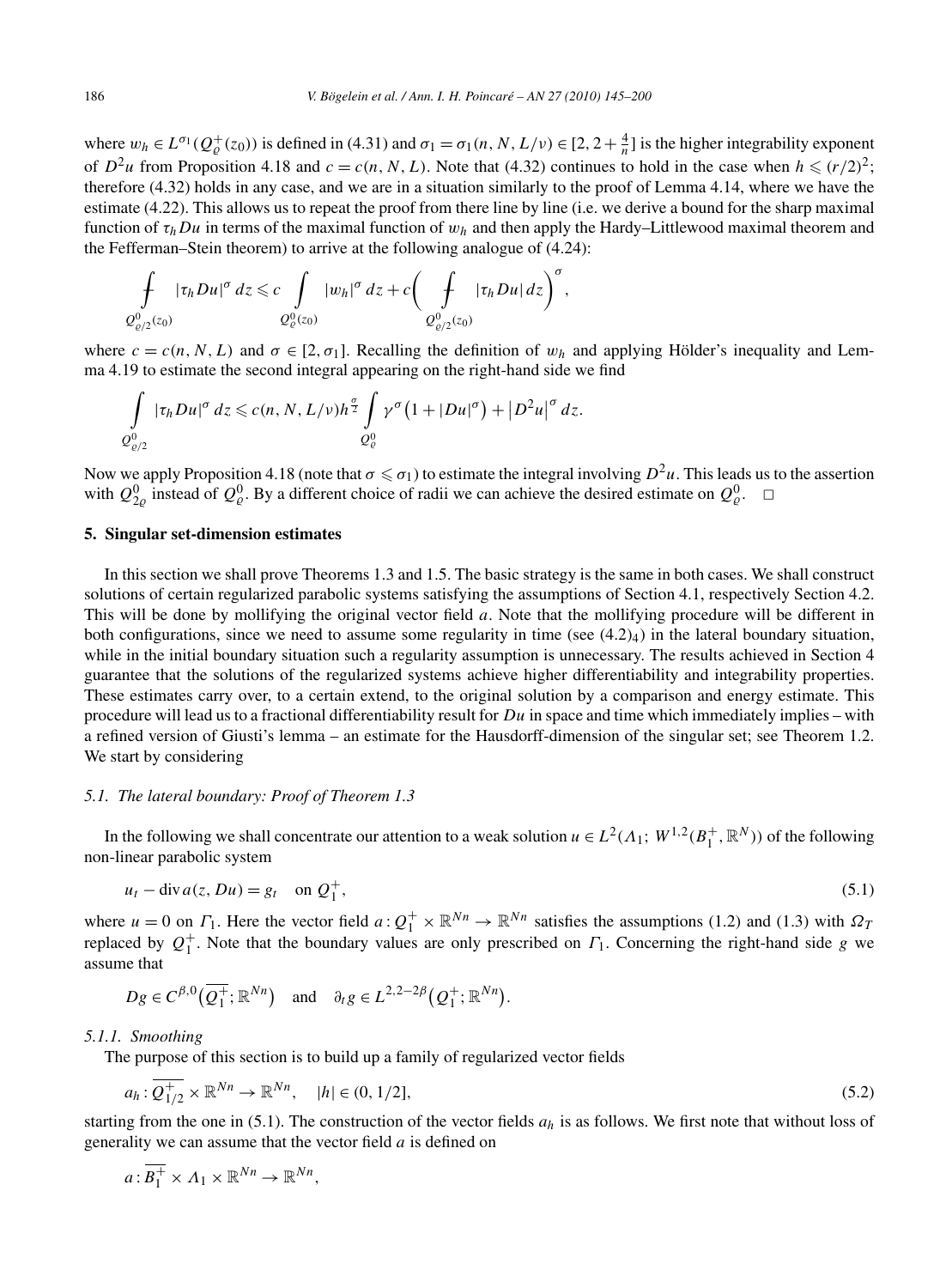where $w_h \in L^{\sigma_1}(Q^+_\varrho(z_0))$ is defined in (4.31) and $\sigma_1 = \sigma_1(n, N, L/\nu) \in [2, 2 + \frac{4}{n}]$ is the higher integrability exponent of $D^2u$ from Proposition 4.18 and $c = c(n, N, L)$. Note that (4.32) continues to hold in the case when $h \leqslant (r/2)^2$; therefore (4.32) holds in any case, and we are in a situation similarly to the proof of Lemma 4.14, where we have the estimate (4.22). This allows us to repeat the proof from there line by line (i.e. we derive a bound for the sharp maximal function of $\tau_h Du$ in terms of the maximal function of $w_h$ and then apply the Hardy–Littlewood maximal theorem and the Fefferman–Stein theorem) to arrive at the following analogue of (4.24):

$$
\fint_{Q^0_{\varrho/2}(z_0)} |\tau_h Du|^\sigma \, dz \leqslant c \int_{Q^0_\varrho(z_0)} |w_h|^\sigma \, dz + c\left( \fint_{Q^0_{\varrho/2}(z_0)} |\tau_h Du| \, dz \right)^\sigma,
$$

where $c = c(n, N, L)$ and $\sigma \in [2, \sigma_1]$. Recalling the definition of $w_h$ and applying Hölder's inequality and Lemma 4.19 to estimate the second integral appearing on the right-hand side we find

$$
\int_{Q^0_{\varrho/2}} |\tau_h Du|^\sigma \, dz \leqslant c(n, N, L/\nu) h^{\frac{\sigma}{2}} \int_{Q^0_\varrho} \gamma^\sigma \big(1 + |Du|^\sigma\big) + \big|D^2u\big|^\sigma \, dz.
$$

Now we apply Proposition 4.18 (note that $\sigma \leqslant \sigma_1$) to estimate the integral involving $D^2u$. This leads us to the assertion with $Q^0_{2\varrho}$ instead of $Q^0_\varrho$. By a different choice of radii we can achieve the desired estimate on $Q^0_\varrho$. $\square$

## 5. Singular set-dimension estimates

In this section we shall prove Theorems 1.3 and 1.5. The basic strategy is the same in both cases. We shall construct solutions of certain regularized parabolic systems satisfying the assumptions of Section 4.1, respectively Section 4.2. This will be done by mollifying the original vector field $a$. Note that the mollifying procedure will be different in both configurations, since we need to assume some regularity in time (see $(4.2)_4$) in the lateral boundary situation, while in the initial boundary situation such a regularity assumption is unnecessary. The results achieved in Section 4 guarantee that the solutions of the regularized systems achieve higher differentiability and integrability properties. These estimates carry over, to a certain extend, to the original solution by a comparison and energy estimate. This procedure will lead us to a fractional differentiability result for $Du$ in space and time which immediately implies – with a refined version of Giusti's lemma – an estimate for the Hausdorff-dimension of the singular set; see Theorem 1.2. We start by considering

### *5.1. The lateral boundary: Proof of Theorem 1.3*

In the following we shall concentrate our attention to a weak solution $u \in L^2(\Lambda_1; W^{1,2}(B^+_1, \mathbb{R}^N))$ of the following non-linear parabolic system

$$
u_t - \operatorname{div} a(z, Du) = g_t \quad \text{on } Q^+_1, \tag{5.1}
$$

where $u = 0$ on $\Gamma_1$. Here the vector field $a : Q^+_1 \times \mathbb{R}^{Nn} \to \mathbb{R}^{Nn}$ satisfies the assumptions (1.2) and (1.3) with $\Omega_T$ replaced by $Q^+_1$. Note that the boundary values are only prescribed on $\Gamma_1$. Concerning the right-hand side $g$ we assume that

$$
Dg \in C^{\beta,0}\big(\overline{Q^+_1}; \mathbb{R}^{Nn}\big) \quad \text{and} \quad \partial_t g \in L^{2,2-2\beta}\big(Q^+_1; \mathbb{R}^{Nn}\big).
$$

#### *5.1.1. Smoothing*

The purpose of this section is to build up a family of regularized vector fields

$$
a_h : \overline{Q^+_{1/2}} \times \mathbb{R}^{Nn} \to \mathbb{R}^{Nn}, \quad |h| \in (0, 1/2], \tag{5.2}
$$

starting from the one in (5.1). The construction of the vector fields $a_h$ is as follows. We first note that without loss of generality we can assume that the vector field $a$ is defined on

$$
a : \overline{B^+_1} \times \Lambda_1 \times \mathbb{R}^{Nn} \to \mathbb{R}^{Nn},
$$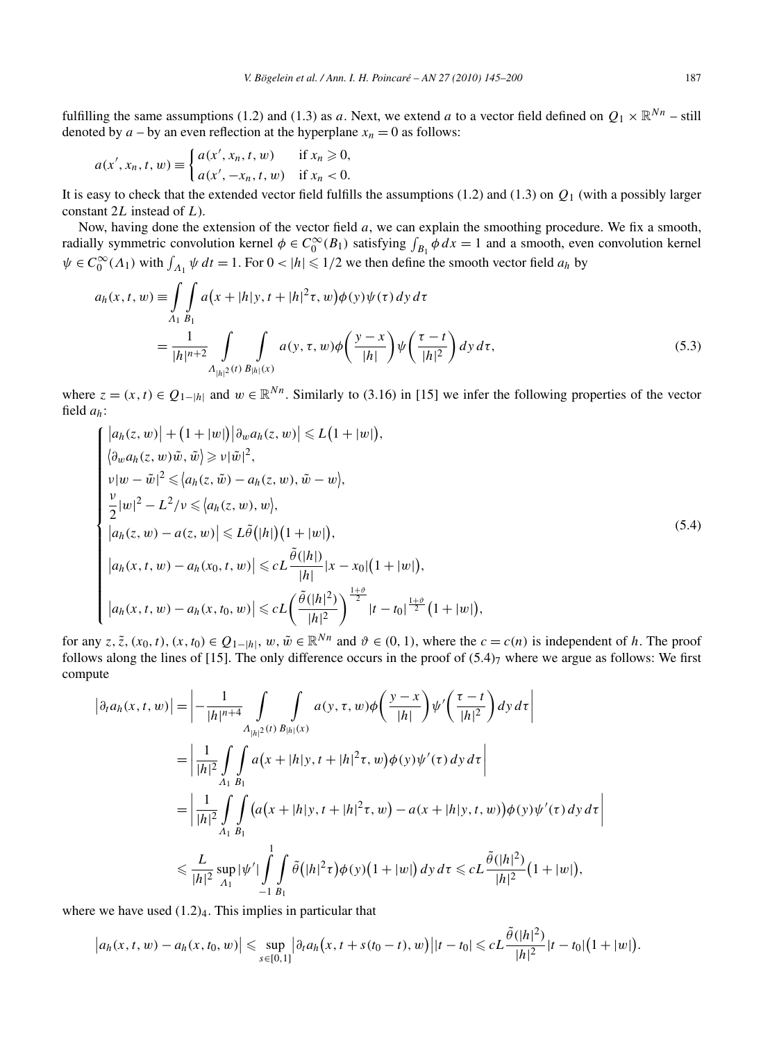fulfilling the same assumptions (1.2) and (1.3) as $a$. Next, we extend $a$ to a vector field defined on $Q_1 \times \mathbb{R}^{Nn}$ – still denoted by $a$ – by an even reflection at the hyperplane $x_n = 0$ as follows:

$$a(x', x_n, t, w) \equiv \begin{cases} a(x', x_n, t, w) & \text{if } x_n \geqslant 0, \\ a(x', -x_n, t, w) & \text{if } x_n < 0. \end{cases}$$

It is easy to check that the extended vector field fulfills the assumptions (1.2) and (1.3) on $Q_1$ (with a possibly larger constant $2L$ instead of $L$).

Now, having done the extension of the vector field $a$, we can explain the smoothing procedure. We fix a smooth, radially symmetric convolution kernel $\phi \in C_0^\infty(B_1)$ satisfying $\int_{B_1} \phi \, dx = 1$ and a smooth, even convolution kernel $\psi \in C_0^\infty(\Lambda_1)$ with $\int_{\Lambda_1} \psi \, dt = 1$. For $0 < |h| \leqslant 1/2$ we then define the smooth vector field $a_h$ by

$$\begin{aligned} a_h(x, t, w) &\equiv \int_{\Lambda_1} \int_{B_1} a\big(x + |h| y, t + |h|^2 \tau, w\big) \phi(y) \psi(\tau) \, dy \, d\tau \\ &= \frac{1}{|h|^{n+2}} \int_{\Lambda_{|h|^2}(t)} \int_{B_{|h|}(x)} a(y, \tau, w) \phi\left(\frac{y - x}{|h|}\right) \psi\left(\frac{\tau - t}{|h|^2}\right) dy \, d\tau, \end{aligned} \tag{5.3}$$

where $z = (x, t) \in Q_{1-|h|}$ and $w \in \mathbb{R}^{Nn}$. Similarly to (3.16) in [15] we infer the following properties of the vector field $a_h$:

$$\begin{cases} \big|a_h(z, w)\big| + \big(1 + |w|\big)\big|\partial_w a_h(z, w)\big| \leqslant L\big(1 + |w|\big), \\ \big\langle \partial_w a_h(z, w)\tilde{w}, \tilde{w}\big\rangle \geqslant \nu|\tilde{w}|^2, \\ \nu|w - \tilde{w}|^2 \leqslant \big\langle a_h(z, \tilde{w}) - a_h(z, w), \tilde{w} - w\big\rangle, \\ \dfrac{\nu}{2}|w|^2 - L^2/\nu \leqslant \big\langle a_h(z, w), w\big\rangle, \\ \big|a_h(z, w) - a(z, w)\big| \leqslant L\tilde{\theta}\big(|h|\big)\big(1 + |w|\big), \\ \big|a_h(x, t, w) - a_h(x_0, t, w)\big| \leqslant cL\dfrac{\tilde{\theta}(|h|)}{|h|}|x - x_0|\big(1 + |w|\big), \\ \big|a_h(x, t, w) - a_h(x, t_0, w)\big| \leqslant cL\left(\dfrac{\tilde{\theta}(|h|^2)}{|h|^2}\right)^{\frac{1+\vartheta}{2}}|t - t_0|^{\frac{1+\vartheta}{2}}\big(1 + |w|\big), \end{cases} \tag{5.4}$$

for any $z, \tilde{z}, (x_0, t), (x, t_0) \in Q_{1-|h|}$, $w, \tilde{w} \in \mathbb{R}^{Nn}$ and $\vartheta \in (0, 1)$, where the $c = c(n)$ is independent of $h$. The proof follows along the lines of [15]. The only difference occurs in the proof of $(5.4)_7$ where we argue as follows: We first compute

$$\begin{aligned} \big|\partial_t a_h(x, t, w)\big| &= \left| -\frac{1}{|h|^{n+4}} \int_{\Lambda_{|h|^2}(t)} \int_{B_{|h|}(x)} a(y, \tau, w) \phi\left(\frac{y - x}{|h|}\right) \psi'\left(\frac{\tau - t}{|h|^2}\right) dy \, d\tau \right| \\ &= \left| \frac{1}{|h|^2} \int_{\Lambda_1} \int_{B_1} a\big(x + |h| y, t + |h|^2 \tau, w\big) \phi(y) \psi'(\tau) \, dy \, d\tau \right| \\ &= \left| \frac{1}{|h|^2} \int_{\Lambda_1} \int_{B_1} \big(a\big(x + |h| y, t + |h|^2 \tau, w\big) - a(x + |h| y, t, w)\big) \phi(y) \psi'(\tau) \, dy \, d\tau \right| \\ &\leqslant \frac{L}{|h|^2} \sup_{\Lambda_1} |\psi'| \int_{-1}^{1} \int_{B_1} \tilde{\theta}\big(|h|^2 \tau\big) \phi(y) \big(1 + |w|\big) \, dy \, d\tau \leqslant cL\frac{\tilde{\theta}(|h|^2)}{|h|^2}\big(1 + |w|\big), \end{aligned}$$

where we have used $(1.2)_4$. This implies in particular that

$$\big|a_h(x, t, w) - a_h(x, t_0, w)\big| \leqslant \sup_{s \in [0,1]} \big|\partial_t a_h\big(x, t + s(t_0 - t), w\big)\big| |t - t_0| \leqslant cL\frac{\tilde{\theta}(|h|^2)}{|h|^2}|t - t_0|\big(1 + |w|\big).$$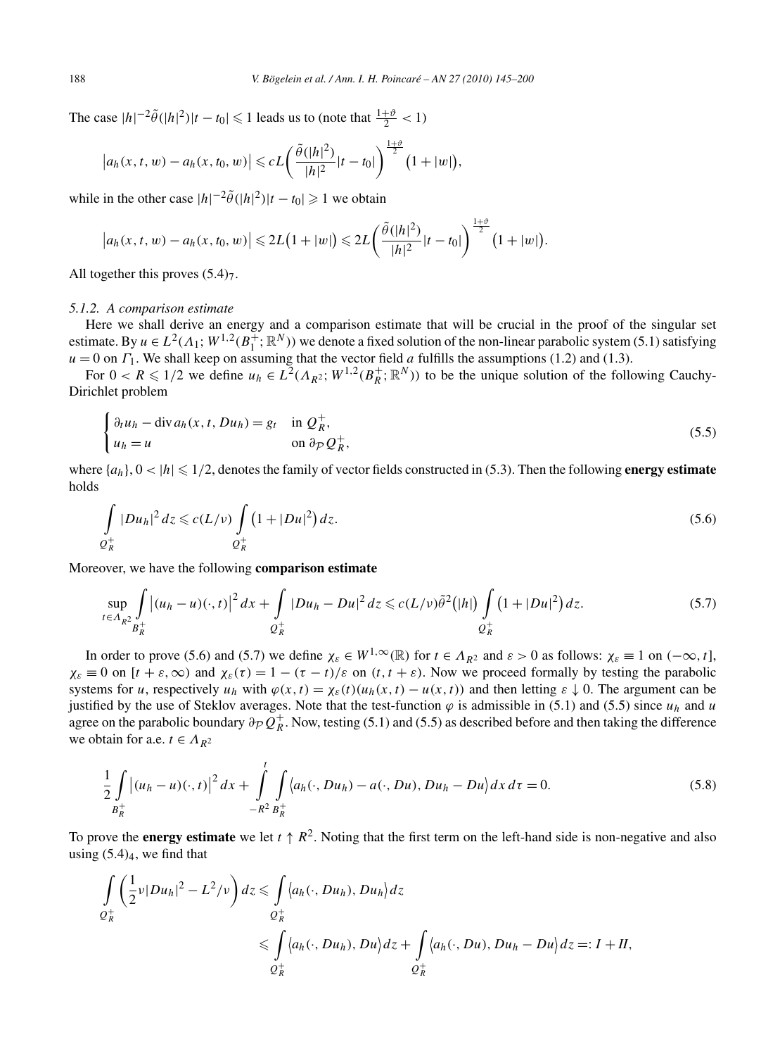The case $|h|^{-2}\tilde{\theta}(|h|^2)|t-t_0| \leqslant 1$ leads us to (note that $\frac{1+\vartheta}{2} < 1$)

$$\left|a_h(x,t,w) - a_h(x,t_0,w)\right| \leqslant cL\left(\frac{\tilde{\theta}(|h|^2)}{|h|^2}|t-t_0|\right)^{\frac{1+\vartheta}{2}}\big(1+|w|\big),$$

while in the other case $|h|^{-2}\tilde{\theta}(|h|^2)|t-t_0| \geqslant 1$ we obtain

$$\left|a_h(x,t,w) - a_h(x,t_0,w)\right| \leqslant 2L\big(1+|w|\big) \leqslant 2L\left(\frac{\tilde{\theta}(|h|^2)}{|h|^2}|t-t_0|\right)^{\frac{1+\vartheta}{2}}\big(1+|w|\big).$$

All together this proves $(5.4)_7$.

#### 5.1.2. A comparison estimate

Here we shall derive an energy and a comparison estimate that will be crucial in the proof of the singular set estimate. By $u \in L^2(\Lambda_1; W^{1,2}(B_1^+;\mathbb{R}^N))$ we denote a fixed solution of the non-linear parabolic system (5.1) satisfying $u = 0$ on $\Gamma_1$. We shall keep on assuming that the vector field $a$ fulfills the assumptions (1.2) and (1.3).

For $0 < R \leqslant 1/2$ we define $u_h \in L^2(\Lambda_{R^2}; W^{1,2}(B_R^+;\mathbb{R}^N))$ to be the unique solution of the following Cauchy-Dirichlet problem

$$\begin{cases} \partial_t u_h - \operatorname{div} a_h(x,t,Du_h) = g_t & \text{in } Q_R^+, \\ u_h = u & \text{on } \partial_{\mathcal{P}} Q_R^+, \end{cases} \tag{5.5}$$

where $\{a_h\}$, $0 < |h| \leqslant 1/2$, denotes the family of vector fields constructed in (5.3). Then the following **energy estimate** holds

$$\int_{Q_R^+} |Du_h|^2\,dz \leqslant c(L/\nu)\int_{Q_R^+}\big(1+|Du|^2\big)\,dz. \tag{5.6}$$

Moreover, we have the following **comparison estimate**

$$\sup_{t\in\Lambda_{R^2}}\int_{B_R^+}\left|(u_h-u)(\cdot,t)\right|^2 dx + \int_{Q_R^+}|Du_h - Du|^2\,dz \leqslant c(L/\nu)\tilde{\theta}^2\big(|h|\big)\int_{Q_R^+}\big(1+|Du|^2\big)\,dz. \tag{5.7}$$

In order to prove (5.6) and (5.7) we define $\chi_\varepsilon \in W^{1,\infty}(\mathbb{R})$ for $t \in \Lambda_{R^2}$ and $\varepsilon > 0$ as follows: $\chi_\varepsilon \equiv 1$ on $(-\infty,t]$, $\chi_\varepsilon \equiv 0$ on $[t+\varepsilon,\infty)$ and $\chi_\varepsilon(\tau) = 1-(\tau-t)/\varepsilon$ on $(t,t+\varepsilon)$. Now we proceed formally by testing the parabolic systems for $u$, respectively $u_h$ with $\varphi(x,t) = \chi_\varepsilon(t)(u_h(x,t)-u(x,t))$ and then letting $\varepsilon \downarrow 0$. The argument can be justified by the use of Steklov averages. Note that the test-function $\varphi$ is admissible in (5.1) and (5.5) since $u_h$ and $u$ agree on the parabolic boundary $\partial_{\mathcal{P}}Q_R^+$. Now, testing (5.1) and (5.5) as described before and then taking the difference we obtain for a.e. $t \in \Lambda_{R^2}$

$$\frac{1}{2}\int_{B_R^+}\left|(u_h-u)(\cdot,t)\right|^2 dx + \int_{-R^2}^{t}\int_{B_R^+}\big\langle a_h(\cdot,Du_h) - a(\cdot,Du), Du_h - Du\big\rangle\,dx\,d\tau = 0. \tag{5.8}$$

To prove the **energy estimate** we let $t \uparrow R^2$. Noting that the first term on the left-hand side is non-negative and also using $(5.4)_4$, we find that

$$\begin{aligned}\int_{Q_R^+}\left(\frac{1}{2}\nu|Du_h|^2 - L^2/\nu\right)dz &\leqslant \int_{Q_R^+}\big\langle a_h(\cdot,Du_h),Du_h\big\rangle\,dz \\ &\leqslant \int_{Q_R^+}\big\langle a_h(\cdot,Du_h),Du\big\rangle\,dz + \int_{Q_R^+}\big\langle a_h(\cdot,Du),Du_h - Du\big\rangle\,dz =: I + II,\end{aligned}$$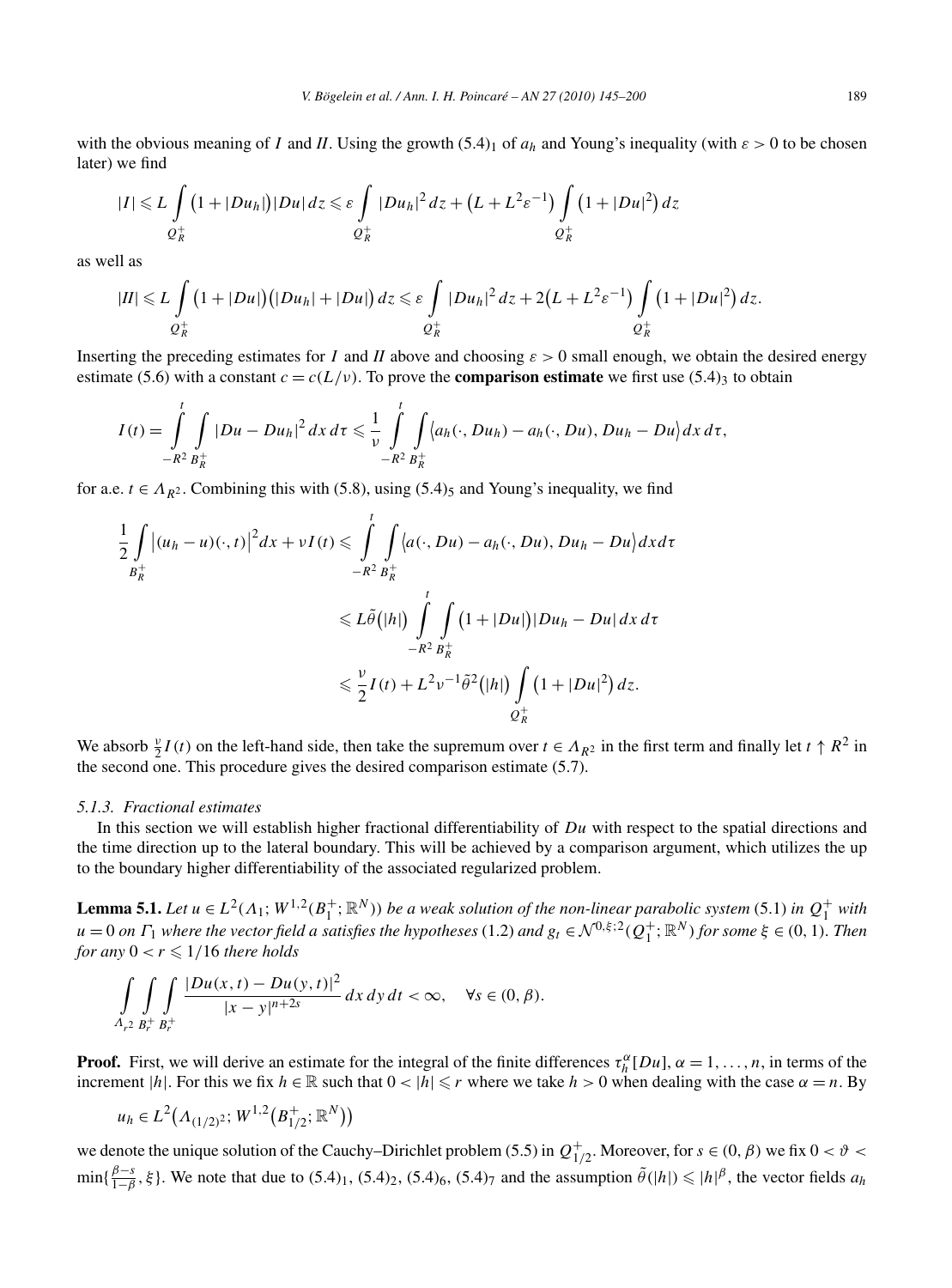with the obvious meaning of $I$ and $II$. Using the growth $(5.4)_1$ of $a_h$ and Young's inequality (with $\varepsilon > 0$ to be chosen later) we find

$$|I| \leqslant L \int_{Q_R^+} \big(1 + |Du_h|\big)|Du|\,dz \leqslant \varepsilon \int_{Q_R^+} |Du_h|^2\,dz + \big(L + L^2\varepsilon^{-1}\big) \int_{Q_R^+} \big(1 + |Du|^2\big)\,dz$$

as well as

$$|II| \leqslant L \int_{Q_R^+} \big(1 + |Du|\big)\big(|Du_h| + |Du|\big)\,dz \leqslant \varepsilon \int_{Q_R^+} |Du_h|^2\,dz + 2\big(L + L^2\varepsilon^{-1}\big) \int_{Q_R^+} \big(1 + |Du|^2\big)\,dz.$$

Inserting the preceding estimates for $I$ and $II$ above and choosing $\varepsilon > 0$ small enough, we obtain the desired energy estimate (5.6) with a constant $c = c(L/\nu)$. To prove the **comparison estimate** we first use $(5.4)_3$ to obtain

$$I(t) = \int_{-R^2}^{t} \int_{B_R^+} |Du - Du_h|^2\,dx\,d\tau \leqslant \frac{1}{\nu} \int_{-R^2}^{t} \int_{B_R^+} \big\langle a_h(\cdot, Du_h) - a_h(\cdot, Du), Du_h - Du\big\rangle\,dx\,d\tau,$$

for a.e. $t \in \Lambda_{R^2}$. Combining this with (5.8), using $(5.4)_5$ and Young's inequality, we find

$$\begin{aligned}
\frac{1}{2}\int_{B_R^+} \big|(u_h - u)(\cdot, t)\big|^2 dx + \nu I(t) &\leqslant \int_{-R^2}^{t} \int_{B_R^+} \big\langle a(\cdot, Du) - a_h(\cdot, Du), Du_h - Du\big\rangle\,dx\,d\tau \\
&\leqslant L\tilde{\theta}\big(|h|\big) \int_{-R^2}^{t} \int_{B_R^+} \big(1 + |Du|\big)|Du_h - Du|\,dx\,d\tau \\
&\leqslant \frac{\nu}{2} I(t) + L^2\nu^{-1}\tilde{\theta}^2\big(|h|\big) \int_{Q_R^+} \big(1 + |Du|^2\big)\,dz.
\end{aligned}$$

We absorb $\frac{\nu}{2} I(t)$ on the left-hand side, then take the supremum over $t \in \Lambda_{R^2}$ in the first term and finally let $t \uparrow R^2$ in the second one. This procedure gives the desired comparison estimate (5.7).

### 5.1.3. Fractional estimates

In this section we will establish higher fractional differentiability of $Du$ with respect to the spatial directions and the time direction up to the lateral boundary. This will be achieved by a comparison argument, which utilizes the up to the boundary higher differentiability of the associated regularized problem.

**Lemma 5.1.** *Let $u \in L^2(\Lambda_1; W^{1,2}(B_1^+; \mathbb{R}^N))$ be a weak solution of the non-linear parabolic system* (5.1) *in $Q_1^+$ with $u = 0$ on $\Gamma_1$ where the vector field $a$ satisfies the hypotheses* (1.2) *and $g_t \in \mathcal{N}^{0,\xi;2}(Q_1^+; \mathbb{R}^N)$ for some $\xi \in (0, 1)$. Then for any $0 < r \leqslant 1/16$ there holds*

$$\int_{\Lambda_{r^2}} \int_{B_r^+} \int_{B_r^+} \frac{|Du(x,t) - Du(y,t)|^2}{|x - y|^{n+2s}}\,dx\,dy\,dt < \infty, \quad \forall s \in (0, \beta).$$

**Proof.** First, we will derive an estimate for the integral of the finite differences $\tau_h^\alpha[Du]$, $\alpha = 1, \ldots, n$, in terms of the increment $|h|$. For this we fix $h \in \mathbb{R}$ such that $0 < |h| \leqslant r$ where we take $h > 0$ when dealing with the case $\alpha = n$. By

$$u_h \in L^2\big(\Lambda_{(1/2)^2}; W^{1,2}\big(B_{1/2}^+; \mathbb{R}^N\big)\big)$$

we denote the unique solution of the Cauchy–Dirichlet problem (5.5) in $Q_{1/2}^+$. Moreover, for $s \in (0, \beta)$ we fix $0 < \vartheta < \min\{\frac{\beta - s}{1 - \beta}, \xi\}$. We note that due to $(5.4)_1$, $(5.4)_2$, $(5.4)_6$, $(5.4)_7$ and the assumption $\tilde{\theta}(|h|) \leqslant |h|^\beta$, the vector fields $a_h$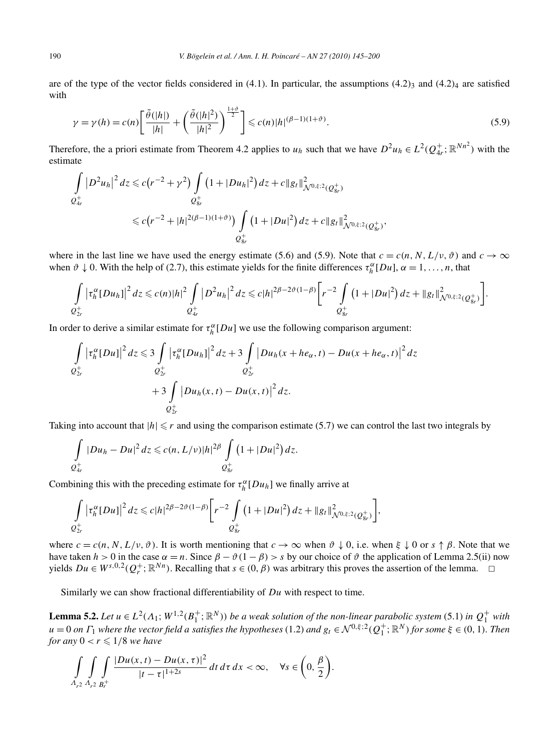are of the type of the vector fields considered in (4.1). In particular, the assumptions $(4.2)_3$ and $(4.2)_4$ are satisfied with

$$\gamma = \gamma(h) = c(n)\left[\frac{\tilde{\theta}(|h|)}{|h|} + \left(\frac{\tilde{\theta}(|h|^2)}{|h|^2}\right)^{\frac{1+\vartheta}{2}}\right] \leqslant c(n)|h|^{(\beta-1)(1+\vartheta)}. \tag{5.9}$$

Therefore, the a priori estimate from Theorem 4.2 applies to $u_h$ such that we have $D^2u_h \in L^2(Q_{4r}^+; \mathbb{R}^{Nn^2})$ with the estimate

$$\begin{aligned}
\int_{Q_{4r}^+} \left|D^2u_h\right|^2 dz &\leqslant c\left(r^{-2} + \gamma^2\right) \int_{Q_{8r}^+} \left(1 + |Du_h|^2\right) dz + c\|g_t\|^2_{\mathcal{N}^{0,\xi;2}(Q_{8r}^+)} \\
&\leqslant c\left(r^{-2} + |h|^{2(\beta-1)(1+\vartheta)}\right) \int_{Q_{8r}^+} \left(1 + |Du|^2\right) dz + c\|g_t\|^2_{\mathcal{N}^{0,\xi;2}(Q_{8r}^+)},
\end{aligned}$$

where in the last line we have used the energy estimate (5.6) and (5.9). Note that $c = c(n, N, L/\nu, \vartheta)$ and $c \to \infty$ when $\vartheta \downarrow 0$. With the help of (2.7), this estimate yields for the finite differences $\tau_h^\alpha[Du]$, $\alpha = 1, \ldots, n$, that

$$\int_{Q_{2r}^+} \left|\tau_h^\alpha[Du_h]\right|^2 dz \leqslant c(n)|h|^2 \int_{Q_{4r}^+} \left|D^2u_h\right|^2 dz \leqslant c|h|^{2\beta-2\vartheta(1-\beta)}\left[r^{-2} \int_{Q_{8r}^+} \left(1 + |Du|^2\right) dz + \|g_t\|^2_{\mathcal{N}^{0,\xi;2}(Q_{8r}^+)}\right].$$

In order to derive a similar estimate for $\tau_h^\alpha[Du]$ we use the following comparison argument:

$$\begin{aligned}
\int_{Q_{2r}^+} \left|\tau_h^\alpha[Du]\right|^2 dz &\leqslant 3\int_{Q_{2r}^+} \left|\tau_h^\alpha[Du_h]\right|^2 dz + 3\int_{Q_{2r}^+} \left|Du_h(x + he_\alpha, t) - Du(x + he_\alpha, t)\right|^2 dz \\
&\quad + 3\int_{Q_{2r}^+} \left|Du_h(x, t) - Du(x, t)\right|^2 dz.
\end{aligned}$$

Taking into account that $|h| \leqslant r$ and using the comparison estimate (5.7) we can control the last two integrals by

$$\int_{Q_{4r}^+} |Du_h - Du|^2 dz \leqslant c(n, L/\nu)|h|^{2\beta} \int_{Q_{8r}^+} \left(1 + |Du|^2\right) dz.$$

Combining this with the preceding estimate for $\tau_h^\alpha[Du_h]$ we finally arrive at

$$\int_{Q_{2r}^+} \left|\tau_h^\alpha[Du]\right|^2 dz \leqslant c|h|^{2\beta-2\vartheta(1-\beta)}\left[r^{-2} \int_{Q_{8r}^+} \left(1 + |Du|^2\right) dz + \|g_t\|^2_{\mathcal{N}^{0,\xi;2}(Q_{8r}^+)}\right],$$

where $c = c(n, N, L/\nu, \vartheta)$. It is worth mentioning that $c \to \infty$ when $\vartheta \downarrow 0$, i.e. when $\xi \downarrow 0$ or $s \uparrow \beta$. Note that we have taken $h > 0$ in the case $\alpha = n$. Since $\beta - \vartheta(1 - \beta) > s$ by our choice of $\vartheta$ the application of Lemma 2.5(ii) now yields $Du \in W^{s,0,2}(Q_r^+; \mathbb{R}^{Nn})$. Recalling that $s \in (0, \beta)$ was arbitrary this proves the assertion of the lemma. $\square$

Similarly we can show fractional differentiability of $Du$ with respect to time.

**Lemma 5.2.** *Let $u \in L^2(\Lambda_1; W^{1,2}(B_1^+; \mathbb{R}^N))$ be a weak solution of the non-linear parabolic system* (5.1) *in $Q_1^+$ with $u = 0$ on $\Gamma_1$ where the vector field a satisfies the hypotheses* (1.2) *and $g_t \in \mathcal{N}^{0,\xi;2}(Q_1^+; \mathbb{R}^N)$ for some $\xi \in (0, 1)$. Then for any $0 < r \leqslant 1/8$ we have*

$$\int_{\Lambda_{r^2}} \int_{\Lambda_{r^2}} \int_{B_r^+} \frac{|Du(x,t) - Du(x,\tau)|^2}{|t - \tau|^{1+2s}} \, dt \, d\tau \, dx < \infty, \quad \forall s \in \left(0, \frac{\beta}{2}\right).$$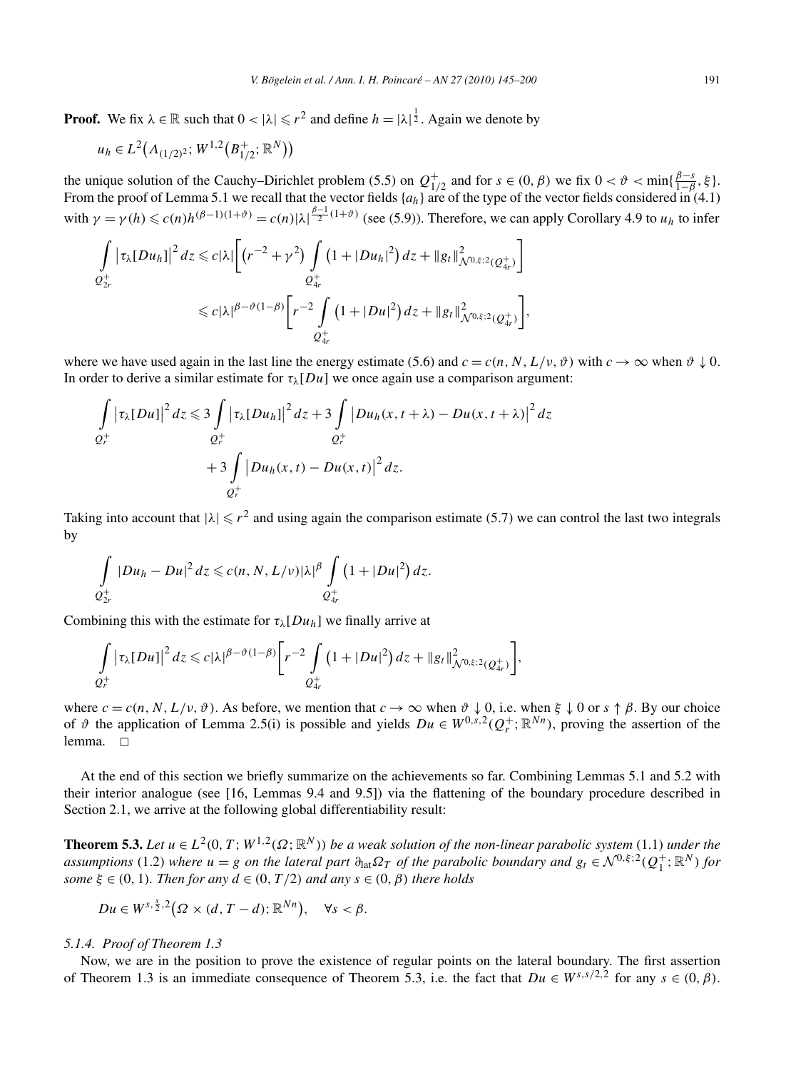**Proof.** We fix $\lambda \in \mathbb{R}$ such that $0 < |\lambda| \leqslant r^2$ and define $h = |\lambda|^{\frac{1}{2}}$. Again we denote by

$$u_h \in L^2\big(\Lambda_{(1/2)^2}; W^{1,2}\big(B^+_{1/2}; \mathbb{R}^N\big)\big)$$

the unique solution of the Cauchy–Dirichlet problem (5.5) on $Q^+_{1/2}$ and for $s \in (0, \beta)$ we fix $0 < \vartheta < \min\{\frac{\beta - s}{1-\beta}, \xi\}$. From the proof of Lemma 5.1 we recall that the vector fields $\{a_h\}$ are of the type of the vector fields considered in (4.1) with $\gamma = \gamma(h) \leqslant c(n) h^{(\beta-1)(1+\vartheta)} = c(n)|\lambda|^{\frac{\beta-1}{2}(1+\vartheta)}$ (see (5.9)). Therefore, we can apply Corollary 4.9 to $u_h$ to infer

$$\begin{aligned}
\int_{Q^+_{2r}} \big|\tau_\lambda[Du_h]\big|^2 \, dz &\leqslant c|\lambda| \Bigg[ \big(r^{-2} + \gamma^2\big) \int_{Q^+_{4r}} \big(1 + |Du_h|^2\big) \, dz + \|g_t\|^2_{\mathcal{N}^{0,\xi;2}(Q^+_{4r})} \Bigg] \\
&\leqslant c|\lambda|^{\beta - \vartheta(1-\beta)} \Bigg[ r^{-2} \int_{Q^+_{4r}} \big(1 + |Du|^2\big) \, dz + \|g_t\|^2_{\mathcal{N}^{0,\xi;2}(Q^+_{4r})} \Bigg],
\end{aligned}$$

where we have used again in the last line the energy estimate (5.6) and $c = c(n, N, L/\nu, \vartheta)$ with $c \to \infty$ when $\vartheta \downarrow 0$. In order to derive a similar estimate for $\tau_\lambda[Du]$ we once again use a comparison argument:

$$\begin{aligned}
\int_{Q^+_r} \big|\tau_\lambda[Du]\big|^2 \, dz &\leqslant 3 \int_{Q^+_r} \big|\tau_\lambda[Du_h]\big|^2 \, dz + 3 \int_{Q^+_r} \big|Du_h(x, t+\lambda) - Du(x, t+\lambda)\big|^2 \, dz \\
&\quad + 3 \int_{Q^+_r} \big|Du_h(x,t) - Du(x,t)\big|^2 \, dz.
\end{aligned}$$

Taking into account that $|\lambda| \leqslant r^2$ and using again the comparison estimate (5.7) we can control the last two integrals by

$$\int_{Q^+_{2r}} |Du_h - Du|^2 \, dz \leqslant c(n, N, L/\nu)|\lambda|^\beta \int_{Q^+_{4r}} \big(1 + |Du|^2\big) \, dz.$$

Combining this with the estimate for $\tau_\lambda[Du_h]$ we finally arrive at

$$\int_{Q^+_r} \big|\tau_\lambda[Du]\big|^2 \, dz \leqslant c|\lambda|^{\beta - \vartheta(1-\beta)} \Bigg[ r^{-2} \int_{Q^+_{4r}} \big(1 + |Du|^2\big) \, dz + \|g_t\|^2_{\mathcal{N}^{0,\xi;2}(Q^+_{4r})} \Bigg],$$

where $c = c(n, N, L/\nu, \vartheta)$. As before, we mention that $c \to \infty$ when $\vartheta \downarrow 0$, i.e. when $\xi \downarrow 0$ or $s \uparrow \beta$. By our choice of $\vartheta$ the application of Lemma 2.5(i) is possible and yields $Du \in W^{0,s,2}(Q^+_r; \mathbb{R}^{Nn})$, proving the assertion of the lemma. $\square$

At the end of this section we briefly summarize on the achievements so far. Combining Lemmas 5.1 and 5.2 with their interior analogue (see [16, Lemmas 9.4 and 9.5]) via the flattening of the boundary procedure described in Section 2.1, we arrive at the following global differentiability result:

**Theorem 5.3.** *Let $u \in L^2(0, T; W^{1,2}(\Omega; \mathbb{R}^N))$ be a weak solution of the non-linear parabolic system* (1.1) *under the assumptions* (1.2) *where $u = g$ on the lateral part $\partial_{\mathrm{lat}}\Omega_T$ of the parabolic boundary and $g_t \in \mathcal{N}^{0,\xi;2}(Q^+_1; \mathbb{R}^N)$ for some $\xi \in (0,1)$. Then for any $d \in (0, T/2)$ and any $s \in (0, \beta)$ there holds*

$$Du \in W^{s, \frac{s}{2}, 2}\big(\Omega \times (d, T-d); \mathbb{R}^{Nn}\big), \quad \forall s < \beta.$$

*5.1.4. Proof of Theorem 1.3*

Now, we are in the position to prove the existence of regular points on the lateral boundary. The first assertion of Theorem 1.3 is an immediate consequence of Theorem 5.3, i.e. the fact that $Du \in W^{s,s/2,2}$ for any $s \in (0, \beta)$.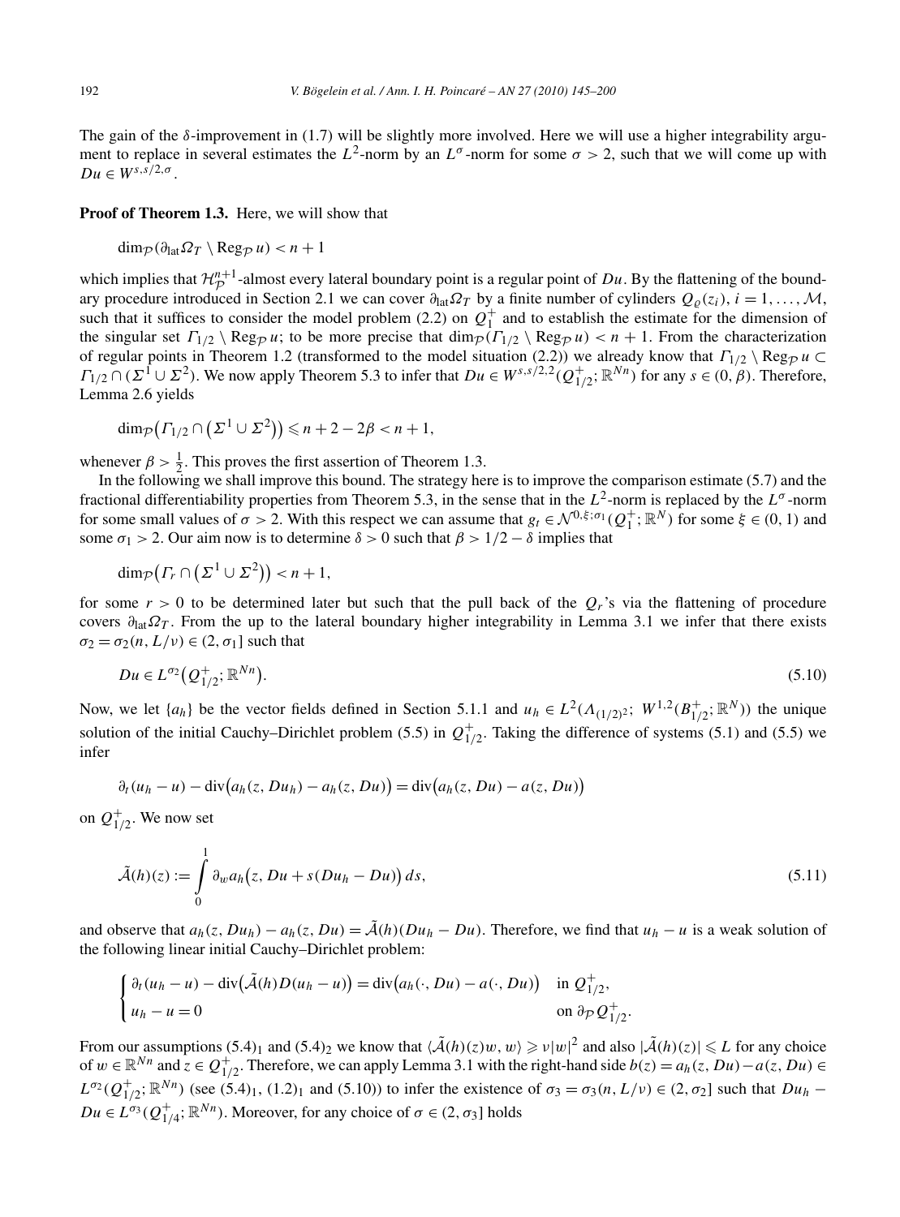The gain of the $\delta$-improvement in (1.7) will be slightly more involved. Here we will use a higher integrability argument to replace in several estimates the $L^2$-norm by an $L^\sigma$-norm for some $\sigma > 2$, such that we will come up with $Du \in W^{s,s/2,\sigma}$.

**Proof of Theorem 1.3.** Here, we will show that

$$\dim_{\mathcal{P}}(\partial_{\mathrm{lat}}\Omega_T \setminus \mathrm{Reg}_{\mathcal{P}}\, u) < n+1$$

which implies that $\mathcal{H}^{n+1}_{\mathcal{P}}$-almost every lateral boundary point is a regular point of $Du$. By the flattening of the boundary procedure introduced in Section 2.1 we can cover $\partial_{\mathrm{lat}}\Omega_T$ by a finite number of cylinders $Q_\varrho(z_i)$, $i = 1, \ldots, \mathcal{M}$, such that it suffices to consider the model problem (2.2) on $Q_1^+$ and to establish the estimate for the dimension of the singular set $\Gamma_{1/2} \setminus \mathrm{Reg}_{\mathcal{P}}\, u$; to be more precise that $\dim_{\mathcal{P}}(\Gamma_{1/2} \setminus \mathrm{Reg}_{\mathcal{P}}\, u) < n+1$. From the characterization of regular points in Theorem 1.2 (transformed to the model situation (2.2)) we already know that $\Gamma_{1/2} \setminus \mathrm{Reg}_{\mathcal{P}}\, u \subset \Gamma_{1/2} \cap (\Sigma^1 \cup \Sigma^2)$. We now apply Theorem 5.3 to infer that $Du \in W^{s,s/2,2}(Q_{1/2}^+; \mathbb{R}^{Nn})$ for any $s \in (0, \beta)$. Therefore, Lemma 2.6 yields

$$\dim_{\mathcal{P}}\big(\Gamma_{1/2} \cap \big(\Sigma^1 \cup \Sigma^2\big)\big) \leqslant n + 2 - 2\beta < n+1,$$

whenever $\beta > \frac{1}{2}$. This proves the first assertion of Theorem 1.3.

In the following we shall improve this bound. The strategy here is to improve the comparison estimate (5.7) and the fractional differentiability properties from Theorem 5.3, in the sense that in the $L^2$-norm is replaced by the $L^\sigma$-norm for some small values of $\sigma > 2$. With this respect we can assume that $g_t \in \mathcal{N}^{0,\xi;\sigma_1}(Q_1^+; \mathbb{R}^N)$ for some $\xi \in (0,1)$ and some $\sigma_1 > 2$. Our aim now is to determine $\delta > 0$ such that $\beta > 1/2 - \delta$ implies that

$$\dim_{\mathcal{P}}\big(\Gamma_r \cap \big(\Sigma^1 \cup \Sigma^2\big)\big) < n+1,$$

for some $r > 0$ to be determined later but such that the pull back of the $Q_r$'s via the flattening of procedure covers $\partial_{\mathrm{lat}}\Omega_T$. From the up to the lateral boundary higher integrability in Lemma 3.1 we infer that there exists $\sigma_2 = \sigma_2(n, L/\nu) \in (2, \sigma_1]$ such that

$$Du \in L^{\sigma_2}\big(Q_{1/2}^+; \mathbb{R}^{Nn}\big). \tag{5.10}$$

Now, we let $\{a_h\}$ be the vector fields defined in Section 5.1.1 and $u_h \in L^2(\Lambda_{(1/2)^2}; W^{1,2}(B_{1/2}^+; \mathbb{R}^N))$ the unique solution of the initial Cauchy–Dirichlet problem (5.5) in $Q_{1/2}^+$. Taking the difference of systems (5.1) and (5.5) we infer

$$\partial_t(u_h - u) - \mathrm{div}\big(a_h(z, Du_h) - a_h(z, Du)\big) = \mathrm{div}\big(a_h(z, Du) - a(z, Du)\big)$$

on $Q_{1/2}^+$. We now set

$$\tilde{\mathcal{A}}(h)(z) := \int_0^1 \partial_w a_h\big(z, Du + s(Du_h - Du)\big)\, ds, \tag{5.11}$$

and observe that $a_h(z, Du_h) - a_h(z, Du) = \tilde{\mathcal{A}}(h)(Du_h - Du)$. Therefore, we find that $u_h - u$ is a weak solution of the following linear initial Cauchy–Dirichlet problem:

$$\begin{cases} \partial_t(u_h - u) - \mathrm{div}\big(\tilde{\mathcal{A}}(h)D(u_h - u)\big) = \mathrm{div}\big(a_h(\cdot, Du) - a(\cdot, Du)\big) & \text{in } Q_{1/2}^+, \\ u_h - u = 0 & \text{on } \partial_{\mathcal{P}} Q_{1/2}^+. \end{cases}$$

From our assumptions $(5.4)_1$ and $(5.4)_2$ we know that $\langle \tilde{\mathcal{A}}(h)(z)w, w\rangle \geqslant \nu|w|^2$ and also $|\tilde{\mathcal{A}}(h)(z)| \leqslant L$ for any choice of $w \in \mathbb{R}^{Nn}$ and $z \in Q_{1/2}^+$. Therefore, we can apply Lemma 3.1 with the right-hand side $b(z) = a_h(z, Du) - a(z, Du) \in L^{\sigma_2}(Q_{1/2}^+; \mathbb{R}^{Nn})$ (see $(5.4)_1$, $(1.2)_1$ and (5.10)) to infer the existence of $\sigma_3 = \sigma_3(n, L/\nu) \in (2, \sigma_2]$ such that $Du_h - Du \in L^{\sigma_3}(Q_{1/4}^+; \mathbb{R}^{Nn})$. Moreover, for any choice of $\sigma \in (2, \sigma_3]$ holds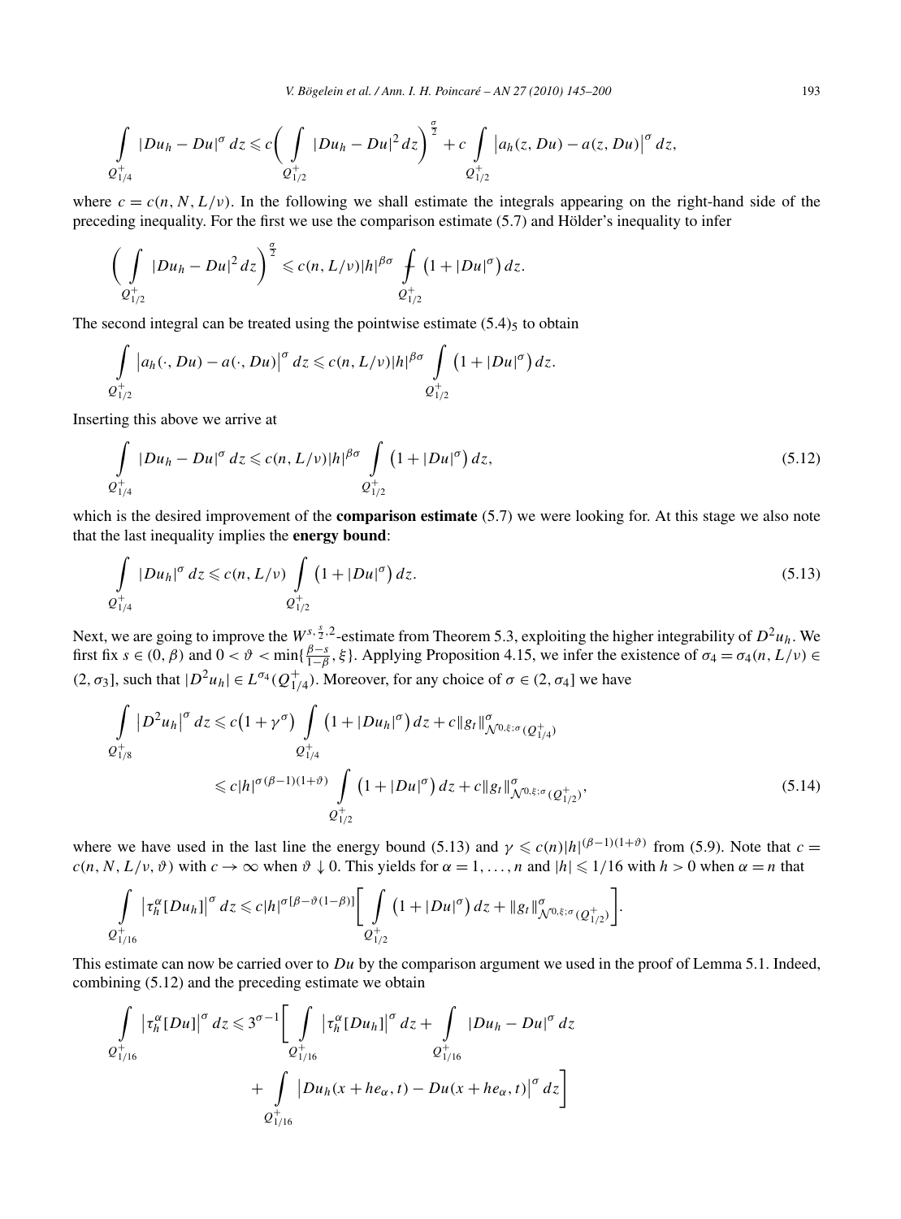$$\int_{Q^+_{1/4}} |Du_h - Du|^\sigma\, dz \leqslant c\bigg(\int_{Q^+_{1/2}} |Du_h - Du|^2\, dz\bigg)^{\frac{\sigma}{2}} + c\int_{Q^+_{1/2}} \big|a_h(z, Du) - a(z, Du)\big|^\sigma\, dz,$$

where $c = c(n, N, L/\nu)$. In the following we shall estimate the integrals appearing on the right-hand side of the preceding inequality. For the first we use the comparison estimate (5.7) and Hölder's inequality to infer

$$\bigg(\int_{Q^+_{1/2}} |Du_h - Du|^2\, dz\bigg)^{\frac{\sigma}{2}} \leqslant c(n, L/\nu)|h|^{\beta\sigma} ⨍_{Q^+_{1/2}} \big(1 + |Du|^\sigma\big)\, dz.$$

The second integral can be treated using the pointwise estimate $(5.4)_5$ to obtain

$$\int_{Q^+_{1/2}} \big|a_h(\cdot, Du) - a(\cdot, Du)\big|^\sigma\, dz \leqslant c(n, L/\nu)|h|^{\beta\sigma} \int_{Q^+_{1/2}} \big(1 + |Du|^\sigma\big)\, dz.$$

Inserting this above we arrive at

$$\int_{Q^+_{1/4}} |Du_h - Du|^\sigma\, dz \leqslant c(n, L/\nu)|h|^{\beta\sigma} \int_{Q^+_{1/2}} \big(1 + |Du|^\sigma\big)\, dz, \tag{5.12}$$

which is the desired improvement of the **comparison estimate** (5.7) we were looking for. At this stage we also note that the last inequality implies the **energy bound**:

$$\int_{Q^+_{1/4}} |Du_h|^\sigma\, dz \leqslant c(n, L/\nu) \int_{Q^+_{1/2}} \big(1 + |Du|^\sigma\big)\, dz. \tag{5.13}$$

Next, we are going to improve the $W^{s,\frac{s}{2},2}$-estimate from Theorem 5.3, exploiting the higher integrability of $D^2u_h$. We first fix $s \in (0, \beta)$ and $0 < \vartheta < \min\{\frac{\beta - s}{1-\beta}, \xi\}$. Applying Proposition 4.15, we infer the existence of $\sigma_4 = \sigma_4(n, L/\nu) \in (2, \sigma_3]$, such that $|D^2u_h| \in L^{\sigma_4}(Q^+_{1/4})$. Moreover, for any choice of $\sigma \in (2, \sigma_4]$ we have

$$\begin{aligned}
\int_{Q^+_{1/8}} \big|D^2u_h\big|^\sigma\, dz &\leqslant c\big(1 + \gamma^\sigma\big) \int_{Q^+_{1/4}} \big(1 + |Du_h|^\sigma\big)\, dz + c\|g_t\|^\sigma_{\mathcal{N}^{0,\xi;\sigma}(Q^+_{1/4})} \\
&\leqslant c|h|^{\sigma(\beta-1)(1+\vartheta)} \int_{Q^+_{1/2}} \big(1 + |Du|^\sigma\big)\, dz + c\|g_t\|^\sigma_{\mathcal{N}^{0,\xi;\sigma}(Q^+_{1/2})},
\end{aligned} \tag{5.14}$$

where we have used in the last line the energy bound (5.13) and $\gamma \leqslant c(n)|h|^{(\beta-1)(1+\vartheta)}$ from (5.9). Note that $c = c(n, N, L/\nu, \vartheta)$ with $c \to \infty$ when $\vartheta \downarrow 0$. This yields for $\alpha = 1, \ldots, n$ and $|h| \leqslant 1/16$ with $h > 0$ when $\alpha = n$ that

$$\int_{Q^+_{1/16}} \big|\tau^\alpha_h[Du_h]\big|^\sigma\, dz \leqslant c|h|^{\sigma[\beta - \vartheta(1-\beta)]}\bigg[\int_{Q^+_{1/2}} \big(1 + |Du|^\sigma\big)\, dz + \|g_t\|^\sigma_{\mathcal{N}^{0,\xi;\sigma}(Q^+_{1/2})}\bigg].$$

This estimate can now be carried over to $Du$ by the comparison argument we used in the proof of Lemma 5.1. Indeed, combining (5.12) and the preceding estimate we obtain

$$\begin{aligned}
\int_{Q^+_{1/16}} \big|\tau^\alpha_h[Du]\big|^\sigma\, dz \leqslant 3^{\sigma-1}\bigg[&\int_{Q^+_{1/16}} \big|\tau^\alpha_h[Du_h]\big|^\sigma\, dz + \int_{Q^+_{1/16}} |Du_h - Du|^\sigma\, dz \\
&+ \int_{Q^+_{1/16}} \big|Du_h(x + he_\alpha, t) - Du(x + he_\alpha, t)\big|^\sigma\, dz\bigg]
\end{aligned}$$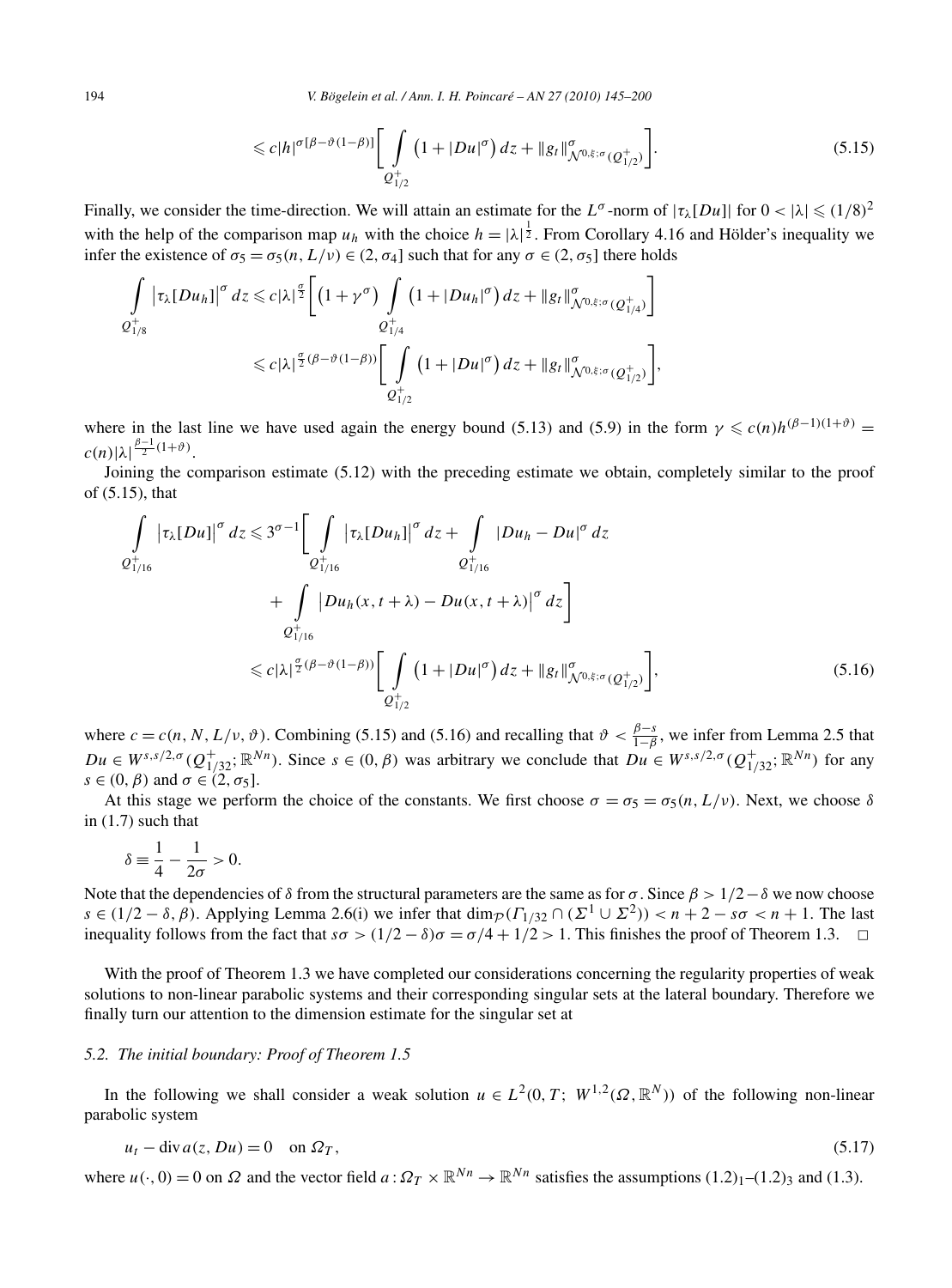$$\leqslant c|h|^{\sigma[\beta-\vartheta(1-\beta)]}\Bigg[\int\limits_{Q^+_{1/2}}\big(1+|Du|^{\sigma}\big)\,dz+\|g_t\|^{\sigma}_{\mathcal{N}^{0,\xi;\sigma}(Q^+_{1/2})}\Bigg]. \tag{5.15}$$

Finally, we consider the time-direction. We will attain an estimate for the $L^{\sigma}$-norm of $|\tau_\lambda[Du]|$ for $0<|\lambda|\leqslant(1/8)^2$ with the help of the comparison map $u_h$ with the choice $h=|\lambda|^{\frac{1}{2}}$. From Corollary 4.16 and Hölder's inequality we infer the existence of $\sigma_5=\sigma_5(n,L/\nu)\in(2,\sigma_4]$ such that for any $\sigma\in(2,\sigma_5]$ there holds

$$\begin{aligned}\int\limits_{Q^+_{1/8}}\big|\tau_\lambda[Du_h]\big|^{\sigma}\,dz&\leqslant c|\lambda|^{\frac{\sigma}{2}}\Bigg[\big(1+\gamma^{\sigma}\big)\int\limits_{Q^+_{1/4}}\big(1+|Du_h|^{\sigma}\big)\,dz+\|g_t\|^{\sigma}_{\mathcal{N}^{0,\xi;\sigma}(Q^+_{1/4})}\Bigg]\\&\leqslant c|\lambda|^{\frac{\sigma}{2}(\beta-\vartheta(1-\beta))}\Bigg[\int\limits_{Q^+_{1/2}}\big(1+|Du|^{\sigma}\big)\,dz+\|g_t\|^{\sigma}_{\mathcal{N}^{0,\xi;\sigma}(Q^+_{1/2})}\Bigg],\end{aligned}$$

where in the last line we have used again the energy bound (5.13) and (5.9) in the form $\gamma\leqslant c(n)h^{(\beta-1)(1+\vartheta)}=c(n)|\lambda|^{\frac{\beta-1}{2}(1+\vartheta)}$.

Joining the comparison estimate (5.12) with the preceding estimate we obtain, completely similar to the proof of (5.15), that

$$\begin{aligned}\int\limits_{Q^+_{1/16}}\big|\tau_\lambda[Du]\big|^{\sigma}\,dz&\leqslant 3^{\sigma-1}\Bigg[\int\limits_{Q^+_{1/16}}\big|\tau_\lambda[Du_h]\big|^{\sigma}\,dz+\int\limits_{Q^+_{1/16}}|Du_h-Du|^{\sigma}\,dz\\&\quad+\int\limits_{Q^+_{1/16}}\big|Du_h(x,t+\lambda)-Du(x,t+\lambda)\big|^{\sigma}\,dz\Bigg]\\&\leqslant c|\lambda|^{\frac{\sigma}{2}(\beta-\vartheta(1-\beta))}\Bigg[\int\limits_{Q^+_{1/2}}\big(1+|Du|^{\sigma}\big)\,dz+\|g_t\|^{\sigma}_{\mathcal{N}^{0,\xi;\sigma}(Q^+_{1/2})}\Bigg],\end{aligned} \tag{5.16}$$

where $c=c(n,N,L/\nu,\vartheta)$. Combining (5.15) and (5.16) and recalling that $\vartheta<\frac{\beta-s}{1-\beta}$, we infer from Lemma 2.5 that $Du\in W^{s,s/2,\sigma}(Q^+_{1/32};\mathbb{R}^{Nn})$. Since $s\in(0,\beta)$ was arbitrary we conclude that $Du\in W^{s,s/2,\sigma}(Q^+_{1/32};\mathbb{R}^{Nn})$ for any $s\in(0,\beta)$ and $\sigma\in(2,\sigma_5]$.

At this stage we perform the choice of the constants. We first choose $\sigma=\sigma_5=\sigma_5(n,L/\nu)$. Next, we choose $\delta$ in (1.7) such that

$$\delta\equiv\frac{1}{4}-\frac{1}{2\sigma}>0.$$

Note that the dependencies of $\delta$ from the structural parameters are the same as for $\sigma$. Since $\beta>1/2-\delta$ we now choose $s\in(1/2-\delta,\beta)$. Applying Lemma 2.6(i) we infer that $\dim_{\mathcal{P}}(\Gamma_{1/32}\cap(\Sigma^1\cup\Sigma^2))<n+2-s\sigma<n+1$. The last inequality follows from the fact that $s\sigma>(1/2-\delta)\sigma=\sigma/4+1/2>1$. This finishes the proof of Theorem 1.3. $\square$

With the proof of Theorem 1.3 we have completed our considerations concerning the regularity properties of weak solutions to non-linear parabolic systems and their corresponding singular sets at the lateral boundary. Therefore we finally turn our attention to the dimension estimate for the singular set at

### *5.2. The initial boundary: Proof of Theorem 1.5*

In the following we shall consider a weak solution $u\in L^2(0,T;\,W^{1,2}(\Omega,\mathbb{R}^N))$ of the following non-linear parabolic system

$$u_t-\operatorname{div}a(z,Du)=0\quad\text{on }\Omega_T, \tag{5.17}$$

where $u(\cdot,0)=0$ on $\Omega$ and the vector field $a:\Omega_T\times\mathbb{R}^{Nn}\to\mathbb{R}^{Nn}$ satisfies the assumptions $(1.2)_1$–$(1.2)_3$ and (1.3).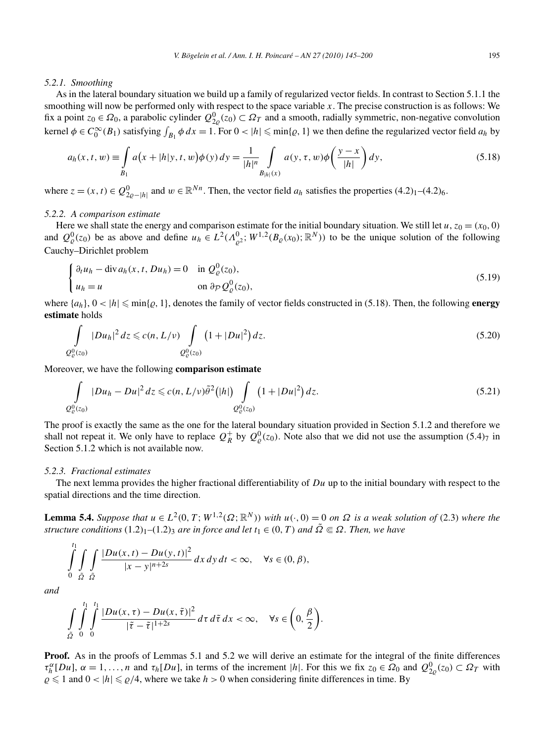#### 5.2.1. Smoothing

As in the lateral boundary situation we build up a family of regularized vector fields. In contrast to Section 5.1.1 the smoothing will now be performed only with respect to the space variable $x$. The precise construction is as follows: We fix a point $z_0 \in \Omega_0$, a parabolic cylinder $Q^0_{2\varrho}(z_0) \subset \Omega_T$ and a smooth, radially symmetric, non-negative convolution kernel $\phi \in C_0^\infty(B_1)$ satisfying $\int_{B_1} \phi\, dx = 1$. For $0 < |h| \leqslant \min\{\varrho, 1\}$ we then define the regularized vector field $a_h$ by

$$a_h(x,t,w) \equiv \int_{B_1} a\big(x + |h|y, t, w\big)\phi(y)\, dy = \frac{1}{|h|^n} \int_{B_{|h|}(x)} a(y, \tau, w)\phi\bigg(\frac{y-x}{|h|}\bigg)\, dy, \tag{5.18}$$

where $z = (x,t) \in Q^0_{2\varrho - |h|}$ and $w \in \mathbb{R}^{Nn}$. Then, the vector field $a_h$ satisfies the properties $(4.2)_1$–$(4.2)_6$.

#### 5.2.2. A comparison estimate

Here we shall state the energy and comparison estimate for the initial boundary situation. We still let $u$, $z_0 = (x_0, 0)$ and $Q^0_\varrho(z_0)$ be as above and define $u_h \in L^2(\Lambda^0_{\varrho^2}; W^{1,2}(B_\varrho(x_0); \mathbb{R}^N))$ to be the unique solution of the following Cauchy–Dirichlet problem

$$\begin{cases} \partial_t u_h - \operatorname{div} a_h(x,t,Du_h) = 0 & \text{in } Q^0_\varrho(z_0), \\ u_h = u & \text{on } \partial_{\mathcal{P}} Q^0_\varrho(z_0), \end{cases} \tag{5.19}$$

where $\{a_h\}$, $0 < |h| \leqslant \min\{\varrho, 1\}$, denotes the family of vector fields constructed in (5.18). Then, the following **energy estimate** holds

$$\int_{Q^0_\varrho(z_0)} |Du_h|^2\, dz \leqslant c(n, L/\nu) \int_{Q^0_\varrho(z_0)} \big(1 + |Du|^2\big)\, dz. \tag{5.20}$$

Moreover, we have the following **comparison estimate**

$$\int_{Q^0_\varrho(z_0)} |Du_h - Du|^2\, dz \leqslant c(n, L/\nu)\tilde{\theta}^2\big(|h|\big) \int_{Q^0_\varrho(z_0)} \big(1 + |Du|^2\big)\, dz. \tag{5.21}$$

The proof is exactly the same as the one for the lateral boundary situation provided in Section 5.1.2 and therefore we shall not repeat it. We only have to replace $Q^+_R$ by $Q^0_\varrho(z_0)$. Note also that we did not use the assumption $(5.4)_7$ in Section 5.1.2 which is not available now.

#### 5.2.3. Fractional estimates

The next lemma provides the higher fractional differentiability of $Du$ up to the initial boundary with respect to the spatial directions and the time direction.

**Lemma 5.4.** *Suppose that $u \in L^2(0,T; W^{1,2}(\Omega; \mathbb{R}^N))$ with $u(\cdot, 0) = 0$ on $\Omega$ is a weak solution of* (2.3) *where the structure conditions* $(1.2)_1$–$(1.2)_3$ *are in force and let $t_1 \in (0,T)$ and $\tilde{\Omega} \Subset \Omega$. Then, we have*

$$\int_0^{t_1} \int_{\tilde{\Omega}} \int_{\tilde{\Omega}} \frac{|Du(x,t) - Du(y,t)|^2}{|x-y|^{n+2s}}\, dx\, dy\, dt < \infty, \quad \forall s \in (0, \beta),$$

*and*

$$\int_{\tilde{\Omega}} \int_0^{t_1} \int_0^{t_1} \frac{|Du(x,\tau) - Du(x,\tilde{\tau})|^2}{|\tilde{\tau} - \tilde{\tau}|^{1+2s}}\, d\tau\, d\tilde{\tau}\, dx < \infty, \quad \forall s \in \bigg(0, \frac{\beta}{2}\bigg).$$

**Proof.** As in the proofs of Lemmas 5.1 and 5.2 we will derive an estimate for the integral of the finite differences $\tau_h^\alpha[Du]$, $\alpha = 1, \ldots, n$ and $\tau_h[Du]$, in terms of the increment $|h|$. For this we fix $z_0 \in \Omega_0$ and $Q^0_{2\varrho}(z_0) \subset \Omega_T$ with $\varrho \leqslant 1$ and $0 < |h| \leqslant \varrho/4$, where we take $h > 0$ when considering finite differences in time. By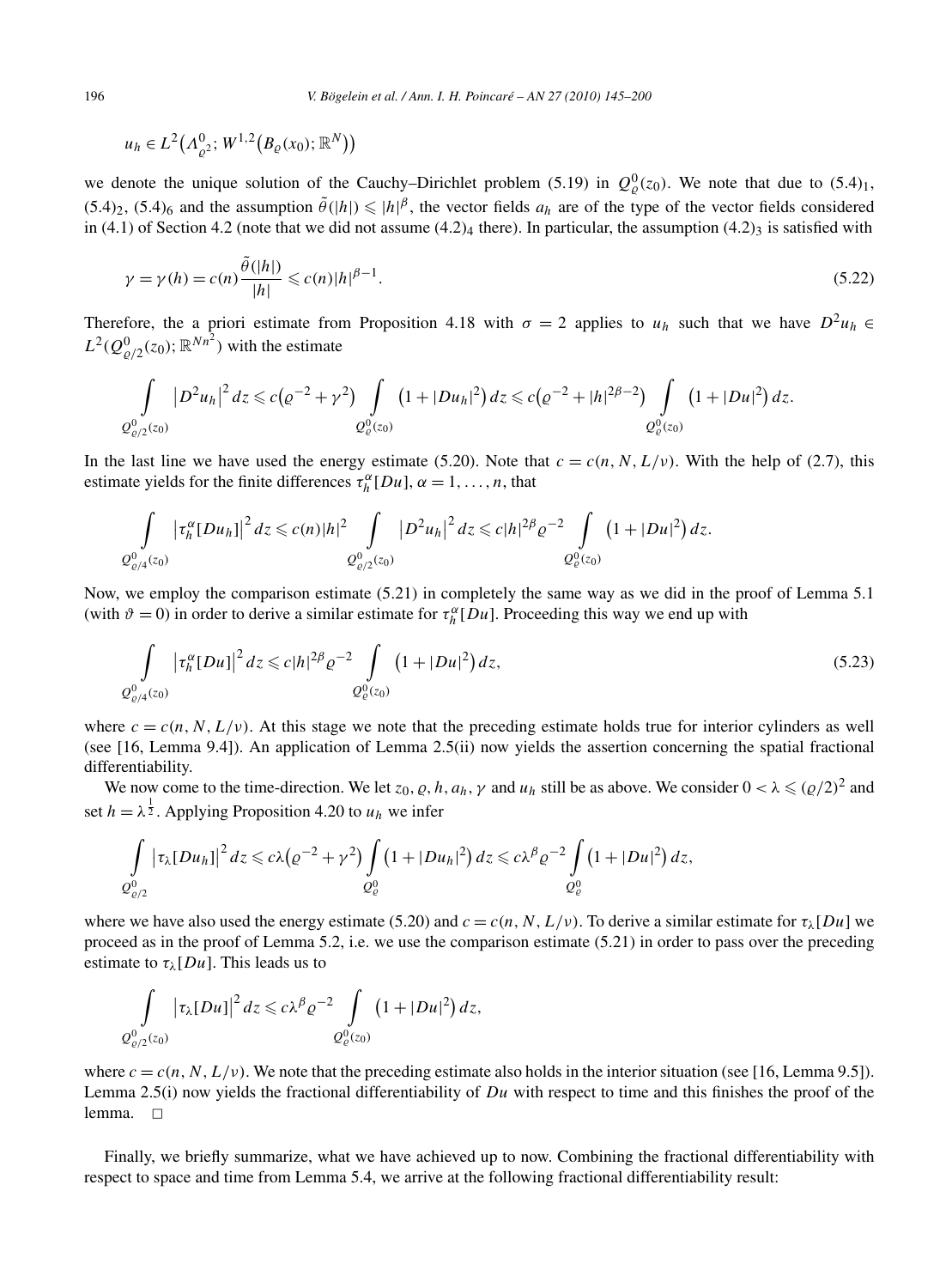$$u_h \in L^2\big(\Lambda^0_{\varrho^2}; W^{1,2}\big(B_\varrho(x_0); \mathbb{R}^N\big)\big)$$

we denote the unique solution of the Cauchy–Dirichlet problem (5.19) in $Q^0_\varrho(z_0)$. We note that due to $(5.4)_1$, $(5.4)_2$, $(5.4)_6$ and the assumption $\tilde\theta(|h|) \leqslant |h|^\beta$, the vector fields $a_h$ are of the type of the vector fields considered in (4.1) of Section 4.2 (note that we did not assume $(4.2)_4$ there). In particular, the assumption $(4.2)_3$ is satisfied with

$$\gamma = \gamma(h) = c(n)\frac{\tilde\theta(|h|)}{|h|} \leqslant c(n)|h|^{\beta-1}. \tag{5.22}$$

Therefore, the a priori estimate from Proposition 4.18 with $\sigma = 2$ applies to $u_h$ such that we have $D^2 u_h \in L^2(Q^0_{\varrho/2}(z_0); \mathbb{R}^{Nn^2})$ with the estimate

$$\int_{Q^0_{\varrho/2}(z_0)} \big|D^2 u_h\big|^2 \, dz \leqslant c\big(\varrho^{-2} + \gamma^2\big) \int_{Q^0_\varrho(z_0)} \big(1 + |Du_h|^2\big) \, dz \leqslant c\big(\varrho^{-2} + |h|^{2\beta-2}\big) \int_{Q^0_\varrho(z_0)} \big(1 + |Du|^2\big) \, dz.$$

In the last line we have used the energy estimate (5.20). Note that $c = c(n, N, L/\nu)$. With the help of (2.7), this estimate yields for the finite differences $\tau^\alpha_h[Du]$, $\alpha = 1, \ldots, n$, that

$$\int_{Q^0_{\varrho/4}(z_0)} \big|\tau^\alpha_h[Du_h]\big|^2 \, dz \leqslant c(n)|h|^2 \int_{Q^0_{\varrho/2}(z_0)} \big|D^2 u_h\big|^2 \, dz \leqslant c|h|^{2\beta}\varrho^{-2} \int_{Q^0_\varrho(z_0)} \big(1 + |Du|^2\big) \, dz.$$

Now, we employ the comparison estimate (5.21) in completely the same way as we did in the proof of Lemma 5.1 (with $\vartheta = 0$) in order to derive a similar estimate for $\tau^\alpha_h[Du]$. Proceeding this way we end up with

$$\int_{Q^0_{\varrho/4}(z_0)} \big|\tau^\alpha_h[Du]\big|^2 \, dz \leqslant c|h|^{2\beta}\varrho^{-2} \int_{Q^0_\varrho(z_0)} \big(1 + |Du|^2\big) \, dz, \tag{5.23}$$

where $c = c(n, N, L/\nu)$. At this stage we note that the preceding estimate holds true for interior cylinders as well (see [16, Lemma 9.4]). An application of Lemma 2.5(ii) now yields the assertion concerning the spatial fractional differentiability.

We now come to the time-direction. We let $z_0, \varrho, h, a_h, \gamma$ and $u_h$ still be as above. We consider $0 < \lambda \leqslant (\varrho/2)^2$ and set $h = \lambda^{\frac{1}{2}}$. Applying Proposition 4.20 to $u_h$ we infer

$$\int_{Q^0_{\varrho/2}} \big|\tau_\lambda[Du_h]\big|^2 \, dz \leqslant c\lambda\big(\varrho^{-2} + \gamma^2\big) \int_{Q^0_\varrho} \big(1 + |Du_h|^2\big) \, dz \leqslant c\lambda^\beta\varrho^{-2} \int_{Q^0_\varrho} \big(1 + |Du|^2\big) \, dz,$$

where we have also used the energy estimate (5.20) and $c = c(n, N, L/\nu)$. To derive a similar estimate for $\tau_\lambda[Du]$ we proceed as in the proof of Lemma 5.2, i.e. we use the comparison estimate (5.21) in order to pass over the preceding estimate to $\tau_\lambda[Du]$. This leads us to

$$\int_{Q^0_{\varrho/2}(z_0)} \big|\tau_\lambda[Du]\big|^2 \, dz \leqslant c\lambda^\beta\varrho^{-2} \int_{Q^0_\varrho(z_0)} \big(1 + |Du|^2\big) \, dz,$$

where $c = c(n, N, L/\nu)$. We note that the preceding estimate also holds in the interior situation (see [16, Lemma 9.5]). Lemma 2.5(i) now yields the fractional differentiability of $Du$ with respect to time and this finishes the proof of the lemma. $\square$

Finally, we briefly summarize, what we have achieved up to now. Combining the fractional differentiability with respect to space and time from Lemma 5.4, we arrive at the following fractional differentiability result: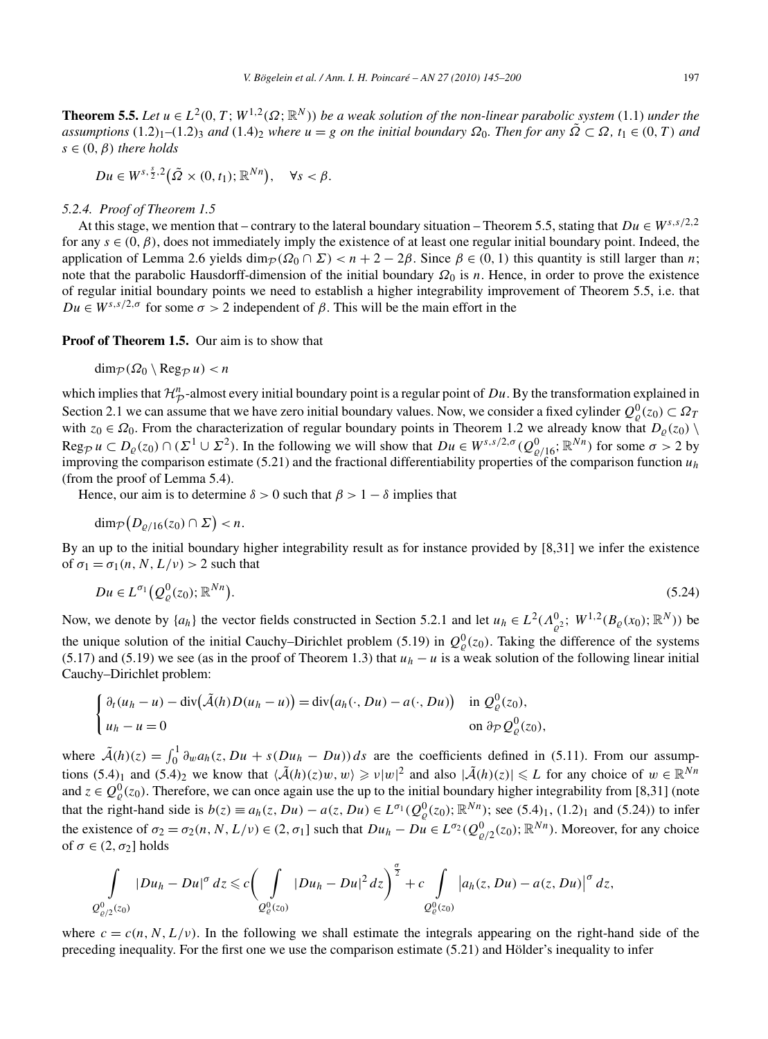**Theorem 5.5.** *Let $u \in L^2(0,T; W^{1,2}(\Omega;\mathbb{R}^N))$ be a weak solution of the non-linear parabolic system* (1.1) *under the assumptions* $(1.2)_1$–$(1.2)_3$ *and* $(1.4)_2$ *where $u = g$ on the initial boundary $\Omega_0$. Then for any $\tilde{\Omega} \subset \Omega$, $t_1 \in (0,T)$ and $s \in (0,\beta)$ there holds*

$$Du \in W^{s,\frac{s}{2},2}\big(\tilde{\Omega} \times (0,t_1); \mathbb{R}^{Nn}\big), \quad \forall s < \beta.$$

*5.2.4. Proof of Theorem 1.5*

At this stage, we mention that – contrary to the lateral boundary situation – Theorem 5.5, stating that $Du \in W^{s,s/2,2}$ for any $s \in (0,\beta)$, does not immediately imply the existence of at least one regular initial boundary point. Indeed, the application of Lemma 2.6 yields $\dim_{\mathcal{P}}(\Omega_0 \cap \Sigma) < n+2-2\beta$. Since $\beta \in (0,1)$ this quantity is still larger than $n$; note that the parabolic Hausdorff-dimension of the initial boundary $\Omega_0$ is $n$. Hence, in order to prove the existence of regular initial boundary points we need to establish a higher integrability improvement of Theorem 5.5, i.e. that $Du \in W^{s,s/2,\sigma}$ for some $\sigma > 2$ independent of $\beta$. This will be the main effort in the

**Proof of Theorem 1.5.** Our aim is to show that

$$\dim_{\mathcal{P}}(\Omega_0 \setminus \operatorname{Reg}_{\mathcal{P}} u) < n$$

which implies that $\mathcal{H}^n_{\mathcal{P}}$-almost every initial boundary point is a regular point of $Du$. By the transformation explained in Section 2.1 we can assume that we have zero initial boundary values. Now, we consider a fixed cylinder $Q^0_\varrho(z_0) \subset \Omega_T$ with $z_0 \in \Omega_0$. From the characterization of regular boundary points in Theorem 1.2 we already know that $D_\varrho(z_0) \setminus \operatorname{Reg}_{\mathcal{P}} u \subset D_\varrho(z_0) \cap (\Sigma^1 \cup \Sigma^2)$. In the following we will show that $Du \in W^{s,s/2,\sigma}(Q^0_{\varrho/16}; \mathbb{R}^{Nn})$ for some $\sigma > 2$ by improving the comparison estimate (5.21) and the fractional differentiability properties of the comparison function $u_h$ (from the proof of Lemma 5.4).

Hence, our aim is to determine $\delta > 0$ such that $\beta > 1 - \delta$ implies that

$$\dim_{\mathcal{P}}\big(D_{\varrho/16}(z_0) \cap \Sigma\big) < n.$$

By an up to the initial boundary higher integrability result as for instance provided by [8,31] we infer the existence of $\sigma_1 = \sigma_1(n,N,L/\nu) > 2$ such that

$$Du \in L^{\sigma_1}\big(Q^0_\varrho(z_0); \mathbb{R}^{Nn}\big). \tag{5.24}$$

Now, we denote by $\{a_h\}$ the vector fields constructed in Section 5.2.1 and let $u_h \in L^2(\Lambda^0_{\varrho^2}; W^{1,2}(B_\varrho(x_0); \mathbb{R}^N))$ be the unique solution of the initial Cauchy–Dirichlet problem (5.19) in $Q^0_\varrho(z_0)$. Taking the difference of the systems (5.17) and (5.19) we see (as in the proof of Theorem 1.3) that $u_h - u$ is a weak solution of the following linear initial Cauchy–Dirichlet problem:

$$\begin{cases} \partial_t(u_h - u) - \operatorname{div}\big(\tilde{\mathcal{A}}(h) D(u_h - u)\big) = \operatorname{div}\big(a_h(\cdot, Du) - a(\cdot, Du)\big) & \text{in } Q^0_\varrho(z_0), \\ u_h - u = 0 & \text{on } \partial_{\mathcal{P}} Q^0_\varrho(z_0), \end{cases}$$

where $\tilde{\mathcal{A}}(h)(z) = \int_0^1 \partial_w a_h(z, Du + s(Du_h - Du))\,ds$ are the coefficients defined in (5.11). From our assumptions $(5.4)_1$ and $(5.4)_2$ we know that $\langle \tilde{\mathcal{A}}(h)(z)w, w\rangle \geqslant \nu|w|^2$ and also $|\tilde{\mathcal{A}}(h)(z)| \leqslant L$ for any choice of $w \in \mathbb{R}^{Nn}$ and $z \in Q^0_\varrho(z_0)$. Therefore, we can once again use the up to the initial boundary higher integrability from [8,31] (note that the right-hand side is $b(z) \equiv a_h(z,Du) - a(z,Du) \in L^{\sigma_1}(Q^0_\varrho(z_0); \mathbb{R}^{Nn})$; see $(5.4)_1$, $(1.2)_1$ and (5.24)) to infer the existence of $\sigma_2 = \sigma_2(n,N,L/\nu) \in (2,\sigma_1]$ such that $Du_h - Du \in L^{\sigma_2}(Q^0_{\varrho/2}(z_0); \mathbb{R}^{Nn})$. Moreover, for any choice of $\sigma \in (2,\sigma_2]$ holds

$$\int\limits_{Q^0_{\varrho/2}(z_0)} |Du_h - Du|^\sigma \,dz \leqslant c\bigg(\int\limits_{Q^0_\varrho(z_0)} |Du_h - Du|^2 \,dz\bigg)^{\frac{\sigma}{2}} + c \int\limits_{Q^0_\varrho(z_0)} \big|a_h(z,Du) - a(z,Du)\big|^\sigma \,dz,$$

where $c = c(n,N,L/\nu)$. In the following we shall estimate the integrals appearing on the right-hand side of the preceding inequality. For the first one we use the comparison estimate (5.21) and Hölder's inequality to infer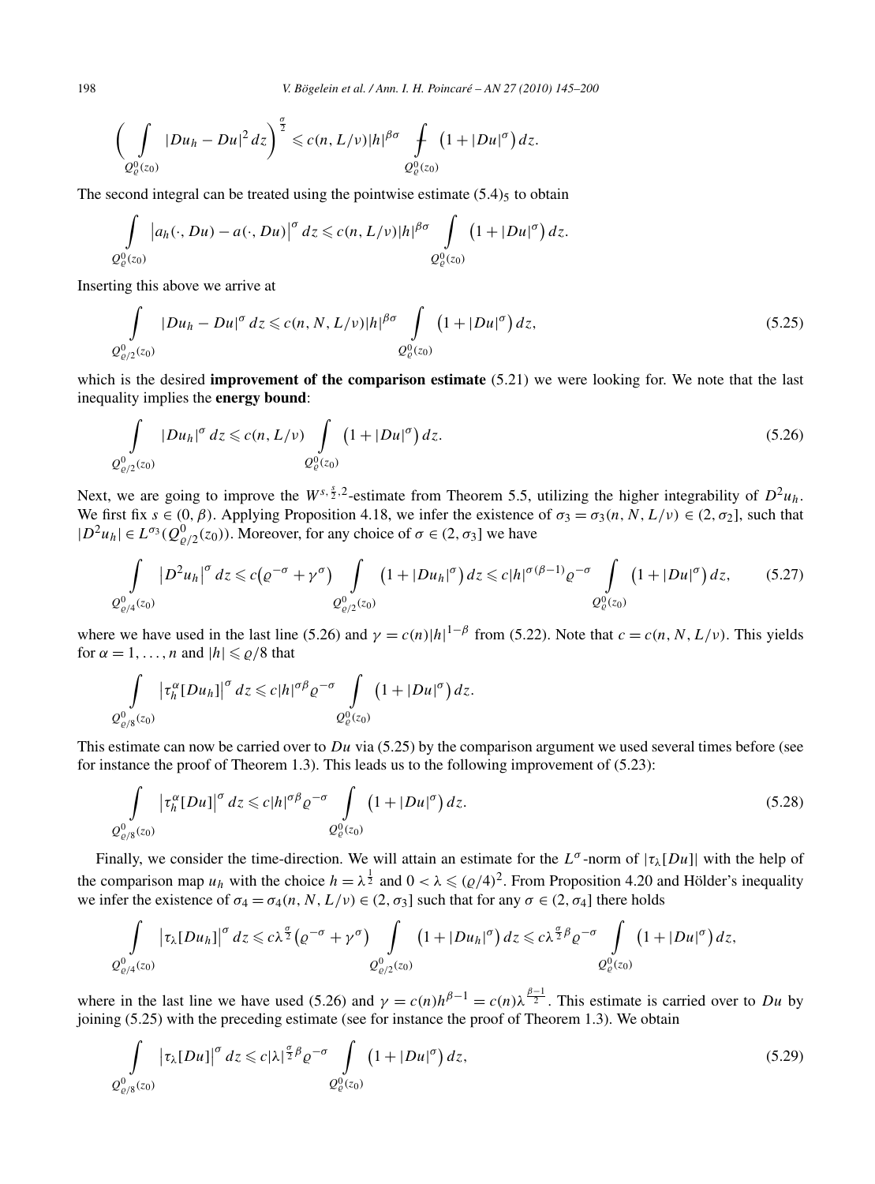$$\bigg( \int_{Q^0_\varrho(z_0)} |Du_h - Du|^2 \, dz \bigg)^{\frac{\sigma}{2}} \leqslant c(n, L/\nu) |h|^{\beta\sigma} \fint_{Q^0_\varrho(z_0)} \big(1 + |Du|^\sigma\big)\, dz.$$

The second integral can be treated using the pointwise estimate $(5.4)_5$ to obtain

$$\int_{Q^0_\varrho(z_0)} \big|a_h(\cdot, Du) - a(\cdot, Du)\big|^\sigma \, dz \leqslant c(n, L/\nu) |h|^{\beta\sigma} \int_{Q^0_\varrho(z_0)} \big(1 + |Du|^\sigma\big)\, dz.$$

Inserting this above we arrive at

$$\int_{Q^0_{\varrho/2}(z_0)} |Du_h - Du|^\sigma \, dz \leqslant c(n, N, L/\nu) |h|^{\beta\sigma} \int_{Q^0_\varrho(z_0)} \big(1 + |Du|^\sigma\big)\, dz, \tag{5.25}$$

which is the desired **improvement of the comparison estimate** (5.21) we were looking for. We note that the last inequality implies the **energy bound**:

$$\int_{Q^0_{\varrho/2}(z_0)} |Du_h|^\sigma \, dz \leqslant c(n, L/\nu) \int_{Q^0_\varrho(z_0)} \big(1 + |Du|^\sigma\big)\, dz. \tag{5.26}$$

Next, we are going to improve the $W^{s,\frac{s}{2},2}$-estimate from Theorem 5.5, utilizing the higher integrability of $D^2 u_h$. We first fix $s \in (0, \beta)$. Applying Proposition 4.18, we infer the existence of $\sigma_3 = \sigma_3(n, N, L/\nu) \in (2, \sigma_2]$, such that $|D^2 u_h| \in L^{\sigma_3}(Q^0_{\varrho/2}(z_0))$. Moreover, for any choice of $\sigma \in (2, \sigma_3]$ we have

$$\int_{Q^0_{\varrho/4}(z_0)} \big|D^2 u_h\big|^\sigma \, dz \leqslant c\big(\varrho^{-\sigma} + \gamma^\sigma\big) \int_{Q^0_{\varrho/2}(z_0)} \big(1 + |Du_h|^\sigma\big)\, dz \leqslant c|h|^{\sigma(\beta-1)} \varrho^{-\sigma} \int_{Q^0_\varrho(z_0)} \big(1 + |Du|^\sigma\big)\, dz, \tag{5.27}$$

where we have used in the last line (5.26) and $\gamma = c(n)|h|^{1-\beta}$ from (5.22). Note that $c = c(n, N, L/\nu)$. This yields for $\alpha = 1, \dots, n$ and $|h| \leqslant \varrho/8$ that

$$\int_{Q^0_{\varrho/8}(z_0)} \big|\tau_h^\alpha[Du_h]\big|^\sigma \, dz \leqslant c|h|^{\sigma\beta} \varrho^{-\sigma} \int_{Q^0_\varrho(z_0)} \big(1 + |Du|^\sigma\big)\, dz.$$

This estimate can now be carried over to $Du$ via (5.25) by the comparison argument we used several times before (see for instance the proof of Theorem 1.3). This leads us to the following improvement of (5.23):

$$\int_{Q^0_{\varrho/8}(z_0)} \big|\tau_h^\alpha[Du]\big|^\sigma \, dz \leqslant c|h|^{\sigma\beta} \varrho^{-\sigma} \int_{Q^0_\varrho(z_0)} \big(1 + |Du|^\sigma\big)\, dz. \tag{5.28}$$

Finally, we consider the time-direction. We will attain an estimate for the $L^\sigma$-norm of $|\tau_\lambda[Du]|$ with the help of the comparison map $u_h$ with the choice $h = \lambda^{\frac{1}{2}}$ and $0 < \lambda \leqslant (\varrho/4)^2$. From Proposition 4.20 and Hölder's inequality we infer the existence of $\sigma_4 = \sigma_4(n, N, L/\nu) \in (2, \sigma_3]$ such that for any $\sigma \in (2, \sigma_4]$ there holds

$$\int_{Q^0_{\varrho/4}(z_0)} \big|\tau_\lambda[Du_h]\big|^\sigma \, dz \leqslant c\lambda^{\frac{\sigma}{2}}\big(\varrho^{-\sigma} + \gamma^\sigma\big) \int_{Q^0_{\varrho/2}(z_0)} \big(1 + |Du_h|^\sigma\big)\, dz \leqslant c\lambda^{\frac{\sigma}{2}\beta} \varrho^{-\sigma} \int_{Q^0_\varrho(z_0)} \big(1 + |Du|^\sigma\big)\, dz,$$

where in the last line we have used (5.26) and $\gamma = c(n)h^{\beta-1} = c(n)\lambda^{\frac{\beta-1}{2}}$. This estimate is carried over to $Du$ by joining (5.25) with the preceding estimate (see for instance the proof of Theorem 1.3). We obtain

$$\int_{Q^0_{\varrho/8}(z_0)} \big|\tau_\lambda[Du]\big|^\sigma \, dz \leqslant c|\lambda|^{\frac{\sigma}{2}\beta} \varrho^{-\sigma} \int_{Q^0_\varrho(z_0)} \big(1 + |Du|^\sigma\big)\, dz, \tag{5.29}$$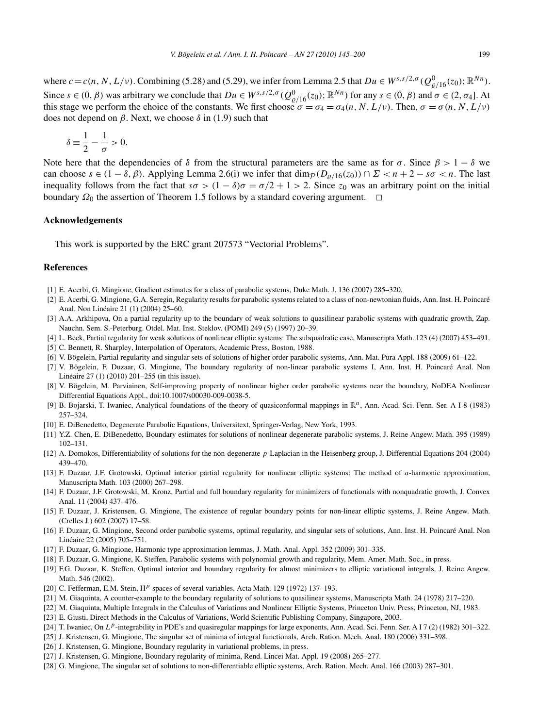where $c = c(n, N, L/\nu)$. Combining (5.28) and (5.29), we infer from Lemma 2.5 that $Du \in W^{s,s/2,\sigma}(Q^0_{\varrho/16}(z_0); \mathbb{R}^{Nn})$. Since $s \in (0, \beta)$ was arbitrary we conclude that $Du \in W^{s,s/2,\sigma}(Q^0_{\varrho/16}(z_0); \mathbb{R}^{Nn})$ for any $s \in (0, \beta)$ and $\sigma \in (2, \sigma_4]$. At this stage we perform the choice of the constants. We first choose $\sigma = \sigma_4 = \sigma_4(n, N, L/\nu)$. Then, $\sigma = \sigma(n, N, L/\nu)$ does not depend on $\beta$. Next, we choose $\delta$ in (1.9) such that

$$\delta \equiv \frac{1}{2} - \frac{1}{\sigma} > 0.$$

Note here that the dependencies of $\delta$ from the structural parameters are the same as for $\sigma$. Since $\beta > 1 - \delta$ we can choose $s \in (1 - \delta, \beta)$. Applying Lemma 2.6(i) we infer that $\dim_{\mathcal{P}}(D_{\varrho/16}(z_0)) \cap \Sigma < n + 2 - s\sigma < n$. The last inequality follows from the fact that $s\sigma > (1 - \delta)\sigma = \sigma/2 + 1 > 2$. Since $z_0$ was an arbitrary point on the initial boundary $\Omega_0$ the assertion of Theorem 1.5 follows by a standard covering argument. $\square$

## Acknowledgements

This work is supported by the ERC grant 207573 "Vectorial Problems".

## References

[1] E. Acerbi, G. Mingione, Gradient estimates for a class of parabolic systems, Duke Math. J. 136 (2007) 285–320.

[2] E. Acerbi, G. Mingione, G.A. Seregin, Regularity results for parabolic systems related to a class of non-newtonian fluids, Ann. Inst. H. Poincaré Anal. Non Linéaire 21 (1) (2004) 25–60.

[3] A.A. Arkhipova, On a partial regularity up to the boundary of weak solutions to quasilinear parabolic systems with quadratic growth, Zap. Nauchn. Sem. S.-Peterburg. Otdel. Mat. Inst. Steklov. (POMI) 249 (5) (1997) 20–39.

[4] L. Beck, Partial regularity for weak solutions of nonlinear elliptic systems: The subquadratic case, Manuscripta Math. 123 (4) (2007) 453–491.

[5] C. Bennett, R. Sharpley, Interpolation of Operators, Academic Press, Boston, 1988.

[6] V. Bögelein, Partial regularity and singular sets of solutions of higher order parabolic systems, Ann. Mat. Pura Appl. 188 (2009) 61–122.

[7] V. Bögelein, F. Duzaar, G. Mingione, The boundary regularity of non-linear parabolic systems I, Ann. Inst. H. Poincaré Anal. Non Linéaire 27 (1) (2010) 201–255 (in this issue).

[8] V. Bögelein, M. Parviainen, Self-improving property of nonlinear higher order parabolic systems near the boundary, NoDEA Nonlinear Differential Equations Appl., doi:10.1007/s00030-009-0038-5.

[9] B. Bojarski, T. Iwaniec, Analytical foundations of the theory of quasiconformal mappings in $\mathbb{R}^n$, Ann. Acad. Sci. Fenn. Ser. A I 8 (1983) 257–324.

[10] E. DiBenedetto, Degenerate Parabolic Equations, Universitext, Springer-Verlag, New York, 1993.

[11] Y.Z. Chen, E. DiBenedetto, Boundary estimates for solutions of nonlinear degenerate parabolic systems, J. Reine Angew. Math. 395 (1989) 102–131.

[12] A. Domokos, Differentiability of solutions for the non-degenerate $p$-Laplacian in the Heisenberg group, J. Differential Equations 204 (2004) 439–470.

[13] F. Duzaar, J.F. Grotowski, Optimal interior partial regularity for nonlinear elliptic systems: The method of $a$-harmonic approximation, Manuscripta Math. 103 (2000) 267–298.

[14] F. Duzaar, J.F. Grotowski, M. Kronz, Partial and full boundary regularity for minimizers of functionals with nonquadratic growth, J. Convex Anal. 11 (2004) 437–476.

[15] F. Duzaar, J. Kristensen, G. Mingione, The existence of regular boundary points for non-linear elliptic systems, J. Reine Angew. Math. (Crelles J.) 602 (2007) 17–58.

[16] F. Duzaar, G. Mingione, Second order parabolic systems, optimal regularity, and singular sets of solutions, Ann. Inst. H. Poincaré Anal. Non Linéaire 22 (2005) 705–751.

[17] F. Duzaar, G. Mingione, Harmonic type approximation lemmas, J. Math. Anal. Appl. 352 (2009) 301–335.

[18] F. Duzaar, G. Mingione, K. Steffen, Parabolic systems with polynomial growth and regularity, Mem. Amer. Math. Soc., in press.

[19] F.G. Duzaar, K. Steffen, Optimal interior and boundary regularity for almost minimizers to elliptic variational integrals, J. Reine Angew. Math. 546 (2002).

[20] C. Fefferman, E.M. Stein, $\mathrm{H}^p$ spaces of several variables, Acta Math. 129 (1972) 137–193.

[21] M. Giaquinta, A counter-example to the boundary regularity of solutions to quasilinear systems, Manuscripta Math. 24 (1978) 217–220.

[22] M. Giaquinta, Multiple Integrals in the Calculus of Variations and Nonlinear Elliptic Systems, Princeton Univ. Press, Princeton, NJ, 1983.

[23] E. Giusti, Direct Methods in the Calculus of Variations, World Scientific Publishing Company, Singapore, 2003.

[24] T. Iwaniec, On $L^p$-integrability in PDE's and quasiregular mappings for large exponents, Ann. Acad. Sci. Fenn. Ser. A I 7 (2) (1982) 301–322.

[25] J. Kristensen, G. Mingione, The singular set of minima of integral functionals, Arch. Ration. Mech. Anal. 180 (2006) 331–398.

[26] J. Kristensen, G. Mingione, Boundary regularity in variational problems, in press.

[27] J. Kristensen, G. Mingione, Boundary regularity of minima, Rend. Lincei Mat. Appl. 19 (2008) 265–277.

[28] G. Mingione, The singular set of solutions to non-differentiable elliptic systems, Arch. Ration. Mech. Anal. 166 (2003) 287–301.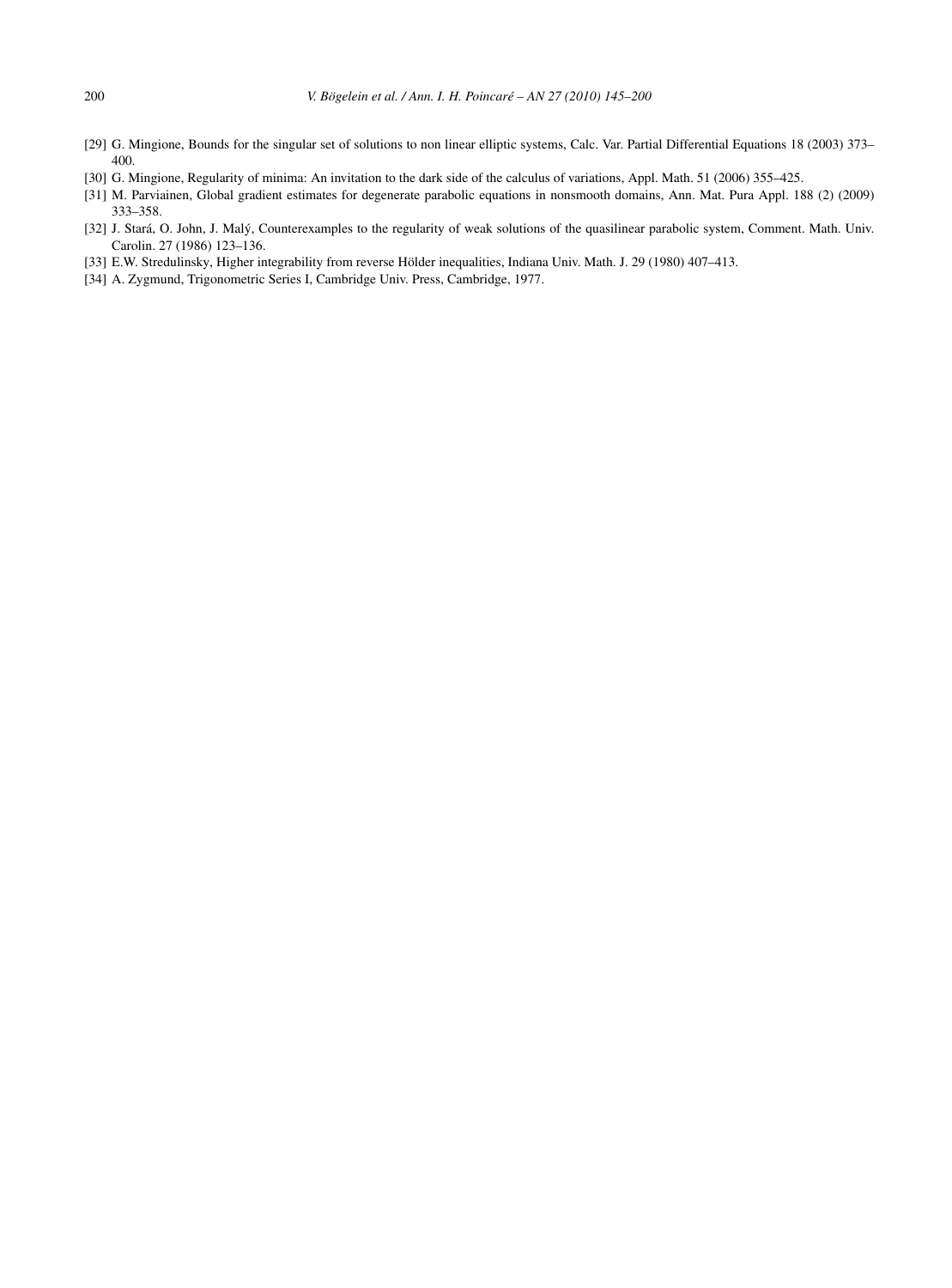[29] G. Mingione, Bounds for the singular set of solutions to non linear elliptic systems, Calc. Var. Partial Differential Equations 18 (2003) 373–400.

[30] G. Mingione, Regularity of minima: An invitation to the dark side of the calculus of variations, Appl. Math. 51 (2006) 355–425.

[31] M. Parviainen, Global gradient estimates for degenerate parabolic equations in nonsmooth domains, Ann. Mat. Pura Appl. 188 (2) (2009) 333–358.

[32] J. Stará, O. John, J. Malý, Counterexamples to the regularity of weak solutions of the quasilinear parabolic system, Comment. Math. Univ. Carolin. 27 (1986) 123–136.

[33] E.W. Stredulinsky, Higher integrability from reverse Hölder inequalities, Indiana Univ. Math. J. 29 (1980) 407–413.

[34] A. Zygmund, Trigonometric Series I, Cambridge Univ. Press, Cambridge, 1977.